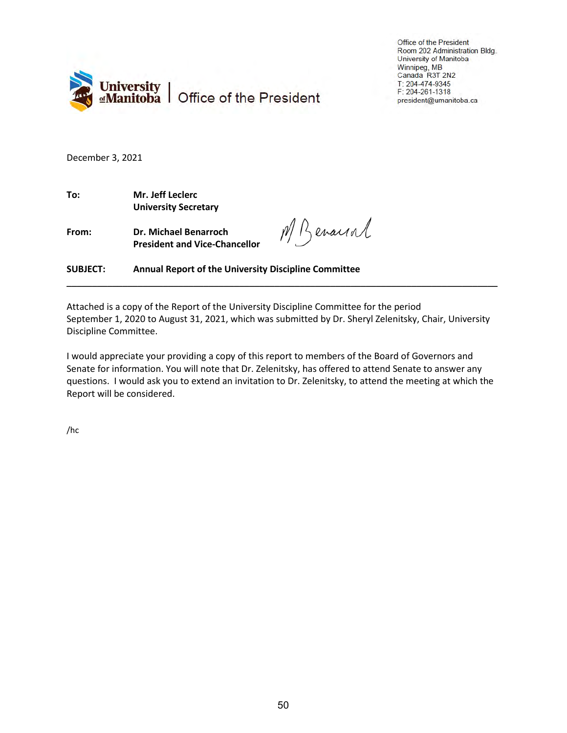University of Manitoba | Office of the President

Office of the President
Room 202 Administration Bldg.
University of Manitoba
Winnipeg, MB
Canada R3T 2N2
T: 204-474-9345
F: 204-261-1318
president@umanitoba.ca

December 3, 2021

**To:** **Mr. Jeff Leclerc**
**University Secretary**

**From:** **Dr. Michael Benarroch**
**President and Vice-Chancellor**

**SUBJECT:** **Annual Report of the University Discipline Committee**

---

Attached is a copy of the Report of the University Discipline Committee for the period September 1, 2020 to August 31, 2021, which was submitted by Dr. Sheryl Zelenitsky, Chair, University Discipline Committee.

I would appreciate your providing a copy of this report to members of the Board of Governors and Senate for information. You will note that Dr. Zelenitsky, has offered to attend Senate to answer any questions. I would ask you to extend an invitation to Dr. Zelenitsky, to attend the meeting at which the Report will be considered.

/hc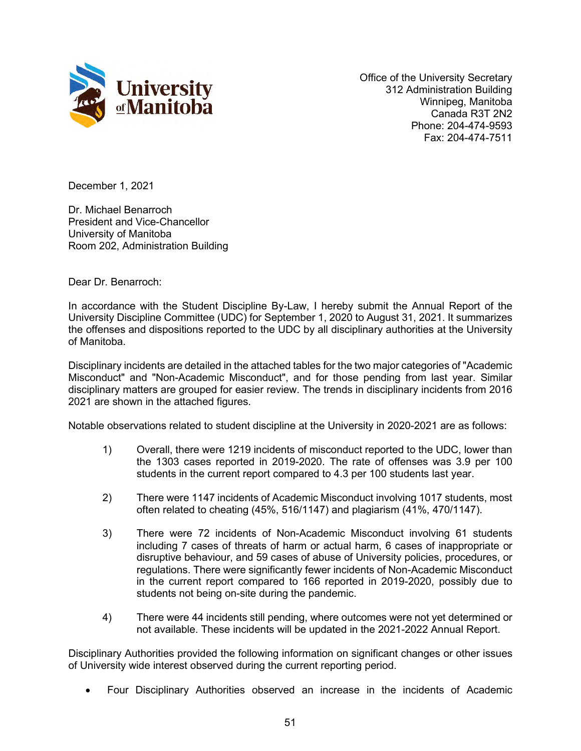University of Manitoba

Office of the University Secretary
312 Administration Building
Winnipeg, Manitoba
Canada R3T 2N2
Phone: 204-474-9593
Fax: 204-474-7511

December 1, 2021

Dr. Michael Benarroch
President and Vice-Chancellor
University of Manitoba
Room 202, Administration Building

Dear Dr. Benarroch:

In accordance with the Student Discipline By-Law, I hereby submit the Annual Report of the University Discipline Committee (UDC) for September 1, 2020 to August 31, 2021. It summarizes the offenses and dispositions reported to the UDC by all disciplinary authorities at the University of Manitoba.

Disciplinary incidents are detailed in the attached tables for the two major categories of "Academic Misconduct" and "Non-Academic Misconduct", and for those pending from last year. Similar disciplinary matters are grouped for easier review. The trends in disciplinary incidents from 2016 2021 are shown in the attached figures.

Notable observations related to student discipline at the University in 2020-2021 are as follows:

1) Overall, there were 1219 incidents of misconduct reported to the UDC, lower than the 1303 cases reported in 2019-2020. The rate of offenses was 3.9 per 100 students in the current report compared to 4.3 per 100 students last year.

2) There were 1147 incidents of Academic Misconduct involving 1017 students, most often related to cheating (45%, 516/1147) and plagiarism (41%, 470/1147).

3) There were 72 incidents of Non-Academic Misconduct involving 61 students including 7 cases of threats of harm or actual harm, 6 cases of inappropriate or disruptive behaviour, and 59 cases of abuse of University policies, procedures, or regulations. There were significantly fewer incidents of Non-Academic Misconduct in the current report compared to 166 reported in 2019-2020, possibly due to students not being on-site during the pandemic.

4) There were 44 incidents still pending, where outcomes were not yet determined or not available. These incidents will be updated in the 2021-2022 Annual Report.

Disciplinary Authorities provided the following information on significant changes or other issues of University wide interest observed during the current reporting period.

- Four Disciplinary Authorities observed an increase in the incidents of Academic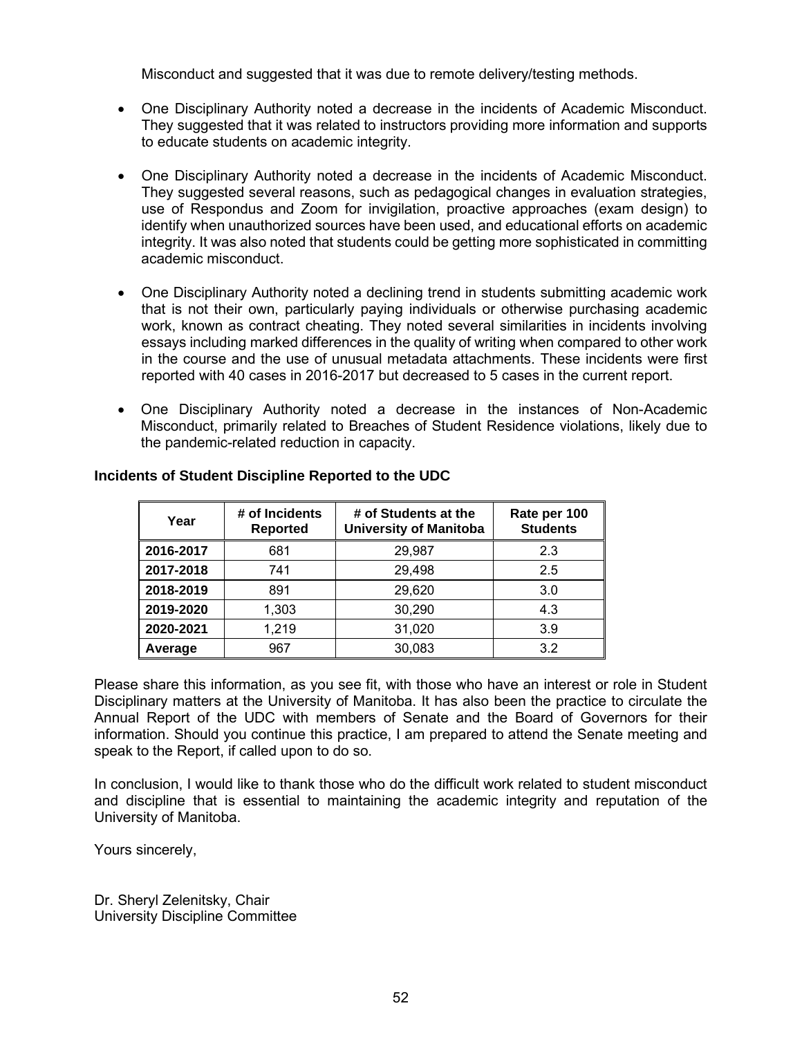Misconduct and suggested that it was due to remote delivery/testing methods.

- One Disciplinary Authority noted a decrease in the incidents of Academic Misconduct. They suggested that it was related to instructors providing more information and supports to educate students on academic integrity.

- One Disciplinary Authority noted a decrease in the incidents of Academic Misconduct. They suggested several reasons, such as pedagogical changes in evaluation strategies, use of Respondus and Zoom for invigilation, proactive approaches (exam design) to identify when unauthorized sources have been used, and educational efforts on academic integrity. It was also noted that students could be getting more sophisticated in committing academic misconduct.

- One Disciplinary Authority noted a declining trend in students submitting academic work that is not their own, particularly paying individuals or otherwise purchasing academic work, known as contract cheating. They noted several similarities in incidents involving essays including marked differences in the quality of writing when compared to other work in the course and the use of unusual metadata attachments. These incidents were first reported with 40 cases in 2016-2017 but decreased to 5 cases in the current report.

- One Disciplinary Authority noted a decrease in the instances of Non-Academic Misconduct, primarily related to Breaches of Student Residence violations, likely due to the pandemic-related reduction in capacity.

**Incidents of Student Discipline Reported to the UDC**

| Year | # of Incidents Reported | # of Students at the University of Manitoba | Rate per 100 Students |
|---|---|---|---|
| **2016-2017** | 681 | 29,987 | 2.3 |
| **2017-2018** | 741 | 29,498 | 2.5 |
| **2018-2019** | 891 | 29,620 | 3.0 |
| **2019-2020** | 1,303 | 30,290 | 4.3 |
| **2020-2021** | 1,219 | 31,020 | 3.9 |
| **Average** | 967 | 30,083 | 3.2 |

Please share this information, as you see fit, with those who have an interest or role in Student Disciplinary matters at the University of Manitoba. It has also been the practice to circulate the Annual Report of the UDC with members of Senate and the Board of Governors for their information. Should you continue this practice, I am prepared to attend the Senate meeting and speak to the Report, if called upon to do so.

In conclusion, I would like to thank those who do the difficult work related to student misconduct and discipline that is essential to maintaining the academic integrity and reputation of the University of Manitoba.

Yours sincerely,

Dr. Sheryl Zelenitsky, Chair
University Discipline Committee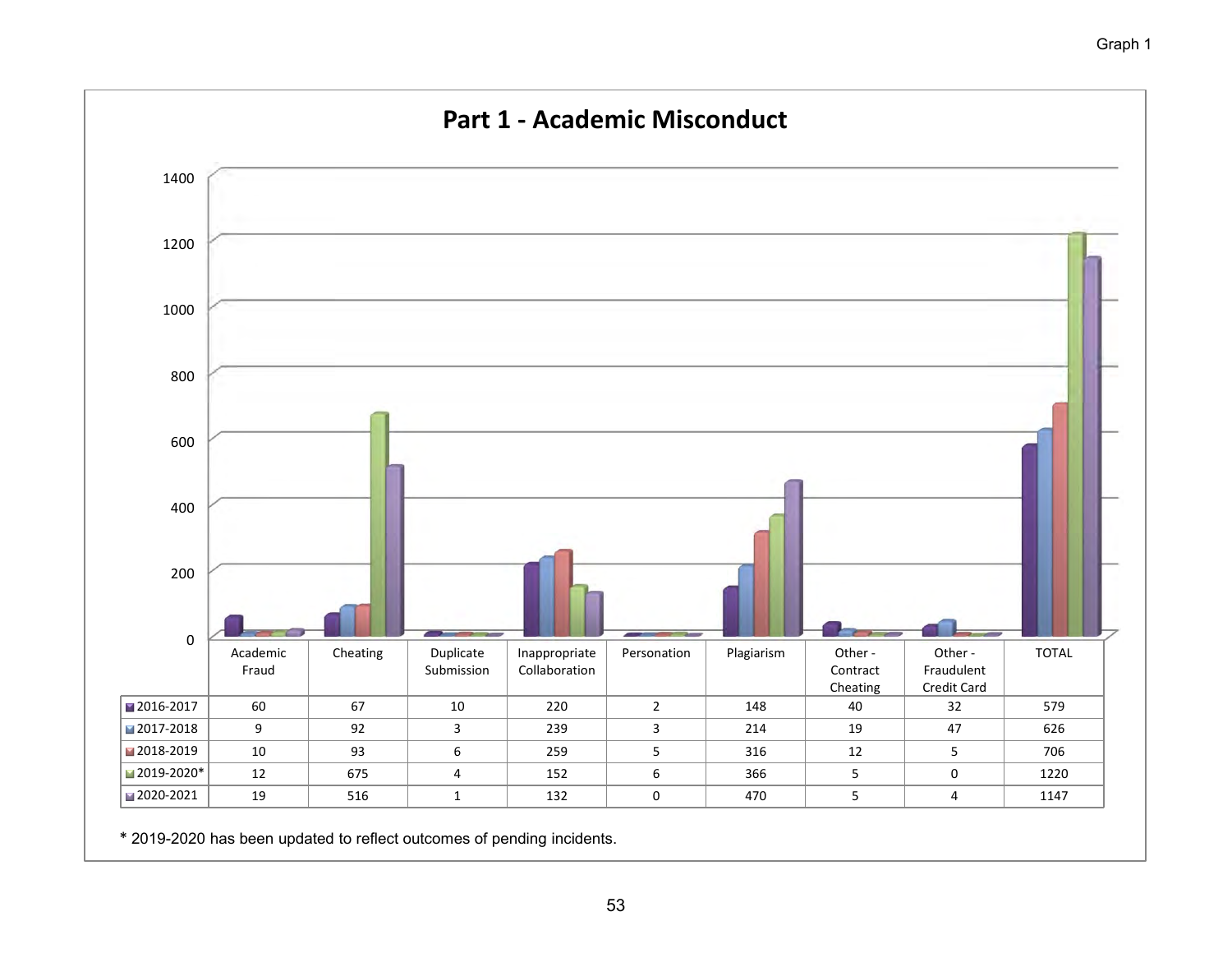Graph 1

## Part 1 - Academic Misconduct

| | Academic Fraud | Cheating | Duplicate Submission | Inappropriate Collaboration | Personation | Plagiarism | Other - Contract Cheating | Other - Fraudulent Credit Card | TOTAL |
|---|---|---|---|---|---|---|---|---|---|
| 2016-2017 | 60 | 67 | 10 | 220 | 2 | 148 | 40 | 32 | 579 |
| 2017-2018 | 9 | 92 | 3 | 239 | 3 | 214 | 19 | 47 | 626 |
| 2018-2019 | 10 | 93 | 6 | 259 | 5 | 316 | 12 | 5 | 706 |
| 2019-2020* | 12 | 675 | 4 | 152 | 6 | 366 | 5 | 0 | 1220 |
| 2020-2021 | 19 | 516 | 1 | 132 | 0 | 470 | 5 | 4 | 1147 |

* 2019-2020 has been updated to reflect outcomes of pending incidents.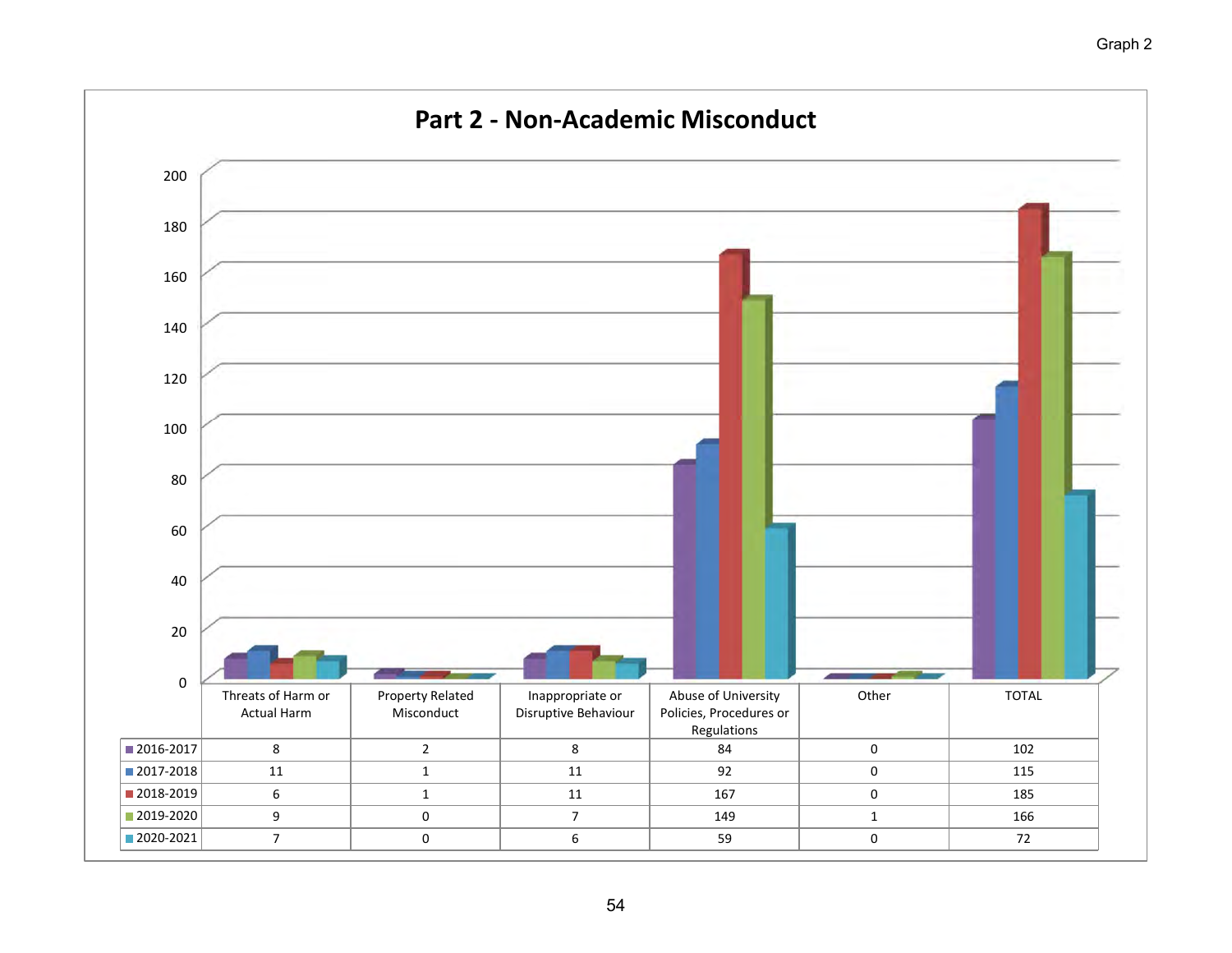Graph 2

## Part 2 - Non-Academic Misconduct

| | Threats of Harm or Actual Harm | Property Related Misconduct | Inappropriate or Disruptive Behaviour | Abuse of University Policies, Procedures or Regulations | Other | TOTAL |
|---|---|---|---|---|---|---|
| 2016-2017 | 8 | 2 | 8 | 84 | 0 | 102 |
| 2017-2018 | 11 | 1 | 11 | 92 | 0 | 115 |
| 2018-2019 | 6 | 1 | 11 | 167 | 0 | 185 |
| 2019-2020 | 9 | 0 | 7 | 149 | 1 | 166 |
| 2020-2021 | 7 | 0 | 6 | 59 | 0 | 72 |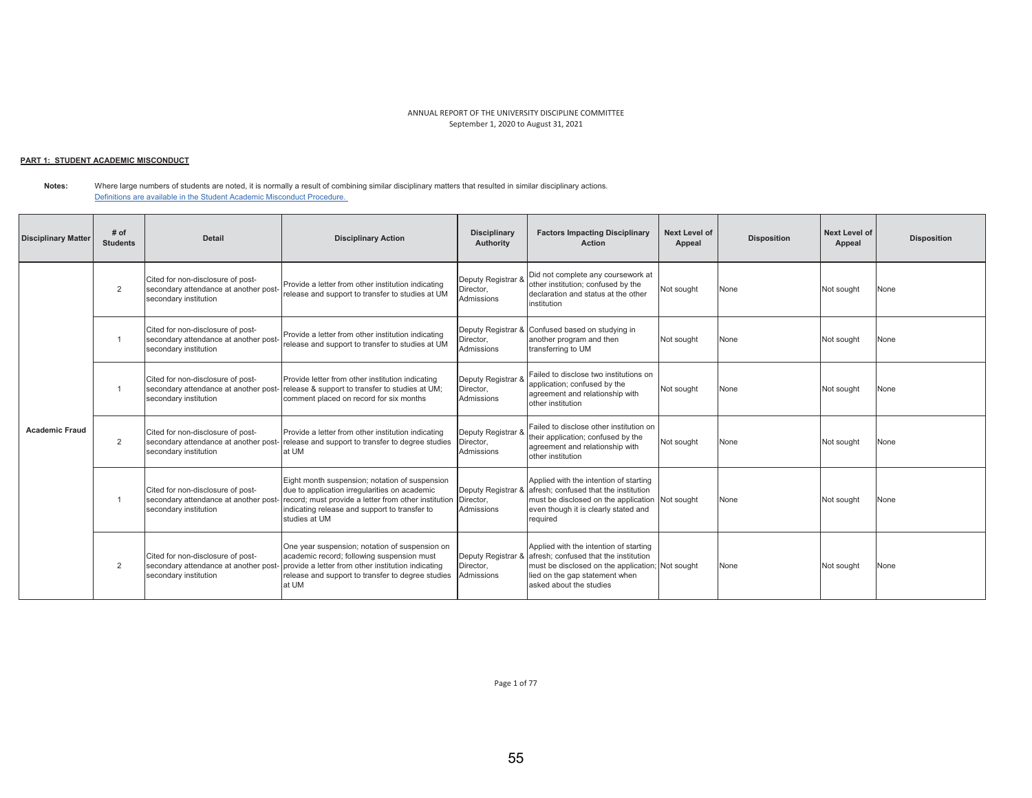ANNUAL REPORT OF THE UNIVERSITY DISCIPLINE COMMITTEE
September 1, 2020 to August 31, 2021

**PART 1: STUDENT ACADEMIC MISCONDUCT**

**Notes:** Where large numbers of students are noted, it is normally a result of combining similar disciplinary matters that resulted in similar disciplinary actions.
Definitions are available in the Student Academic Misconduct Procedure.

| Disciplinary Matter | # of Students | Detail | Disciplinary Action | Disciplinary Authority | Factors Impacting Disciplinary Action | Next Level of Appeal | Disposition | Next Level of Appeal | Disposition |
|---|---|---|---|---|---|---|---|---|---|
| Academic Fraud | 2 | Cited for non-disclosure of post-secondary attendance at another post-secondary institution | Provide a letter from other institution indicating release and support to transfer to studies at UM | Deputy Registrar & Director, Admissions | Did not complete any coursework at other institution; confused by the declaration and status at the other institution | Not sought | None | Not sought | None |
| | 1 | Cited for non-disclosure of post-secondary attendance at another post-secondary institution | Provide a letter from other institution indicating release and support to transfer to studies at UM | Deputy Registrar & Director, Admissions | Confused based on studying in another program and then transferring to UM | Not sought | None | Not sought | None |
| | 1 | Cited for non-disclosure of post-secondary attendance at another post-secondary institution | Provide letter from other institution indicating release & support to transfer to studies at UM; comment placed on record for six months | Deputy Registrar & Director, Admissions | Failed to disclose two institutions on application; confused by the agreement and relationship with other institution | Not sought | None | Not sought | None |
| | 2 | Cited for non-disclosure of post-secondary attendance at another post-secondary institution | Provide a letter from other institution indicating release and support to transfer to degree studies at UM | Deputy Registrar & Director, Admissions | Failed to disclose other institution on their application; confused by the agreement and relationship with other institution | Not sought | None | Not sought | None |
| | 1 | Cited for non-disclosure of post-secondary attendance at another post-secondary institution | Eight month suspension; notation of suspension due to application irregularities on academic record; must provide a letter from other institution indicating release and support to transfer to studies at UM | Deputy Registrar & Director, Admissions | Applied with the intention of starting afresh; confused that the institution must be disclosed on the application even though it is clearly stated and required | Not sought | None | Not sought | None |
| | 2 | Cited for non-disclosure of post-secondary attendance at another post-secondary institution | One year suspension; notation of suspension on academic record; following suspension must provide a letter from other institution indicating release and support to transfer to degree studies at UM | Deputy Registrar & Director, Admissions | Applied with the intention of starting afresh; confused that the institution must be disclosed on the application; lied on the gap statement when asked about the studies | Not sought | None | Not sought | None |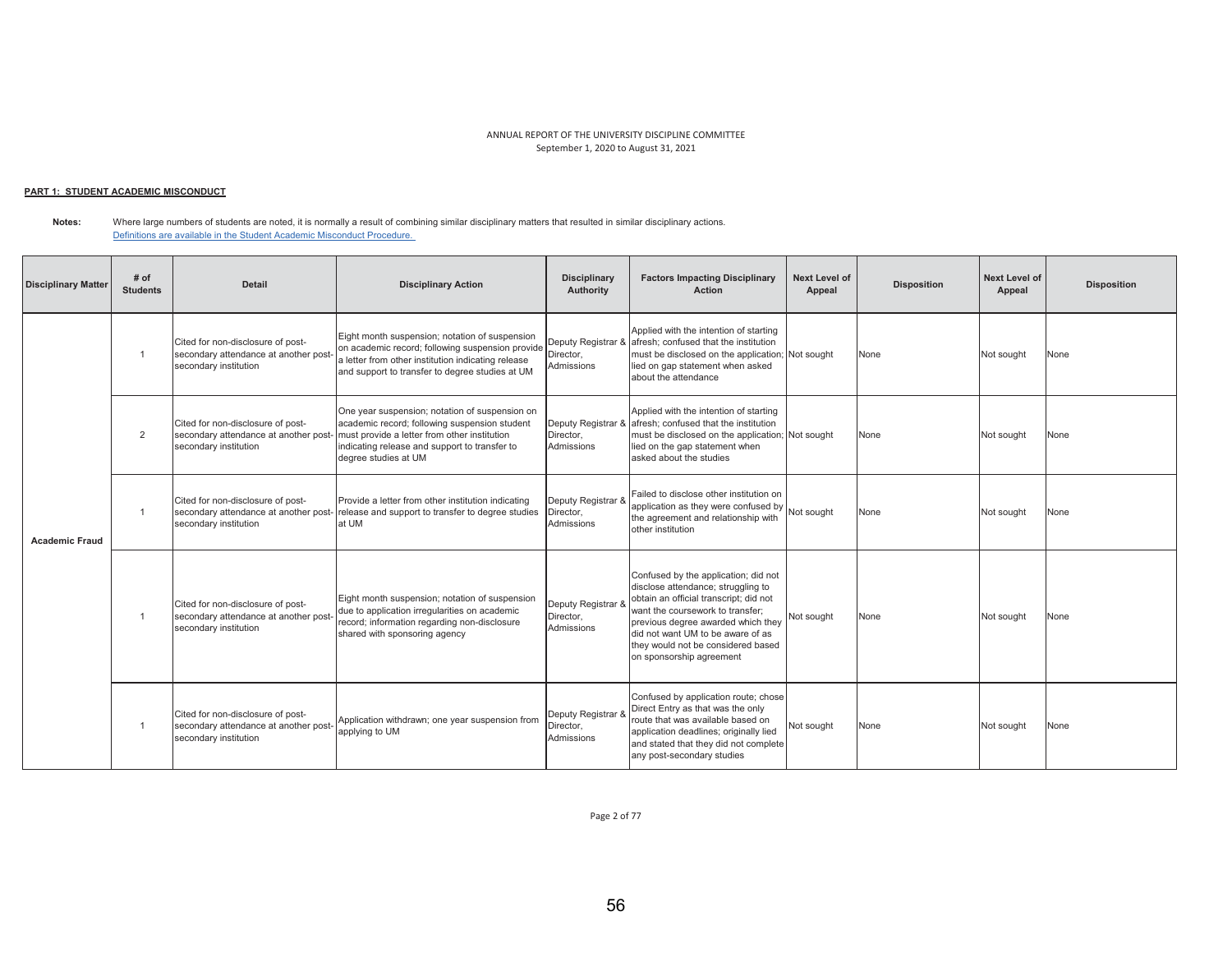ANNUAL REPORT OF THE UNIVERSITY DISCIPLINE COMMITTEE
September 1, 2020 to August 31, 2021

**PART 1: STUDENT ACADEMIC MISCONDUCT**

**Notes:** Where large numbers of students are noted, it is normally a result of combining similar disciplinary matters that resulted in similar disciplinary actions.
Definitions are available in the Student Academic Misconduct Procedure.

| Disciplinary Matter | # of Students | Detail | Disciplinary Action | Disciplinary Authority | Factors Impacting Disciplinary Action | Next Level of Appeal | Disposition | Next Level of Appeal | Disposition |
|---|---|---|---|---|---|---|---|---|---|
| Academic Fraud | 1 | Cited for non-disclosure of post-secondary attendance at another post-secondary institution | Eight month suspension; notation of suspension on academic record; following suspension provide a letter from other institution indicating release and support to transfer to degree studies at UM | Deputy Registrar & Director, Admissions | Applied with the intention of starting afresh; confused that the institution must be disclosed on the application; lied on gap statement when asked about the attendance | Not sought | None | Not sought | None |
| | 2 | Cited for non-disclosure of post-secondary attendance at another post-secondary institution | One year suspension; notation of suspension on academic record; following suspension student must provide a letter from other institution indicating release and support to transfer to degree studies at UM | Deputy Registrar & Director, Admissions | Applied with the intention of starting afresh; confused that the institution must be disclosed on the application; lied on the gap statement when asked about the studies | Not sought | None | Not sought | None |
| | 1 | Cited for non-disclosure of post-secondary attendance at another post-secondary institution | Provide a letter from other institution indicating release and support to transfer to degree studies at UM | Deputy Registrar & Director, Admissions | Failed to disclose other institution on application as they were confused by the agreement and relationship with other institution | Not sought | None | Not sought | None |
| | 1 | Cited for non-disclosure of post-secondary attendance at another post-secondary institution | Eight month suspension; notation of suspension due to application irregularities on academic record; information regarding non-disclosure shared with sponsoring agency | Deputy Registrar & Director, Admissions | Confused by the application; did not disclose attendance; struggling to obtain an official transcript; did not want the coursework to transfer; previous degree awarded which they did not want UM to be aware of as they would not be considered based on sponsorship agreement | Not sought | None | Not sought | None |
| | 1 | Cited for non-disclosure of post-secondary attendance at another post-secondary institution | Application withdrawn; one year suspension from applying to UM | Deputy Registrar & Director, Admissions | Confused by application route; chose Direct Entry as that was the only route that was available based on application deadlines; originally lied and stated that they did not complete any post-secondary studies | Not sought | None | Not sought | None |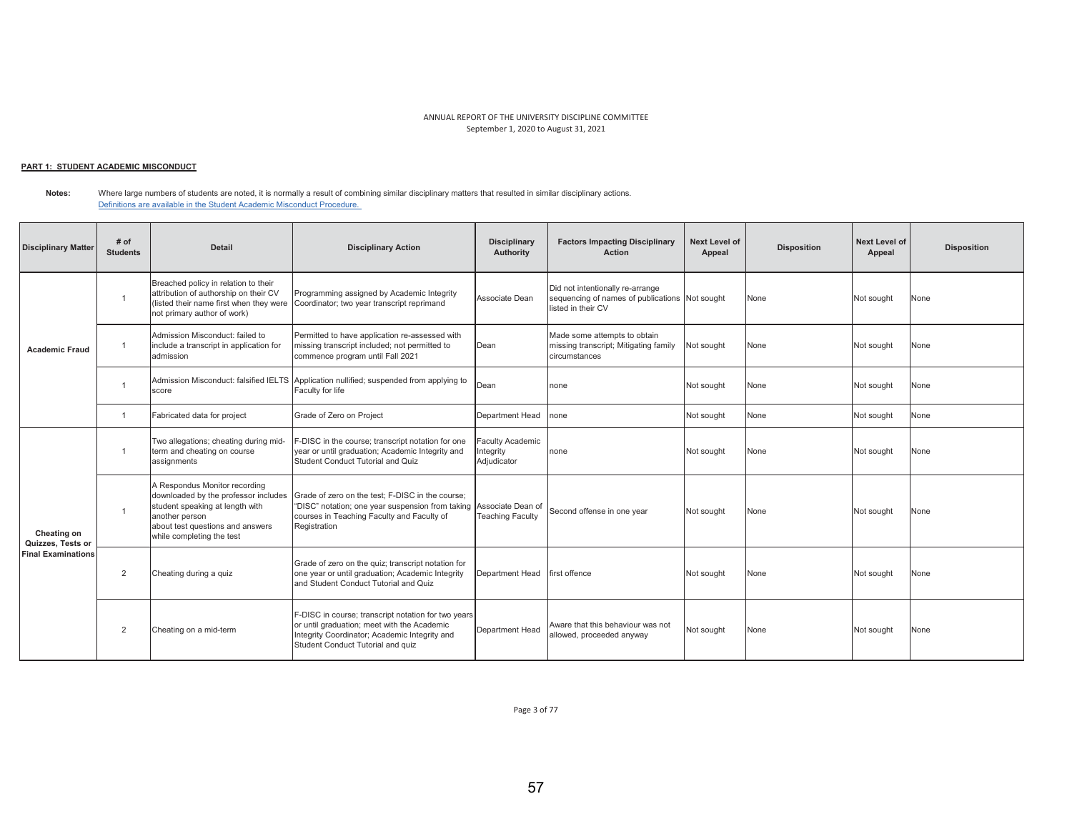ANNUAL REPORT OF THE UNIVERSITY DISCIPLINE COMMITTEE
September 1, 2020 to August 31, 2021

**PART 1: STUDENT ACADEMIC MISCONDUCT**

**Notes:** Where large numbers of students are noted, it is normally a result of combining similar disciplinary matters that resulted in similar disciplinary actions.
Definitions are available in the Student Academic Misconduct Procedure.

| Disciplinary Matter | # of Students | Detail | Disciplinary Action | Disciplinary Authority | Factors Impacting Disciplinary Action | Next Level of Appeal | Disposition | Next Level of Appeal | Disposition |
|---|---|---|---|---|---|---|---|---|---|
| Academic Fraud | 1 | Breached policy in relation to their attribution of authorship on their CV (listed their name first when they were not primary author of work) | Programming assigned by Academic Integrity Coordinator; two year transcript reprimand | Associate Dean | Did not intentionally re-arrange sequencing of names of publications listed in their CV | Not sought | None | Not sought | None |
| | 1 | Admission Misconduct: failed to include a transcript in application for admission | Permitted to have application re-assessed with missing transcript included; not permitted to commence program until Fall 2021 | Dean | Made some attempts to obtain missing transcript; Mitigating family circumstances | Not sought | None | Not sought | None |
| | 1 | Admission Misconduct: falsified IELTS score | Application nullified; suspended from applying to Faculty for life | Dean | none | Not sought | None | Not sought | None |
| | 1 | Fabricated data for project | Grade of Zero on Project | Department Head | none | Not sought | None | Not sought | None |
| Cheating on Quizzes, Tests or Final Examinations | 1 | Two allegations; cheating during mid-term and cheating on course assignments | F-DISC in the course; transcript notation for one year or until graduation; Academic Integrity and Student Conduct Tutorial and Quiz | Faculty Academic Integrity Adjudicator | none | Not sought | None | Not sought | None |
| | 1 | A Respondus Monitor recording downloaded by the professor includes student speaking at length with another person about test questions and answers while completing the test | Grade of zero on the test; F-DISC in the course; "DISC" notation; one year suspension from taking courses in Teaching Faculty and Faculty of Registration | Associate Dean of Teaching Faculty | Second offense in one year | Not sought | None | Not sought | None |
| | 2 | Cheating during a quiz | Grade of zero on the quiz; transcript notation for one year or until graduation; Academic Integrity and Student Conduct Tutorial and Quiz | Department Head | first offence | Not sought | None | Not sought | None |
| | 2 | Cheating on a mid-term | F-DISC in course; transcript notation for two years or until graduation; meet with the Academic Integrity Coordinator; Academic Integrity and Student Conduct Tutorial and quiz | Department Head | Aware that this behaviour was not allowed, proceeded anyway | Not sought | None | Not sought | None |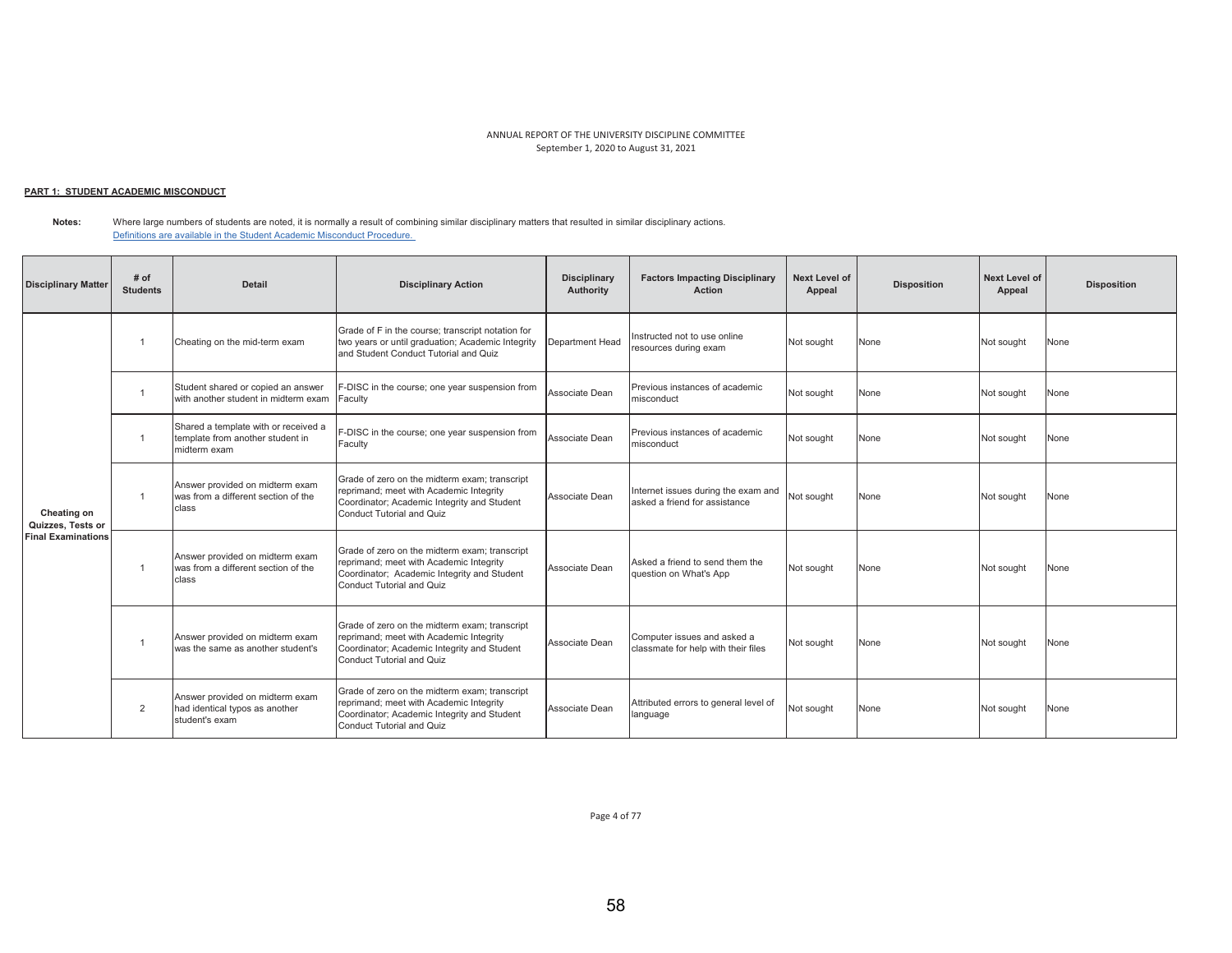ANNUAL REPORT OF THE UNIVERSITY DISCIPLINE COMMITTEE
September 1, 2020 to August 31, 2021

**PART 1: STUDENT ACADEMIC MISCONDUCT**

**Notes:** Where large numbers of students are noted, it is normally a result of combining similar disciplinary matters that resulted in similar disciplinary actions.
Definitions are available in the Student Academic Misconduct Procedure.

| Disciplinary Matter | # of Students | Detail | Disciplinary Action | Disciplinary Authority | Factors Impacting Disciplinary Action | Next Level of Appeal | Disposition | Next Level of Appeal | Disposition |
|---|---|---|---|---|---|---|---|---|---|
| Cheating on Quizzes, Tests or Final Examinations | 1 | Cheating on the mid-term exam | Grade of F in the course; transcript notation for two years or until graduation; Academic Integrity and Student Conduct Tutorial and Quiz | Department Head | Instructed not to use online resources during exam | Not sought | None | Not sought | None |
| | 1 | Student shared or copied an answer with another student in midterm exam | F-DISC in the course; one year suspension from Faculty | Associate Dean | Previous instances of academic misconduct | Not sought | None | Not sought | None |
| | 1 | Shared a template with or received a template from another student in midterm exam | F-DISC in the course; one year suspension from Faculty | Associate Dean | Previous instances of academic misconduct | Not sought | None | Not sought | None |
| | 1 | Answer provided on midterm exam was from a different section of the class | Grade of zero on the midterm exam; transcript reprimand; meet with Academic Integrity Coordinator; Academic Integrity and Student Conduct Tutorial and Quiz | Associate Dean | Internet issues during the exam and asked a friend for assistance | Not sought | None | Not sought | None |
| | 1 | Answer provided on midterm exam was from a different section of the class | Grade of zero on the midterm exam; transcript reprimand; meet with Academic Integrity Coordinator; Academic Integrity and Student Conduct Tutorial and Quiz | Associate Dean | Asked a friend to send them the question on What's App | Not sought | None | Not sought | None |
| | 1 | Answer provided on midterm exam was the same as another student's | Grade of zero on the midterm exam; transcript reprimand; meet with Academic Integrity Coordinator; Academic Integrity and Student Conduct Tutorial and Quiz | Associate Dean | Computer issues and asked a classmate for help with their files | Not sought | None | Not sought | None |
| | 2 | Answer provided on midterm exam had identical typos as another student's exam | Grade of zero on the midterm exam; transcript reprimand; meet with Academic Integrity Coordinator; Academic Integrity and Student Conduct Tutorial and Quiz | Associate Dean | Attributed errors to general level of language | Not sought | None | Not sought | None |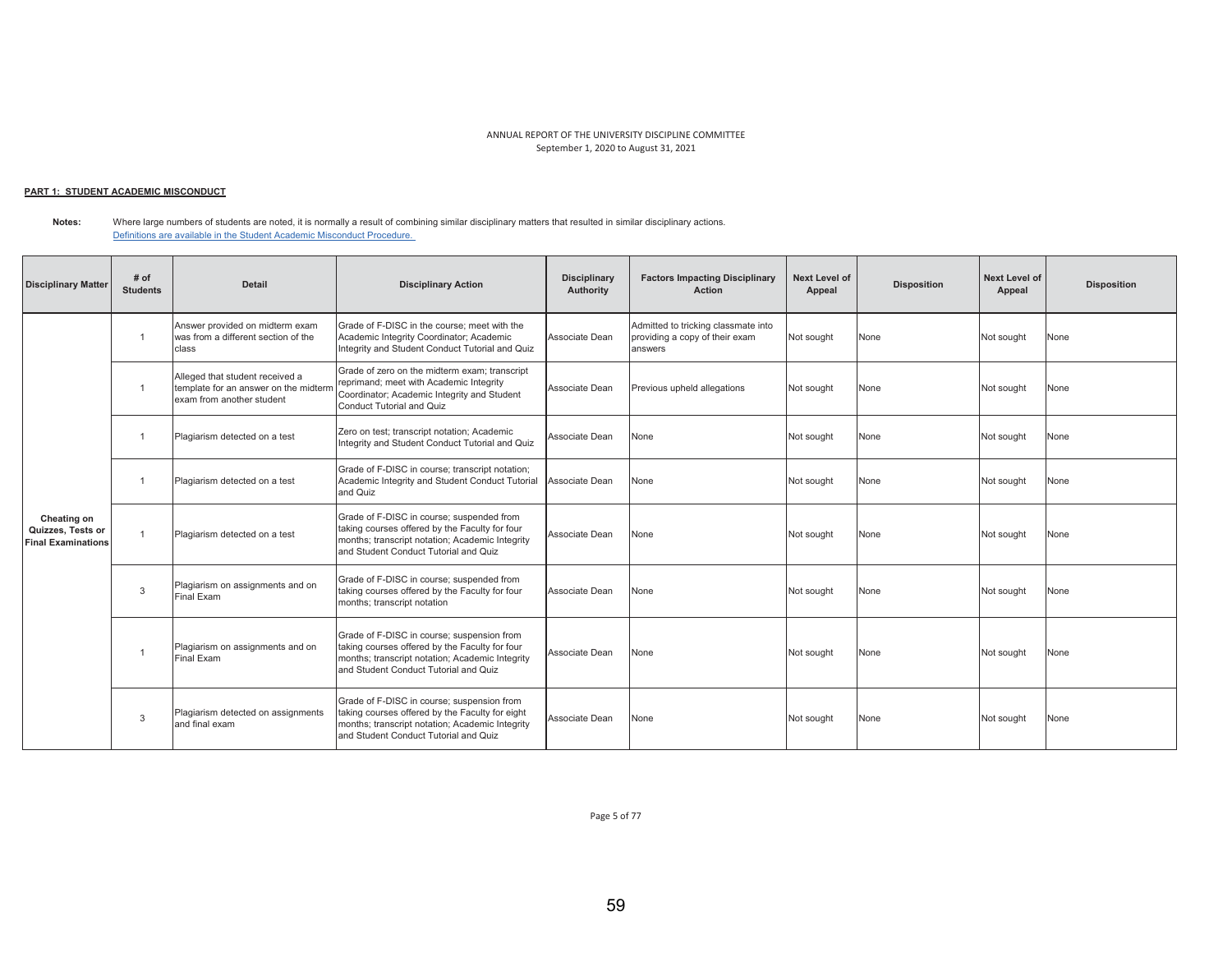ANNUAL REPORT OF THE UNIVERSITY DISCIPLINE COMMITTEE
September 1, 2020 to August 31, 2021

**PART 1: STUDENT ACADEMIC MISCONDUCT**

**Notes:** Where large numbers of students are noted, it is normally a result of combining similar disciplinary matters that resulted in similar disciplinary actions.
[Definitions are available in the Student Academic Misconduct Procedure.](#)

| Disciplinary Matter | # of Students | Detail | Disciplinary Action | Disciplinary Authority | Factors Impacting Disciplinary Action | Next Level of Appeal | Disposition | Next Level of Appeal | Disposition |
|---|---|---|---|---|---|---|---|---|---|
| Cheating on Quizzes, Tests or Final Examinations | 1 | Answer provided on midterm exam was from a different section of the class | Grade of F-DISC in the course; meet with the Academic Integrity Coordinator; Academic Integrity and Student Conduct Tutorial and Quiz | Associate Dean | Admitted to tricking classmate into providing a copy of their exam answers | Not sought | None | Not sought | None |
| | 1 | Alleged that student received a template for an answer on the midterm exam from another student | Grade of zero on the midterm exam; transcript reprimand; meet with Academic Integrity Coordinator; Academic Integrity and Student Conduct Tutorial and Quiz | Associate Dean | Previous upheld allegations | Not sought | None | Not sought | None |
| | 1 | Plagiarism detected on a test | Zero on test; transcript notation; Academic Integrity and Student Conduct Tutorial and Quiz | Associate Dean | None | Not sought | None | Not sought | None |
| | 1 | Plagiarism detected on a test | Grade of F-DISC in course; transcript notation; Academic Integrity and Student Conduct Tutorial and Quiz | Associate Dean | None | Not sought | None | Not sought | None |
| | 1 | Plagiarism detected on a test | Grade of F-DISC in course; suspended from taking courses offered by the Faculty for four months; transcript notation; Academic Integrity and Student Conduct Tutorial and Quiz | Associate Dean | None | Not sought | None | Not sought | None |
| | 3 | Plagiarism on assignments and on Final Exam | Grade of F-DISC in course; suspended from taking courses offered by the Faculty for four months; transcript notation | Associate Dean | None | Not sought | None | Not sought | None |
| | 1 | Plagiarism on assignments and on Final Exam | Grade of F-DISC in course; suspension from taking courses offered by the Faculty for four months; transcript notation; Academic Integrity and Student Conduct Tutorial and Quiz | Associate Dean | None | Not sought | None | Not sought | None |
| | 3 | Plagiarism detected on assignments and final exam | Grade of F-DISC in course; suspension from taking courses offered by the Faculty for eight months; transcript notation; Academic Integrity and Student Conduct Tutorial and Quiz | Associate Dean | None | Not sought | None | Not sought | None |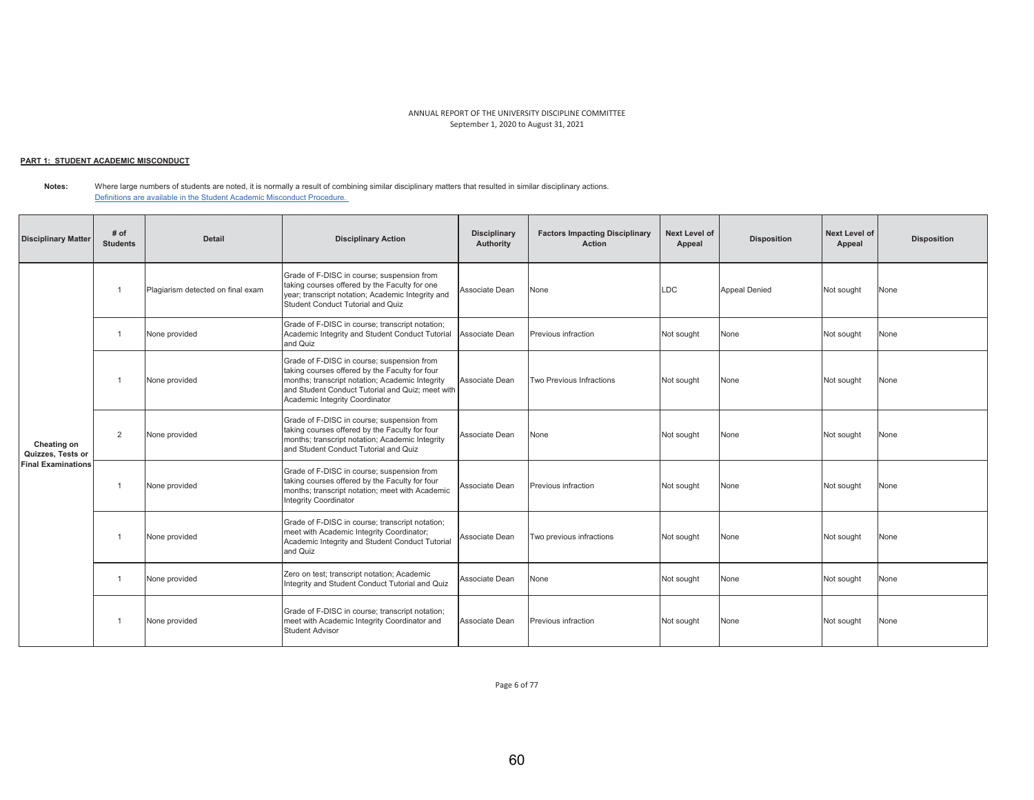ANNUAL REPORT OF THE UNIVERSITY DISCIPLINE COMMITTEE
September 1, 2020 to August 31, 2021

**PART 1: STUDENT ACADEMIC MISCONDUCT**

**Notes:** Where large numbers of students are noted, it is normally a result of combining similar disciplinary matters that resulted in similar disciplinary actions.
Definitions are available in the Student Academic Misconduct Procedure.

| Disciplinary Matter | # of Students | Detail | Disciplinary Action | Disciplinary Authority | Factors Impacting Disciplinary Action | Next Level of Appeal | Disposition | Next Level of Appeal | Disposition |
|---|---|---|---|---|---|---|---|---|---|
| **Cheating on Quizzes, Tests or Final Examinations** | 1 | Plagiarism detected on final exam | Grade of F-DISC in course; suspension from taking courses offered by the Faculty for one year; transcript notation; Academic Integrity and Student Conduct Tutorial and Quiz | Associate Dean | None | LDC | Appeal Denied | Not sought | None |
| | 1 | None provided | Grade of F-DISC in course; transcript notation; Academic Integrity and Student Conduct Tutorial and Quiz | Associate Dean | Previous infraction | Not sought | None | Not sought | None |
| | 1 | None provided | Grade of F-DISC in course; suspension from taking courses offered by the Faculty for four months; transcript notation; Academic Integrity and Student Conduct Tutorial and Quiz; meet with Academic Integrity Coordinator | Associate Dean | Two Previous Infractions | Not sought | None | Not sought | None |
| | 2 | None provided | Grade of F-DISC in course; suspension from taking courses offered by the Faculty for four months; transcript notation; Academic Integrity and Student Conduct Tutorial and Quiz | Associate Dean | None | Not sought | None | Not sought | None |
| | 1 | None provided | Grade of F-DISC in course; suspension from taking courses offered by the Faculty for four months; transcript notation; meet with Academic Integrity Coordinator | Associate Dean | Previous infraction | Not sought | None | Not sought | None |
| | 1 | None provided | Grade of F-DISC in course; transcript notation; meet with Academic Integrity Coordinator; Academic Integrity and Student Conduct Tutorial and Quiz | Associate Dean | Two previous infractions | Not sought | None | Not sought | None |
| | 1 | None provided | Zero on test; transcript notation; Academic Integrity and Student Conduct Tutorial and Quiz | Associate Dean | None | Not sought | None | Not sought | None |
| | 1 | None provided | Grade of F-DISC in course; transcript notation; meet with Academic Integrity Coordinator and Student Advisor | Associate Dean | Previous infraction | Not sought | None | Not sought | None |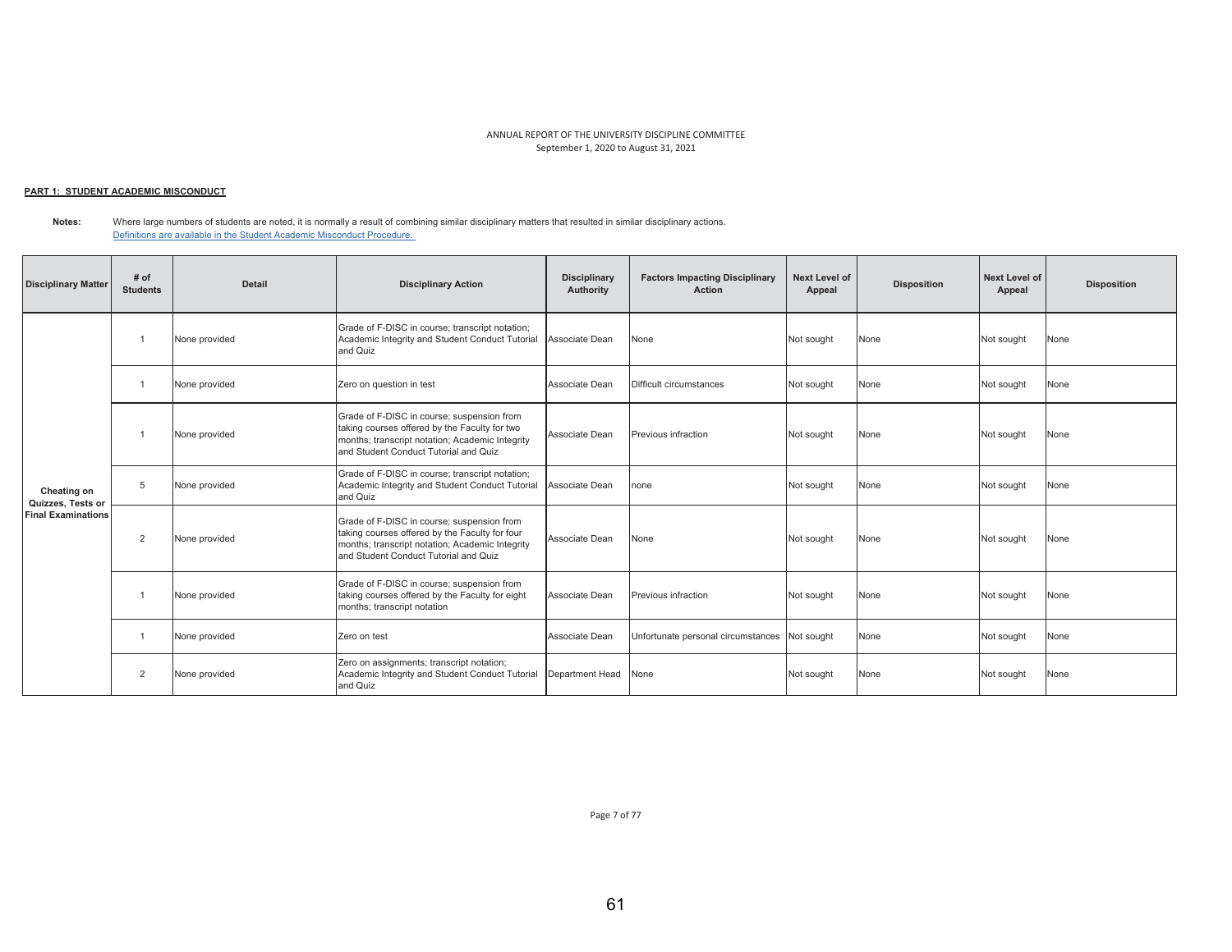ANNUAL REPORT OF THE UNIVERSITY DISCIPLINE COMMITTEE
September 1, 2020 to August 31, 2021

**PART 1: STUDENT ACADEMIC MISCONDUCT**

**Notes:** Where large numbers of students are noted, it is normally a result of combining similar disciplinary matters that resulted in similar disciplinary actions.
[Definitions are available in the Student Academic Misconduct Procedure.]

| Disciplinary Matter | # of Students | Detail | Disciplinary Action | Disciplinary Authority | Factors Impacting Disciplinary Action | Next Level of Appeal | Disposition | Next Level of Appeal | Disposition |
|---|---|---|---|---|---|---|---|---|---|
| Cheating on Quizzes, Tests or Final Examinations | 1 | None provided | Grade of F-DISC in course; transcript notation; Academic Integrity and Student Conduct Tutorial and Quiz | Associate Dean | None | Not sought | None | Not sought | None |
| | 1 | None provided | Zero on question in test | Associate Dean | Difficult circumstances | Not sought | None | Not sought | None |
| | 1 | None provided | Grade of F-DISC in course; suspension from taking courses offered by the Faculty for two months; transcript notation; Academic Integrity and Student Conduct Tutorial and Quiz | Associate Dean | Previous infraction | Not sought | None | Not sought | None |
| | 5 | None provided | Grade of F-DISC in course; transcript notation; Academic Integrity and Student Conduct Tutorial and Quiz | Associate Dean | none | Not sought | None | Not sought | None |
| | 2 | None provided | Grade of F-DISC in course; suspension from taking courses offered by the Faculty for four months; transcript notation; Academic Integrity and Student Conduct Tutorial and Quiz | Associate Dean | None | Not sought | None | Not sought | None |
| | 1 | None provided | Grade of F-DISC in course; suspension from taking courses offered by the Faculty for eight months; transcript notation | Associate Dean | Previous infraction | Not sought | None | Not sought | None |
| | 1 | None provided | Zero on test | Associate Dean | Unfortunate personal circumstances | Not sought | None | Not sought | None |
| | 2 | None provided | Zero on assignments; transcript notation; Academic Integrity and Student Conduct Tutorial and Quiz | Department Head | None | Not sought | None | Not sought | None |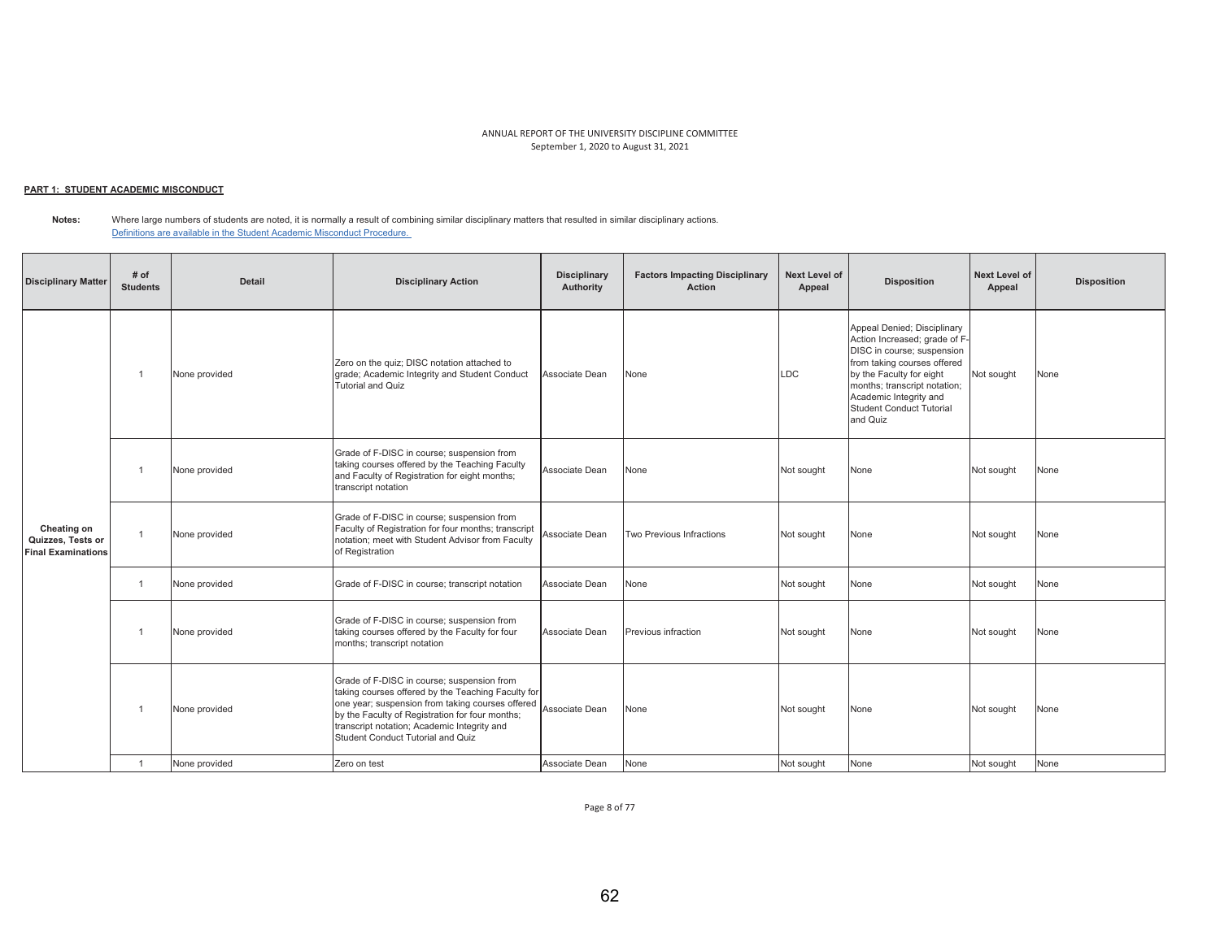ANNUAL REPORT OF THE UNIVERSITY DISCIPLINE COMMITTEE
September 1, 2020 to August 31, 2021

**PART 1: STUDENT ACADEMIC MISCONDUCT**

**Notes:** Where large numbers of students are noted, it is normally a result of combining similar disciplinary matters that resulted in similar disciplinary actions.
[Definitions are available in the Student Academic Misconduct Procedure.](#)

| Disciplinary Matter | # of Students | Detail | Disciplinary Action | Disciplinary Authority | Factors Impacting Disciplinary Action | Next Level of Appeal | Disposition | Next Level of Appeal | Disposition |
|---|---|---|---|---|---|---|---|---|---|
| Cheating on Quizzes, Tests or Final Examinations | 1 | None provided | Zero on the quiz; DISC notation attached to grade; Academic Integrity and Student Conduct Tutorial and Quiz | Associate Dean | None | LDC | Appeal Denied; Disciplinary Action Increased; grade of F-DISC in course; suspension from taking courses offered by the Faculty for eight months; transcript notation; Academic Integrity and Student Conduct Tutorial and Quiz | Not sought | None |
| | 1 | None provided | Grade of F-DISC in course; suspension from taking courses offered by the Teaching Faculty and Faculty of Registration for eight months; transcript notation | Associate Dean | None | Not sought | None | Not sought | None |
| | 1 | None provided | Grade of F-DISC in course; suspension from Faculty of Registration for four months; transcript notation; meet with Student Advisor from Faculty of Registration | Associate Dean | Two Previous Infractions | Not sought | None | Not sought | None |
| | 1 | None provided | Grade of F-DISC in course; transcript notation | Associate Dean | None | Not sought | None | Not sought | None |
| | 1 | None provided | Grade of F-DISC in course; suspension from taking courses offered by the Faculty for four months; transcript notation | Associate Dean | Previous infraction | Not sought | None | Not sought | None |
| | 1 | None provided | Grade of F-DISC in course; suspension from taking courses offered by the Teaching Faculty for one year; suspension from taking courses offered by the Faculty of Registration for four months; transcript notation; Academic Integrity and Student Conduct Tutorial and Quiz | Associate Dean | None | Not sought | None | Not sought | None |
| | 1 | None provided | Zero on test | Associate Dean | None | Not sought | None | Not sought | None |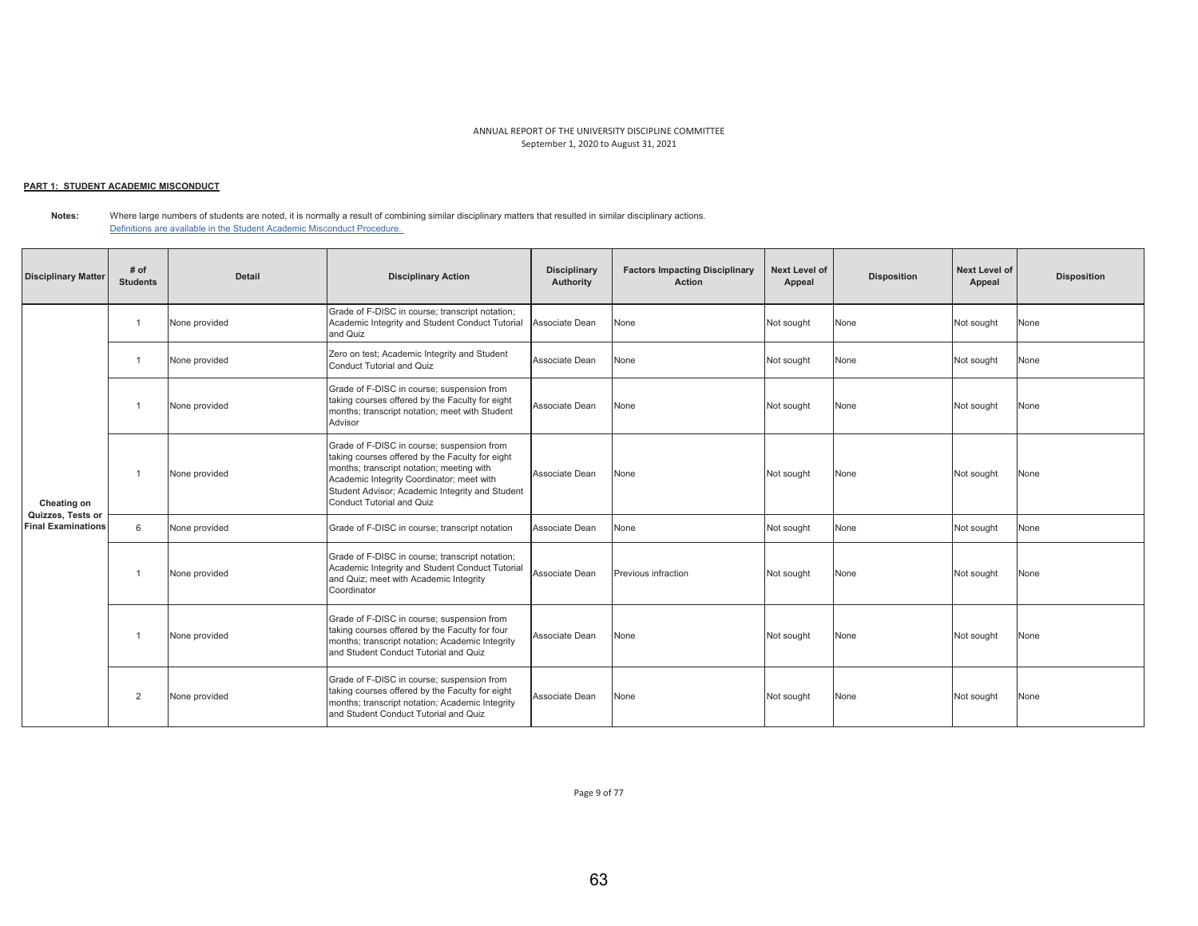ANNUAL REPORT OF THE UNIVERSITY DISCIPLINE COMMITTEE
September 1, 2020 to August 31, 2021

**PART 1: STUDENT ACADEMIC MISCONDUCT**

**Notes:** Where large numbers of students are noted, it is normally a result of combining similar disciplinary matters that resulted in similar disciplinary actions.
Definitions are available in the Student Academic Misconduct Procedure.

| Disciplinary Matter | # of Students | Detail | Disciplinary Action | Disciplinary Authority | Factors Impacting Disciplinary Action | Next Level of Appeal | Disposition | Next Level of Appeal | Disposition |
|---|---|---|---|---|---|---|---|---|---|
| Cheating on Quizzes, Tests or Final Examinations | 1 | None provided | Grade of F-DISC in course; transcript notation; Academic Integrity and Student Conduct Tutorial and Quiz | Associate Dean | None | Not sought | None | Not sought | None |
| | 1 | None provided | Zero on test; Academic Integrity and Student Conduct Tutorial and Quiz | Associate Dean | None | Not sought | None | Not sought | None |
| | 1 | None provided | Grade of F-DISC in course; suspension from taking courses offered by the Faculty for eight months; transcript notation; meet with Student Advisor | Associate Dean | None | Not sought | None | Not sought | None |
| | 1 | None provided | Grade of F-DISC in course; suspension from taking courses offered by the Faculty for eight months; transcript notation; meeting with Academic Integrity Coordinator; meet with Student Advisor; Academic Integrity and Student Conduct Tutorial and Quiz | Associate Dean | None | Not sought | None | Not sought | None |
| | 6 | None provided | Grade of F-DISC in course; transcript notation | Associate Dean | None | Not sought | None | Not sought | None |
| | 1 | None provided | Grade of F-DISC in course; transcript notation; Academic Integrity and Student Conduct Tutorial and Quiz; meet with Academic Integrity Coordinator | Associate Dean | Previous infraction | Not sought | None | Not sought | None |
| | 1 | None provided | Grade of F-DISC in course; suspension from taking courses offered by the Faculty for four months; transcript notation; Academic Integrity and Student Conduct Tutorial and Quiz | Associate Dean | None | Not sought | None | Not sought | None |
| | 2 | None provided | Grade of F-DISC in course; suspension from taking courses offered by the Faculty for eight months; transcript notation; Academic Integrity and Student Conduct Tutorial and Quiz | Associate Dean | None | Not sought | None | Not sought | None |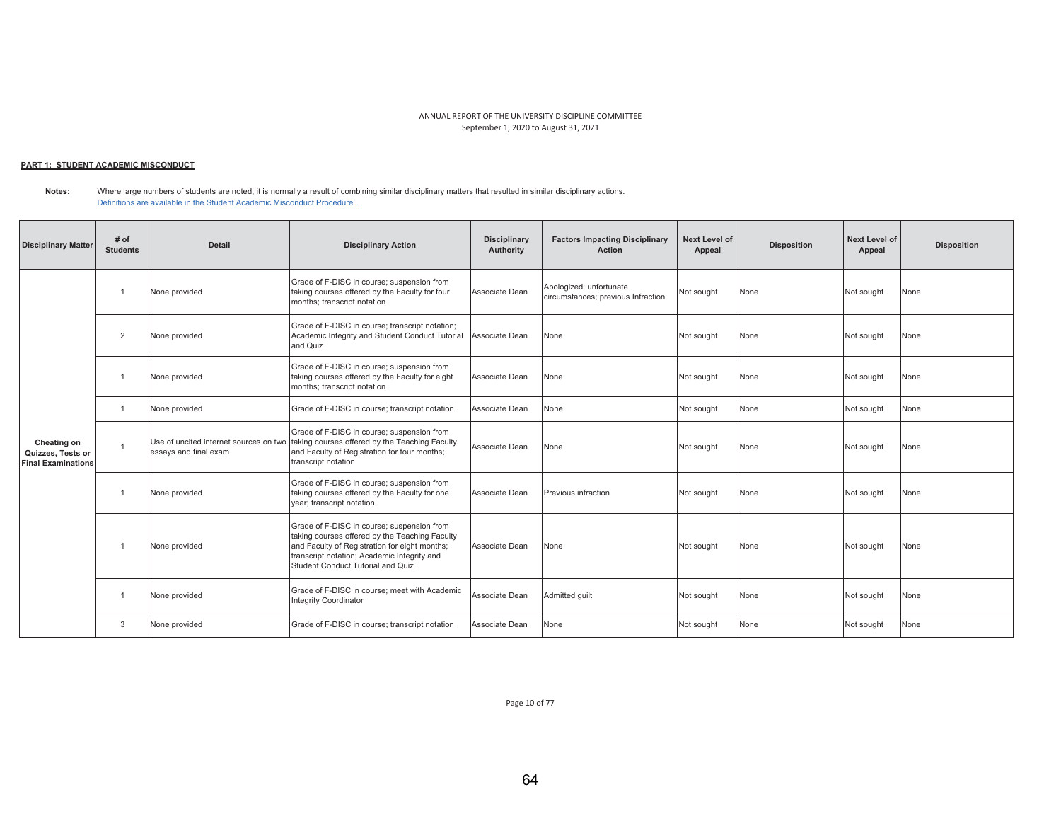ANNUAL REPORT OF THE UNIVERSITY DISCIPLINE COMMITTEE
September 1, 2020 to August 31, 2021

**PART 1: STUDENT ACADEMIC MISCONDUCT**

**Notes:** Where large numbers of students are noted, it is normally a result of combining similar disciplinary matters that resulted in similar disciplinary actions.
Definitions are available in the Student Academic Misconduct Procedure.

| Disciplinary Matter | # of Students | Detail | Disciplinary Action | Disciplinary Authority | Factors Impacting Disciplinary Action | Next Level of Appeal | Disposition | Next Level of Appeal | Disposition |
|---|---|---|---|---|---|---|---|---|---|
| Cheating on Quizzes, Tests or Final Examinations | 1 | None provided | Grade of F-DISC in course; suspension from taking courses offered by the Faculty for four months; transcript notation | Associate Dean | Apologized; unfortunate circumstances; previous Infraction | Not sought | None | Not sought | None |
| | 2 | None provided | Grade of F-DISC in course; transcript notation; Academic Integrity and Student Conduct Tutorial and Quiz | Associate Dean | None | Not sought | None | Not sought | None |
| | 1 | None provided | Grade of F-DISC in course; suspension from taking courses offered by the Faculty for eight months; transcript notation | Associate Dean | None | Not sought | None | Not sought | None |
| | 1 | None provided | Grade of F-DISC in course; transcript notation | Associate Dean | None | Not sought | None | Not sought | None |
| | 1 | Use of uncited internet sources on two essays and final exam | Grade of F-DISC in course; suspension from taking courses offered by the Teaching Faculty and Faculty of Registration for four months; transcript notation | Associate Dean | None | Not sought | None | Not sought | None |
| | 1 | None provided | Grade of F-DISC in course; suspension from taking courses offered by the Faculty for one year; transcript notation | Associate Dean | Previous infraction | Not sought | None | Not sought | None |
| | 1 | None provided | Grade of F-DISC in course; suspension from taking courses offered by the Teaching Faculty and Faculty of Registration for eight months; transcript notation; Academic Integrity and Student Conduct Tutorial and Quiz | Associate Dean | None | Not sought | None | Not sought | None |
| | 1 | None provided | Grade of F-DISC in course; meet with Academic Integrity Coordinator | Associate Dean | Admitted guilt | Not sought | None | Not sought | None |
| | 3 | None provided | Grade of F-DISC in course; transcript notation | Associate Dean | None | Not sought | None | Not sought | None |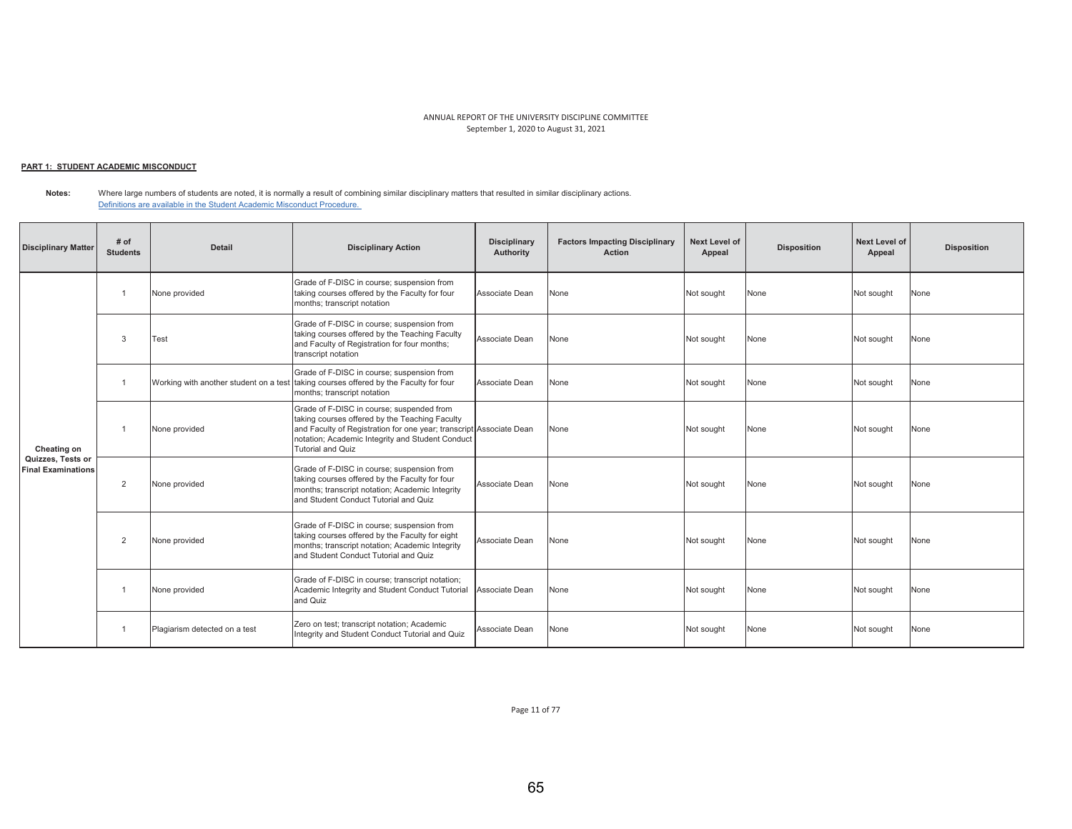ANNUAL REPORT OF THE UNIVERSITY DISCIPLINE COMMITTEE
September 1, 2020 to August 31, 2021

**PART 1: STUDENT ACADEMIC MISCONDUCT**

**Notes:** Where large numbers of students are noted, it is normally a result of combining similar disciplinary matters that resulted in similar disciplinary actions.
Definitions are available in the Student Academic Misconduct Procedure.

| Disciplinary Matter | # of Students | Detail | Disciplinary Action | Disciplinary Authority | Factors Impacting Disciplinary Action | Next Level of Appeal | Disposition | Next Level of Appeal | Disposition |
|---|---|---|---|---|---|---|---|---|---|
| Cheating on Quizzes, Tests or Final Examinations | 1 | None provided | Grade of F-DISC in course; suspension from taking courses offered by the Faculty for four months; transcript notation | Associate Dean | None | Not sought | None | Not sought | None |
| | 3 | Test | Grade of F-DISC in course; suspension from taking courses offered by the Teaching Faculty and Faculty of Registration for four months; transcript notation | Associate Dean | None | Not sought | None | Not sought | None |
| | 1 | Working with another student on a test | Grade of F-DISC in course; suspension from taking courses offered by the Faculty for four months; transcript notation | Associate Dean | None | Not sought | None | Not sought | None |
| | 1 | None provided | Grade of F-DISC in course; suspended from taking courses offered by the Teaching Faculty and Faculty of Registration for one year; transcript notation; Academic Integrity and Student Conduct Tutorial and Quiz | Associate Dean | None | Not sought | None | Not sought | None |
| | 2 | None provided | Grade of F-DISC in course; suspension from taking courses offered by the Faculty for four months; transcript notation; Academic Integrity and Student Conduct Tutorial and Quiz | Associate Dean | None | Not sought | None | Not sought | None |
| | 2 | None provided | Grade of F-DISC in course; suspension from taking courses offered by the Faculty for eight months; transcript notation; Academic Integrity and Student Conduct Tutorial and Quiz | Associate Dean | None | Not sought | None | Not sought | None |
| | 1 | None provided | Grade of F-DISC in course; transcript notation; Academic Integrity and Student Conduct Tutorial and Quiz | Associate Dean | None | Not sought | None | Not sought | None |
| | 1 | Plagiarism detected on a test | Zero on test; transcript notation; Academic Integrity and Student Conduct Tutorial and Quiz | Associate Dean | None | Not sought | None | Not sought | None |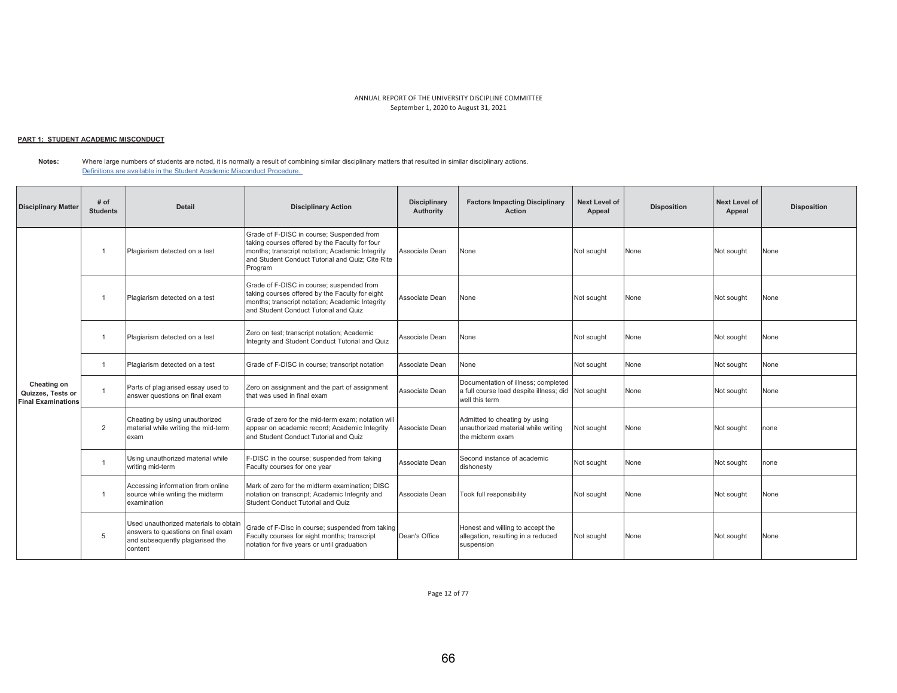ANNUAL REPORT OF THE UNIVERSITY DISCIPLINE COMMITTEE
September 1, 2020 to August 31, 2021

**PART 1: STUDENT ACADEMIC MISCONDUCT**

**Notes:** Where large numbers of students are noted, it is normally a result of combining similar disciplinary matters that resulted in similar disciplinary actions.
Definitions are available in the Student Academic Misconduct Procedure.

| Disciplinary Matter | # of Students | Detail | Disciplinary Action | Disciplinary Authority | Factors Impacting Disciplinary Action | Next Level of Appeal | Disposition | Next Level of Appeal | Disposition |
|---|---|---|---|---|---|---|---|---|---|
| Cheating on Quizzes, Tests or Final Examinations | 1 | Plagiarism detected on a test | Grade of F-DISC in course; Suspended from taking courses offered by the Faculty for four months; transcript notation; Academic Integrity and Student Conduct Tutorial and Quiz; Cite Rite Program | Associate Dean | None | Not sought | None | Not sought | None |
| | 1 | Plagiarism detected on a test | Grade of F-DISC in course; suspended from taking courses offered by the Faculty for eight months; transcript notation; Academic Integrity and Student Conduct Tutorial and Quiz | Associate Dean | None | Not sought | None | Not sought | None |
| | 1 | Plagiarism detected on a test | Zero on test; transcript notation; Academic Integrity and Student Conduct Tutorial and Quiz | Associate Dean | None | Not sought | None | Not sought | None |
| | 1 | Plagiarism detected on a test | Grade of F-DISC in course; transcript notation | Associate Dean | None | Not sought | None | Not sought | None |
| | 1 | Parts of plagiarised essay used to answer questions on final exam | Zero on assignment and the part of assignment that was used in final exam | Associate Dean | Documentation of illness; completed a full course load despite illness; did well this term | Not sought | None | Not sought | None |
| | 2 | Cheating by using unauthorized material while writing the mid-term exam | Grade of zero for the mid-term exam; notation will appear on academic record; Academic Integrity and Student Conduct Tutorial and Quiz | Associate Dean | Admitted to cheating by using unauthorized material while writing the midterm exam | Not sought | None | Not sought | none |
| | 1 | Using unauthorized material while writing mid-term | F-DISC in the course; suspended from taking Faculty courses for one year | Associate Dean | Second instance of academic dishonesty | Not sought | None | Not sought | none |
| | 1 | Accessing information from online source while writing the midterm examination | Mark of zero for the midterm examination; DISC notation on transcript; Academic Integrity and Student Conduct Tutorial and Quiz | Associate Dean | Took full responsibility | Not sought | None | Not sought | None |
| | 5 | Used unauthorized materials to obtain answers to questions on final exam and subsequently plagiarised the content | Grade of F-Disc in course; suspended from taking Faculty courses for eight months; transcript notation for five years or until graduation | Dean's Office | Honest and willing to accept the allegation, resulting in a reduced suspension | Not sought | None | Not sought | None |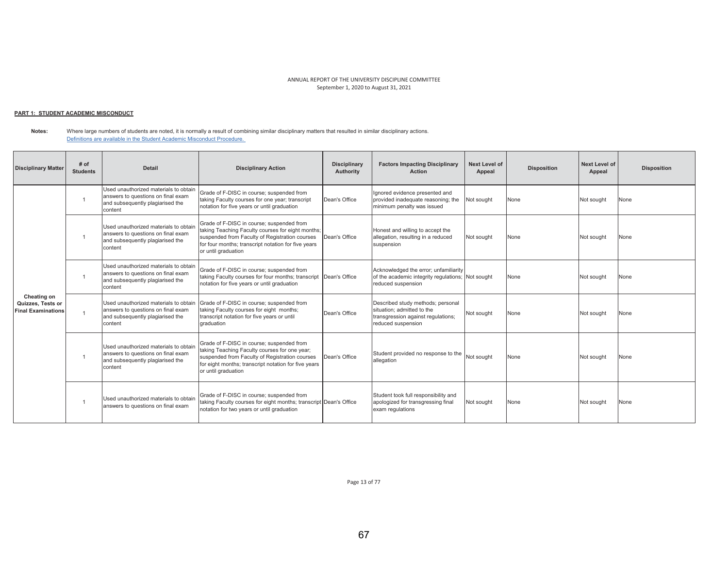ANNUAL REPORT OF THE UNIVERSITY DISCIPLINE COMMITTEE
September 1, 2020 to August 31, 2021

**PART 1: STUDENT ACADEMIC MISCONDUCT**

**Notes:** Where large numbers of students are noted, it is normally a result of combining similar disciplinary matters that resulted in similar disciplinary actions.
Definitions are available in the Student Academic Misconduct Procedure.

| Disciplinary Matter | # of Students | Detail | Disciplinary Action | Disciplinary Authority | Factors Impacting Disciplinary Action | Next Level of Appeal | Disposition | Next Level of Appeal | Disposition |
|---|---|---|---|---|---|---|---|---|---|
| Cheating on Quizzes, Tests or Final Examinations | 1 | Used unauthorized materials to obtain answers to questions on final exam and subsequently plagiarised the content | Grade of F-DISC in course; suspended from taking Faculty courses for one year; transcript notation for five years or until graduation | Dean's Office | Ignored evidence presented and provided inadequate reasoning; the minimum penalty was issued | Not sought | None | Not sought | None |
| | 1 | Used unauthorized materials to obtain answers to questions on final exam and subsequently plagiarised the content | Grade of F-DISC in course; suspended from taking Teaching Faculty courses for eight months; suspended from Faculty of Registration courses for four months; transcript notation for five years or until graduation | Dean's Office | Honest and willing to accept the allegation, resulting in a reduced suspension | Not sought | None | Not sought | None |
| | 1 | Used unauthorized materials to obtain answers to questions on final exam and subsequently plagiarised the content | Grade of F-DISC in course; suspended from taking Faculty courses for four months; transcript notation for five years or until graduation | Dean's Office | Acknowledged the error; unfamiliarity of the academic integrity regulations; reduced suspension | Not sought | None | Not sought | None |
| | 1 | Used unauthorized materials to obtain answers to questions on final exam and subsequently plagiarised the content | Grade of F-DISC in course; suspended from taking Faculty courses for eight months; transcript notation for five years or until graduation | Dean's Office | Described study methods; personal situation; admitted to the transgression against regulations; reduced suspension | Not sought | None | Not sought | None |
| | 1 | Used unauthorized materials to obtain answers to questions on final exam and subsequently plagiarised the content | Grade of F-DISC in course; suspended from taking Teaching Faculty courses for one year; suspended from Faculty of Registration courses for eight months; transcript notation for five years or until graduation | Dean's Office | Student provided no response to the allegation | Not sought | None | Not sought | None |
| | 1 | Used unauthorized materials to obtain answers to questions on final exam | Grade of F-DISC in course; suspended from taking Faculty courses for eight months; transcript notation for two years or until graduation | Dean's Office | Student took full responsibility and apologized for transgressing final exam regulations | Not sought | None | Not sought | None |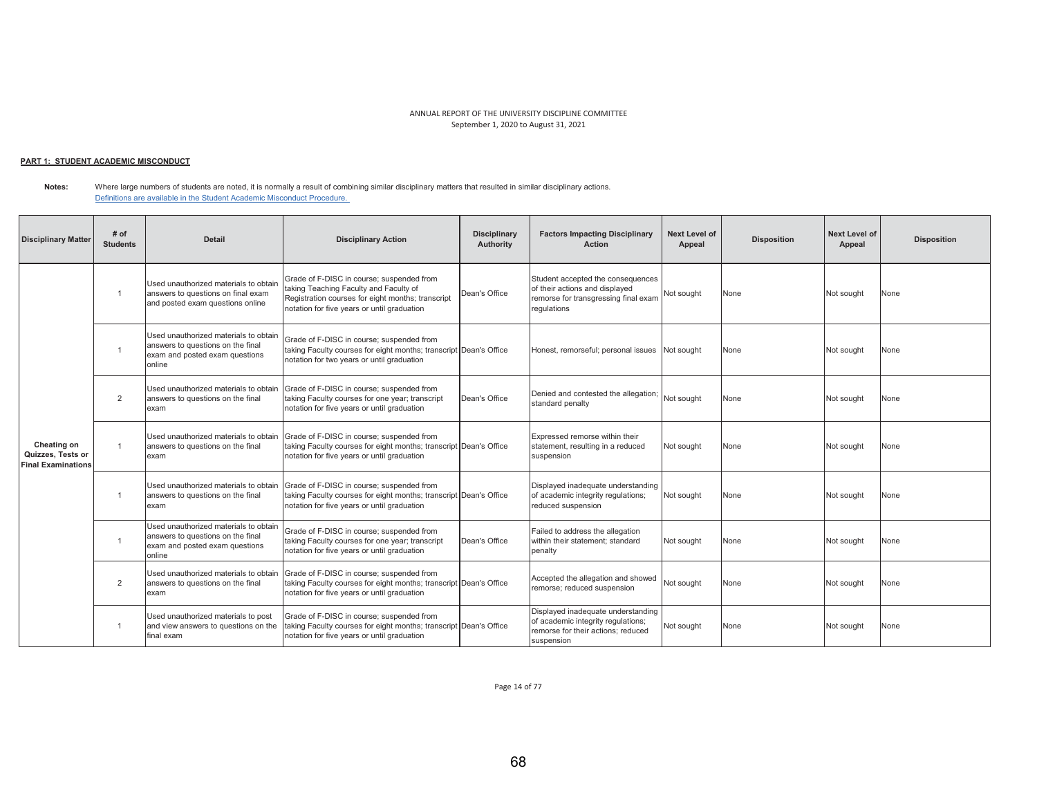ANNUAL REPORT OF THE UNIVERSITY DISCIPLINE COMMITTEE
September 1, 2020 to August 31, 2021

**PART 1: STUDENT ACADEMIC MISCONDUCT**

**Notes:** Where large numbers of students are noted, it is normally a result of combining similar disciplinary matters that resulted in similar disciplinary actions.
Definitions are available in the Student Academic Misconduct Procedure.

| Disciplinary Matter | # of Students | Detail | Disciplinary Action | Disciplinary Authority | Factors Impacting Disciplinary Action | Next Level of Appeal | Disposition | Next Level of Appeal | Disposition |
|---|---|---|---|---|---|---|---|---|---|
| **Cheating on Quizzes, Tests or Final Examinations** | 1 | Used unauthorized materials to obtain answers to questions on final exam and posted exam questions online | Grade of F-DISC in course; suspended from taking Teaching Faculty and Faculty of Registration courses for eight months; transcript notation for five years or until graduation | Dean's Office | Student accepted the consequences of their actions and displayed remorse for transgressing final exam regulations | Not sought | None | Not sought | None |
| | 1 | Used unauthorized materials to obtain answers to questions on the final exam and posted exam questions online | Grade of F-DISC in course; suspended from taking Faculty courses for eight months; transcript notation for two years or until graduation | Dean's Office | Honest, remorseful; personal issues | Not sought | None | Not sought | None |
| | 2 | Used unauthorized materials to obtain answers to questions on the final exam | Grade of F-DISC in course; suspended from taking Faculty courses for one year; transcript notation for five years or until graduation | Dean's Office | Denied and contested the allegation; standard penalty | Not sought | None | Not sought | None |
| | 1 | Used unauthorized materials to obtain answers to questions on the final exam | Grade of F-DISC in course; suspended from taking Faculty courses for eight months; transcript notation for five years or until graduation | Dean's Office | Expressed remorse within their statement, resulting in a reduced suspension | Not sought | None | Not sought | None |
| | 1 | Used unauthorized materials to obtain answers to questions on the final exam | Grade of F-DISC in course; suspended from taking Faculty courses for eight months; transcript notation for five years or until graduation | Dean's Office | Displayed inadequate understanding of academic integrity regulations; reduced suspension | Not sought | None | Not sought | None |
| | 1 | Used unauthorized materials to obtain answers to questions on the final exam and posted exam questions online | Grade of F-DISC in course; suspended from taking Faculty courses for one year; transcript notation for five years or until graduation | Dean's Office | Failed to address the allegation within their statement; standard penalty | Not sought | None | Not sought | None |
| | 2 | Used unauthorized materials to obtain answers to questions on the final exam | Grade of F-DISC in course; suspended from taking Faculty courses for eight months; transcript notation for five years or until graduation | Dean's Office | Accepted the allegation and showed remorse; reduced suspension | Not sought | None | Not sought | None |
| | 1 | Used unauthorized materials to post and view answers to questions on the final exam | Grade of F-DISC in course; suspended from taking Faculty courses for eight months; transcript notation for five years or until graduation | Dean's Office | Displayed inadequate understanding of academic integrity regulations; remorse for their actions; reduced suspension | Not sought | None | Not sought | None |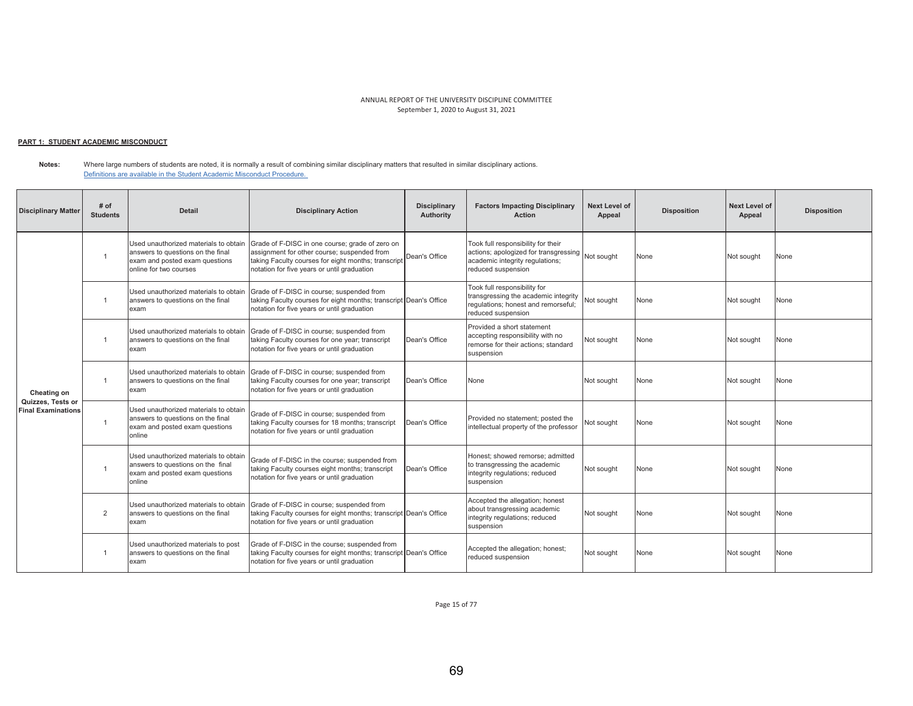ANNUAL REPORT OF THE UNIVERSITY DISCIPLINE COMMITTEE
September 1, 2020 to August 31, 2021

**PART 1: STUDENT ACADEMIC MISCONDUCT**

**Notes:** Where large numbers of students are noted, it is normally a result of combining similar disciplinary matters that resulted in similar disciplinary actions.
Definitions are available in the Student Academic Misconduct Procedure.

| Disciplinary Matter | # of Students | Detail | Disciplinary Action | Disciplinary Authority | Factors Impacting Disciplinary Action | Next Level of Appeal | Disposition | Next Level of Appeal | Disposition |
|---|---|---|---|---|---|---|---|---|---|
| Cheating on Quizzes, Tests or Final Examinations | 1 | Used unauthorized materials to obtain answers to questions on the final exam and posted exam questions online for two courses | Grade of F-DISC in one course; grade of zero on assignment for other course; suspended from taking Faculty courses for eight months; transcript notation for five years or until graduation | Dean's Office | Took full responsibility for their actions; apologized for transgressing academic integrity regulations; reduced suspension | Not sought | None | Not sought | None |
| | 1 | Used unauthorized materials to obtain answers to questions on the final exam | Grade of F-DISC in course; suspended from taking Faculty courses for eight months; transcript notation for five years or until graduation | Dean's Office | Took full responsibility for transgressing the academic integrity regulations; honest and remorseful; reduced suspension | Not sought | None | Not sought | None |
| | 1 | Used unauthorized materials to obtain answers to questions on the final exam | Grade of F-DISC in course; suspended from taking Faculty courses for one year; transcript notation for five years or until graduation | Dean's Office | Provided a short statement accepting responsibility with no remorse for their actions; standard suspension | Not sought | None | Not sought | None |
| | 1 | Used unauthorized materials to obtain answers to questions on the final exam | Grade of F-DISC in course; suspended from taking Faculty courses for one year; transcript notation for five years or until graduation | Dean's Office | None | Not sought | None | Not sought | None |
| | 1 | Used unauthorized materials to obtain answers to questions on the final exam and posted exam questions online | Grade of F-DISC in course; suspended from taking Faculty courses for 18 months; transcript notation for five years or until graduation | Dean's Office | Provided no statement; posted the intellectual property of the professor | Not sought | None | Not sought | None |
| | 1 | Used unauthorized materials to obtain answers to questions on the final exam and posted exam questions online | Grade of F-DISC in the course; suspended from taking Faculty courses eight months; transcript notation for five years or until graduation | Dean's Office | Honest; showed remorse; admitted to transgressing the academic integrity regulations; reduced suspension | Not sought | None | Not sought | None |
| | 2 | Used unauthorized materials to obtain answers to questions on the final exam | Grade of F-DISC in course; suspended from taking Faculty courses for eight months; transcript notation for five years or until graduation | Dean's Office | Accepted the allegation; honest about transgressing academic integrity regulations; reduced suspension | Not sought | None | Not sought | None |
| | 1 | Used unauthorized materials to post answers to questions on the final exam | Grade of F-DISC in the course; suspended from taking Faculty courses for eight months; transcript notation for five years or until graduation | Dean's Office | Accepted the allegation; honest; reduced suspension | Not sought | None | Not sought | None |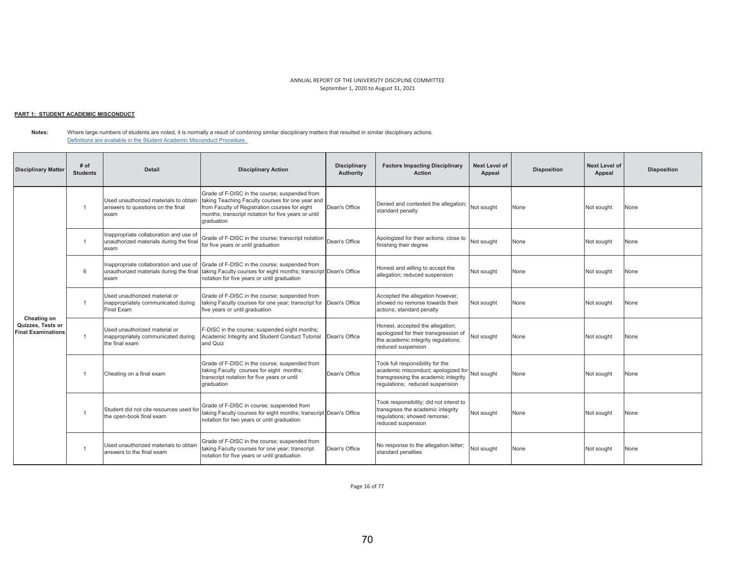ANNUAL REPORT OF THE UNIVERSITY DISCIPLINE COMMITTEE
September 1, 2020 to August 31, 2021

**PART 1: STUDENT ACADEMIC MISCONDUCT**

**Notes:** Where large numbers of students are noted, it is normally a result of combining similar disciplinary matters that resulted in similar disciplinary actions.
Definitions are available in the Student Academic Misconduct Procedure.

| Disciplinary Matter | # of Students | Detail | Disciplinary Action | Disciplinary Authority | Factors Impacting Disciplinary Action | Next Level of Appeal | Disposition | Next Level of Appeal | Disposition |
|---|---|---|---|---|---|---|---|---|---|
| Cheating on Quizzes, Tests or Final Examinations | 1 | Used unauthorized materials to obtain answers to questions on the final exam | Grade of F-DISC in the course; suspended from taking Teaching Faculty courses for one year and from Faculty of Registration courses for eight months; transcript notation for five years or until graduation | Dean's Office | Denied and contested the allegation; standard penalty | Not sought | None | Not sought | None |
| | 1 | Inappropriate collaboration and use of unauthorized materials during the final exam | Grade of F-DISC in the course; transcript notation for five years or until graduation | Dean's Office | Apologized for their actions; close to finishing their degree | Not sought | None | Not sought | None |
| | 6 | Inappropriate collaboration and use of unauthorized materials during the final exam | Grade of F-DISC in the course; suspended from taking Faculty courses for eight months; transcript notation for five years or until graduation | Dean's Office | Honest and willing to accept the allegation; reduced suspension | Not sought | None | Not sought | None |
| | 1 | Used unauthorized material or inappropriately communicated during Final Exam | Grade of F-DISC in the course; suspended from taking Faculty courses for one year; transcript for five years or until graduation | Dean's Office | Accepted the allegation however, showed no remorse towards their actions; standard penalty | Not sought | None | Not sought | None |
| | 1 | Used unauthorized material or inappropriately communicated during the final exam | F-DISC in the course; suspended eight months; Academic Integrity and Student Conduct Tutorial and Quiz | Dean's Office | Honest, accepted the allegation; apologized for their transgression of the academic integrity regulations; reduced suspension | Not sought | None | Not sought | None |
| | 1 | Cheating on a final exam | Grade of F-DISC in the course; suspended from taking Faculty courses for eight months; transcript notation for five years or until graduation | Dean's Office | Took full responsibility for the academic misconduct; apologized for transgressing the academic integrity regulations; reduced suspension | Not sought | None | Not sought | None |
| | 1 | Student did not cite resources used for the open-book final exam | Grade of F-DISC in course; suspended from taking Faculty courses for eight months; transcript notation for two years or until graduation | Dean's Office | Took responsibility; did not intend to transgress the academic integrity regulations; showed remorse; reduced suspension | Not sought | None | Not sought | None |
| | 1 | Used unauthorized materials to obtain answers to the final exam | Grade of F-DISC in the course; suspended from taking Faculty courses for one year; transcript notation for five years or until graduation | Dean's Office | No response to the allegation letter; standard penalties | Not sought | None | Not sought | None |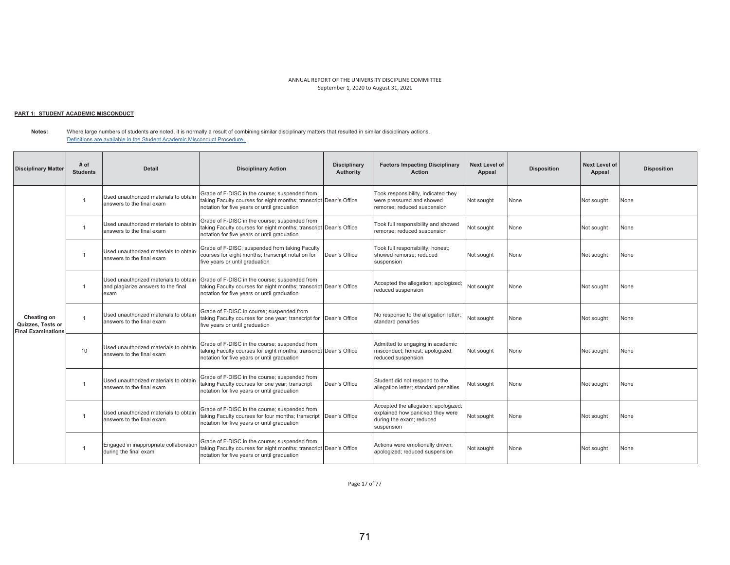ANNUAL REPORT OF THE UNIVERSITY DISCIPLINE COMMITTEE
September 1, 2020 to August 31, 2021

**PART 1: STUDENT ACADEMIC MISCONDUCT**

**Notes:** Where large numbers of students are noted, it is normally a result of combining similar disciplinary matters that resulted in similar disciplinary actions.
Definitions are available in the Student Academic Misconduct Procedure.

| Disciplinary Matter | # of Students | Detail | Disciplinary Action | Disciplinary Authority | Factors Impacting Disciplinary Action | Next Level of Appeal | Disposition | Next Level of Appeal | Disposition |
|---|---|---|---|---|---|---|---|---|---|
| **Cheating on Quizzes, Tests or Final Examinations** | 1 | Used unauthorized materials to obtain answers to the final exam | Grade of F-DISC in the course; suspended from taking Faculty courses for eight months; transcript notation for five years or until graduation | Dean's Office | Took responsibility, indicated they were pressured and showed remorse; reduced suspension | Not sought | None | Not sought | None |
| | 1 | Used unauthorized materials to obtain answers to the final exam | Grade of F-DISC in the course; suspended from taking Faculty courses for eight months; transcript notation for five years or until graduation | Dean's Office | Took full responsibility and showed remorse; reduced suspension | Not sought | None | Not sought | None |
| | 1 | Used unauthorized materials to obtain answers to the final exam | Grade of F-DISC; suspended from taking Faculty courses for eight months; transcript notation for five years or until graduation | Dean's Office | Took full responsibility; honest; showed remorse; reduced suspension | Not sought | None | Not sought | None |
| | 1 | Used unauthorized materials to obtain and plagiarize answers to the final exam | Grade of F-DISC in the course; suspended from taking Faculty courses for eight months; transcript notation for five years or until graduation | Dean's Office | Accepted the allegation; apologized; reduced suspension | Not sought | None | Not sought | None |
| | 1 | Used unauthorized materials to obtain answers to the final exam | Grade of F-DISC in course; suspended from taking Faculty courses for one year; transcript for five years or until graduation | Dean's Office | No response to the allegation letter; standard penalties | Not sought | None | Not sought | None |
| | 10 | Used unauthorized materials to obtain answers to the final exam | Grade of F-DISC in the course; suspended from taking Faculty courses for eight months; transcript notation for five years or until graduation | Dean's Office | Admitted to engaging in academic misconduct; honest; apologized; reduced suspension | Not sought | None | Not sought | None |
| | 1 | Used unauthorized materials to obtain answers to the final exam | Grade of F-DISC in the course; suspended from taking Faculty courses for one year; transcript notation for five years or until graduation | Dean's Office | Student did not respond to the allegation letter; standard penalties | Not sought | None | Not sought | None |
| | 1 | Used unauthorized materials to obtain answers to the final exam | Grade of F-DISC in the course; suspended from taking Faculty courses for four months; transcript notation for five years or until graduation | Dean's Office | Accepted the allegation; apologized; explained how panicked they were during the exam; reduced suspension | Not sought | None | Not sought | None |
| | 1 | Engaged in inappropriate collaboration during the final exam | Grade of F-DISC in the course; suspended from taking Faculty courses for eight months; transcript notation for five years or until graduation | Dean's Office | Actions were emotionally driven; apologized; reduced suspension | Not sought | None | Not sought | None |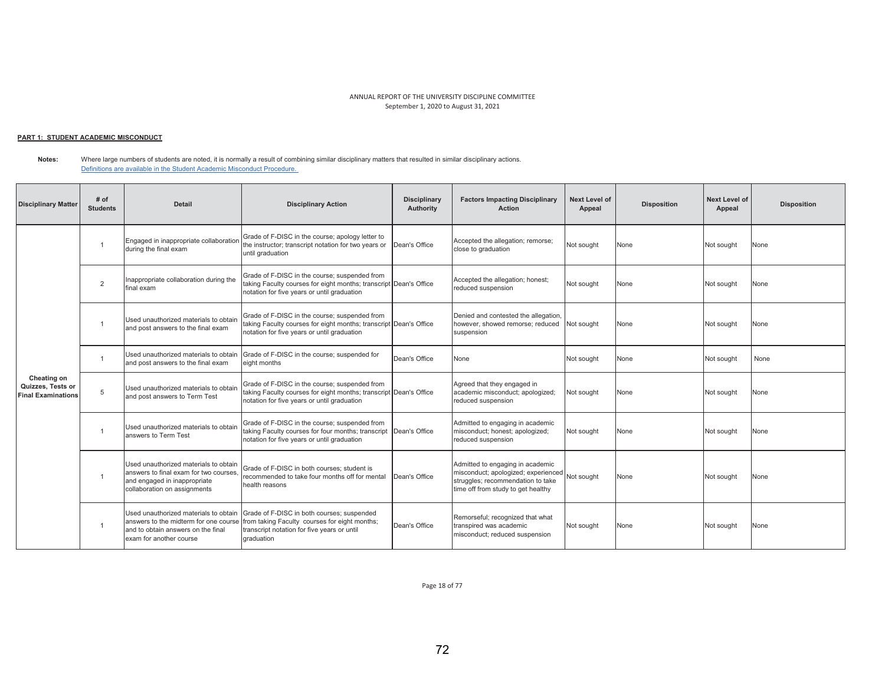ANNUAL REPORT OF THE UNIVERSITY DISCIPLINE COMMITTEE
September 1, 2020 to August 31, 2021

**PART 1: STUDENT ACADEMIC MISCONDUCT**

**Notes:** Where large numbers of students are noted, it is normally a result of combining similar disciplinary matters that resulted in similar disciplinary actions.
[Definitions are available in the Student Academic Misconduct Procedure.]

| Disciplinary Matter | # of Students | Detail | Disciplinary Action | Disciplinary Authority | Factors Impacting Disciplinary Action | Next Level of Appeal | Disposition | Next Level of Appeal | Disposition |
|---|---|---|---|---|---|---|---|---|---|
| Cheating on Quizzes, Tests or Final Examinations | 1 | Engaged in inappropriate collaboration during the final exam | Grade of F-DISC in the course; apology letter to the instructor; transcript notation for two years or until graduation | Dean's Office | Accepted the allegation; remorse; close to graduation | Not sought | None | Not sought | None |
| | 2 | Inappropriate collaboration during the final exam | Grade of F-DISC in the course; suspended from taking Faculty courses for eight months; transcript notation for five years or until graduation | Dean's Office | Accepted the allegation; honest; reduced suspension | Not sought | None | Not sought | None |
| | 1 | Used unauthorized materials to obtain and post answers to the final exam | Grade of F-DISC in the course; suspended from taking Faculty courses for eight months; transcript notation for five years or until graduation | Dean's Office | Denied and contested the allegation, however, showed remorse; reduced suspension | Not sought | None | Not sought | None |
| | 1 | Used unauthorized materials to obtain and post answers to the final exam | Grade of F-DISC in the course; suspended for eight months | Dean's Office | None | Not sought | None | Not sought | None |
| | 5 | Used unauthorized materials to obtain and post answers to Term Test | Grade of F-DISC in the course; suspended from taking Faculty courses for eight months; transcript notation for five years or until graduation | Dean's Office | Agreed that they engaged in academic misconduct; apologized; reduced suspension | Not sought | None | Not sought | None |
| | 1 | Used unauthorized materials to obtain answers to Term Test | Grade of F-DISC in the course; suspended from taking Faculty courses for four months; transcript notation for five years or until graduation | Dean's Office | Admitted to engaging in academic misconduct; honest; apologized; reduced suspension | Not sought | None | Not sought | None |
| | 1 | Used unauthorized materials to obtain answers to final exam for two courses, and engaged in inappropriate collaboration on assignments | Grade of F-DISC in both courses; student is recommended to take four months off for mental health reasons | Dean's Office | Admitted to engaging in academic misconduct; apologized; experienced struggles; recommendation to take time off from study to get healthy | Not sought | None | Not sought | None |
| | 1 | Used unauthorized materials to obtain answers to the midterm for one course and to obtain answers on the final exam for another course | Grade of F-DISC in both courses; suspended from taking Faculty courses for eight months; transcript notation for five years or until graduation | Dean's Office | Remorseful; recognized that what transpired was academic misconduct; reduced suspension | Not sought | None | Not sought | None |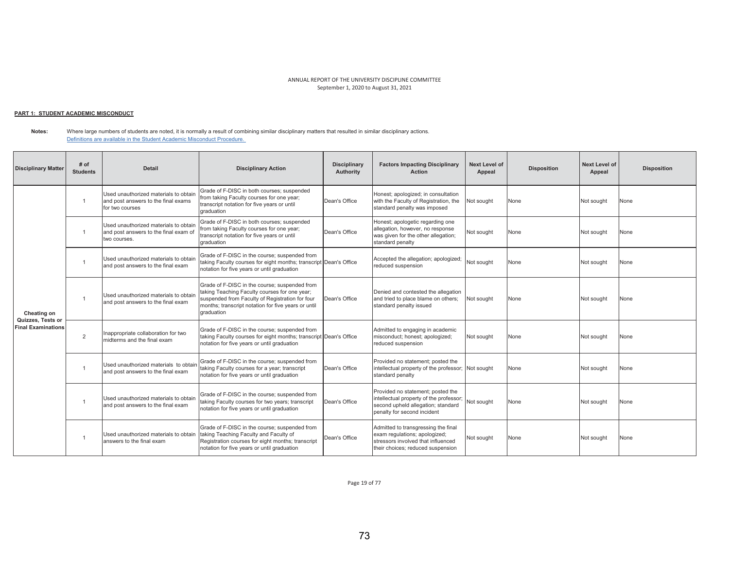ANNUAL REPORT OF THE UNIVERSITY DISCIPLINE COMMITTEE
September 1, 2020 to August 31, 2021

**PART 1: STUDENT ACADEMIC MISCONDUCT**

**Notes:** Where large numbers of students are noted, it is normally a result of combining similar disciplinary matters that resulted in similar disciplinary actions.
Definitions are available in the Student Academic Misconduct Procedure.

| Disciplinary Matter | # of Students | Detail | Disciplinary Action | Disciplinary Authority | Factors Impacting Disciplinary Action | Next Level of Appeal | Disposition | Next Level of Appeal | Disposition |
|---|---|---|---|---|---|---|---|---|---|
| Cheating on Quizzes, Tests or Final Examinations | 1 | Used unauthorized materials to obtain and post answers to the final exams for two courses | Grade of F-DISC in both courses; suspended from taking Faculty courses for one year; transcript notation for five years or until graduation | Dean's Office | Honest; apologized; in consultation with the Faculty of Registration, the standard penalty was imposed | Not sought | None | Not sought | None |
| | 1 | Used unauthorized materials to obtain and post answers to the final exam of two courses. | Grade of F-DISC in both courses; suspended from taking Faculty courses for one year; transcript notation for five years or until graduation | Dean's Office | Honest; apologetic regarding one allegation, however, no response was given for the other allegation; standard penalty | Not sought | None | Not sought | None |
| | 1 | Used unauthorized materials to obtain and post answers to the final exam | Grade of F-DISC in the course; suspended from taking Faculty courses for eight months; transcript notation for five years or until graduation | Dean's Office | Accepted the allegation; apologized; reduced suspension | Not sought | None | Not sought | None |
| | 1 | Used unauthorized materials to obtain and post answers to the final exam | Grade of F-DISC in the course; suspended from taking Teaching Faculty courses for one year; suspended from Faculty of Registration for four months; transcript notation for five years or until graduation | Dean's Office | Denied and contested the allegation and tried to place blame on others; standard penalty issued | Not sought | None | Not sought | None |
| | 2 | Inappropriate collaboration for two midterms and the final exam | Grade of F-DISC in the course; suspended from taking Faculty courses for eight months; transcript notation for five years or until graduation | Dean's Office | Admitted to engaging in academic misconduct; honest; apologized; reduced suspension | Not sought | None | Not sought | None |
| | 1 | Used unauthorized materials to obtain and post answers to the final exam | Grade of F-DISC in the course; suspended from taking Faculty courses for a year; transcript notation for five years or until graduation | Dean's Office | Provided no statement; posted the intellectual property of the professor; standard penalty | Not sought | None | Not sought | None |
| | 1 | Used unauthorized materials to obtain and post answers to the final exam | Grade of F-DISC in the course; suspended from taking Faculty courses for two years; transcript notation for five years or until graduation | Dean's Office | Provided no statement; posted the intellectual property of the professor; second upheld allegation; standard penalty for second incident | Not sought | None | Not sought | None |
| | 1 | Used unauthorized materials to obtain answers to the final exam | Grade of F-DISC in the course; suspended from taking Teaching Faculty and Faculty of Registration courses for eight months; transcript notation for five years or until graduation | Dean's Office | Admitted to transgressing the final exam regulations; apologized; stressors involved that influenced their choices; reduced suspension | Not sought | None | Not sought | None |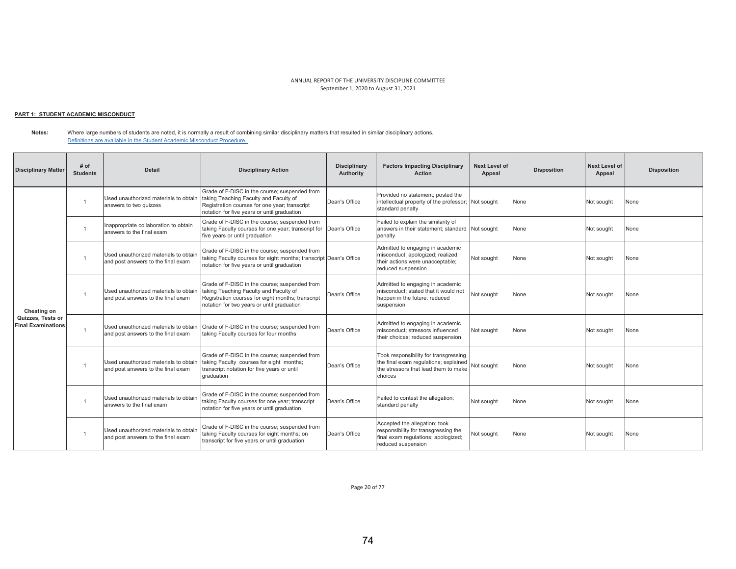ANNUAL REPORT OF THE UNIVERSITY DISCIPLINE COMMITTEE
September 1, 2020 to August 31, 2021

**PART 1: STUDENT ACADEMIC MISCONDUCT**

**Notes:** Where large numbers of students are noted, it is normally a result of combining similar disciplinary matters that resulted in similar disciplinary actions.
[Definitions are available in the Student Academic Misconduct Procedure.]

| Disciplinary Matter | # of Students | Detail | Disciplinary Action | Disciplinary Authority | Factors Impacting Disciplinary Action | Next Level of Appeal | Disposition | Next Level of Appeal | Disposition |
|---|---|---|---|---|---|---|---|---|---|
| Cheating on Quizzes, Tests or Final Examinations | 1 | Used unauthorized materials to obtain answers to two quizzes | Grade of F-DISC in the course; suspended from taking Teaching Faculty and Faculty of Registration courses for one year; transcript notation for five years or until graduation | Dean's Office | Provided no statement; posted the intellectual property of the professor; standard penalty | Not sought | None | Not sought | None |
| | 1 | Inappropriate collaboration to obtain answers to the final exam | Grade of F-DISC in the course; suspended from taking Faculty courses for one year; transcript for five years or until graduation | Dean's Office | Failed to explain the similarity of answers in their statement; standard penalty | Not sought | None | Not sought | None |
| | 1 | Used unauthorized materials to obtain and post answers to the final exam | Grade of F-DISC in the course; suspended from taking Faculty courses for eight months; transcript notation for five years or until graduation | Dean's Office | Admitted to engaging in academic misconduct; apologized; realized their actions were unacceptable; reduced suspension | Not sought | None | Not sought | None |
| | 1 | Used unauthorized materials to obtain and post answers to the final exam | Grade of F-DISC in the course; suspended from taking Teaching Faculty and Faculty of Registration courses for eight months; transcript notation for two years or until graduation | Dean's Office | Admitted to engaging in academic misconduct; stated that it would not happen in the future; reduced suspension | Not sought | None | Not sought | None |
| | 1 | Used unauthorized materials to obtain and post answers to the final exam | Grade of F-DISC in the course; suspended from taking Faculty courses for four months | Dean's Office | Admitted to engaging in academic misconduct; stressors influenced their choices; reduced suspension | Not sought | None | Not sought | None |
| | 1 | Used unauthorized materials to obtain and post answers to the final exam | Grade of F-DISC in the course; suspended from taking Faculty courses for eight months; transcript notation for five years or until graduation | Dean's Office | Took responsibility for transgressing the final exam regulations; explained the stressors that lead them to make choices | Not sought | None | Not sought | None |
| | 1 | Used unauthorized materials to obtain answers to the final exam | Grade of F-DISC in the course; suspended from taking Faculty courses for one year; transcript notation for five years or until graduation | Dean's Office | Failed to contest the allegation; standard penalty | Not sought | None | Not sought | None |
| | 1 | Used unauthorized materials to obtain and post answers to the final exam | Grade of F-DISC in the course; suspended from taking Faculty courses for eight months; on transcript for five years or until graduation | Dean's Office | Accepted the allegation; took responsibility for transgressing the final exam regulations; apologized; reduced suspension | Not sought | None | Not sought | None |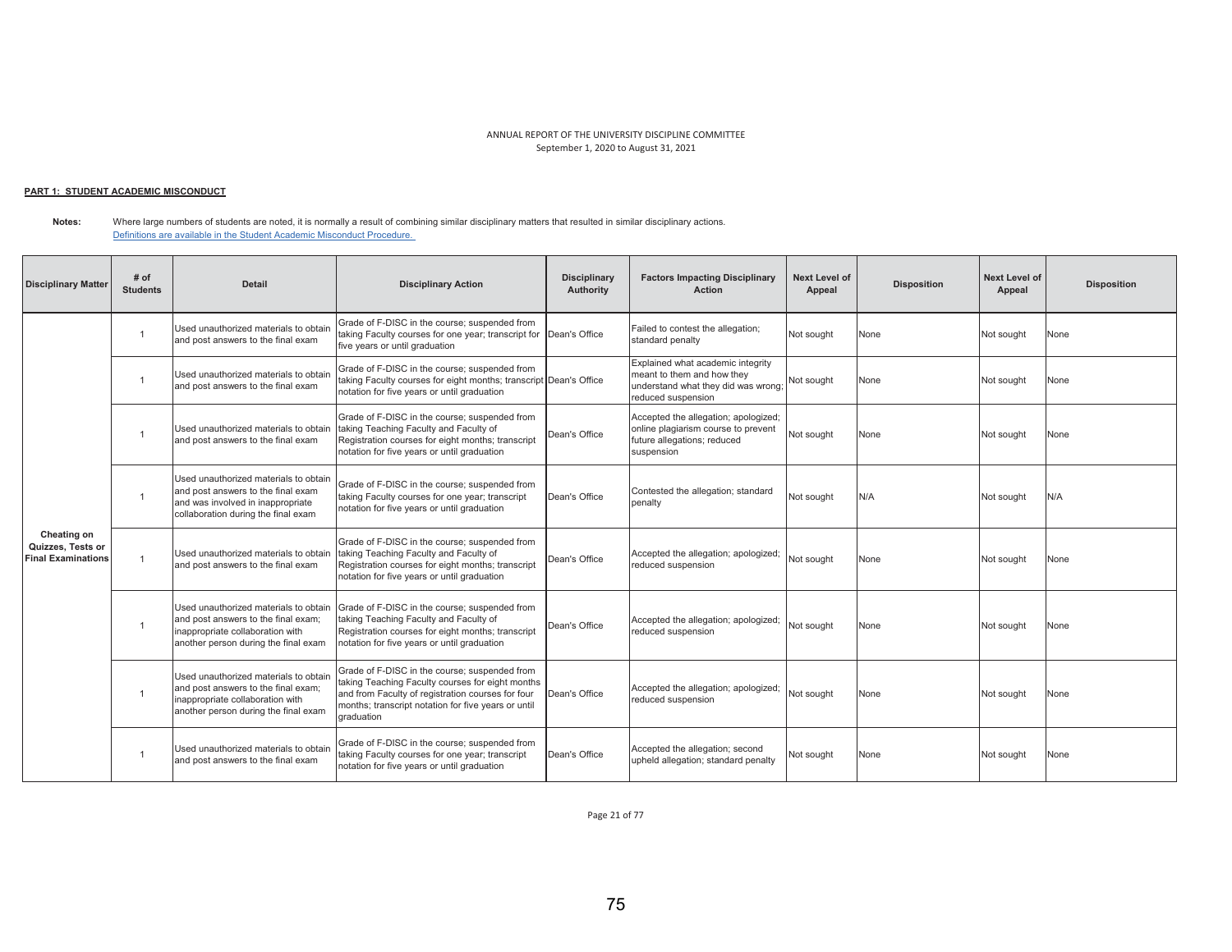ANNUAL REPORT OF THE UNIVERSITY DISCIPLINE COMMITTEE
September 1, 2020 to August 31, 2021

**PART 1: STUDENT ACADEMIC MISCONDUCT**

**Notes:** Where large numbers of students are noted, it is normally a result of combining similar disciplinary matters that resulted in similar disciplinary actions.
[Definitions are available in the Student Academic Misconduct Procedure.]

| Disciplinary Matter | # of Students | Detail | Disciplinary Action | Disciplinary Authority | Factors Impacting Disciplinary Action | Next Level of Appeal | Disposition | Next Level of Appeal | Disposition |
|---|---|---|---|---|---|---|---|---|---|
| Cheating on Quizzes, Tests or Final Examinations | 1 | Used unauthorized materials to obtain and post answers to the final exam | Grade of F-DISC in the course; suspended from taking Faculty courses for one year; transcript for five years or until graduation | Dean's Office | Failed to contest the allegation; standard penalty | Not sought | None | Not sought | None |
| | 1 | Used unauthorized materials to obtain and post answers to the final exam | Grade of F-DISC in the course; suspended from taking Faculty courses for eight months; transcript notation for five years or until graduation | Dean's Office | Explained what academic integrity meant to them and how they understand what they did was wrong; reduced suspension | Not sought | None | Not sought | None |
| | 1 | Used unauthorized materials to obtain and post answers to the final exam | Grade of F-DISC in the course; suspended from taking Teaching Faculty and Faculty of Registration courses for eight months; transcript notation for five years or until graduation | Dean's Office | Accepted the allegation; apologized; online plagiarism course to prevent future allegations; reduced suspension | Not sought | None | Not sought | None |
| | 1 | Used unauthorized materials to obtain and post answers to the final exam and was involved in inappropriate collaboration during the final exam | Grade of F-DISC in the course; suspended from taking Faculty courses for one year; transcript notation for five years or until graduation | Dean's Office | Contested the allegation; standard penalty | Not sought | N/A | Not sought | N/A |
| | 1 | Used unauthorized materials to obtain and post answers to the final exam | Grade of F-DISC in the course; suspended from taking Teaching Faculty and Faculty of Registration courses for eight months; transcript notation for five years or until graduation | Dean's Office | Accepted the allegation; apologized; reduced suspension | Not sought | None | Not sought | None |
| | 1 | Used unauthorized materials to obtain and post answers to the final exam; inappropriate collaboration with another person during the final exam | Grade of F-DISC in the course; suspended from taking Teaching Faculty and Faculty of Registration courses for eight months; transcript notation for five years or until graduation | Dean's Office | Accepted the allegation; apologized; reduced suspension | Not sought | None | Not sought | None |
| | 1 | Used unauthorized materials to obtain and post answers to the final exam; inappropriate collaboration with another person during the final exam | Grade of F-DISC in the course; suspended from taking Teaching Faculty courses for eight months and from Faculty of registration courses for four months; transcript notation for five years or until graduation | Dean's Office | Accepted the allegation; apologized; reduced suspension | Not sought | None | Not sought | None |
| | 1 | Used unauthorized materials to obtain and post answers to the final exam | Grade of F-DISC in the course; suspended from taking Faculty courses for one year; transcript notation for five years or until graduation | Dean's Office | Accepted the allegation; second upheld allegation; standard penalty | Not sought | None | Not sought | None |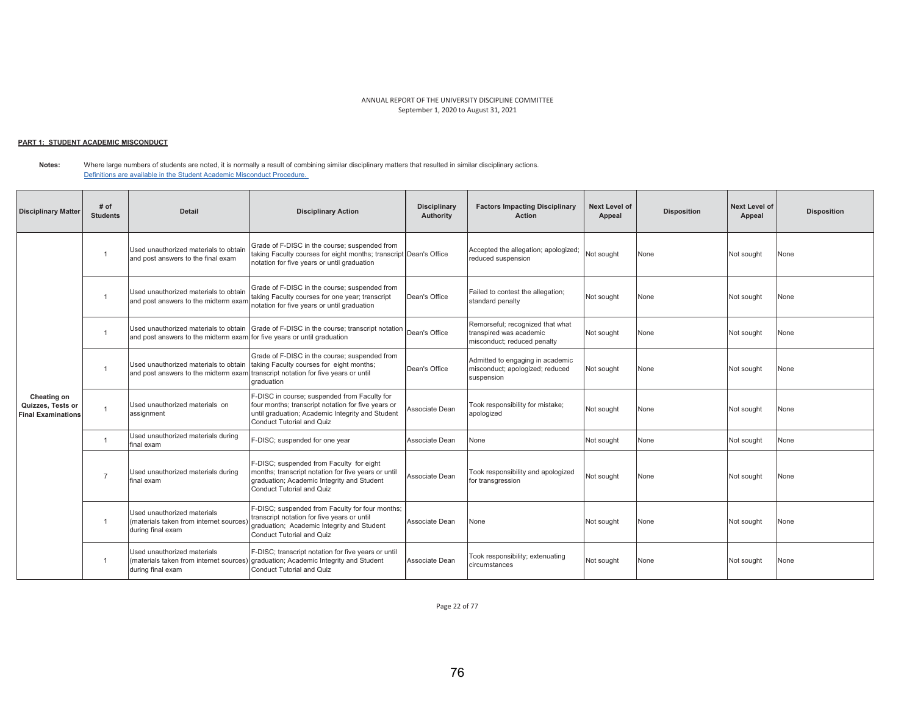ANNUAL REPORT OF THE UNIVERSITY DISCIPLINE COMMITTEE
September 1, 2020 to August 31, 2021

**PART 1: STUDENT ACADEMIC MISCONDUCT**

**Notes:** Where large numbers of students are noted, it is normally a result of combining similar disciplinary matters that resulted in similar disciplinary actions.
Definitions are available in the Student Academic Misconduct Procedure.

| Disciplinary Matter | # of Students | Detail | Disciplinary Action | Disciplinary Authority | Factors Impacting Disciplinary Action | Next Level of Appeal | Disposition | Next Level of Appeal | Disposition |
|---|---|---|---|---|---|---|---|---|---|
| Cheating on Quizzes, Tests or Final Examinations | 1 | Used unauthorized materials to obtain and post answers to the final exam | Grade of F-DISC in the course; suspended from taking Faculty courses for eight months; transcript notation for five years or until graduation | Dean's Office | Accepted the allegation; apologized; reduced suspension | Not sought | None | Not sought | None |
| | 1 | Used unauthorized materials to obtain and post answers to the midterm exam | Grade of F-DISC in the course; suspended from taking Faculty courses for one year; transcript notation for five years or until graduation | Dean's Office | Failed to contest the allegation; standard penalty | Not sought | None | Not sought | None |
| | 1 | Used unauthorized materials to obtain and post answers to the midterm exam | Grade of F-DISC in the course; transcript notation for five years or until graduation | Dean's Office | Remorseful; recognized that what transpired was academic misconduct; reduced penalty | Not sought | None | Not sought | None |
| | 1 | Used unauthorized materials to obtain and post answers to the midterm exam | Grade of F-DISC in the course; suspended from taking Faculty courses for eight months; transcript notation for five years or until graduation | Dean's Office | Admitted to engaging in academic misconduct; apologized; reduced suspension | Not sought | None | Not sought | None |
| | 1 | Used unauthorized materials on assignment | F-DISC in course; suspended from Faculty for four months; transcript notation for five years or until graduation; Academic Integrity and Student Conduct Tutorial and Quiz | Associate Dean | Took responsibility for mistake; apologized | Not sought | None | Not sought | None |
| | 1 | Used unauthorized materials during final exam | F-DISC; suspended for one year | Associate Dean | None | Not sought | None | Not sought | None |
| | 7 | Used unauthorized materials during final exam | F-DISC; suspended from Faculty for eight months; transcript notation for five years or until graduation; Academic Integrity and Student Conduct Tutorial and Quiz | Associate Dean | Took responsibility and apologized for transgression | Not sought | None | Not sought | None |
| | 1 | Used unauthorized materials (materials taken from internet sources) during final exam | F-DISC; suspended from Faculty for four months; transcript notation for five years or until graduation; Academic Integrity and Student Conduct Tutorial and Quiz | Associate Dean | None | Not sought | None | Not sought | None |
| | 1 | Used unauthorized materials (materials taken from internet sources) during final exam | F-DISC; transcript notation for five years or until graduation; Academic Integrity and Student Conduct Tutorial and Quiz | Associate Dean | Took responsibility; extenuating circumstances | Not sought | None | Not sought | None |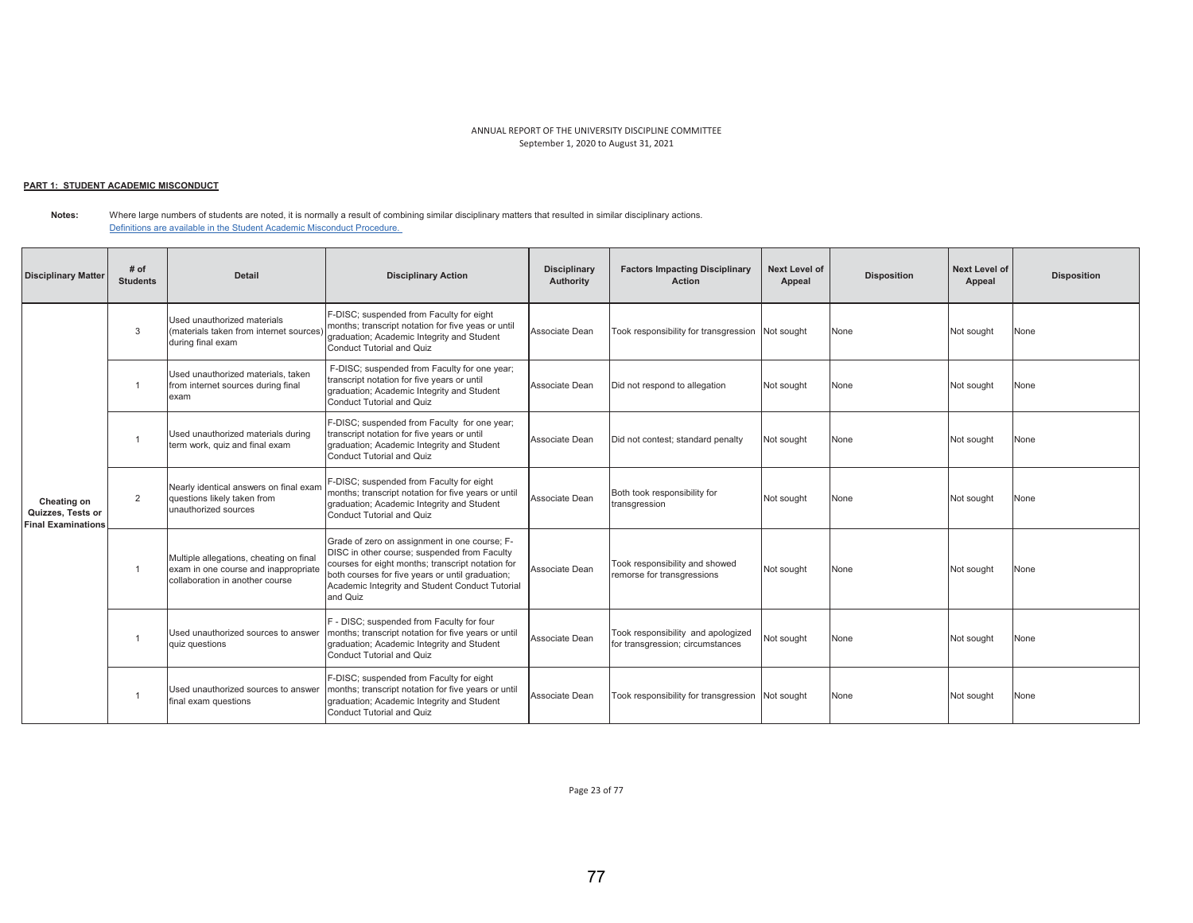ANNUAL REPORT OF THE UNIVERSITY DISCIPLINE COMMITTEE
September 1, 2020 to August 31, 2021

**PART 1: STUDENT ACADEMIC MISCONDUCT**

**Notes:** Where large numbers of students are noted, it is normally a result of combining similar disciplinary matters that resulted in similar disciplinary actions.
Definitions are available in the Student Academic Misconduct Procedure.

| Disciplinary Matter | # of Students | Detail | Disciplinary Action | Disciplinary Authority | Factors Impacting Disciplinary Action | Next Level of Appeal | Disposition | Next Level of Appeal | Disposition |
|---|---|---|---|---|---|---|---|---|---|
| **Cheating on Quizzes, Tests or Final Examinations** | 3 | Used unauthorized materials (materials taken from internet sources) during final exam | F-DISC; suspended from Faculty for eight months; transcript notation for five yeas or until graduation; Academic Integrity and Student Conduct Tutorial and Quiz | Associate Dean | Took responsibility for transgression | Not sought | None | Not sought | None |
| | 1 | Used unauthorized materials, taken from internet sources during final exam | F-DISC; suspended from Faculty for one year; transcript notation for five years or until graduation; Academic Integrity and Student Conduct Tutorial and Quiz | Associate Dean | Did not respond to allegation | Not sought | None | Not sought | None |
| | 1 | Used unauthorized materials during term work, quiz and final exam | F-DISC; suspended from Faculty for one year; transcript notation for five years or until graduation; Academic Integrity and Student Conduct Tutorial and Quiz | Associate Dean | Did not contest; standard penalty | Not sought | None | Not sought | None |
| | 2 | Nearly identical answers on final exam questions likely taken from unauthorized sources | F-DISC; suspended from Faculty for eight months; transcript notation for five years or until graduation; Academic Integrity and Student Conduct Tutorial and Quiz | Associate Dean | Both took responsibility for transgression | Not sought | None | Not sought | None |
| | 1 | Multiple allegations, cheating on final exam in one course and inappropriate collaboration in another course | Grade of zero on assignment in one course; F-DISC in other course; suspended from Faculty courses for eight months; transcript notation for both courses for five years or until graduation; Academic Integrity and Student Conduct Tutorial and Quiz | Associate Dean | Took responsibility and showed remorse for transgressions | Not sought | None | Not sought | None |
| | 1 | Used unauthorized sources to answer quiz questions | F - DISC; suspended from Faculty for four months; transcript notation for five years or until graduation; Academic Integrity and Student Conduct Tutorial and Quiz | Associate Dean | Took responsibility and apologized for transgression; circumstances | Not sought | None | Not sought | None |
| | 1 | Used unauthorized sources to answer final exam questions | F-DISC; suspended from Faculty for eight months; transcript notation for five years or until graduation; Academic Integrity and Student Conduct Tutorial and Quiz | Associate Dean | Took responsibility for transgression | Not sought | None | Not sought | None |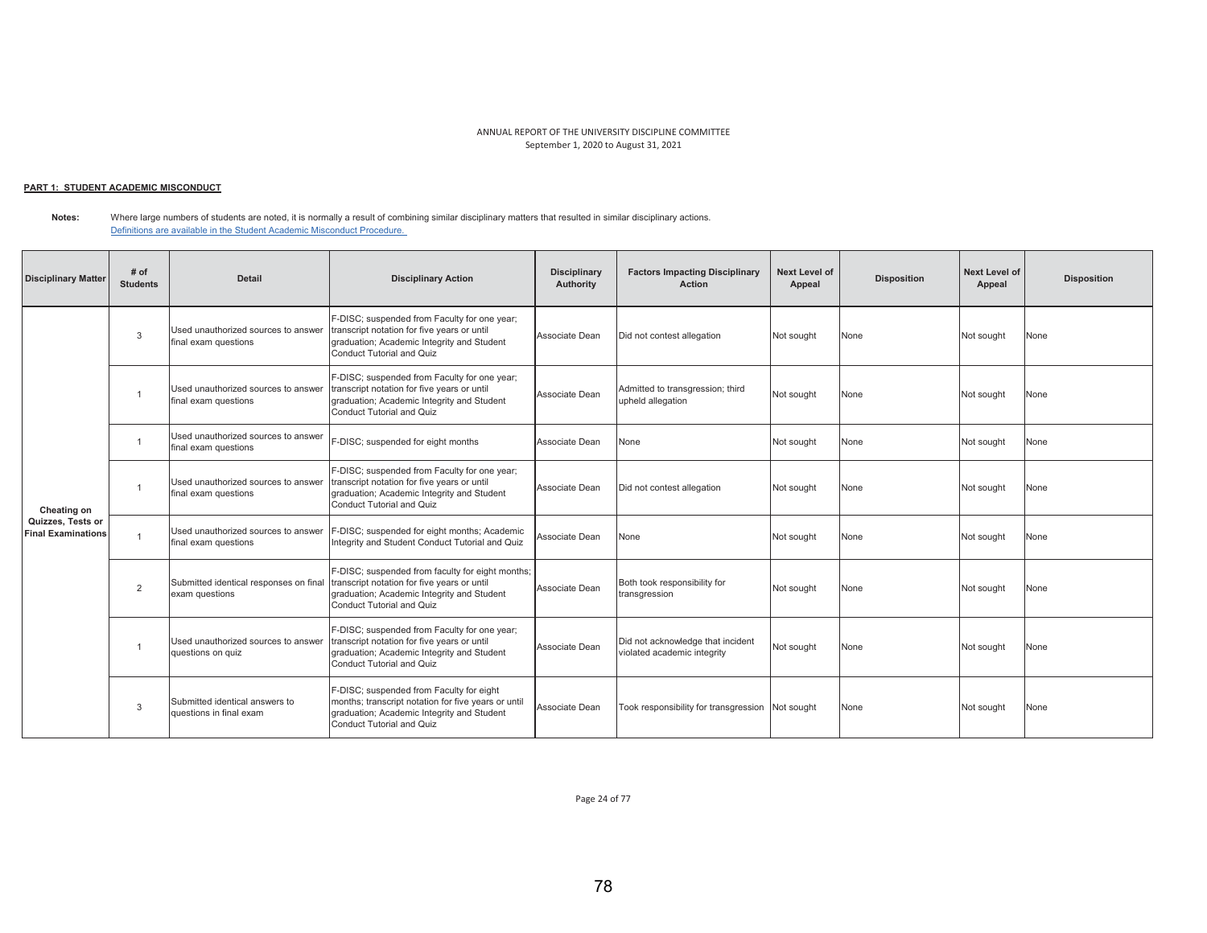ANNUAL REPORT OF THE UNIVERSITY DISCIPLINE COMMITTEE
September 1, 2020 to August 31, 2021

**PART 1: STUDENT ACADEMIC MISCONDUCT**

**Notes:** Where large numbers of students are noted, it is normally a result of combining similar disciplinary matters that resulted in similar disciplinary actions.
Definitions are available in the Student Academic Misconduct Procedure.

| Disciplinary Matter | # of Students | Detail | Disciplinary Action | Disciplinary Authority | Factors Impacting Disciplinary Action | Next Level of Appeal | Disposition | Next Level of Appeal | Disposition |
|---|---|---|---|---|---|---|---|---|---|
| Cheating on Quizzes, Tests or Final Examinations | 3 | Used unauthorized sources to answer final exam questions | F-DISC; suspended from Faculty for one year; transcript notation for five years or until graduation; Academic Integrity and Student Conduct Tutorial and Quiz | Associate Dean | Did not contest allegation | Not sought | None | Not sought | None |
| | 1 | Used unauthorized sources to answer final exam questions | F-DISC; suspended from Faculty for one year; transcript notation for five years or until graduation; Academic Integrity and Student Conduct Tutorial and Quiz | Associate Dean | Admitted to transgression; third upheld allegation | Not sought | None | Not sought | None |
| | 1 | Used unauthorized sources to answer final exam questions | F-DISC; suspended for eight months | Associate Dean | None | Not sought | None | Not sought | None |
| | 1 | Used unauthorized sources to answer final exam questions | F-DISC; suspended from Faculty for one year; transcript notation for five years or until graduation; Academic Integrity and Student Conduct Tutorial and Quiz | Associate Dean | Did not contest allegation | Not sought | None | Not sought | None |
| | 1 | Used unauthorized sources to answer final exam questions | F-DISC; suspended for eight months; Academic Integrity and Student Conduct Tutorial and Quiz | Associate Dean | None | Not sought | None | Not sought | None |
| | 2 | Submitted identical responses on final exam questions | F-DISC; suspended from faculty for eight months; transcript notation for five years or until graduation; Academic Integrity and Student Conduct Tutorial and Quiz | Associate Dean | Both took responsibility for transgression | Not sought | None | Not sought | None |
| | 1 | Used unauthorized sources to answer questions on quiz | F-DISC; suspended from Faculty for one year; transcript notation for five years or until graduation; Academic Integrity and Student Conduct Tutorial and Quiz | Associate Dean | Did not acknowledge that incident violated academic integrity | Not sought | None | Not sought | None |
| | 3 | Submitted identical answers to questions in final exam | F-DISC; suspended from Faculty for eight months; transcript notation for five years or until graduation; Academic Integrity and Student Conduct Tutorial and Quiz | Associate Dean | Took responsibility for transgression | Not sought | None | Not sought | None |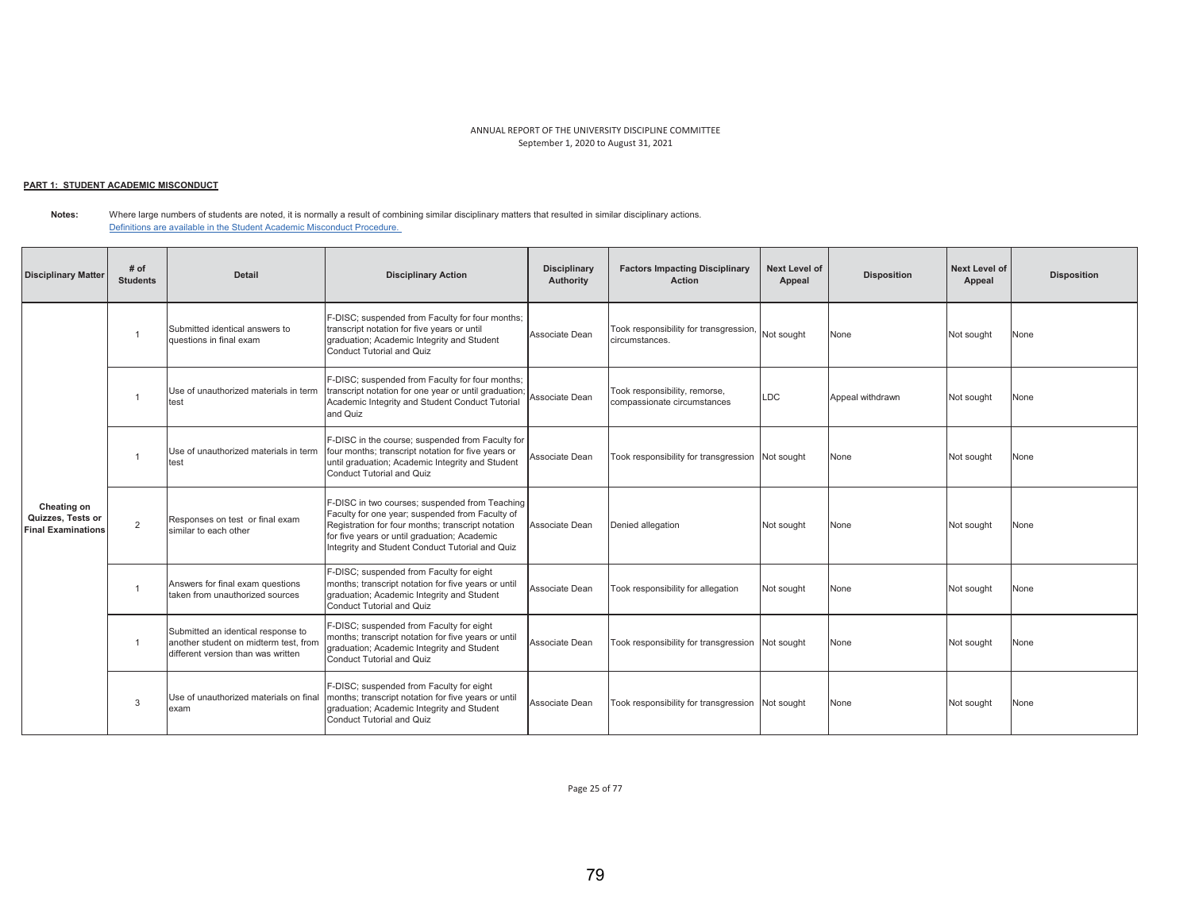ANNUAL REPORT OF THE UNIVERSITY DISCIPLINE COMMITTEE
September 1, 2020 to August 31, 2021

**PART 1: STUDENT ACADEMIC MISCONDUCT**

**Notes:** Where large numbers of students are noted, it is normally a result of combining similar disciplinary matters that resulted in similar disciplinary actions.
[Definitions are available in the Student Academic Misconduct Procedure.](#)

| Disciplinary Matter | # of Students | Detail | Disciplinary Action | Disciplinary Authority | Factors Impacting Disciplinary Action | Next Level of Appeal | Disposition | Next Level of Appeal | Disposition |
|---|---|---|---|---|---|---|---|---|---|
| Cheating on Quizzes, Tests or Final Examinations | 1 | Submitted identical answers to questions in final exam | F-DISC; suspended from Faculty for four months; transcript notation for five years or until graduation; Academic Integrity and Student Conduct Tutorial and Quiz | Associate Dean | Took responsibility for transgression, circumstances. | Not sought | None | Not sought | None |
| | 1 | Use of unauthorized materials in term test | F-DISC; suspended from Faculty for four months; transcript notation for one year or until graduation; Academic Integrity and Student Conduct Tutorial and Quiz | Associate Dean | Took responsibility, remorse, compassionate circumstances | LDC | Appeal withdrawn | Not sought | None |
| | 1 | Use of unauthorized materials in term test | F-DISC in the course; suspended from Faculty for four months; transcript notation for five years or until graduation; Academic Integrity and Student Conduct Tutorial and Quiz | Associate Dean | Took responsibility for transgression | Not sought | None | Not sought | None |
| | 2 | Responses on test or final exam similar to each other | F-DISC in two courses; suspended from Teaching Faculty for one year; suspended from Faculty of Registration for four months; transcript notation for five years or until graduation; Academic Integrity and Student Conduct Tutorial and Quiz | Associate Dean | Denied allegation | Not sought | None | Not sought | None |
| | 1 | Answers for final exam questions taken from unauthorized sources | F-DISC; suspended from Faculty for eight months; transcript notation for five years or until graduation; Academic Integrity and Student Conduct Tutorial and Quiz | Associate Dean | Took responsibility for allegation | Not sought | None | Not sought | None |
| | 1 | Submitted an identical response to another student on midterm test, from different version than was written | F-DISC; suspended from Faculty for eight months; transcript notation for five years or until graduation; Academic Integrity and Student Conduct Tutorial and Quiz | Associate Dean | Took responsibility for transgression | Not sought | None | Not sought | None |
| | 3 | Use of unauthorized materials on final exam | F-DISC; suspended from Faculty for eight months; transcript notation for five years or until graduation; Academic Integrity and Student Conduct Tutorial and Quiz | Associate Dean | Took responsibility for transgression | Not sought | None | Not sought | None |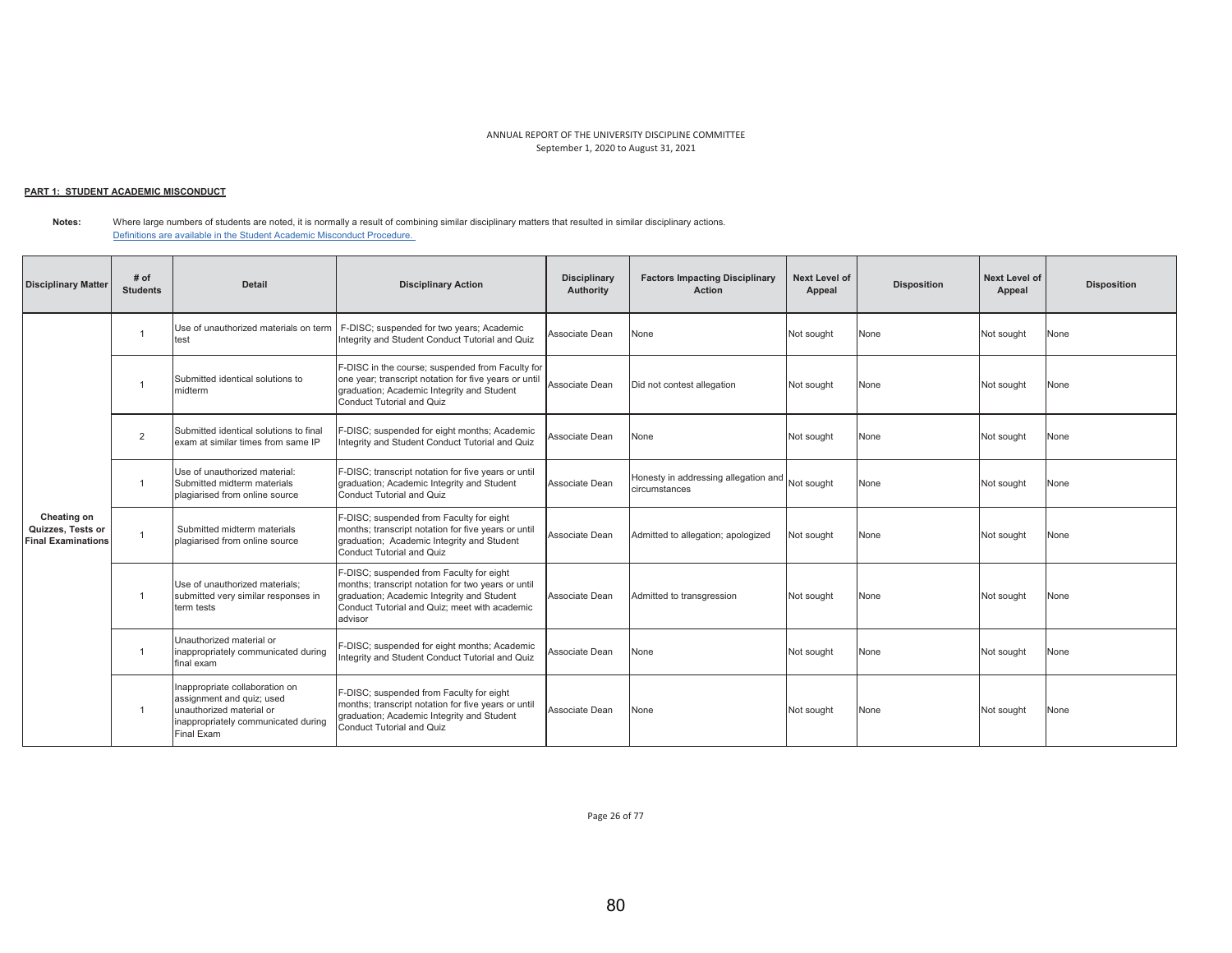ANNUAL REPORT OF THE UNIVERSITY DISCIPLINE COMMITTEE
September 1, 2020 to August 31, 2021

**PART 1: STUDENT ACADEMIC MISCONDUCT**

**Notes:** Where large numbers of students are noted, it is normally a result of combining similar disciplinary matters that resulted in similar disciplinary actions.
Definitions are available in the Student Academic Misconduct Procedure.

| Disciplinary Matter | # of Students | Detail | Disciplinary Action | Disciplinary Authority | Factors Impacting Disciplinary Action | Next Level of Appeal | Disposition | Next Level of Appeal | Disposition |
|---|---|---|---|---|---|---|---|---|---|
| Cheating on Quizzes, Tests or Final Examinations | 1 | Use of unauthorized materials on term test | F-DISC; suspended for two years; Academic Integrity and Student Conduct Tutorial and Quiz | Associate Dean | None | Not sought | None | Not sought | None |
| | 1 | Submitted identical solutions to midterm | F-DISC in the course; suspended from Faculty for one year; transcript notation for five years or until graduation; Academic Integrity and Student Conduct Tutorial and Quiz | Associate Dean | Did not contest allegation | Not sought | None | Not sought | None |
| | 2 | Submitted identical solutions to final exam at similar times from same IP | F-DISC; suspended for eight months; Academic Integrity and Student Conduct Tutorial and Quiz | Associate Dean | None | Not sought | None | Not sought | None |
| | 1 | Use of unauthorized material: Submitted midterm materials plagiarised from online source | F-DISC; transcript notation for five years or until graduation; Academic Integrity and Student Conduct Tutorial and Quiz | Associate Dean | Honesty in addressing allegation and circumstances | Not sought | None | Not sought | None |
| | 1 | Submitted midterm materials plagiarised from online source | F-DISC; suspended from Faculty for eight months; transcript notation for five years or until graduation; Academic Integrity and Student Conduct Tutorial and Quiz | Associate Dean | Admitted to allegation; apologized | Not sought | None | Not sought | None |
| | 1 | Use of unauthorized materials; submitted very similar responses in term tests | F-DISC; suspended from Faculty for eight months; transcript notation for two years or until graduation; Academic Integrity and Student Conduct Tutorial and Quiz; meet with academic advisor | Associate Dean | Admitted to transgression | Not sought | None | Not sought | None |
| | 1 | Unauthorized material or inappropriately communicated during final exam | F-DISC; suspended for eight months; Academic Integrity and Student Conduct Tutorial and Quiz | Associate Dean | None | Not sought | None | Not sought | None |
| | 1 | Inappropriate collaboration on assignment and quiz; used unauthorized material or inappropriately communicated during Final Exam | F-DISC; suspended from Faculty for eight months; transcript notation for five years or until graduation; Academic Integrity and Student Conduct Tutorial and Quiz | Associate Dean | None | Not sought | None | Not sought | None |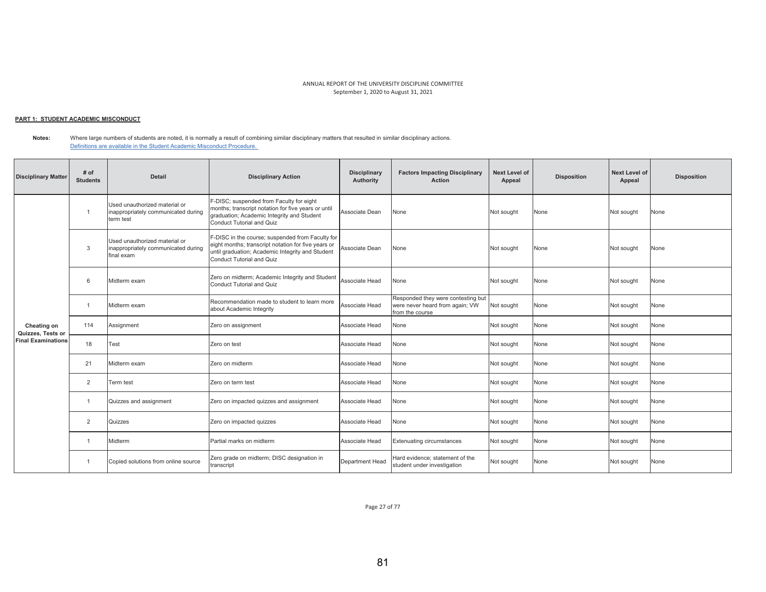ANNUAL REPORT OF THE UNIVERSITY DISCIPLINE COMMITTEE
September 1, 2020 to August 31, 2021

**PART 1: STUDENT ACADEMIC MISCONDUCT**

**Notes:** Where large numbers of students are noted, it is normally a result of combining similar disciplinary matters that resulted in similar disciplinary actions.
Definitions are available in the Student Academic Misconduct Procedure.

| Disciplinary Matter | # of Students | Detail | Disciplinary Action | Disciplinary Authority | Factors Impacting Disciplinary Action | Next Level of Appeal | Disposition | Next Level of Appeal | Disposition |
|---|---|---|---|---|---|---|---|---|---|
| Cheating on Quizzes, Tests or Final Examinations | 1 | Used unauthorized material or inappropriately communicated during term test | F-DISC; suspended from Faculty for eight months; transcript notation for five years or until graduation; Academic Integrity and Student Conduct Tutorial and Quiz | Associate Dean | None | Not sought | None | Not sought | None |
| | 3 | Used unauthorized material or inappropriately communicated during final exam | F-DISC in the course; suspended from Faculty for eight months; transcript notation for five years or until graduation; Academic Integrity and Student Conduct Tutorial and Quiz | Associate Dean | None | Not sought | None | Not sought | None |
| | 6 | Midterm exam | Zero on midterm; Academic Integrity and Student Conduct Tutorial and Quiz | Associate Head | None | Not sought | None | Not sought | None |
| | 1 | Midterm exam | Recommendation made to student to learn more about Academic Integrity | Associate Head | Responded they were contesting but were never heard from again; VW from the course | Not sought | None | Not sought | None |
| | 114 | Assignment | Zero on assignment | Associate Head | None | Not sought | None | Not sought | None |
| | 18 | Test | Zero on test | Associate Head | None | Not sought | None | Not sought | None |
| | 21 | Midterm exam | Zero on midterm | Associate Head | None | Not sought | None | Not sought | None |
| | 2 | Term test | Zero on term test | Associate Head | None | Not sought | None | Not sought | None |
| | 1 | Quizzes and assignment | Zero on impacted quizzes and assignment | Associate Head | None | Not sought | None | Not sought | None |
| | 2 | Quizzes | Zero on impacted quizzes | Associate Head | None | Not sought | None | Not sought | None |
| | 1 | Midterm | Partial marks on midterm | Associate Head | Extenuating circumstances | Not sought | None | Not sought | None |
| | 1 | Copied solutions from online source | Zero grade on midterm; DISC designation in transcript | Department Head | Hard evidence; statement of the student under investigation | Not sought | None | Not sought | None |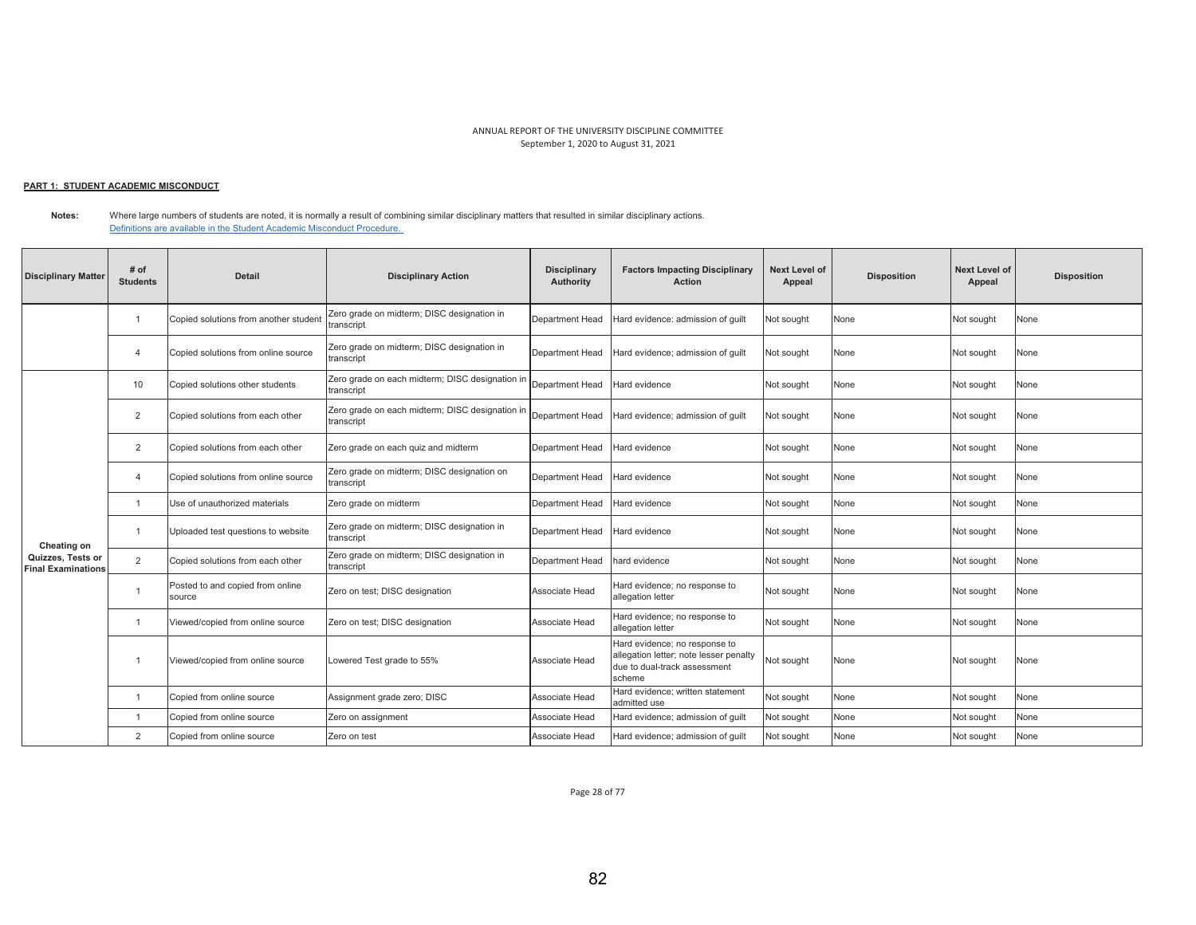ANNUAL REPORT OF THE UNIVERSITY DISCIPLINE COMMITTEE
September 1, 2020 to August 31, 2021

**PART 1: STUDENT ACADEMIC MISCONDUCT**

**Notes:** Where large numbers of students are noted, it is normally a result of combining similar disciplinary matters that resulted in similar disciplinary actions.
Definitions are available in the Student Academic Misconduct Procedure.

| Disciplinary Matter | # of Students | Detail | Disciplinary Action | Disciplinary Authority | Factors Impacting Disciplinary Action | Next Level of Appeal | Disposition | Next Level of Appeal | Disposition |
|---|---|---|---|---|---|---|---|---|---|
| | 1 | Copied solutions from another student | Zero grade on midterm; DISC designation in transcript | Department Head | Hard evidence: admission of guilt | Not sought | None | Not sought | None |
| | 4 | Copied solutions from online source | Zero grade on midterm; DISC designation in transcript | Department Head | Hard evidence; admission of guilt | Not sought | None | Not sought | None |
| Cheating on Quizzes, Tests or Final Examinations | 10 | Copied solutions other students | Zero grade on each midterm; DISC designation in transcript | Department Head | Hard evidence | Not sought | None | Not sought | None |
| | 2 | Copied solutions from each other | Zero grade on each midterm; DISC designation in transcript | Department Head | Hard evidence; admission of guilt | Not sought | None | Not sought | None |
| | 2 | Copied solutions from each other | Zero grade on each quiz and midterm | Department Head | Hard evidence | Not sought | None | Not sought | None |
| | 4 | Copied solutions from online source | Zero grade on midterm; DISC designation on transcript | Department Head | Hard evidence | Not sought | None | Not sought | None |
| | 1 | Use of unauthorized materials | Zero grade on midterm | Department Head | Hard evidence | Not sought | None | Not sought | None |
| | 1 | Uploaded test questions to website | Zero grade on midterm; DISC designation in transcript | Department Head | Hard evidence | Not sought | None | Not sought | None |
| | 2 | Copied solutions from each other | Zero grade on midterm; DISC designation in transcript | Department Head | hard evidence | Not sought | None | Not sought | None |
| | 1 | Posted to and copied from online source | Zero on test; DISC designation | Associate Head | Hard evidence; no response to allegation letter | Not sought | None | Not sought | None |
| | 1 | Viewed/copied from online source | Zero on test; DISC designation | Associate Head | Hard evidence; no response to allegation letter | Not sought | None | Not sought | None |
| | 1 | Viewed/copied from online source | Lowered Test grade to 55% | Associate Head | Hard evidence; no response to allegation letter; note lesser penalty due to dual-track assessment scheme | Not sought | None | Not sought | None |
| | 1 | Copied from online source | Assignment grade zero; DISC | Associate Head | Hard evidence; written statement admitted use | Not sought | None | Not sought | None |
| | 1 | Copied from online source | Zero on assignment | Associate Head | Hard evidence; admission of guilt | Not sought | None | Not sought | None |
| | 2 | Copied from online source | Zero on test | Associate Head | Hard evidence; admission of guilt | Not sought | None | Not sought | None |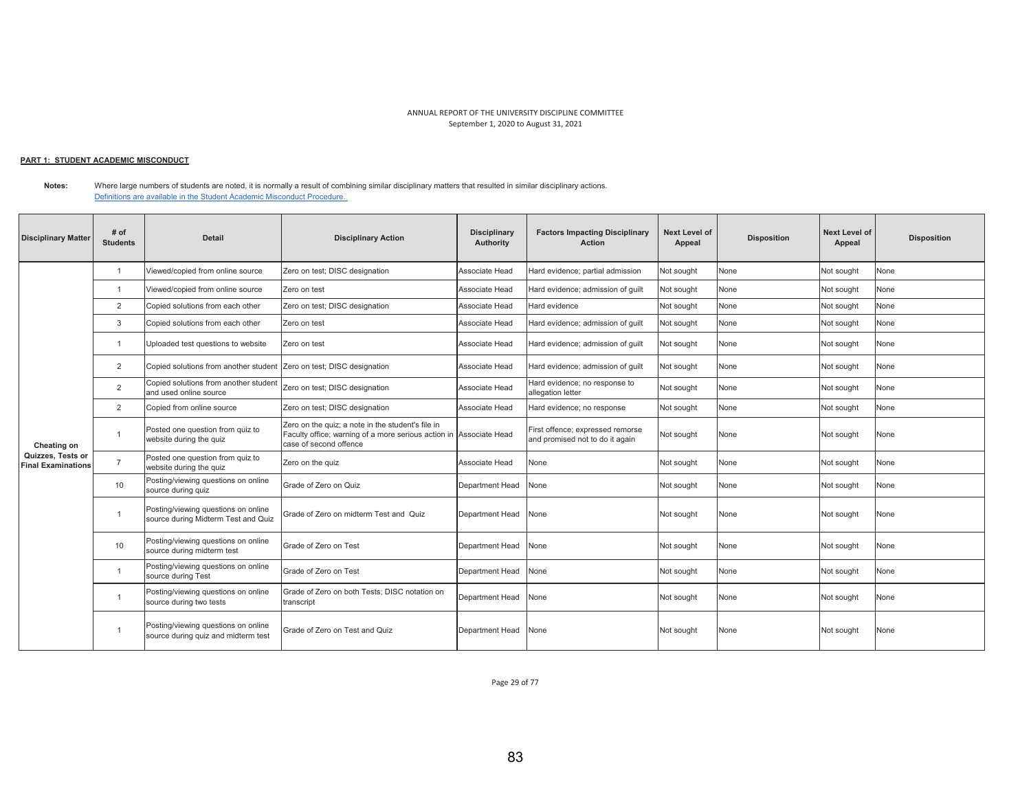ANNUAL REPORT OF THE UNIVERSITY DISCIPLINE COMMITTEE
September 1, 2020 to August 31, 2021

**PART 1: STUDENT ACADEMIC MISCONDUCT**

**Notes:** Where large numbers of students are noted, it is normally a result of combining similar disciplinary matters that resulted in similar disciplinary actions.
Definitions are available in the Student Academic Misconduct Procedure.

| Disciplinary Matter | # of Students | Detail | Disciplinary Action | Disciplinary Authority | Factors Impacting Disciplinary Action | Next Level of Appeal | Disposition | Next Level of Appeal | Disposition |
|---|---|---|---|---|---|---|---|---|---|
| Cheating on Quizzes, Tests or Final Examinations | 1 | Viewed/copied from online source | Zero on test; DISC designation | Associate Head | Hard evidence; partial admission | Not sought | None | Not sought | None |
| | 1 | Viewed/copied from online source | Zero on test | Associate Head | Hard evidence; admission of guilt | Not sought | None | Not sought | None |
| | 2 | Copied solutions from each other | Zero on test; DISC designation | Associate Head | Hard evidence | Not sought | None | Not sought | None |
| | 3 | Copied solutions from each other | Zero on test | Associate Head | Hard evidence; admission of guilt | Not sought | None | Not sought | None |
| | 1 | Uploaded test questions to website | Zero on test | Associate Head | Hard evidence; admission of guilt | Not sought | None | Not sought | None |
| | 2 | Copied solutions from another student | Zero on test; DISC designation | Associate Head | Hard evidence; admission of guilt | Not sought | None | Not sought | None |
| | 2 | Copied solutions from another student and used online source | Zero on test; DISC designation | Associate Head | Hard evidence; no response to allegation letter | Not sought | None | Not sought | None |
| | 2 | Copied from online source | Zero on test; DISC designation | Associate Head | Hard evidence; no response | Not sought | None | Not sought | None |
| | 1 | Posted one question from quiz to website during the quiz | Zero on the quiz; a note in the student's file in Faculty office; warning of a more serious action in case of second offence | Associate Head | First offence; expressed remorse and promised not to do it again | Not sought | None | Not sought | None |
| | 7 | Posted one question from quiz to website during the quiz | Zero on the quiz | Associate Head | None | Not sought | None | Not sought | None |
| | 10 | Posting/viewing questions on online source during quiz | Grade of Zero on Quiz | Department Head | None | Not sought | None | Not sought | None |
| | 1 | Posting/viewing questions on online source during Midterm Test and Quiz | Grade of Zero on midterm Test and Quiz | Department Head | None | Not sought | None | Not sought | None |
| | 10 | Posting/viewing questions on online source during midterm test | Grade of Zero on Test | Department Head | None | Not sought | None | Not sought | None |
| | 1 | Posting/viewing questions on online source during Test | Grade of Zero on Test | Department Head | None | Not sought | None | Not sought | None |
| | 1 | Posting/viewing questions on online source during two tests | Grade of Zero on both Tests; DISC notation on transcript | Department Head | None | Not sought | None | Not sought | None |
| | 1 | Posting/viewing questions on online source during quiz and midterm test | Grade of Zero on Test and Quiz | Department Head | None | Not sought | None | Not sought | None |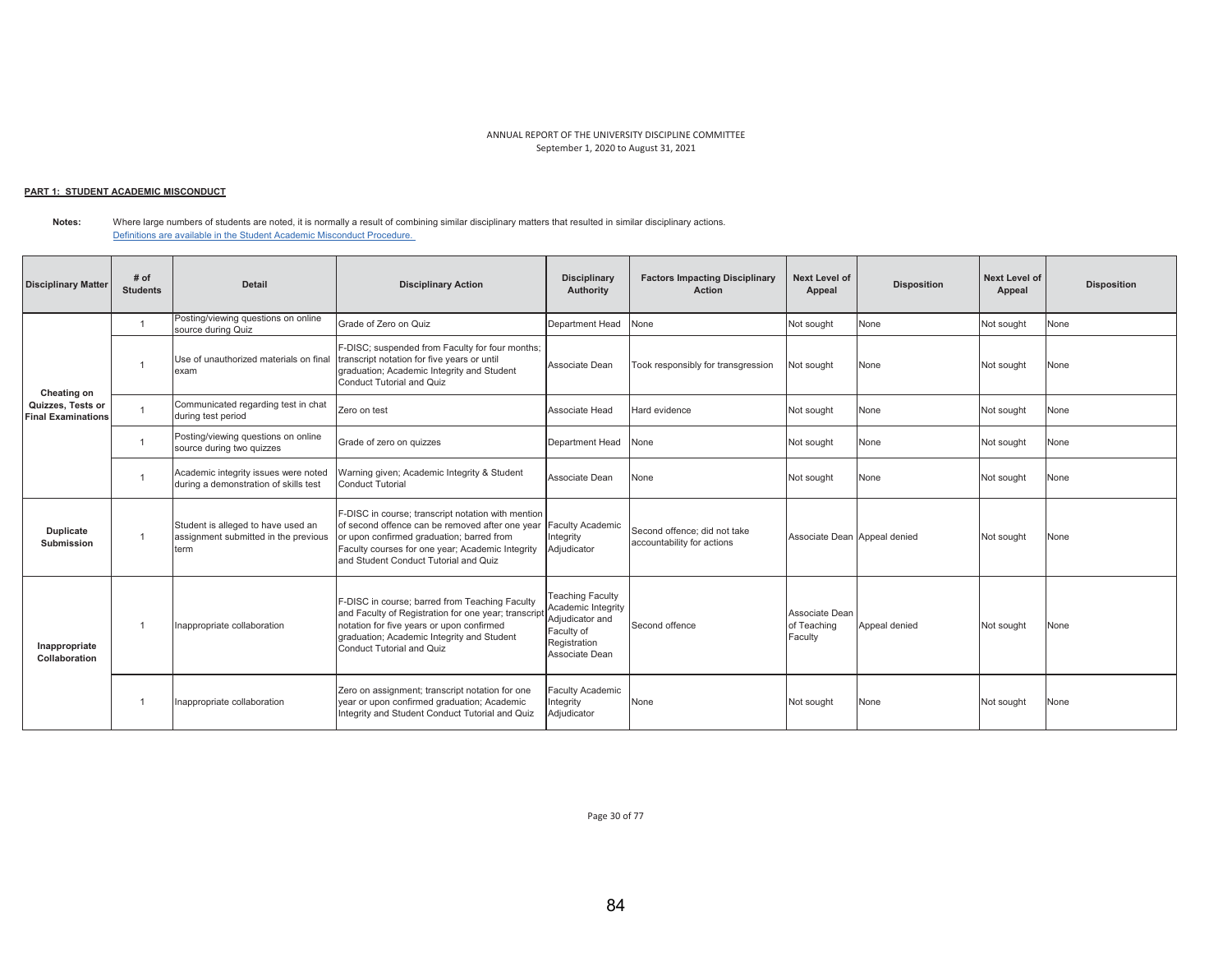ANNUAL REPORT OF THE UNIVERSITY DISCIPLINE COMMITTEE
September 1, 2020 to August 31, 2021

**PART 1: STUDENT ACADEMIC MISCONDUCT**

**Notes:** Where large numbers of students are noted, it is normally a result of combining similar disciplinary matters that resulted in similar disciplinary actions.
Definitions are available in the Student Academic Misconduct Procedure.

| Disciplinary Matter | # of Students | Detail | Disciplinary Action | Disciplinary Authority | Factors Impacting Disciplinary Action | Next Level of Appeal | Disposition | Next Level of Appeal | Disposition |
|---|---|---|---|---|---|---|---|---|---|
| Cheating on Quizzes, Tests or Final Examinations | 1 | Posting/viewing questions on online source during Quiz | Grade of Zero on Quiz | Department Head | None | Not sought | None | Not sought | None |
| | 1 | Use of unauthorized materials on final exam | F-DISC; suspended from Faculty for four months; transcript notation for five years or until graduation; Academic Integrity and Student Conduct Tutorial and Quiz | Associate Dean | Took responsibly for transgression | Not sought | None | Not sought | None |
| | 1 | Communicated regarding test in chat during test period | Zero on test | Associate Head | Hard evidence | Not sought | None | Not sought | None |
| | 1 | Posting/viewing questions on online source during two quizzes | Grade of zero on quizzes | Department Head | None | Not sought | None | Not sought | None |
| | 1 | Academic integrity issues were noted during a demonstration of skills test | Warning given; Academic Integrity & Student Conduct Tutorial | Associate Dean | None | Not sought | None | Not sought | None |
| Duplicate Submission | 1 | Student is alleged to have used an assignment submitted in the previous term | F-DISC in course; transcript notation with mention of second offence can be removed after one year or upon confirmed graduation; barred from Faculty courses for one year; Academic Integrity and Student Conduct Tutorial and Quiz | Faculty Academic Integrity Adjudicator | Second offence; did not take accountability for actions | Associate Dean | Appeal denied | Not sought | None |
| Inappropriate Collaboration | 1 | Inappropriate collaboration | F-DISC in course; barred from Teaching Faculty and Faculty of Registration for one year; transcript notation for five years or upon confirmed graduation; Academic Integrity and Student Conduct Tutorial and Quiz | Teaching Faculty Academic Integrity Adjudicator and Faculty of Registration Associate Dean | Second offence | Associate Dean of Teaching Faculty | Appeal denied | Not sought | None |
| | 1 | Inappropriate collaboration | Zero on assignment; transcript notation for one year or upon confirmed graduation; Academic Integrity and Student Conduct Tutorial and Quiz | Faculty Academic Integrity Adjudicator | None | Not sought | None | Not sought | None |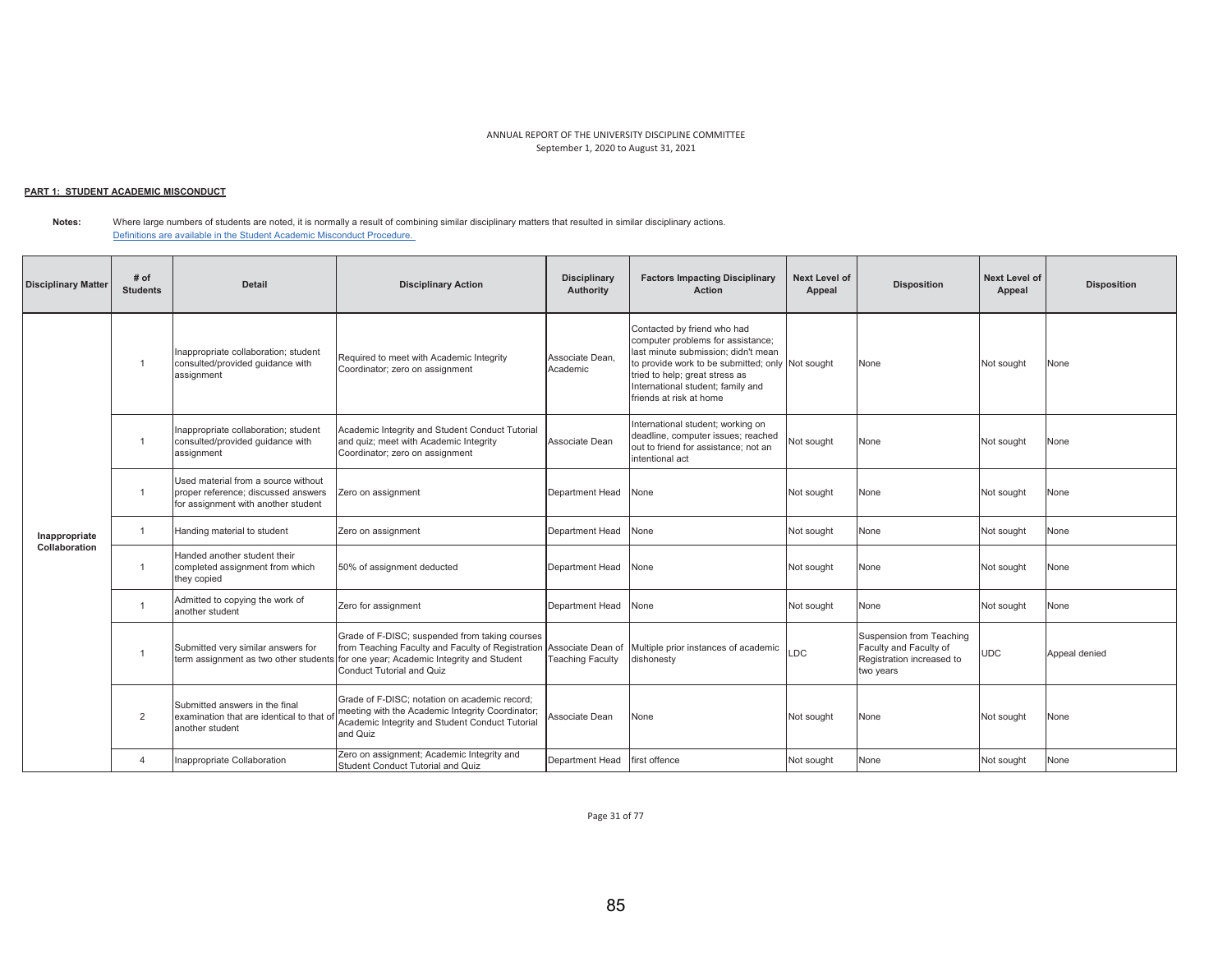ANNUAL REPORT OF THE UNIVERSITY DISCIPLINE COMMITTEE
September 1, 2020 to August 31, 2021

**PART 1: STUDENT ACADEMIC MISCONDUCT**

**Notes:** Where large numbers of students are noted, it is normally a result of combining similar disciplinary matters that resulted in similar disciplinary actions.
Definitions are available in the Student Academic Misconduct Procedure.

| Disciplinary Matter | # of Students | Detail | Disciplinary Action | Disciplinary Authority | Factors Impacting Disciplinary Action | Next Level of Appeal | Disposition | Next Level of Appeal | Disposition |
|---|---|---|---|---|---|---|---|---|---|
| Inappropriate Collaboration | 1 | Inappropriate collaboration; student consulted/provided guidance with assignment | Required to meet with Academic Integrity Coordinator; zero on assignment | Associate Dean, Academic | Contacted by friend who had computer problems for assistance; last minute submission; didn't mean to provide work to be submitted; only tried to help; great stress as International student; family and friends at risk at home | Not sought | None | Not sought | None |
| | 1 | Inappropriate collaboration; student consulted/provided guidance with assignment | Academic Integrity and Student Conduct Tutorial and quiz; meet with Academic Integrity Coordinator; zero on assignment | Associate Dean | International student; working on deadline, computer issues; reached out to friend for assistance; not an intentional act | Not sought | None | Not sought | None |
| | 1 | Used material from a source without proper reference; discussed answers for assignment with another student | Zero on assignment | Department Head | None | Not sought | None | Not sought | None |
| | 1 | Handing material to student | Zero on assignment | Department Head | None | Not sought | None | Not sought | None |
| | 1 | Handed another student their completed assignment from which they copied | 50% of assignment deducted | Department Head | None | Not sought | None | Not sought | None |
| | 1 | Admitted to copying the work of another student | Zero for assignment | Department Head | None | Not sought | None | Not sought | None |
| | 1 | Submitted very similar answers for term assignment as two other students | Grade of F-DISC; suspended from taking courses from Teaching Faculty and Faculty of Registration for one year; Academic Integrity and Student Conduct Tutorial and Quiz | Associate Dean of Teaching Faculty | Multiple prior instances of academic dishonesty | LDC | Suspension from Teaching Faculty and Faculty of Registration increased to two years | UDC | Appeal denied |
| | 2 | Submitted answers in the final examination that are identical to that of another student | Grade of F-DISC; notation on academic record; meeting with the Academic Integrity Coordinator; Academic Integrity and Student Conduct Tutorial and Quiz | Associate Dean | None | Not sought | None | Not sought | None |
| | 4 | Inappropriate Collaboration | Zero on assignment; Academic Integrity and Student Conduct Tutorial and Quiz | Department Head | first offence | Not sought | None | Not sought | None |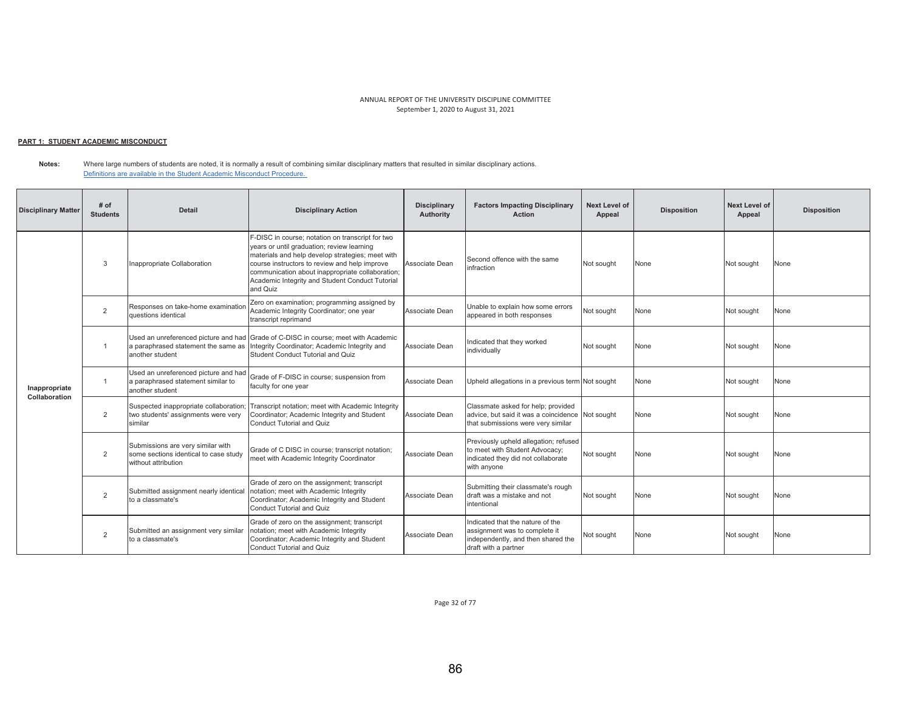ANNUAL REPORT OF THE UNIVERSITY DISCIPLINE COMMITTEE
September 1, 2020 to August 31, 2021

**PART 1: STUDENT ACADEMIC MISCONDUCT**

**Notes:** Where large numbers of students are noted, it is normally a result of combining similar disciplinary matters that resulted in similar disciplinary actions.
Definitions are available in the Student Academic Misconduct Procedure.

| Disciplinary Matter | # of Students | Detail | Disciplinary Action | Disciplinary Authority | Factors Impacting Disciplinary Action | Next Level of Appeal | Disposition | Next Level of Appeal | Disposition |
|---|---|---|---|---|---|---|---|---|---|
| Inappropriate Collaboration | 3 | Inappropriate Collaboration | F-DISC in course; notation on transcript for two years or until graduation; review learning materials and help develop strategies; meet with course instructors to review and help improve communication about inappropriate collaboration; Academic Integrity and Student Conduct Tutorial and Quiz | Associate Dean | Second offence with the same infraction | Not sought | None | Not sought | None |
| | 2 | Responses on take-home examination questions identical | Zero on examination; programming assigned by Academic Integrity Coordinator; one year transcript reprimand | Associate Dean | Unable to explain how some errors appeared in both responses | Not sought | None | Not sought | None |
| | 1 | Used an unreferenced picture and had a paraphrased statement the same as another student | Grade of C-DISC in course; meet with Academic Integrity Coordinator; Academic Integrity and Student Conduct Tutorial and Quiz | Associate Dean | Indicated that they worked individually | Not sought | None | Not sought | None |
| | 1 | Used an unreferenced picture and had a paraphrased statement similar to another student | Grade of F-DISC in course; suspension from faculty for one year | Associate Dean | Upheld allegations in a previous term | Not sought | None | Not sought | None |
| | 2 | Suspected inappropriate collaboration; two students' assignments were very similar | Transcript notation; meet with Academic Integrity Coordinator; Academic Integrity and Student Conduct Tutorial and Quiz | Associate Dean | Classmate asked for help; provided advice, but said it was a coincidence that submissions were very similar | Not sought | None | Not sought | None |
| | 2 | Submissions are very similar with some sections identical to case study without attribution | Grade of C DISC in course; transcript notation; meet with Academic Integrity Coordinator | Associate Dean | Previously upheld allegation; refused to meet with Student Advocacy; indicated they did not collaborate with anyone | Not sought | None | Not sought | None |
| | 2 | Submitted assignment nearly identical to a classmate's | Grade of zero on the assignment; transcript notation; meet with Academic Integrity Coordinator; Academic Integrity and Student Conduct Tutorial and Quiz | Associate Dean | Submitting their classmate's rough draft was a mistake and not intentional | Not sought | None | Not sought | None |
| | 2 | Submitted an assignment very similar to a classmate's | Grade of zero on the assignment; transcript notation; meet with Academic Integrity Coordinator; Academic Integrity and Student Conduct Tutorial and Quiz | Associate Dean | Indicated that the nature of the assignment was to complete it independently, and then shared the draft with a partner | Not sought | None | Not sought | None |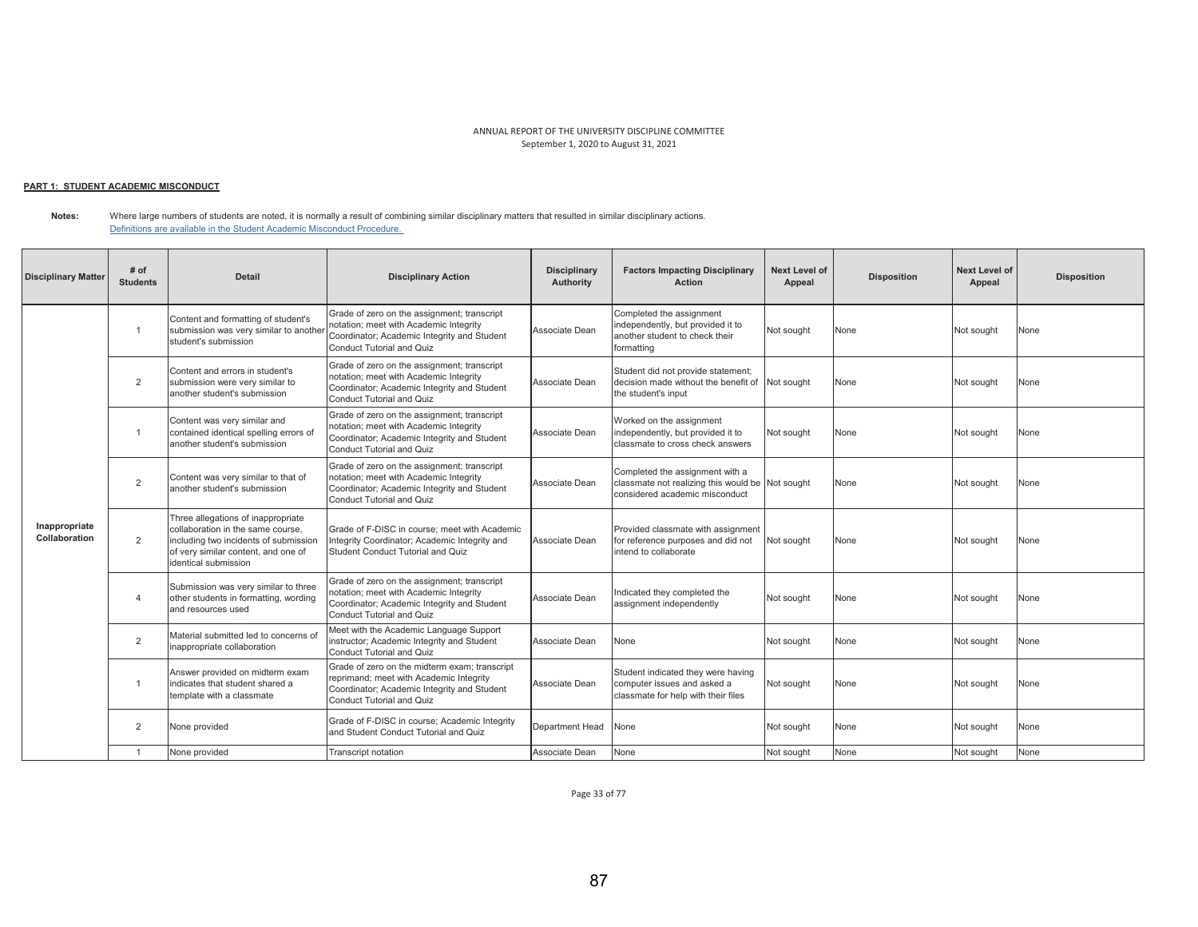ANNUAL REPORT OF THE UNIVERSITY DISCIPLINE COMMITTEE
September 1, 2020 to August 31, 2021

**PART 1: STUDENT ACADEMIC MISCONDUCT**

**Notes:** Where large numbers of students are noted, it is normally a result of combining similar disciplinary matters that resulted in similar disciplinary actions.
Definitions are available in the Student Academic Misconduct Procedure.

| Disciplinary Matter | # of Students | Detail | Disciplinary Action | Disciplinary Authority | Factors Impacting Disciplinary Action | Next Level of Appeal | Disposition | Next Level of Appeal | Disposition |
|---|---|---|---|---|---|---|---|---|---|
| Inappropriate Collaboration | 1 | Content and formatting of student's submission was very similar to another student's submission | Grade of zero on the assignment; transcript notation; meet with Academic Integrity Coordinator; Academic Integrity and Student Conduct Tutorial and Quiz | Associate Dean | Completed the assignment independently, but provided it to another student to check their formatting | Not sought | None | Not sought | None |
| | 2 | Content and errors in student's submission were very similar to another student's submission | Grade of zero on the assignment; transcript notation; meet with Academic Integrity Coordinator; Academic Integrity and Student Conduct Tutorial and Quiz | Associate Dean | Student did not provide statement; decision made without the benefit of the student's input | Not sought | None | Not sought | None |
| | 1 | Content was very similar and contained identical spelling errors of another student's submission | Grade of zero on the assignment; transcript notation; meet with Academic Integrity Coordinator; Academic Integrity and Student Conduct Tutorial and Quiz | Associate Dean | Worked on the assignment independently, but provided it to classmate to cross check answers | Not sought | None | Not sought | None |
| | 2 | Content was very similar to that of another student's submission | Grade of zero on the assignment; transcript notation; meet with Academic Integrity Coordinator; Academic Integrity and Student Conduct Tutorial and Quiz | Associate Dean | Completed the assignment with a classmate not realizing this would be considered academic misconduct | Not sought | None | Not sought | None |
| | 2 | Three allegations of inappropriate collaboration in the same course, including two incidents of submission of very similar content, and one of identical submission | Grade of F-DISC in course; meet with Academic Integrity Coordinator; Academic Integrity and Student Conduct Tutorial and Quiz | Associate Dean | Provided classmate with assignment for reference purposes and did not intend to collaborate | Not sought | None | Not sought | None |
| | 4 | Submission was very similar to three other students in formatting, wording and resources used | Grade of zero on the assignment; transcript notation; meet with Academic Integrity Coordinator; Academic Integrity and Student Conduct Tutorial and Quiz | Associate Dean | Indicated they completed the assignment independently | Not sought | None | Not sought | None |
| | 2 | Material submitted led to concerns of inappropriate collaboration | Meet with the Academic Language Support instructor; Academic Integrity and Student Conduct Tutorial and Quiz | Associate Dean | None | Not sought | None | Not sought | None |
| | 1 | Answer provided on midterm exam indicates that student shared a template with a classmate | Grade of zero on the midterm exam; transcript reprimand; meet with Academic Integrity Coordinator; Academic Integrity and Student Conduct Tutorial and Quiz | Associate Dean | Student indicated they were having computer issues and asked a classmate for help with their files | Not sought | None | Not sought | None |
| | 2 | None provided | Grade of F-DISC in course; Academic Integrity and Student Conduct Tutorial and Quiz | Department Head | None | Not sought | None | Not sought | None |
| | 1 | None provided | Transcript notation | Associate Dean | None | Not sought | None | Not sought | None |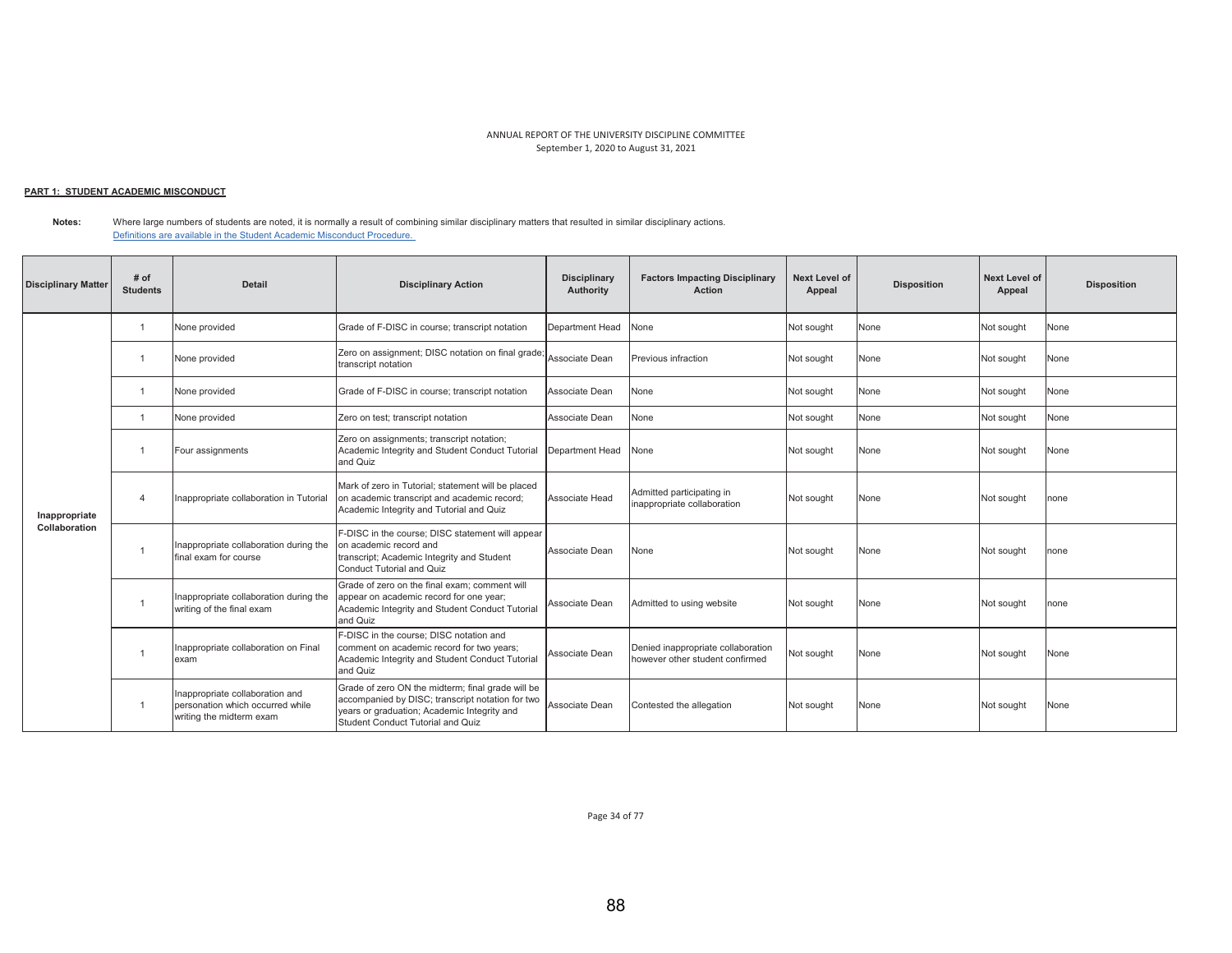ANNUAL REPORT OF THE UNIVERSITY DISCIPLINE COMMITTEE
September 1, 2020 to August 31, 2021

**PART 1: STUDENT ACADEMIC MISCONDUCT**

**Notes:** Where large numbers of students are noted, it is normally a result of combining similar disciplinary matters that resulted in similar disciplinary actions.
Definitions are available in the Student Academic Misconduct Procedure.

| Disciplinary Matter | # of Students | Detail | Disciplinary Action | Disciplinary Authority | Factors Impacting Disciplinary Action | Next Level of Appeal | Disposition | Next Level of Appeal | Disposition |
|---|---|---|---|---|---|---|---|---|---|
| Inappropriate Collaboration | 1 | None provided | Grade of F-DISC in course; transcript notation | Department Head | None | Not sought | None | Not sought | None |
| | 1 | None provided | Zero on assignment; DISC notation on final grade; transcript notation | Associate Dean | Previous infraction | Not sought | None | Not sought | None |
| | 1 | None provided | Grade of F-DISC in course; transcript notation | Associate Dean | None | Not sought | None | Not sought | None |
| | 1 | None provided | Zero on test; transcript notation | Associate Dean | None | Not sought | None | Not sought | None |
| | 1 | Four assignments | Zero on assignments; transcript notation; Academic Integrity and Student Conduct Tutorial and Quiz | Department Head | None | Not sought | None | Not sought | None |
| | 4 | Inappropriate collaboration in Tutorial | Mark of zero in Tutorial; statement will be placed on academic transcript and academic record; Academic Integrity and Tutorial and Quiz | Associate Head | Admitted participating in inappropriate collaboration | Not sought | None | Not sought | none |
| | 1 | Inappropriate collaboration during the final exam for course | F-DISC in the course; DISC statement will appear on academic record and transcript; Academic Integrity and Student Conduct Tutorial and Quiz | Associate Dean | None | Not sought | None | Not sought | none |
| | 1 | Inappropriate collaboration during the writing of the final exam | Grade of zero on the final exam; comment will appear on academic record for one year; Academic Integrity and Student Conduct Tutorial and Quiz | Associate Dean | Admitted to using website | Not sought | None | Not sought | none |
| | 1 | Inappropriate collaboration on Final exam | F-DISC in the course; DISC notation and comment on academic record for two years; Academic Integrity and Student Conduct Tutorial and Quiz | Associate Dean | Denied inappropriate collaboration however other student confirmed | Not sought | None | Not sought | None |
| | 1 | Inappropriate collaboration and personation which occurred while writing the midterm exam | Grade of zero ON the midterm; final grade will be accompanied by DISC; transcript notation for two years or graduation; Academic Integrity and Student Conduct Tutorial and Quiz | Associate Dean | Contested the allegation | Not sought | None | Not sought | None |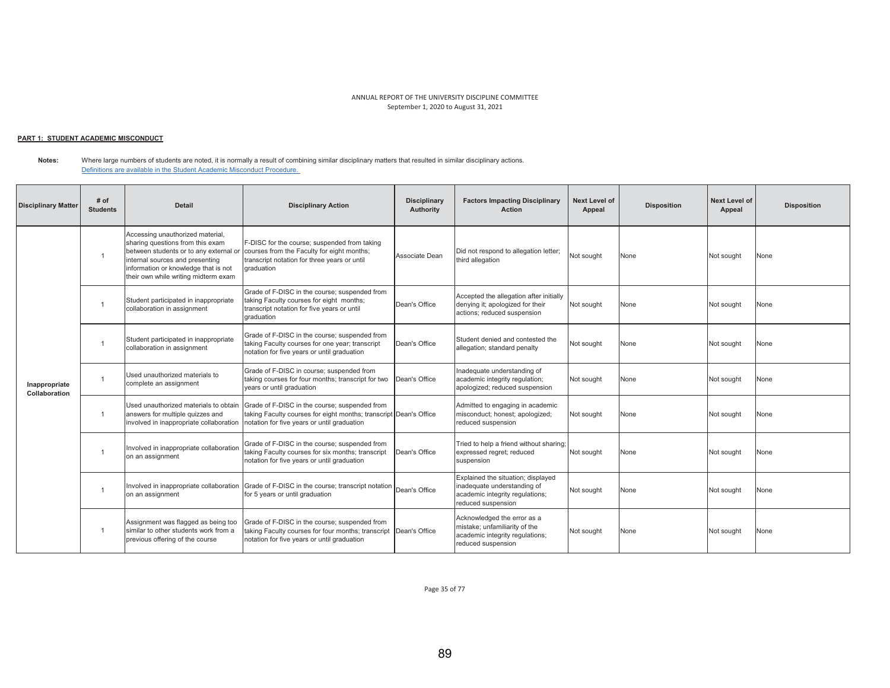ANNUAL REPORT OF THE UNIVERSITY DISCIPLINE COMMITTEE
September 1, 2020 to August 31, 2021

**PART 1: STUDENT ACADEMIC MISCONDUCT**

**Notes:** Where large numbers of students are noted, it is normally a result of combining similar disciplinary matters that resulted in similar disciplinary actions.
[Definitions are available in the Student Academic Misconduct Procedure.](#)

| Disciplinary Matter | # of Students | Detail | Disciplinary Action | Disciplinary Authority | Factors Impacting Disciplinary Action | Next Level of Appeal | Disposition | Next Level of Appeal | Disposition |
|---|---|---|---|---|---|---|---|---|---|
| Inappropriate Collaboration | 1 | Accessing unauthorized material, sharing questions from this exam between students or to any external or internal sources and presenting information or knowledge that is not their own while writing midterm exam | F-DISC for the course; suspended from taking courses from the Faculty for eight months; transcript notation for three years or until graduation | Associate Dean | Did not respond to allegation letter; third allegation | Not sought | None | Not sought | None |
| | 1 | Student participated in inappropriate collaboration in assignment | Grade of F-DISC in the course; suspended from taking Faculty courses for eight months; transcript notation for five years or until graduation | Dean's Office | Accepted the allegation after initially denying it; apologized for their actions; reduced suspension | Not sought | None | Not sought | None |
| | 1 | Student participated in inappropriate collaboration in assignment | Grade of F-DISC in the course; suspended from taking Faculty courses for one year; transcript notation for five years or until graduation | Dean's Office | Student denied and contested the allegation; standard penalty | Not sought | None | Not sought | None |
| | 1 | Used unauthorized materials to complete an assignment | Grade of F-DISC in course; suspended from taking courses for four months; transcript for two years or until graduation | Dean's Office | Inadequate understanding of academic integrity regulation; apologized; reduced suspension | Not sought | None | Not sought | None |
| | 1 | Used unauthorized materials to obtain answers for multiple quizzes and involved in inappropriate collaboration | Grade of F-DISC in the course; suspended from taking Faculty courses for eight months; transcript notation for five years or until graduation | Dean's Office | Admitted to engaging in academic misconduct; honest; apologized; reduced suspension | Not sought | None | Not sought | None |
| | 1 | Involved in inappropriate collaboration on an assignment | Grade of F-DISC in the course; suspended from taking Faculty courses for six months; transcript notation for five years or until graduation | Dean's Office | Tried to help a friend without sharing; expressed regret; reduced suspension | Not sought | None | Not sought | None |
| | 1 | Involved in inappropriate collaboration on an assignment | Grade of F-DISC in the course; transcript notation for 5 years or until graduation | Dean's Office | Explained the situation; displayed inadequate understanding of academic integrity regulations; reduced suspension | Not sought | None | Not sought | None |
| | 1 | Assignment was flagged as being too similar to other students work from a previous offering of the course | Grade of F-DISC in the course; suspended from taking Faculty courses for four months; transcript notation for five years or until graduation | Dean's Office | Acknowledged the error as a mistake; unfamiliarity of the academic integrity regulations; reduced suspension | Not sought | None | Not sought | None |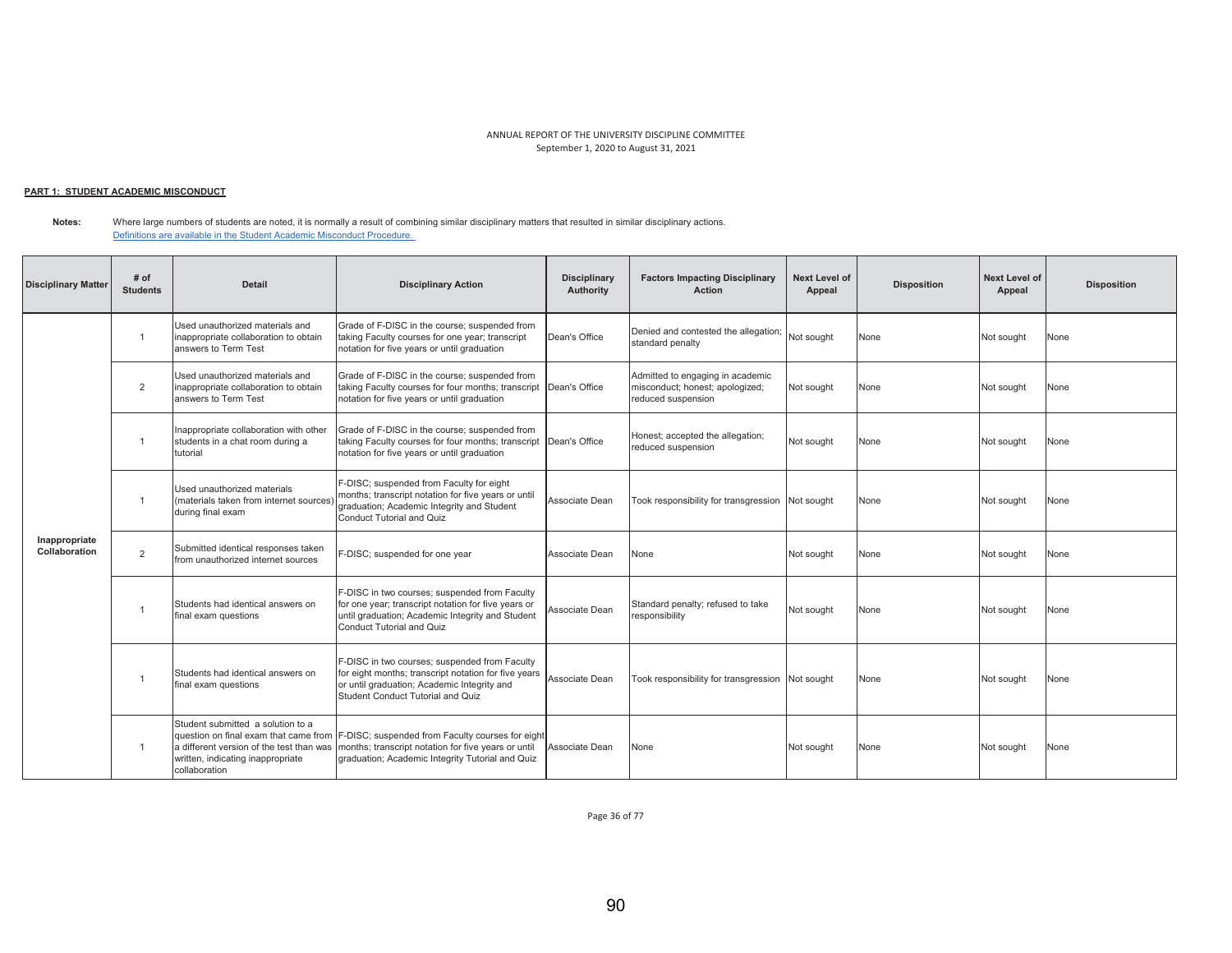ANNUAL REPORT OF THE UNIVERSITY DISCIPLINE COMMITTEE
September 1, 2020 to August 31, 2021

**PART 1: STUDENT ACADEMIC MISCONDUCT**

**Notes:** Where large numbers of students are noted, it is normally a result of combining similar disciplinary matters that resulted in similar disciplinary actions.
[Definitions are available in the Student Academic Misconduct Procedure.]

| Disciplinary Matter | # of Students | Detail | Disciplinary Action | Disciplinary Authority | Factors Impacting Disciplinary Action | Next Level of Appeal | Disposition | Next Level of Appeal | Disposition |
|---|---|---|---|---|---|---|---|---|---|
| Inappropriate Collaboration | 1 | Used unauthorized materials and inappropriate collaboration to obtain answers to Term Test | Grade of F-DISC in the course; suspended from taking Faculty courses for one year; transcript notation for five years or until graduation | Dean's Office | Denied and contested the allegation; standard penalty | Not sought | None | Not sought | None |
| | 2 | Used unauthorized materials and inappropriate collaboration to obtain answers to Term Test | Grade of F-DISC in the course; suspended from taking Faculty courses for four months; transcript notation for five years or until graduation | Dean's Office | Admitted to engaging in academic misconduct; honest; apologized; reduced suspension | Not sought | None | Not sought | None |
| | 1 | Inappropriate collaboration with other students in a chat room during a tutorial | Grade of F-DISC in the course; suspended from taking Faculty courses for four months; transcript notation for five years or until graduation | Dean's Office | Honest; accepted the allegation; reduced suspension | Not sought | None | Not sought | None |
| | 1 | Used unauthorized materials (materials taken from internet sources) during final exam | F-DISC; suspended from Faculty for eight months; transcript notation for five years or until graduation; Academic Integrity and Student Conduct Tutorial and Quiz | Associate Dean | Took responsibility for transgression | Not sought | None | Not sought | None |
| | 2 | Submitted identical responses taken from unauthorized internet sources | F-DISC; suspended for one year | Associate Dean | None | Not sought | None | Not sought | None |
| | 1 | Students had identical answers on final exam questions | F-DISC in two courses; suspended from Faculty for one year; transcript notation for five years or until graduation; Academic Integrity and Student Conduct Tutorial and Quiz | Associate Dean | Standard penalty; refused to take responsibility | Not sought | None | Not sought | None |
| | 1 | Students had identical answers on final exam questions | F-DISC in two courses; suspended from Faculty for eight months; transcript notation for five years or until graduation; Academic Integrity and Student Conduct Tutorial and Quiz | Associate Dean | Took responsibility for transgression | Not sought | None | Not sought | None |
| | 1 | Student submitted a solution to a question on final exam that came from a different version of the test than was written, indicating inappropriate collaboration | F-DISC; suspended from Faculty courses for eight months; transcript notation for five years or until graduation; Academic Integrity Tutorial and Quiz | Associate Dean | None | Not sought | None | Not sought | None |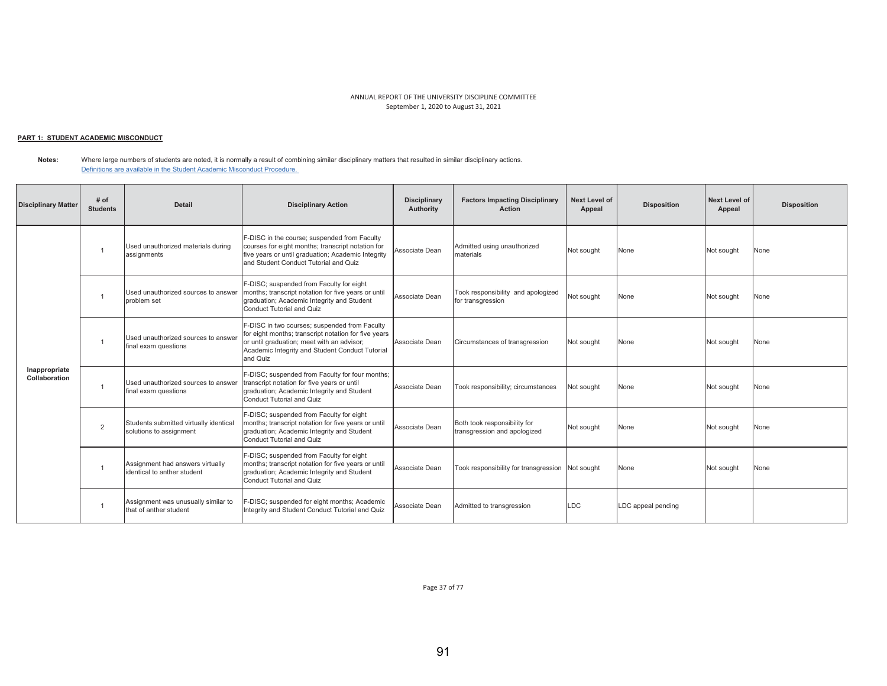ANNUAL REPORT OF THE UNIVERSITY DISCIPLINE COMMITTEE
September 1, 2020 to August 31, 2021

**PART 1: STUDENT ACADEMIC MISCONDUCT**

**Notes:** Where large numbers of students are noted, it is normally a result of combining similar disciplinary matters that resulted in similar disciplinary actions.
Definitions are available in the Student Academic Misconduct Procedure.

| Disciplinary Matter | # of Students | Detail | Disciplinary Action | Disciplinary Authority | Factors Impacting Disciplinary Action | Next Level of Appeal | Disposition | Next Level of Appeal | Disposition |
|---|---|---|---|---|---|---|---|---|---|
| Inappropriate Collaboration | 1 | Used unauthorized materials during assignments | F-DISC in the course; suspended from Faculty courses for eight months; transcript notation for five years or until graduation; Academic Integrity and Student Conduct Tutorial and Quiz | Associate Dean | Admitted using unauthorized materials | Not sought | None | Not sought | None |
| | 1 | Used unauthorized sources to answer problem set | F-DISC; suspended from Faculty for eight months; transcript notation for five years or until graduation; Academic Integrity and Student Conduct Tutorial and Quiz | Associate Dean | Took responsibility and apologized for transgression | Not sought | None | Not sought | None |
| | 1 | Used unauthorized sources to answer final exam questions | F-DISC in two courses; suspended from Faculty for eight months; transcript notation for five years or until graduation; meet with an advisor; Academic Integrity and Student Conduct Tutorial and Quiz | Associate Dean | Circumstances of transgression | Not sought | None | Not sought | None |
| | 1 | Used unauthorized sources to answer final exam questions | F-DISC; suspended from Faculty for four months; transcript notation for five years or until graduation; Academic Integrity and Student Conduct Tutorial and Quiz | Associate Dean | Took responsibility; circumstances | Not sought | None | Not sought | None |
| | 2 | Students submitted virtually identical solutions to assignment | F-DISC; suspended from Faculty for eight months; transcript notation for five years or until graduation; Academic Integrity and Student Conduct Tutorial and Quiz | Associate Dean | Both took responsibility for transgression and apologized | Not sought | None | Not sought | None |
| | 1 | Assignment had answers virtually identical to anther student | F-DISC; suspended from Faculty for eight months; transcript notation for five years or until graduation; Academic Integrity and Student Conduct Tutorial and Quiz | Associate Dean | Took responsibility for transgression | Not sought | None | Not sought | None |
| | 1 | Assignment was unusually similar to that of anther student | F-DISC; suspended for eight months; Academic Integrity and Student Conduct Tutorial and Quiz | Associate Dean | Admitted to transgression | LDC | LDC appeal pending | | |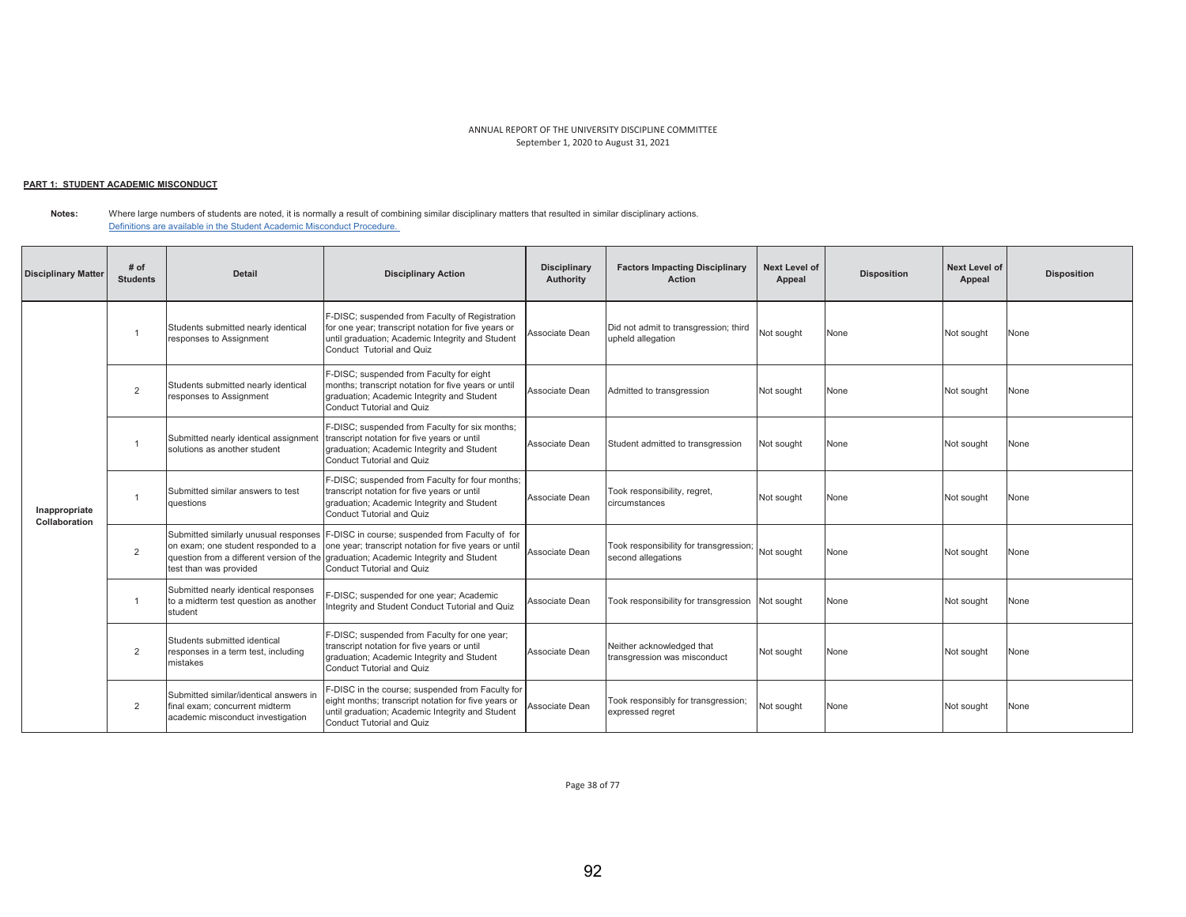ANNUAL REPORT OF THE UNIVERSITY DISCIPLINE COMMITTEE
September 1, 2020 to August 31, 2021

**PART 1: STUDENT ACADEMIC MISCONDUCT**

**Notes:** Where large numbers of students are noted, it is normally a result of combining similar disciplinary matters that resulted in similar disciplinary actions.
Definitions are available in the Student Academic Misconduct Procedure.

| Disciplinary Matter | # of Students | Detail | Disciplinary Action | Disciplinary Authority | Factors Impacting Disciplinary Action | Next Level of Appeal | Disposition | Next Level of Appeal | Disposition |
|---|---|---|---|---|---|---|---|---|---|
| Inappropriate Collaboration | 1 | Students submitted nearly identical responses to Assignment | F-DISC; suspended from Faculty of Registration for one year; transcript notation for five years or until graduation; Academic Integrity and Student Conduct Tutorial and Quiz | Associate Dean | Did not admit to transgression; third upheld allegation | Not sought | None | Not sought | None |
| | 2 | Students submitted nearly identical responses to Assignment | F-DISC; suspended from Faculty for eight months; transcript notation for five years or until graduation; Academic Integrity and Student Conduct Tutorial and Quiz | Associate Dean | Admitted to transgression | Not sought | None | Not sought | None |
| | 1 | Submitted nearly identical assignment solutions as another student | F-DISC; suspended from Faculty for six months; transcript notation for five years or until graduation; Academic Integrity and Student Conduct Tutorial and Quiz | Associate Dean | Student admitted to transgression | Not sought | None | Not sought | None |
| | 1 | Submitted similar answers to test questions | F-DISC; suspended from Faculty for four months; transcript notation for five years or until graduation; Academic Integrity and Student Conduct Tutorial and Quiz | Associate Dean | Took responsibility, regret, circumstances | Not sought | None | Not sought | None |
| | 2 | Submitted similarly unusual responses on exam; one student responded to a question from a different version of the test than was provided | F-DISC in course; suspended from Faculty of for one year; transcript notation for five years or until graduation; Academic Integrity and Student Conduct Tutorial and Quiz | Associate Dean | Took responsibility for transgression; second allegations | Not sought | None | Not sought | None |
| | 1 | Submitted nearly identical responses to a midterm test question as another student | F-DISC; suspended for one year; Academic Integrity and Student Conduct Tutorial and Quiz | Associate Dean | Took responsibility for transgression | Not sought | None | Not sought | None |
| | 2 | Students submitted identical responses in a term test, including mistakes | F-DISC; suspended from Faculty for one year; transcript notation for five years or until graduation; Academic Integrity and Student Conduct Tutorial and Quiz | Associate Dean | Neither acknowledged that transgression was misconduct | Not sought | None | Not sought | None |
| | 2 | Submitted similar/identical answers in final exam; concurrent midterm academic misconduct investigation | F-DISC in the course; suspended from Faculty for eight months; transcript notation for five years or until graduation; Academic Integrity and Student Conduct Tutorial and Quiz | Associate Dean | Took responsibly for transgression; expressed regret | Not sought | None | Not sought | None |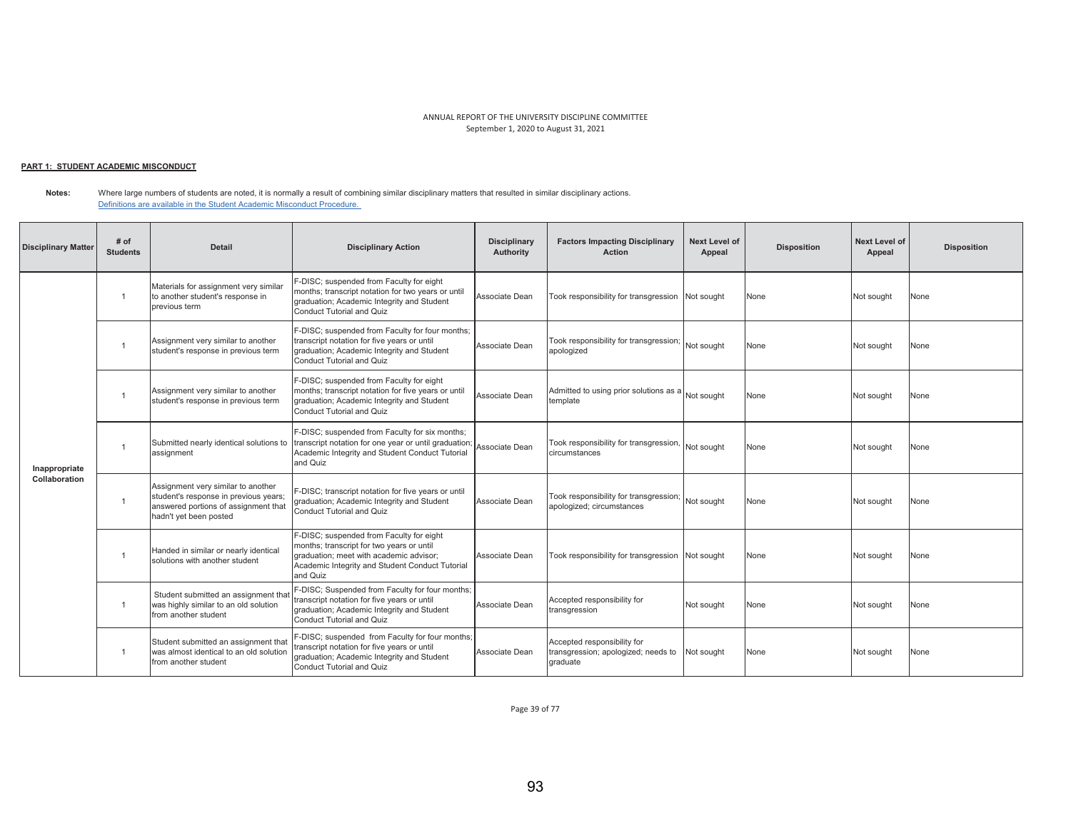ANNUAL REPORT OF THE UNIVERSITY DISCIPLINE COMMITTEE
September 1, 2020 to August 31, 2021

**PART 1: STUDENT ACADEMIC MISCONDUCT**

**Notes:** Where large numbers of students are noted, it is normally a result of combining similar disciplinary matters that resulted in similar disciplinary actions.
Definitions are available in the Student Academic Misconduct Procedure.

| Disciplinary Matter | # of Students | Detail | Disciplinary Action | Disciplinary Authority | Factors Impacting Disciplinary Action | Next Level of Appeal | Disposition | Next Level of Appeal | Disposition |
|---|---|---|---|---|---|---|---|---|---|
| Inappropriate Collaboration | 1 | Materials for assignment very similar to another student's response in previous term | F-DISC; suspended from Faculty for eight months; transcript notation for two years or until graduation; Academic Integrity and Student Conduct Tutorial and Quiz | Associate Dean | Took responsibility for transgression | Not sought | None | Not sought | None |
| | 1 | Assignment very similar to another student's response in previous term | F-DISC; suspended from Faculty for four months; transcript notation for five years or until graduation; Academic Integrity and Student Conduct Tutorial and Quiz | Associate Dean | Took responsibility for transgression; apologized | Not sought | None | Not sought | None |
| | 1 | Assignment very similar to another student's response in previous term | F-DISC; suspended from Faculty for eight months; transcript notation for five years or until graduation; Academic Integrity and Student Conduct Tutorial and Quiz | Associate Dean | Admitted to using prior solutions as a template | Not sought | None | Not sought | None |
| | 1 | Submitted nearly identical solutions to assignment | F-DISC; suspended from Faculty for six months; transcript notation for one year or until graduation; Academic Integrity and Student Conduct Tutorial and Quiz | Associate Dean | Took responsibility for transgression, circumstances | Not sought | None | Not sought | None |
| | 1 | Assignment very similar to another student's response in previous years; answered portions of assignment that hadn't yet been posted | F-DISC; transcript notation for five years or until graduation; Academic Integrity and Student Conduct Tutorial and Quiz | Associate Dean | Took responsibility for transgression; apologized; circumstances | Not sought | None | Not sought | None |
| | 1 | Handed in similar or nearly identical solutions with another student | F-DISC; suspended from Faculty for eight months; transcript notation for two years or until graduation; meet with academic advisor; Academic Integrity and Student Conduct Tutorial and Quiz | Associate Dean | Took responsibility for transgression | Not sought | None | Not sought | None |
| | 1 | Student submitted an assignment that was highly similar to an old solution from another student | F-DISC; Suspended from Faculty for four months; transcript notation for five years or until graduation; Academic Integrity and Student Conduct Tutorial and Quiz | Associate Dean | Accepted responsibility for transgression | Not sought | None | Not sought | None |
| | 1 | Student submitted an assignment that was almost identical to an old solution from another student | F-DISC; suspended from Faculty for four months; transcript notation for five years or until graduation; Academic Integrity and Student Conduct Tutorial and Quiz | Associate Dean | Accepted responsibility for transgression; apologized; needs to graduate | Not sought | None | Not sought | None |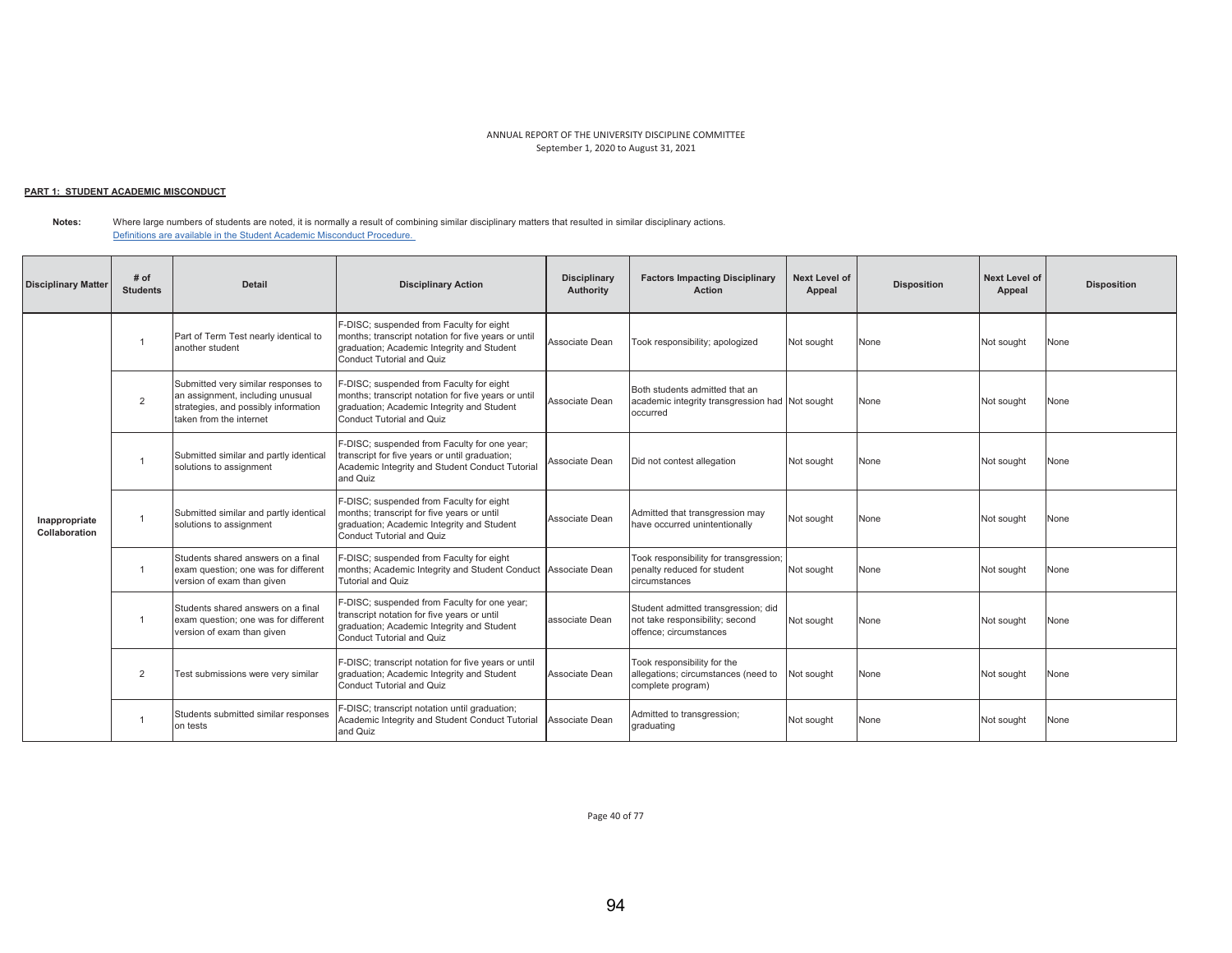ANNUAL REPORT OF THE UNIVERSITY DISCIPLINE COMMITTEE
September 1, 2020 to August 31, 2021

**PART 1: STUDENT ACADEMIC MISCONDUCT**

**Notes:** Where large numbers of students are noted, it is normally a result of combining similar disciplinary matters that resulted in similar disciplinary actions.
Definitions are available in the Student Academic Misconduct Procedure.

| Disciplinary Matter | # of Students | Detail | Disciplinary Action | Disciplinary Authority | Factors Impacting Disciplinary Action | Next Level of Appeal | Disposition | Next Level of Appeal | Disposition |
|---|---|---|---|---|---|---|---|---|---|
| Inappropriate Collaboration | 1 | Part of Term Test nearly identical to another student | F-DISC; suspended from Faculty for eight months; transcript notation for five years or until graduation; Academic Integrity and Student Conduct Tutorial and Quiz | Associate Dean | Took responsibility; apologized | Not sought | None | Not sought | None |
| | 2 | Submitted very similar responses to an assignment, including unusual strategies, and possibly information taken from the internet | F-DISC; suspended from Faculty for eight months; transcript notation for five years or until graduation; Academic Integrity and Student Conduct Tutorial and Quiz | Associate Dean | Both students admitted that an academic integrity transgression had occurred | Not sought | None | Not sought | None |
| | 1 | Submitted similar and partly identical solutions to assignment | F-DISC; suspended from Faculty for one year; transcript for five years or until graduation; Academic Integrity and Student Conduct Tutorial and Quiz | Associate Dean | Did not contest allegation | Not sought | None | Not sought | None |
| | 1 | Submitted similar and partly identical solutions to assignment | F-DISC; suspended from Faculty for eight months; transcript for five years or until graduation; Academic Integrity and Student Conduct Tutorial and Quiz | Associate Dean | Admitted that transgression may have occurred unintentionally | Not sought | None | Not sought | None |
| | 1 | Students shared answers on a final exam question; one was for different version of exam than given | F-DISC; suspended from Faculty for eight months; Academic Integrity and Student Conduct Tutorial and Quiz | Associate Dean | Took responsibility for transgression; penalty reduced for student circumstances | Not sought | None | Not sought | None |
| | 1 | Students shared answers on a final exam question; one was for different version of exam than given | F-DISC; suspended from Faculty for one year; transcript notation for five years or until graduation; Academic Integrity and Student Conduct Tutorial and Quiz | associate Dean | Student admitted transgression; did not take responsibility; second offence; circumstances | Not sought | None | Not sought | None |
| | 2 | Test submissions were very similar | F-DISC; transcript notation for five years or until graduation; Academic Integrity and Student Conduct Tutorial and Quiz | Associate Dean | Took responsibility for the allegations; circumstances (need to complete program) | Not sought | None | Not sought | None |
| | 1 | Students submitted similar responses on tests | F-DISC; transcript notation until graduation; Academic Integrity and Student Conduct Tutorial and Quiz | Associate Dean | Admitted to transgression; graduating | Not sought | None | Not sought | None |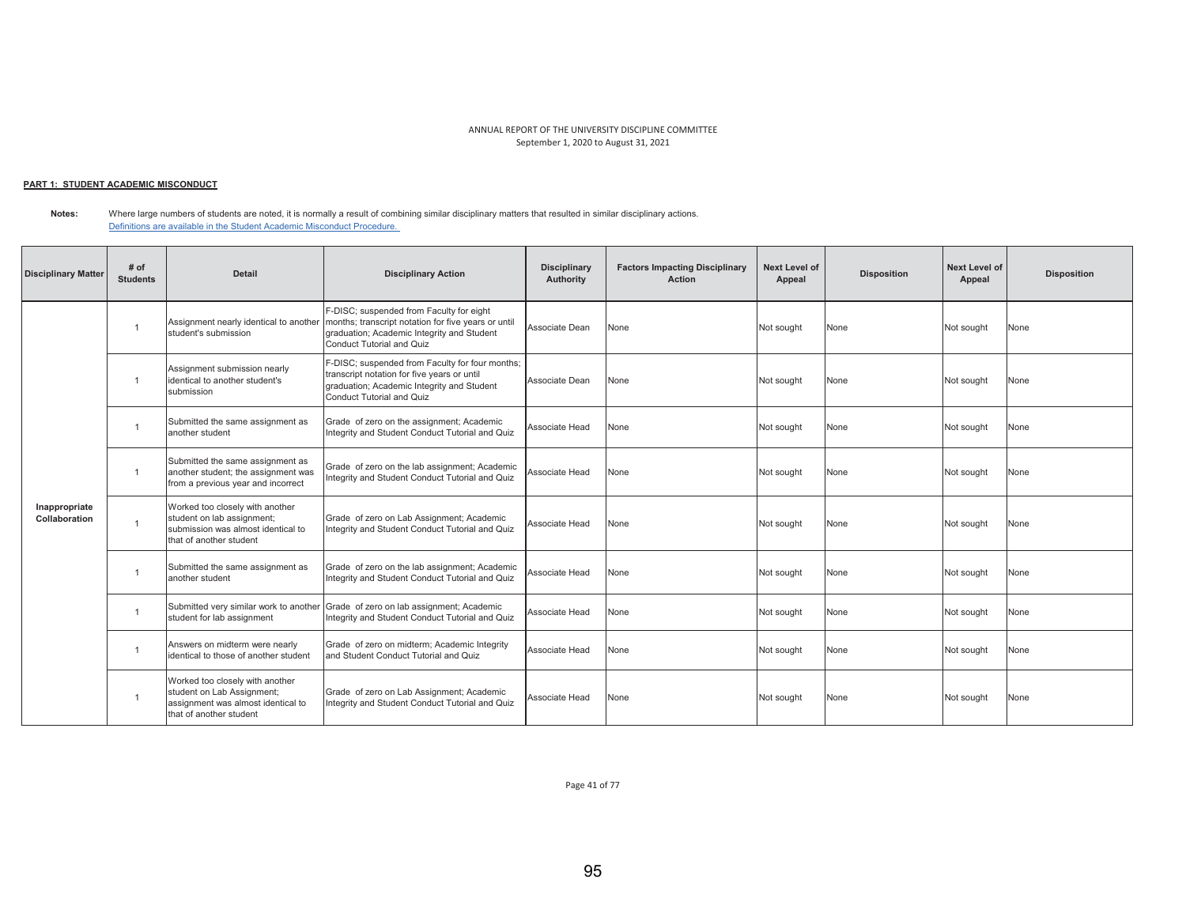ANNUAL REPORT OF THE UNIVERSITY DISCIPLINE COMMITTEE
September 1, 2020 to August 31, 2021

**PART 1: STUDENT ACADEMIC MISCONDUCT**

**Notes:** Where large numbers of students are noted, it is normally a result of combining similar disciplinary matters that resulted in similar disciplinary actions.
Definitions are available in the Student Academic Misconduct Procedure.

| Disciplinary Matter | # of Students | Detail | Disciplinary Action | Disciplinary Authority | Factors Impacting Disciplinary Action | Next Level of Appeal | Disposition | Next Level of Appeal | Disposition |
|---|---|---|---|---|---|---|---|---|---|
| Inappropriate Collaboration | 1 | Assignment nearly identical to another student's submission | F-DISC; suspended from Faculty for eight months; transcript notation for five years or until graduation; Academic Integrity and Student Conduct Tutorial and Quiz | Associate Dean | None | Not sought | None | Not sought | None |
| | 1 | Assignment submission nearly identical to another student's submission | F-DISC; suspended from Faculty for four months; transcript notation for five years or until graduation; Academic Integrity and Student Conduct Tutorial and Quiz | Associate Dean | None | Not sought | None | Not sought | None |
| | 1 | Submitted the same assignment as another student | Grade of zero on the assignment; Academic Integrity and Student Conduct Tutorial and Quiz | Associate Head | None | Not sought | None | Not sought | None |
| | 1 | Submitted the same assignment as another student; the assignment was from a previous year and incorrect | Grade of zero on the lab assignment; Academic Integrity and Student Conduct Tutorial and Quiz | Associate Head | None | Not sought | None | Not sought | None |
| | 1 | Worked too closely with another student on lab assignment; submission was almost identical to that of another student | Grade of zero on Lab Assignment; Academic Integrity and Student Conduct Tutorial and Quiz | Associate Head | None | Not sought | None | Not sought | None |
| | 1 | Submitted the same assignment as another student | Grade of zero on the lab assignment; Academic Integrity and Student Conduct Tutorial and Quiz | Associate Head | None | Not sought | None | Not sought | None |
| | 1 | Submitted very similar work to another student for lab assignment | Grade of zero on lab assignment; Academic Integrity and Student Conduct Tutorial and Quiz | Associate Head | None | Not sought | None | Not sought | None |
| | 1 | Answers on midterm were nearly identical to those of another student | Grade of zero on midterm; Academic Integrity and Student Conduct Tutorial and Quiz | Associate Head | None | Not sought | None | Not sought | None |
| | 1 | Worked too closely with another student on Lab Assignment; assignment was almost identical to that of another student | Grade of zero on Lab Assignment; Academic Integrity and Student Conduct Tutorial and Quiz | Associate Head | None | Not sought | None | Not sought | None |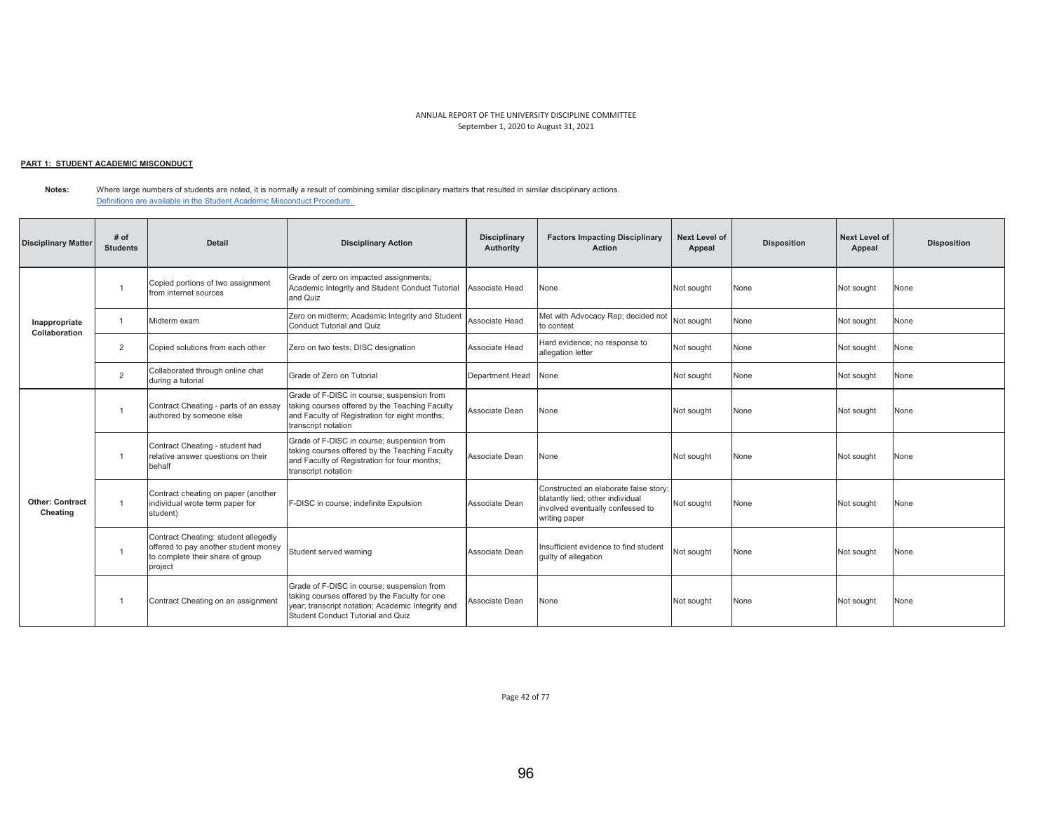ANNUAL REPORT OF THE UNIVERSITY DISCIPLINE COMMITTEE
September 1, 2020 to August 31, 2021

**PART 1: STUDENT ACADEMIC MISCONDUCT**

**Notes:** Where large numbers of students are noted, it is normally a result of combining similar disciplinary matters that resulted in similar disciplinary actions.
Definitions are available in the Student Academic Misconduct Procedure.

| Disciplinary Matter | # of Students | Detail | Disciplinary Action | Disciplinary Authority | Factors Impacting Disciplinary Action | Next Level of Appeal | Disposition | Next Level of Appeal | Disposition |
|---|---|---|---|---|---|---|---|---|---|
| Inappropriate Collaboration | 1 | Copied portions of two assignment from internet sources | Grade of zero on impacted assignments; Academic Integrity and Student Conduct Tutorial and Quiz | Associate Head | None | Not sought | None | Not sought | None |
| | 1 | Midterm exam | Zero on midterm; Academic Integrity and Student Conduct Tutorial and Quiz | Associate Head | Met with Advocacy Rep; decided not to contest | Not sought | None | Not sought | None |
| | 2 | Copied solutions from each other | Zero on two tests; DISC designation | Associate Head | Hard evidence; no response to allegation letter | Not sought | None | Not sought | None |
| | 2 | Collaborated through online chat during a tutorial | Grade of Zero on Tutorial | Department Head | None | Not sought | None | Not sought | None |
| Other: Contract Cheating | 1 | Contract Cheating - parts of an essay authored by someone else | Grade of F-DISC in course; suspension from taking courses offered by the Teaching Faculty and Faculty of Registration for eight months; transcript notation | Associate Dean | None | Not sought | None | Not sought | None |
| | 1 | Contract Cheating - student had relative answer questions on their behalf | Grade of F-DISC in course; suspension from taking courses offered by the Teaching Faculty and Faculty of Registration for four months; transcript notation | Associate Dean | None | Not sought | None | Not sought | None |
| | 1 | Contract cheating on paper (another individual wrote term paper for student) | F-DISC in course; indefinite Expulsion | Associate Dean | Constructed an elaborate false story; blatantly lied; other individual involved eventually confessed to writing paper | Not sought | None | Not sought | None |
| | 1 | Contract Cheating: student allegedly offered to pay another student money to complete their share of group project | Student served warning | Associate Dean | Insufficient evidence to find student guilty of allegation | Not sought | None | Not sought | None |
| | 1 | Contract Cheating on an assignment | Grade of F-DISC in course; suspension from taking courses offered by the Faculty for one year; transcript notation; Academic Integrity and Student Conduct Tutorial and Quiz | Associate Dean | None | Not sought | None | Not sought | None |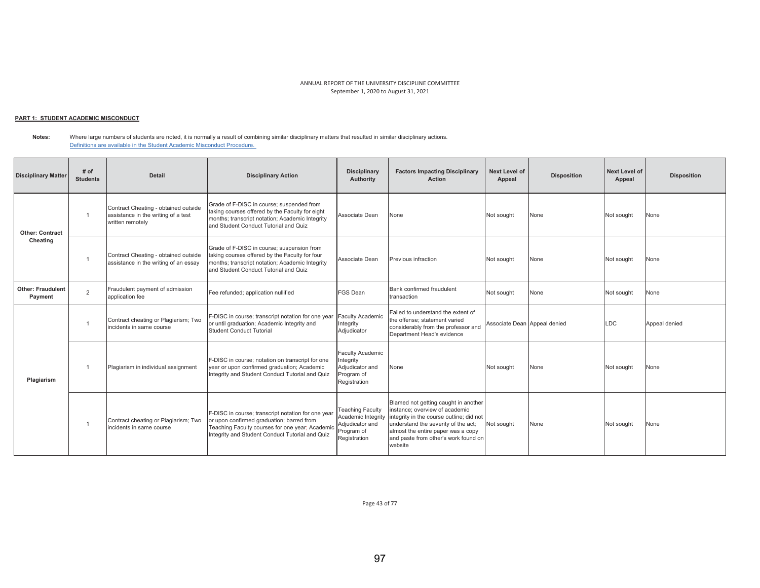ANNUAL REPORT OF THE UNIVERSITY DISCIPLINE COMMITTEE
September 1, 2020 to August 31, 2021

**PART 1: STUDENT ACADEMIC MISCONDUCT**

**Notes:** Where large numbers of students are noted, it is normally a result of combining similar disciplinary matters that resulted in similar disciplinary actions.
Definitions are available in the Student Academic Misconduct Procedure.

| Disciplinary Matter | # of Students | Detail | Disciplinary Action | Disciplinary Authority | Factors Impacting Disciplinary Action | Next Level of Appeal | Disposition | Next Level of Appeal | Disposition |
|---|---|---|---|---|---|---|---|---|---|
| **Other: Contract Cheating** | 1 | Contract Cheating - obtained outside assistance in the writing of a test written remotely | Grade of F-DISC in course; suspended from taking courses offered by the Faculty for eight months; transcript notation; Academic Integrity and Student Conduct Tutorial and Quiz | Associate Dean | None | Not sought | None | Not sought | None |
| | 1 | Contract Cheating - obtained outside assistance in the writing of an essay | Grade of F-DISC in course; suspension from taking courses offered by the Faculty for four months; transcript notation; Academic Integrity and Student Conduct Tutorial and Quiz | Associate Dean | Previous infraction | Not sought | None | Not sought | None |
| **Other: Fraudulent Payment** | 2 | Fraudulent payment of admission application fee | Fee refunded; application nullified | FGS Dean | Bank confirmed fraudulent transaction | Not sought | None | Not sought | None |
| **Plagiarism** | 1 | Contract cheating or Plagiarism; Two incidents in same course | F-DISC in course; transcript notation for one year or until graduation; Academic Integrity and Student Conduct Tutorial | Faculty Academic Integrity Adjudicator | Failed to understand the extent of the offense; statement varied considerably from the professor and Department Head's evidence | Associate Dean | Appeal denied | LDC | Appeal denied |
| | 1 | Plagiarism in individual assignment | F-DISC in course; notation on transcript for one year or upon confirmed graduation; Academic Integrity and Student Conduct Tutorial and Quiz | Faculty Academic Integrity Adjudicator and Program of Registration | None | Not sought | None | Not sought | None |
| | 1 | Contract cheating or Plagiarism; Two incidents in same course | F-DISC in course; transcript notation for one year or upon confirmed graduation; barred from Teaching Faculty courses for one year; Academic Integrity and Student Conduct Tutorial and Quiz | Teaching Faculty Academic Integrity Adjudicator and Program of Registration | Blamed not getting caught in another instance; overview of academic integrity in the course outline; did not understand the severity of the act; almost the entire paper was a copy and paste from other's work found on website | Not sought | None | Not sought | None |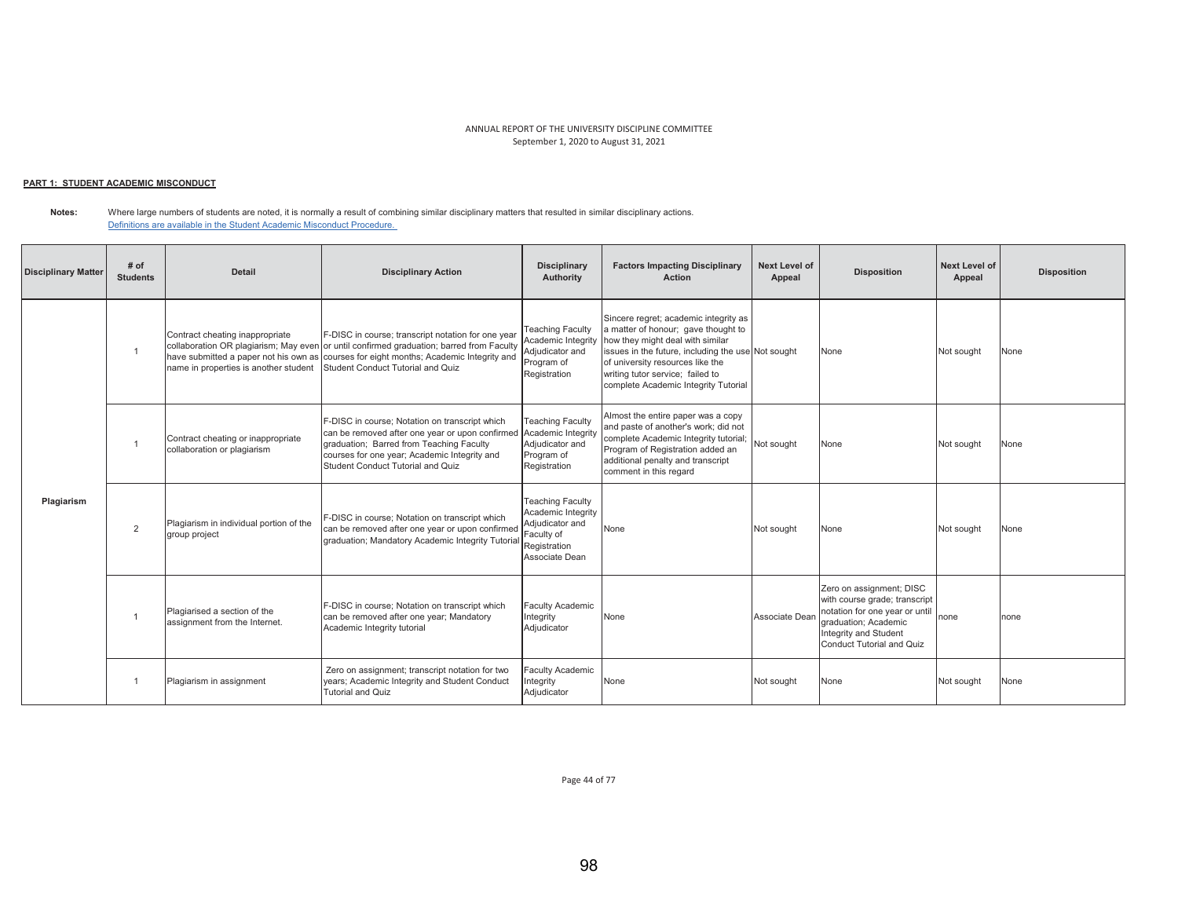ANNUAL REPORT OF THE UNIVERSITY DISCIPLINE COMMITTEE
September 1, 2020 to August 31, 2021

**PART 1: STUDENT ACADEMIC MISCONDUCT**

**Notes:** Where large numbers of students are noted, it is normally a result of combining similar disciplinary matters that resulted in similar disciplinary actions.
Definitions are available in the Student Academic Misconduct Procedure.

| Disciplinary Matter | # of Students | Detail | Disciplinary Action | Disciplinary Authority | Factors Impacting Disciplinary Action | Next Level of Appeal | Disposition | Next Level of Appeal | Disposition |
|---|---|---|---|---|---|---|---|---|---|
| Plagiarism | 1 | Contract cheating inappropriate collaboration OR plagiarism; May even have submitted a paper not his own as name in properties is another student | F-DISC in course; transcript notation for one year or until confirmed graduation; barred from Faculty courses for eight months; Academic Integrity and Student Conduct Tutorial and Quiz | Teaching Faculty Academic Integrity Adjudicator and Program of Registration | Sincere regret; academic integrity as a matter of honour; gave thought to how they might deal with similar issues in the future, including the use of university resources like the writing tutor service; failed to complete Academic Integrity Tutorial | Not sought | None | Not sought | None |
| | 1 | Contract cheating or inappropriate collaboration or plagiarism | F-DISC in course; Notation on transcript which can be removed after one year or upon confirmed graduation; Barred from Teaching Faculty courses for one year; Academic Integrity and Student Conduct Tutorial and Quiz | Teaching Faculty Academic Integrity Adjudicator and Program of Registration | Almost the entire paper was a copy and paste of another's work; did not complete Academic Integrity tutorial; Program of Registration added an additional penalty and transcript comment in this regard | Not sought | None | Not sought | None |
| | 2 | Plagiarism in individual portion of the group project | F-DISC in course; Notation on transcript which can be removed after one year or upon confirmed graduation; Mandatory Academic Integrity Tutorial | Teaching Faculty Academic Integrity Adjudicator and Faculty of Registration Associate Dean | None | Not sought | None | Not sought | None |
| | 1 | Plagiarised a section of the assignment from the Internet. | F-DISC in course; Notation on transcript which can be removed after one year; Mandatory Academic Integrity tutorial | Faculty Academic Integrity Adjudicator | None | Associate Dean | Zero on assignment; DISC with course grade; transcript notation for one year or until graduation; Academic Integrity and Student Conduct Tutorial and Quiz | none | none |
| | 1 | Plagiarism in assignment | Zero on assignment; transcript notation for two years; Academic Integrity and Student Conduct Tutorial and Quiz | Faculty Academic Integrity Adjudicator | None | Not sought | None | Not sought | None |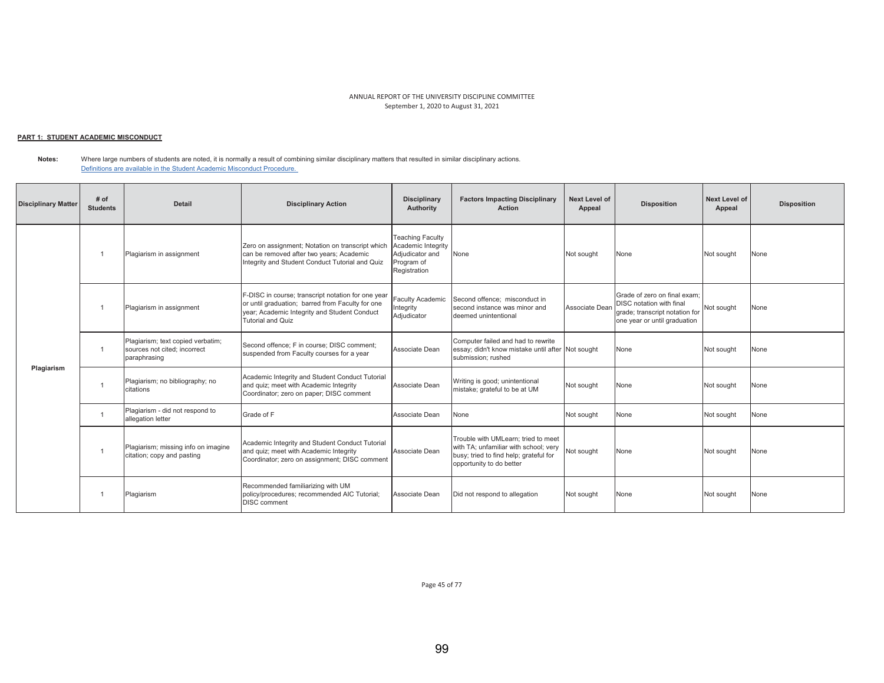ANNUAL REPORT OF THE UNIVERSITY DISCIPLINE COMMITTEE
September 1, 2020 to August 31, 2021

**PART 1: STUDENT ACADEMIC MISCONDUCT**

**Notes:** Where large numbers of students are noted, it is normally a result of combining similar disciplinary matters that resulted in similar disciplinary actions.
Definitions are available in the Student Academic Misconduct Procedure.

| Disciplinary Matter | # of Students | Detail | Disciplinary Action | Disciplinary Authority | Factors Impacting Disciplinary Action | Next Level of Appeal | Disposition | Next Level of Appeal | Disposition |
|---|---|---|---|---|---|---|---|---|---|
| Plagiarism | 1 | Plagiarism in assignment | Zero on assignment; Notation on transcript which can be removed after two years; Academic Integrity and Student Conduct Tutorial and Quiz | Teaching Faculty Academic Integrity Adjudicator and Program of Registration | None | Not sought | None | Not sought | None |
| | 1 | Plagiarism in assignment | F-DISC in course; transcript notation for one year or until graduation; barred from Faculty for one year; Academic Integrity and Student Conduct Tutorial and Quiz | Faculty Academic Integrity Adjudicator | Second offence; misconduct in second instance was minor and deemed unintentional | Associate Dean | Grade of zero on final exam; DISC notation with final grade; transcript notation for one year or until graduation | Not sought | None |
| | 1 | Plagiarism; text copied verbatim; sources not cited; incorrect paraphrasing | Second offence; F in course; DISC comment; suspended from Faculty courses for a year | Associate Dean | Computer failed and had to rewrite essay; didn't know mistake until after submission; rushed | Not sought | None | Not sought | None |
| | 1 | Plagiarism; no bibliography; no citations | Academic Integrity and Student Conduct Tutorial and quiz; meet with Academic Integrity Coordinator; zero on paper; DISC comment | Associate Dean | Writing is good; unintentional mistake; grateful to be at UM | Not sought | None | Not sought | None |
| | 1 | Plagiarism - did not respond to allegation letter | Grade of F | Associate Dean | None | Not sought | None | Not sought | None |
| | 1 | Plagiarism; missing info on imagine citation; copy and pasting | Academic Integrity and Student Conduct Tutorial and quiz; meet with Academic Integrity Coordinator; zero on assignment; DISC comment | Associate Dean | Trouble with UMLearn; tried to meet with TA; unfamiliar with school; very busy; tried to find help; grateful for opportunity to do better | Not sought | None | Not sought | None |
| | 1 | Plagiarism | Recommended familiarizing with UM policy/procedures; recommended AIC Tutorial; DISC comment | Associate Dean | Did not respond to allegation | Not sought | None | Not sought | None |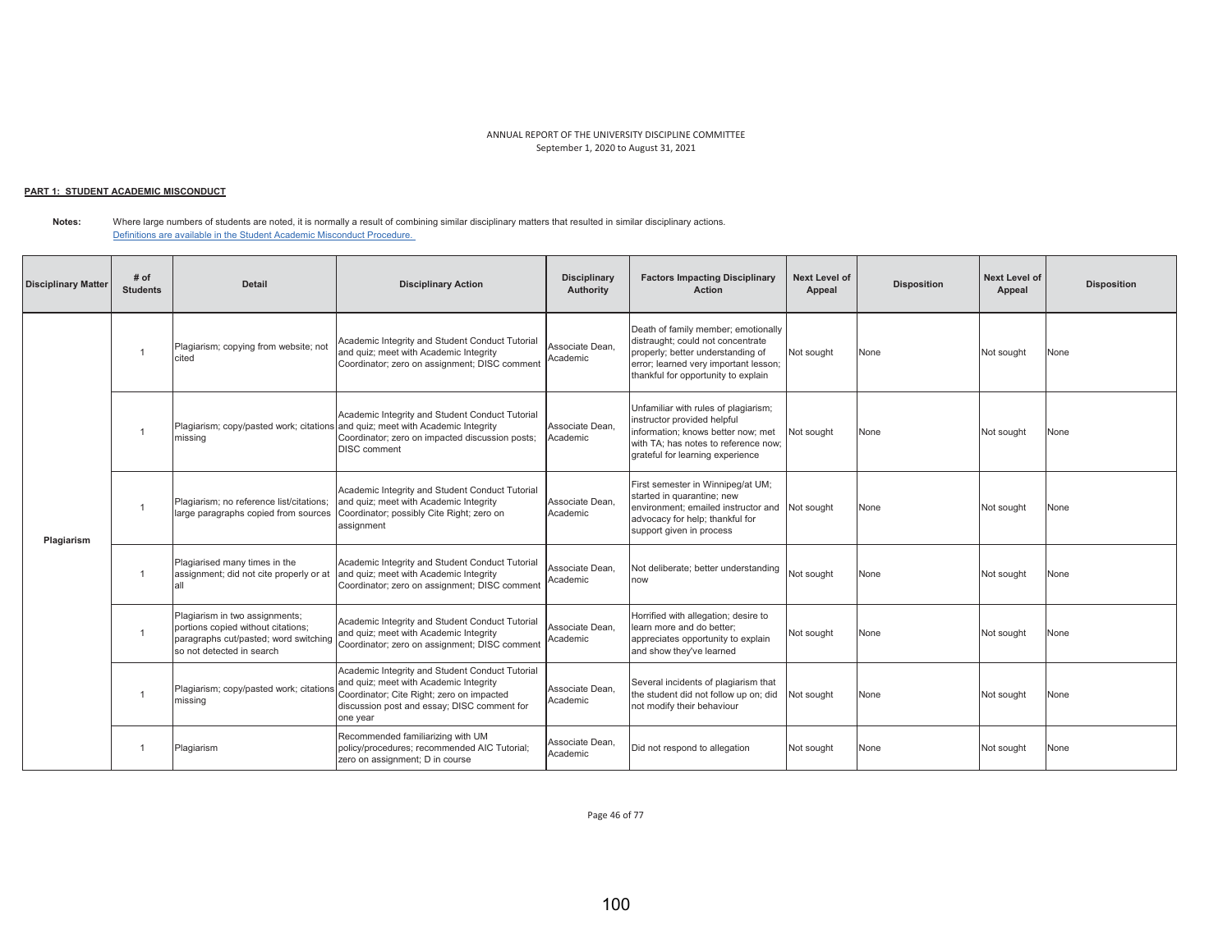ANNUAL REPORT OF THE UNIVERSITY DISCIPLINE COMMITTEE
September 1, 2020 to August 31, 2021

**PART 1: STUDENT ACADEMIC MISCONDUCT**

**Notes:** Where large numbers of students are noted, it is normally a result of combining similar disciplinary matters that resulted in similar disciplinary actions.
[Definitions are available in the Student Academic Misconduct Procedure.](#)

| Disciplinary Matter | # of Students | Detail | Disciplinary Action | Disciplinary Authority | Factors Impacting Disciplinary Action | Next Level of Appeal | Disposition | Next Level of Appeal | Disposition |
|---|---|---|---|---|---|---|---|---|---|
| Plagiarism | 1 | Plagiarism; copying from website; not cited | Academic Integrity and Student Conduct Tutorial and quiz; meet with Academic Integrity Coordinator; zero on assignment; DISC comment | Associate Dean, Academic | Death of family member; emotionally distraught; could not concentrate properly; better understanding of error; learned very important lesson; thankful for opportunity to explain | Not sought | None | Not sought | None |
| | 1 | Plagiarism; copy/pasted work; citations missing | Academic Integrity and Student Conduct Tutorial and quiz; meet with Academic Integrity Coordinator; zero on impacted discussion posts; DISC comment | Associate Dean, Academic | Unfamiliar with rules of plagiarism; instructor provided helpful information; knows better now; met with TA; has notes to reference now; grateful for learning experience | Not sought | None | Not sought | None |
| | 1 | Plagiarism; no reference list/citations; large paragraphs copied from sources | Academic Integrity and Student Conduct Tutorial and quiz; meet with Academic Integrity Coordinator; possibly Cite Right; zero on assignment | Associate Dean, Academic | First semester in Winnipeg/at UM; started in quarantine; new environment; emailed instructor and advocacy for help; thankful for support given in process | Not sought | None | Not sought | None |
| | 1 | Plagiarised many times in the assignment; did not cite properly or at all | Academic Integrity and Student Conduct Tutorial and quiz; meet with Academic Integrity Coordinator; zero on assignment; DISC comment | Associate Dean, Academic | Not deliberate; better understanding now | Not sought | None | Not sought | None |
| | 1 | Plagiarism in two assignments; portions copied without citations; paragraphs cut/pasted; word switching so not detected in search | Academic Integrity and Student Conduct Tutorial and quiz; meet with Academic Integrity Coordinator; zero on assignment; DISC comment | Associate Dean, Academic | Horrified with allegation; desire to learn more and do better; appreciates opportunity to explain and show they've learned | Not sought | None | Not sought | None |
| | 1 | Plagiarism; copy/pasted work; citations missing | Academic Integrity and Student Conduct Tutorial and quiz; meet with Academic Integrity Coordinator; Cite Right; zero on impacted discussion post and essay; DISC comment for one year | Associate Dean, Academic | Several incidents of plagiarism that the student did not follow up on; did not modify their behaviour | Not sought | None | Not sought | None |
| | 1 | Plagiarism | Recommended familiarizing with UM policy/procedures; recommended AIC Tutorial; zero on assignment; D in course | Associate Dean, Academic | Did not respond to allegation | Not sought | None | Not sought | None |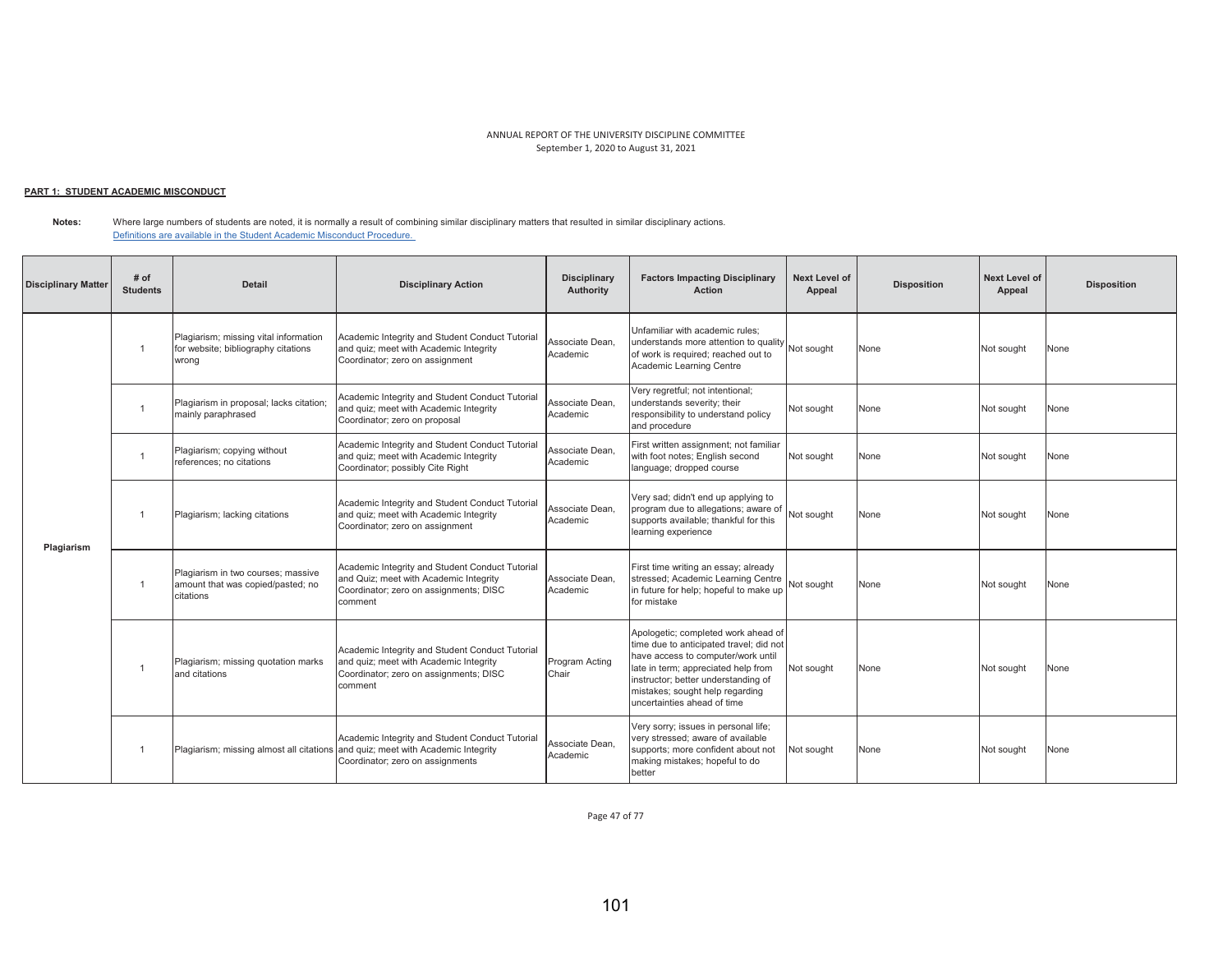ANNUAL REPORT OF THE UNIVERSITY DISCIPLINE COMMITTEE
September 1, 2020 to August 31, 2021

**PART 1: STUDENT ACADEMIC MISCONDUCT**

**Notes:** Where large numbers of students are noted, it is normally a result of combining similar disciplinary matters that resulted in similar disciplinary actions.
Definitions are available in the Student Academic Misconduct Procedure.

| Disciplinary Matter | # of Students | Detail | Disciplinary Action | Disciplinary Authority | Factors Impacting Disciplinary Action | Next Level of Appeal | Disposition | Next Level of Appeal | Disposition |
|---|---|---|---|---|---|---|---|---|---|
| Plagiarism | 1 | Plagiarism; missing vital information for website; bibliography citations wrong | Academic Integrity and Student Conduct Tutorial and quiz; meet with Academic Integrity Coordinator; zero on assignment | Associate Dean, Academic | Unfamiliar with academic rules; understands more attention to quality of work is required; reached out to Academic Learning Centre | Not sought | None | Not sought | None |
| | 1 | Plagiarism in proposal; lacks citation; mainly paraphrased | Academic Integrity and Student Conduct Tutorial and quiz; meet with Academic Integrity Coordinator; zero on proposal | Associate Dean, Academic | Very regretful; not intentional; understands severity; their responsibility to understand policy and procedure | Not sought | None | Not sought | None |
| | 1 | Plagiarism; copying without references; no citations | Academic Integrity and Student Conduct Tutorial and quiz; meet with Academic Integrity Coordinator; possibly Cite Right | Associate Dean, Academic | First written assignment; not familiar with foot notes; English second language; dropped course | Not sought | None | Not sought | None |
| | 1 | Plagiarism; lacking citations | Academic Integrity and Student Conduct Tutorial and quiz; meet with Academic Integrity Coordinator; zero on assignment | Associate Dean, Academic | Very sad; didn't end up applying to program due to allegations; aware of supports available; thankful for this learning experience | Not sought | None | Not sought | None |
| | 1 | Plagiarism in two courses; massive amount that was copied/pasted; no citations | Academic Integrity and Student Conduct Tutorial and Quiz; meet with Academic Integrity Coordinator; zero on assignments; DISC comment | Associate Dean, Academic | First time writing an essay; already stressed; Academic Learning Centre in future for help; hopeful to make up for mistake | Not sought | None | Not sought | None |
| | 1 | Plagiarism; missing quotation marks and citations | Academic Integrity and Student Conduct Tutorial and quiz; meet with Academic Integrity Coordinator; zero on assignments; DISC comment | Program Acting Chair | Apologetic; completed work ahead of time due to anticipated travel; did not have access to computer/work until late in term; appreciated help from instructor; better understanding of mistakes; sought help regarding uncertainties ahead of time | Not sought | None | Not sought | None |
| | 1 | Plagiarism; missing almost all citations | Academic Integrity and Student Conduct Tutorial and quiz; meet with Academic Integrity Coordinator; zero on assignments | Associate Dean, Academic | Very sorry; issues in personal life; very stressed; aware of available supports; more confident about not making mistakes; hopeful to do better | Not sought | None | Not sought | None |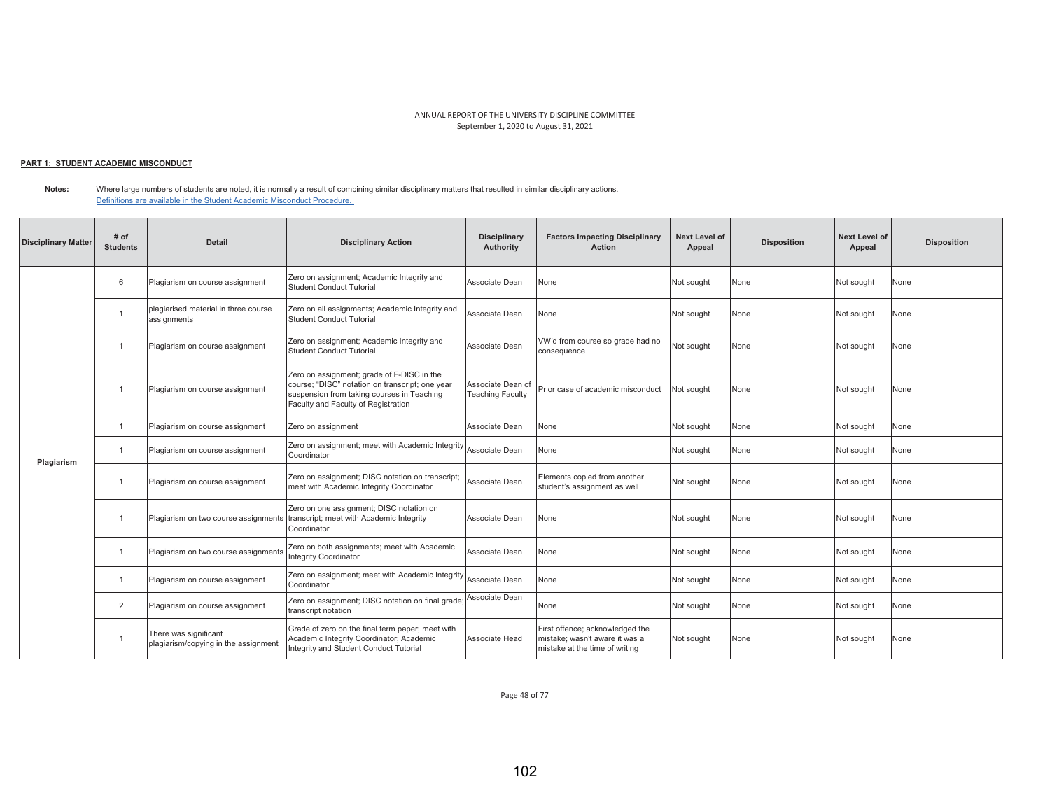ANNUAL REPORT OF THE UNIVERSITY DISCIPLINE COMMITTEE
September 1, 2020 to August 31, 2021

**PART 1: STUDENT ACADEMIC MISCONDUCT**

**Notes:** Where large numbers of students are noted, it is normally a result of combining similar disciplinary matters that resulted in similar disciplinary actions.
Definitions are available in the Student Academic Misconduct Procedure.

| Disciplinary Matter | # of Students | Detail | Disciplinary Action | Disciplinary Authority | Factors Impacting Disciplinary Action | Next Level of Appeal | Disposition | Next Level of Appeal | Disposition |
|---|---|---|---|---|---|---|---|---|---|
| Plagiarism | 6 | Plagiarism on course assignment | Zero on assignment; Academic Integrity and Student Conduct Tutorial | Associate Dean | None | Not sought | None | Not sought | None |
| | 1 | plagiarised material in three course assignments | Zero on all assignments; Academic Integrity and Student Conduct Tutorial | Associate Dean | None | Not sought | None | Not sought | None |
| | 1 | Plagiarism on course assignment | Zero on assignment; Academic Integrity and Student Conduct Tutorial | Associate Dean | VW'd from course so grade had no consequence | Not sought | None | Not sought | None |
| | 1 | Plagiarism on course assignment | Zero on assignment; grade of F-DISC in the course; "DISC" notation on transcript; one year suspension from taking courses in Teaching Faculty and Faculty of Registration | Associate Dean of Teaching Faculty | Prior case of academic misconduct | Not sought | None | Not sought | None |
| | 1 | Plagiarism on course assignment | Zero on assignment | Associate Dean | None | Not sought | None | Not sought | None |
| | 1 | Plagiarism on course assignment | Zero on assignment; meet with Academic Integrity Coordinator | Associate Dean | None | Not sought | None | Not sought | None |
| | 1 | Plagiarism on course assignment | Zero on assignment; DISC notation on transcript; meet with Academic Integrity Coordinator | Associate Dean | Elements copied from another student's assignment as well | Not sought | None | Not sought | None |
| | 1 | Plagiarism on two course assignments | Zero on one assignment; DISC notation on transcript; meet with Academic Integrity Coordinator | Associate Dean | None | Not sought | None | Not sought | None |
| | 1 | Plagiarism on two course assignments | Zero on both assignments; meet with Academic Integrity Coordinator | Associate Dean | None | Not sought | None | Not sought | None |
| | 1 | Plagiarism on course assignment | Zero on assignment; meet with Academic Integrity Coordinator | Associate Dean | None | Not sought | None | Not sought | None |
| | 2 | Plagiarism on course assignment | Zero on assignment; DISC notation on final grade; transcript notation | Associate Dean | None | Not sought | None | Not sought | None |
| | 1 | There was significant plagiarism/copying in the assignment | Grade of zero on the final term paper; meet with Academic Integrity Coordinator; Academic Integrity and Student Conduct Tutorial | Associate Head | First offence; acknowledged the mistake; wasn't aware it was a mistake at the time of writing | Not sought | None | Not sought | None |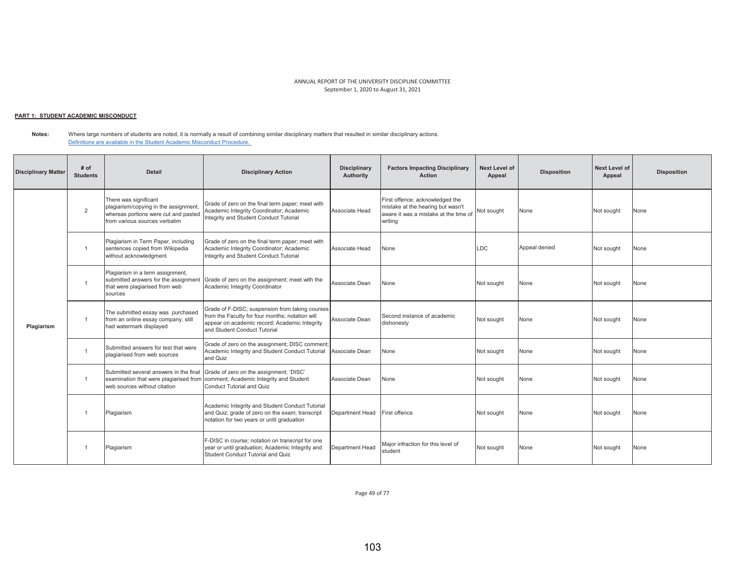ANNUAL REPORT OF THE UNIVERSITY DISCIPLINE COMMITTEE
September 1, 2020 to August 31, 2021

**PART 1: STUDENT ACADEMIC MISCONDUCT**

**Notes:** Where large numbers of students are noted, it is normally a result of combining similar disciplinary matters that resulted in similar disciplinary actions.
Definitions are available in the Student Academic Misconduct Procedure.

| Disciplinary Matter | # of Students | Detail | Disciplinary Action | Disciplinary Authority | Factors Impacting Disciplinary Action | Next Level of Appeal | Disposition | Next Level of Appeal | Disposition |
|---|---|---|---|---|---|---|---|---|---|
| Plagiarism | 2 | There was significant plagiarism/copying in the assignment, whereas portions were cut and pasted from various sources verbatim | Grade of zero on the final term paper; meet with Academic Integrity Coordinator; Academic Integrity and Student Conduct Tutorial | Associate Head | First offence; acknowledged the mistake at the hearing but wasn't aware it was a mistake at the time of writing | Not sought | None | Not sought | None |
| | 1 | Plagiarism in Term Paper, including sentences copied from Wikipedia without acknowledgment | Grade of zero on the final term paper; meet with Academic Integrity Coordinator; Academic Integrity and Student Conduct Tutorial | Associate Head | None | LDC | Appeal denied | Not sought | None |
| | 1 | Plagiarism in a term assignment, submitted answers for the assignment that were plagiarised from web sources | Grade of zero on the assignment; meet with the Academic Integrity Coordinator | Associate Dean | None | Not sought | None | Not sought | None |
| | 1 | The submitted essay was purchased from an online essay company, still had watermark displayed | Grade of F-DISC; suspension from taking courses from the Faculty for four months; notation will appear on academic record; Academic Integrity and Student Conduct Tutorial | Associate Dean | Second instance of academic dishonesty | Not sought | None | Not sought | None |
| | 1 | Submitted answers for test that were plagiarised from web sources | Grade of zero on the assignment; DISC comment; Academic Integrity and Student Conduct Tutorial and Quiz | Associate Dean | None | Not sought | None | Not sought | None |
| | 1 | Submitted several answers in the final examination that were plagiarised from web sources without citation | Grade of zero on the assignment; 'DISC' comment; Academic Integrity and Student Conduct Tutorial and Quiz | Associate Dean | None | Not sought | None | Not sought | None |
| | 1 | Plagiarism | Academic Integrity and Student Conduct Tutorial and Quiz; grade of zero on the exam; transcript notation for two years or until graduation | Department Head | First offence | Not sought | None | Not sought | None |
| | 1 | Plagiarism | F-DISC in course; notation on transcript for one year or until graduation; Academic Integrity and Student Conduct Tutorial and Quiz | Department Head | Major infraction for this level of student | Not sought | None | Not sought | None |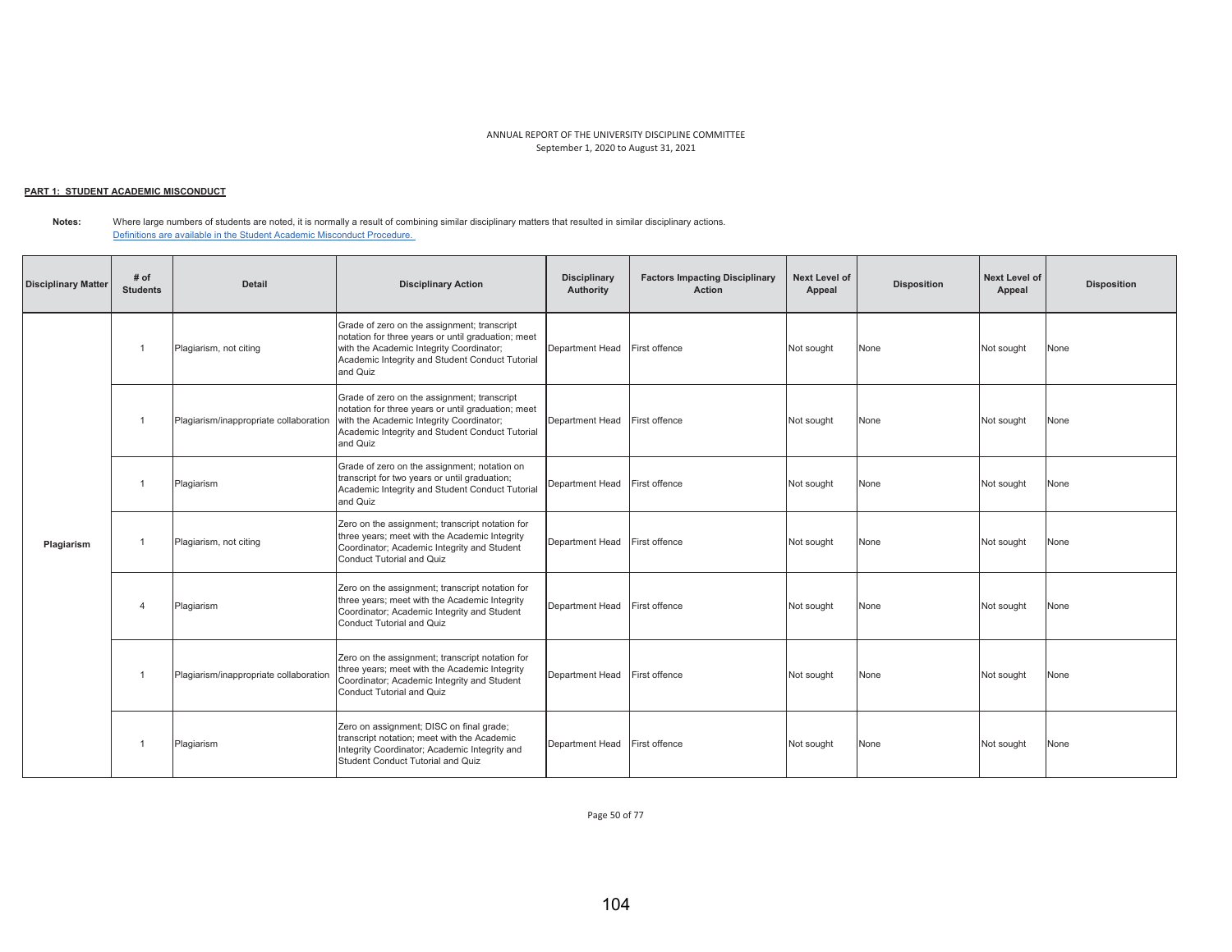ANNUAL REPORT OF THE UNIVERSITY DISCIPLINE COMMITTEE
September 1, 2020 to August 31, 2021

**PART 1: STUDENT ACADEMIC MISCONDUCT**

**Notes:** Where large numbers of students are noted, it is normally a result of combining similar disciplinary matters that resulted in similar disciplinary actions.
Definitions are available in the Student Academic Misconduct Procedure.

| Disciplinary Matter | # of Students | Detail | Disciplinary Action | Disciplinary Authority | Factors Impacting Disciplinary Action | Next Level of Appeal | Disposition | Next Level of Appeal | Disposition |
|---|---|---|---|---|---|---|---|---|---|
| Plagiarism | 1 | Plagiarism, not citing | Grade of zero on the assignment; transcript notation for three years or until graduation; meet with the Academic Integrity Coordinator; Academic Integrity and Student Conduct Tutorial and Quiz | Department Head | First offence | Not sought | None | Not sought | None |
| | 1 | Plagiarism/inappropriate collaboration | Grade of zero on the assignment; transcript notation for three years or until graduation; meet with the Academic Integrity Coordinator; Academic Integrity and Student Conduct Tutorial and Quiz | Department Head | First offence | Not sought | None | Not sought | None |
| | 1 | Plagiarism | Grade of zero on the assignment; notation on transcript for two years or until graduation; Academic Integrity and Student Conduct Tutorial and Quiz | Department Head | First offence | Not sought | None | Not sought | None |
| | 1 | Plagiarism, not citing | Zero on the assignment; transcript notation for three years; meet with the Academic Integrity Coordinator; Academic Integrity and Student Conduct Tutorial and Quiz | Department Head | First offence | Not sought | None | Not sought | None |
| | 4 | Plagiarism | Zero on the assignment; transcript notation for three years; meet with the Academic Integrity Coordinator; Academic Integrity and Student Conduct Tutorial and Quiz | Department Head | First offence | Not sought | None | Not sought | None |
| | 1 | Plagiarism/inappropriate collaboration | Zero on the assignment; transcript notation for three years; meet with the Academic Integrity Coordinator; Academic Integrity and Student Conduct Tutorial and Quiz | Department Head | First offence | Not sought | None | Not sought | None |
| | 1 | Plagiarism | Zero on assignment; DISC on final grade; transcript notation; meet with the Academic Integrity Coordinator; Academic Integrity and Student Conduct Tutorial and Quiz | Department Head | First offence | Not sought | None | Not sought | None |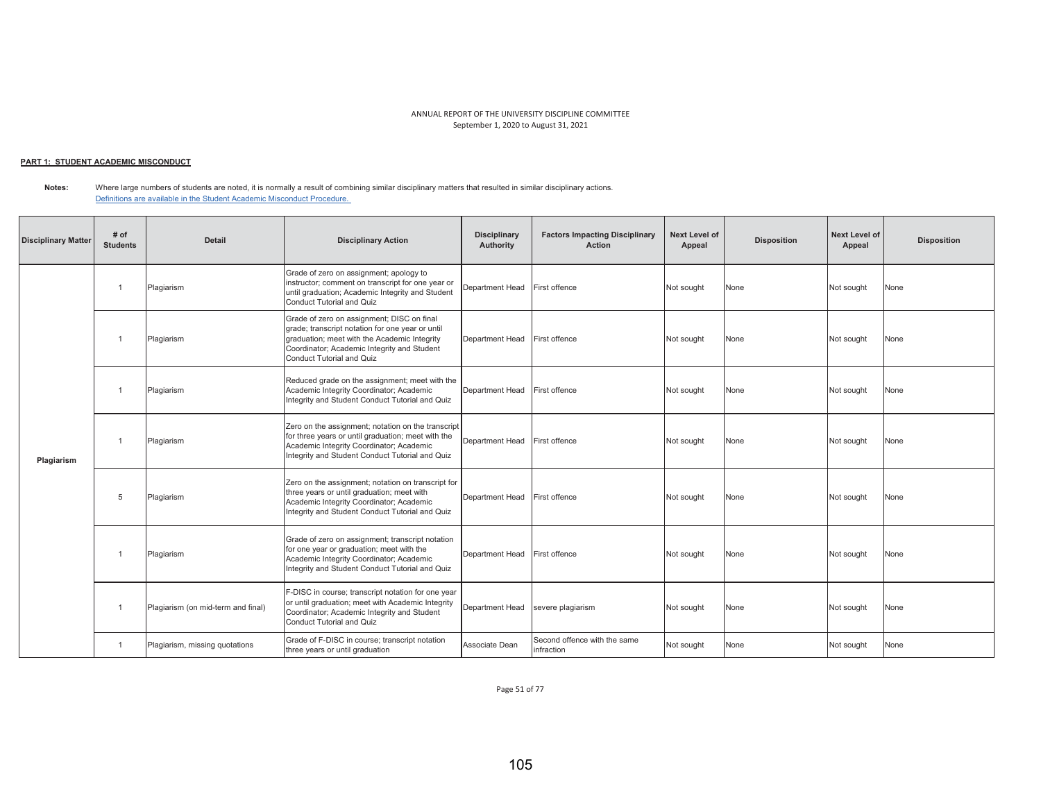ANNUAL REPORT OF THE UNIVERSITY DISCIPLINE COMMITTEE
September 1, 2020 to August 31, 2021

**PART 1: STUDENT ACADEMIC MISCONDUCT**

**Notes:** Where large numbers of students are noted, it is normally a result of combining similar disciplinary matters that resulted in similar disciplinary actions.
Definitions are available in the Student Academic Misconduct Procedure.

| Disciplinary Matter | # of Students | Detail | Disciplinary Action | Disciplinary Authority | Factors Impacting Disciplinary Action | Next Level of Appeal | Disposition | Next Level of Appeal | Disposition |
|---|---|---|---|---|---|---|---|---|---|
| Plagiarism | 1 | Plagiarism | Grade of zero on assignment; apology to instructor; comment on transcript for one year or until graduation; Academic Integrity and Student Conduct Tutorial and Quiz | Department Head | First offence | Not sought | None | Not sought | None |
| | 1 | Plagiarism | Grade of zero on assignment; DISC on final grade; transcript notation for one year or until graduation; meet with the Academic Integrity Coordinator; Academic Integrity and Student Conduct Tutorial and Quiz | Department Head | First offence | Not sought | None | Not sought | None |
| | 1 | Plagiarism | Reduced grade on the assignment; meet with the Academic Integrity Coordinator; Academic Integrity and Student Conduct Tutorial and Quiz | Department Head | First offence | Not sought | None | Not sought | None |
| | 1 | Plagiarism | Zero on the assignment; notation on the transcript for three years or until graduation; meet with the Academic Integrity Coordinator; Academic Integrity and Student Conduct Tutorial and Quiz | Department Head | First offence | Not sought | None | Not sought | None |
| | 5 | Plagiarism | Zero on the assignment; notation on transcript for three years or until graduation; meet with Academic Integrity Coordinator; Academic Integrity and Student Conduct Tutorial and Quiz | Department Head | First offence | Not sought | None | Not sought | None |
| | 1 | Plagiarism | Grade of zero on assignment; transcript notation for one year or graduation; meet with the Academic Integrity Coordinator; Academic Integrity and Student Conduct Tutorial and Quiz | Department Head | First offence | Not sought | None | Not sought | None |
| | 1 | Plagiarism (on mid-term and final) | F-DISC in course; transcript notation for one year or until graduation; meet with Academic Integrity Coordinator; Academic Integrity and Student Conduct Tutorial and Quiz | Department Head | severe plagiarism | Not sought | None | Not sought | None |
| | 1 | Plagiarism, missing quotations | Grade of F-DISC in course; transcript notation three years or until graduation | Associate Dean | Second offence with the same infraction | Not sought | None | Not sought | None |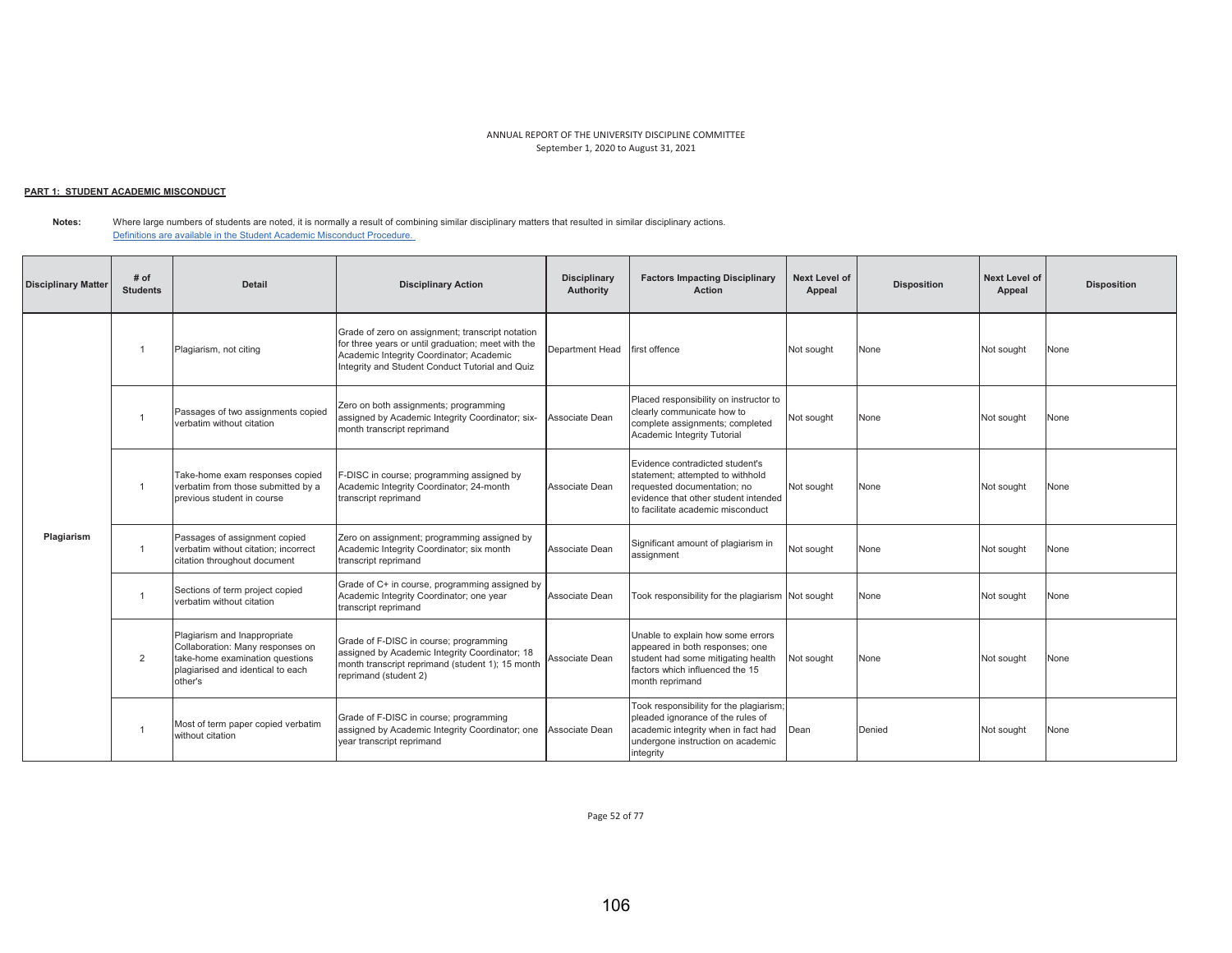ANNUAL REPORT OF THE UNIVERSITY DISCIPLINE COMMITTEE
September 1, 2020 to August 31, 2021

**PART 1: STUDENT ACADEMIC MISCONDUCT**

**Notes:** Where large numbers of students are noted, it is normally a result of combining similar disciplinary matters that resulted in similar disciplinary actions.
Definitions are available in the Student Academic Misconduct Procedure.

| Disciplinary Matter | # of Students | Detail | Disciplinary Action | Disciplinary Authority | Factors Impacting Disciplinary Action | Next Level of Appeal | Disposition | Next Level of Appeal | Disposition |
|---|---|---|---|---|---|---|---|---|---|
| Plagiarism | 1 | Plagiarism, not citing | Grade of zero on assignment; transcript notation for three years or until graduation; meet with the Academic Integrity Coordinator; Academic Integrity and Student Conduct Tutorial and Quiz | Department Head | first offence | Not sought | None | Not sought | None |
| | 1 | Passages of two assignments copied verbatim without citation | Zero on both assignments; programming assigned by Academic Integrity Coordinator; six-month transcript reprimand | Associate Dean | Placed responsibility on instructor to clearly communicate how to complete assignments; completed Academic Integrity Tutorial | Not sought | None | Not sought | None |
| | 1 | Take-home exam responses copied verbatim from those submitted by a previous student in course | F-DISC in course; programming assigned by Academic Integrity Coordinator; 24-month transcript reprimand | Associate Dean | Evidence contradicted student's statement; attempted to withhold requested documentation; no evidence that other student intended to facilitate academic misconduct | Not sought | None | Not sought | None |
| | 1 | Passages of assignment copied verbatim without citation; incorrect citation throughout document | Zero on assignment; programming assigned by Academic Integrity Coordinator; six month transcript reprimand | Associate Dean | Significant amount of plagiarism in assignment | Not sought | None | Not sought | None |
| | 1 | Sections of term project copied verbatim without citation | Grade of C+ in course, programming assigned by Academic Integrity Coordinator; one year transcript reprimand | Associate Dean | Took responsibility for the plagiarism | Not sought | None | Not sought | None |
| | 2 | Plagiarism and Inappropriate Collaboration: Many responses on take-home examination questions plagiarised and identical to each other's | Grade of F-DISC in course; programming assigned by Academic Integrity Coordinator; 18 month transcript reprimand (student 1); 15 month reprimand (student 2) | Associate Dean | Unable to explain how some errors appeared in both responses; one student had some mitigating health factors which influenced the 15 month reprimand | Not sought | None | Not sought | None |
| | 1 | Most of term paper copied verbatim without citation | Grade of F-DISC in course; programming assigned by Academic Integrity Coordinator; one year transcript reprimand | Associate Dean | Took responsibility for the plagiarism; pleaded ignorance of the rules of academic integrity when in fact had undergone instruction on academic integrity | Dean | Denied | Not sought | None |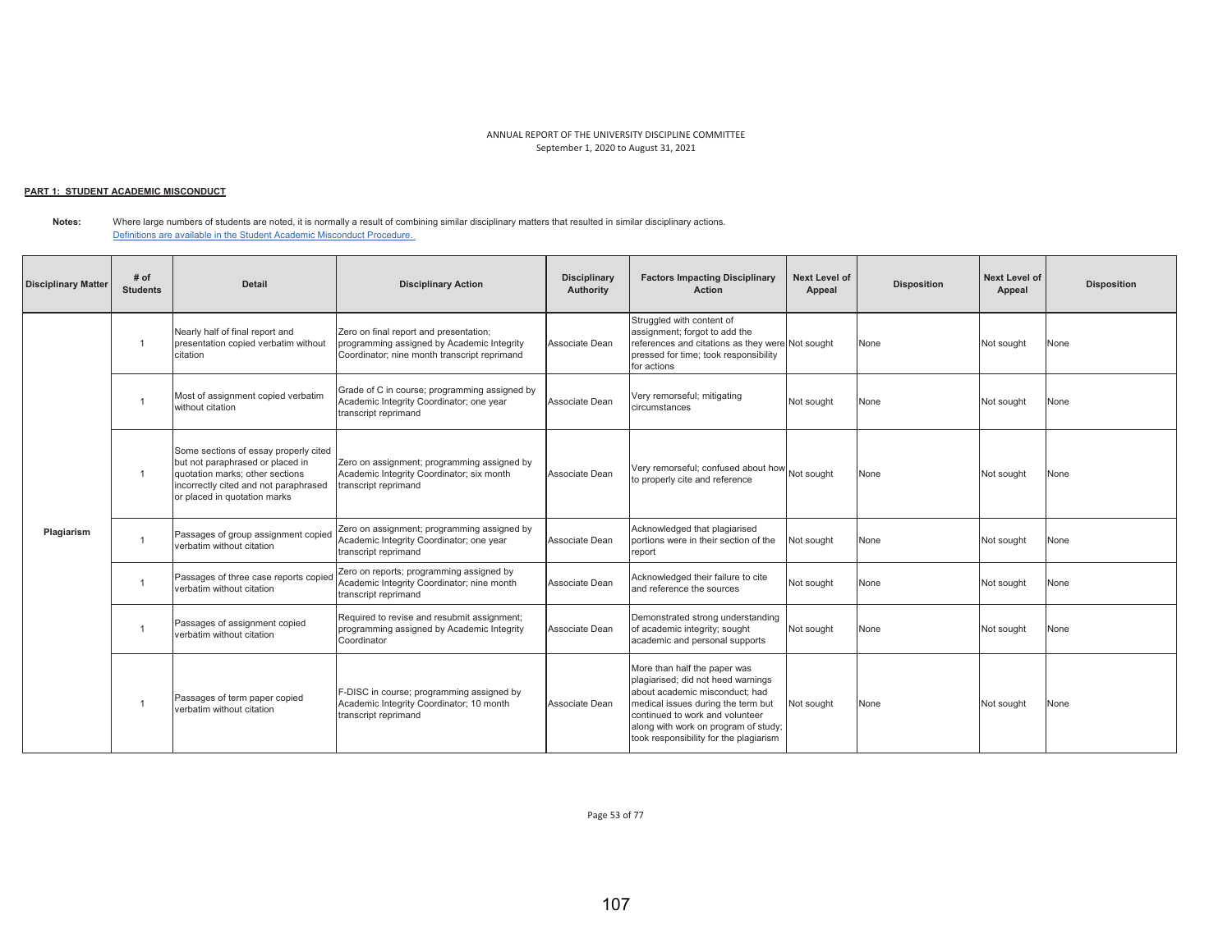ANNUAL REPORT OF THE UNIVERSITY DISCIPLINE COMMITTEE
September 1, 2020 to August 31, 2021

**PART 1: STUDENT ACADEMIC MISCONDUCT**

**Notes:** Where large numbers of students are noted, it is normally a result of combining similar disciplinary matters that resulted in similar disciplinary actions.
Definitions are available in the Student Academic Misconduct Procedure.

| Disciplinary Matter | # of Students | Detail | Disciplinary Action | Disciplinary Authority | Factors Impacting Disciplinary Action | Next Level of Appeal | Disposition | Next Level of Appeal | Disposition |
|---|---|---|---|---|---|---|---|---|---|
| Plagiarism | 1 | Nearly half of final report and presentation copied verbatim without citation | Zero on final report and presentation; programming assigned by Academic Integrity Coordinator; nine month transcript reprimand | Associate Dean | Struggled with content of assignment; forgot to add the references and citations as they were pressed for time; took responsibility for actions | Not sought | None | Not sought | None |
| | 1 | Most of assignment copied verbatim without citation | Grade of C in course; programming assigned by Academic Integrity Coordinator; one year transcript reprimand | Associate Dean | Very remorseful; mitigating circumstances | Not sought | None | Not sought | None |
| | 1 | Some sections of essay properly cited but not paraphrased or placed in quotation marks; other sections incorrectly cited and not paraphrased or placed in quotation marks | Zero on assignment; programming assigned by Academic Integrity Coordinator; six month transcript reprimand | Associate Dean | Very remorseful; confused about how to properly cite and reference | Not sought | None | Not sought | None |
| | 1 | Passages of group assignment copied verbatim without citation | Zero on assignment; programming assigned by Academic Integrity Coordinator; one year transcript reprimand | Associate Dean | Acknowledged that plagiarised portions were in their section of the report | Not sought | None | Not sought | None |
| | 1 | Passages of three case reports copied verbatim without citation | Zero on reports; programming assigned by Academic Integrity Coordinator; nine month transcript reprimand | Associate Dean | Acknowledged their failure to cite and reference the sources | Not sought | None | Not sought | None |
| | 1 | Passages of assignment copied verbatim without citation | Required to revise and resubmit assignment; programming assigned by Academic Integrity Coordinator | Associate Dean | Demonstrated strong understanding of academic integrity; sought academic and personal supports | Not sought | None | Not sought | None |
| | 1 | Passages of term paper copied verbatim without citation | F-DISC in course; programming assigned by Academic Integrity Coordinator; 10 month transcript reprimand | Associate Dean | More than half the paper was plagiarised; did not heed warnings about academic misconduct; had medical issues during the term but continued to work and volunteer along with work on program of study; took responsibility for the plagiarism | Not sought | None | Not sought | None |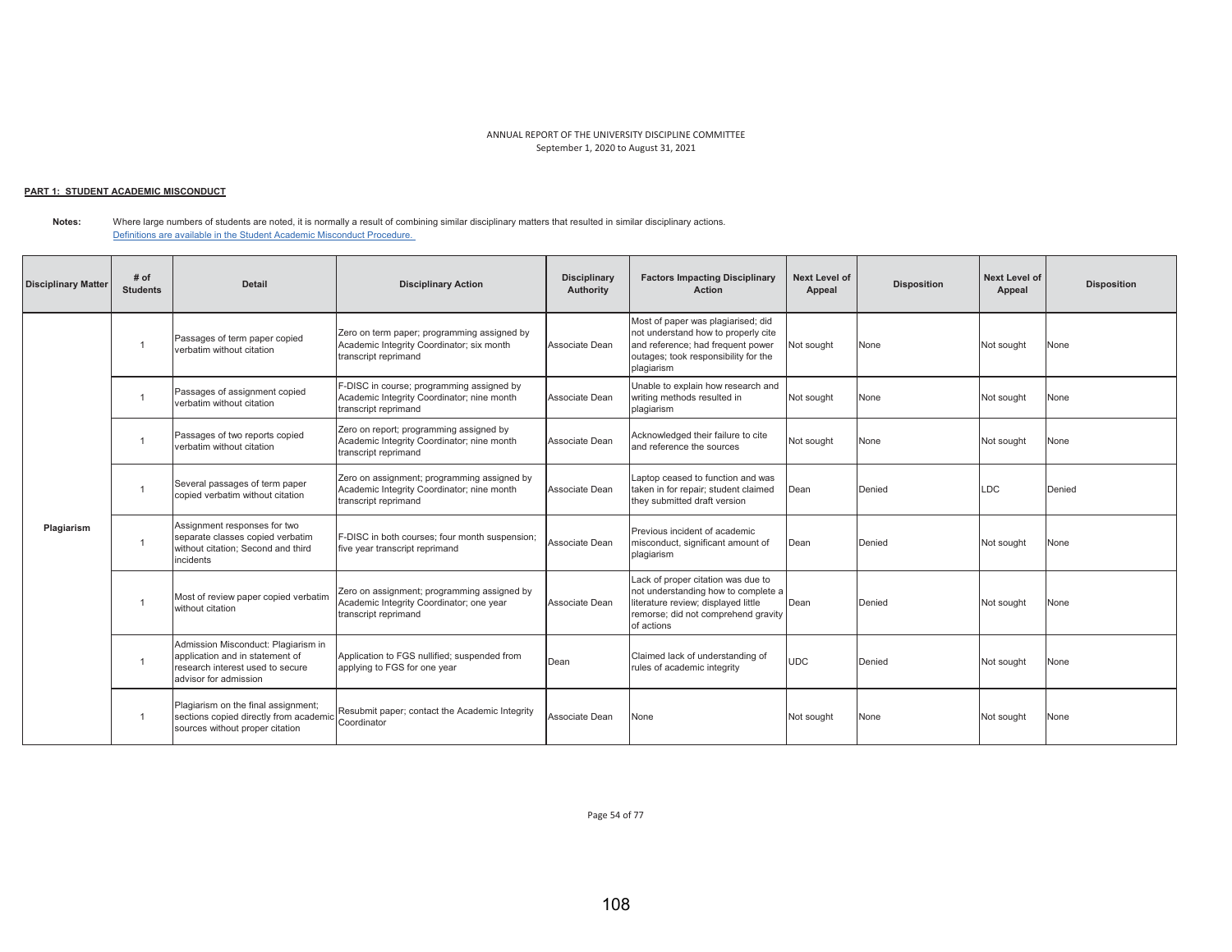ANNUAL REPORT OF THE UNIVERSITY DISCIPLINE COMMITTEE
September 1, 2020 to August 31, 2021

**PART 1: STUDENT ACADEMIC MISCONDUCT**

**Notes:** Where large numbers of students are noted, it is normally a result of combining similar disciplinary matters that resulted in similar disciplinary actions.
Definitions are available in the Student Academic Misconduct Procedure.

| Disciplinary Matter | # of Students | Detail | Disciplinary Action | Disciplinary Authority | Factors Impacting Disciplinary Action | Next Level of Appeal | Disposition | Next Level of Appeal | Disposition |
|---|---|---|---|---|---|---|---|---|---|
| Plagiarism | 1 | Passages of term paper copied verbatim without citation | Zero on term paper; programming assigned by Academic Integrity Coordinator; six month transcript reprimand | Associate Dean | Most of paper was plagiarised; did not understand how to properly cite and reference; had frequent power outages; took responsibility for the plagiarism | Not sought | None | Not sought | None |
| | 1 | Passages of assignment copied verbatim without citation | F-DISC in course; programming assigned by Academic Integrity Coordinator; nine month transcript reprimand | Associate Dean | Unable to explain how research and writing methods resulted in plagiarism | Not sought | None | Not sought | None |
| | 1 | Passages of two reports copied verbatim without citation | Zero on report; programming assigned by Academic Integrity Coordinator; nine month transcript reprimand | Associate Dean | Acknowledged their failure to cite and reference the sources | Not sought | None | Not sought | None |
| | 1 | Several passages of term paper copied verbatim without citation | Zero on assignment; programming assigned by Academic Integrity Coordinator; nine month transcript reprimand | Associate Dean | Laptop ceased to function and was taken in for repair; student claimed they submitted draft version | Dean | Denied | LDC | Denied |
| | 1 | Assignment responses for two separate classes copied verbatim without citation; Second and third incidents | F-DISC in both courses; four month suspension; five year transcript reprimand | Associate Dean | Previous incident of academic misconduct, significant amount of plagiarism | Dean | Denied | Not sought | None |
| | 1 | Most of review paper copied verbatim without citation | Zero on assignment; programming assigned by Academic Integrity Coordinator; one year transcript reprimand | Associate Dean | Lack of proper citation was due to not understanding how to complete a literature review; displayed little remorse; did not comprehend gravity of actions | Dean | Denied | Not sought | None |
| | 1 | Admission Misconduct: Plagiarism in application and in statement of research interest used to secure advisor for admission | Application to FGS nullified; suspended from applying to FGS for one year | Dean | Claimed lack of understanding of rules of academic integrity | UDC | Denied | Not sought | None |
| | 1 | Plagiarism on the final assignment; sections copied directly from academic sources without proper citation | Resubmit paper; contact the Academic Integrity Coordinator | Associate Dean | None | Not sought | None | Not sought | None |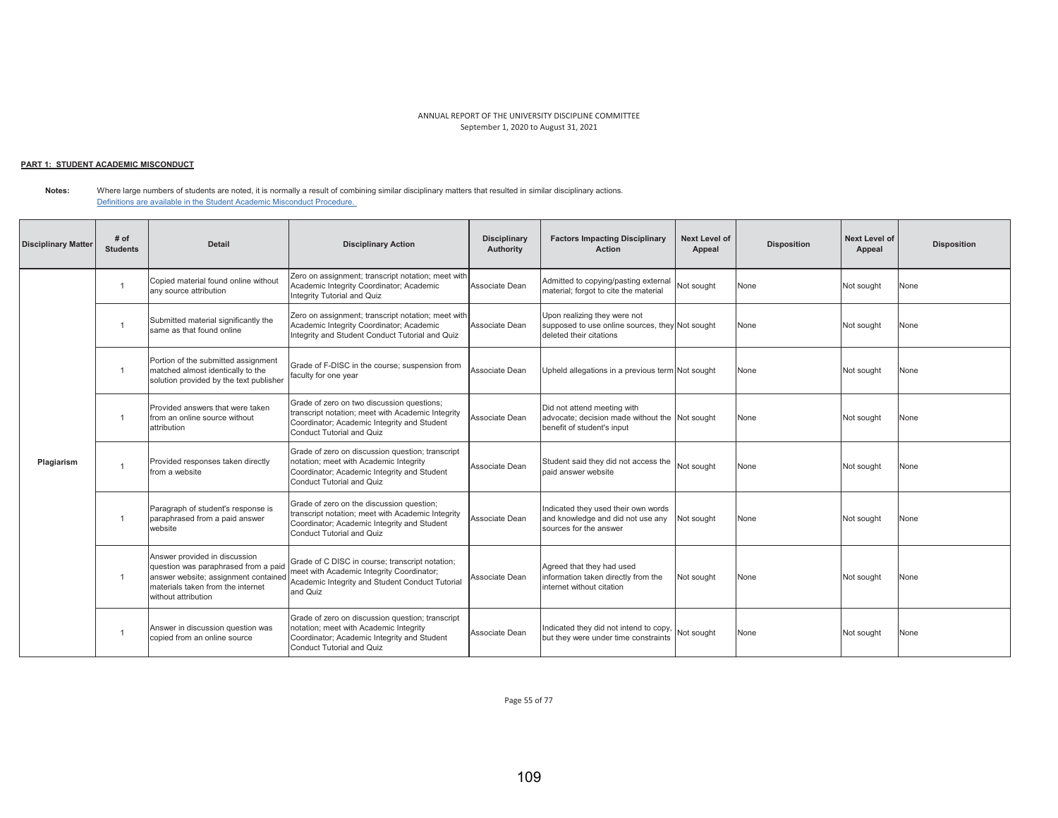ANNUAL REPORT OF THE UNIVERSITY DISCIPLINE COMMITTEE
September 1, 2020 to August 31, 2021

**PART 1: STUDENT ACADEMIC MISCONDUCT**

**Notes:** Where large numbers of students are noted, it is normally a result of combining similar disciplinary matters that resulted in similar disciplinary actions.
Definitions are available in the Student Academic Misconduct Procedure.

| Disciplinary Matter | # of Students | Detail | Disciplinary Action | Disciplinary Authority | Factors Impacting Disciplinary Action | Next Level of Appeal | Disposition | Next Level of Appeal | Disposition |
|---|---|---|---|---|---|---|---|---|---|
| Plagiarism | 1 | Copied material found online without any source attribution | Zero on assignment; transcript notation; meet with Academic Integrity Coordinator; Academic Integrity Tutorial and Quiz | Associate Dean | Admitted to copying/pasting external material; forgot to cite the material | Not sought | None | Not sought | None |
| | 1 | Submitted material significantly the same as that found online | Zero on assignment; transcript notation; meet with Academic Integrity Coordinator; Academic Integrity and Student Conduct Tutorial and Quiz | Associate Dean | Upon realizing they were not supposed to use online sources, they deleted their citations | Not sought | None | Not sought | None |
| | 1 | Portion of the submitted assignment matched almost identically to the solution provided by the text publisher | Grade of F-DISC in the course; suspension from faculty for one year | Associate Dean | Upheld allegations in a previous term | Not sought | None | Not sought | None |
| | 1 | Provided answers that were taken from an online source without attribution | Grade of zero on two discussion questions; transcript notation; meet with Academic Integrity Coordinator; Academic Integrity and Student Conduct Tutorial and Quiz | Associate Dean | Did not attend meeting with advocate; decision made without the benefit of student's input | Not sought | None | Not sought | None |
| | 1 | Provided responses taken directly from a website | Grade of zero on discussion question; transcript notation; meet with Academic Integrity Coordinator; Academic Integrity and Student Conduct Tutorial and Quiz | Associate Dean | Student said they did not access the paid answer website | Not sought | None | Not sought | None |
| | 1 | Paragraph of student's response is paraphrased from a paid answer website | Grade of zero on the discussion question; transcript notation; meet with Academic Integrity Coordinator; Academic Integrity and Student Conduct Tutorial and Quiz | Associate Dean | Indicated they used their own words and knowledge and did not use any sources for the answer | Not sought | None | Not sought | None |
| | 1 | Answer provided in discussion question was paraphrased from a paid answer website; assignment contained materials taken from the internet without attribution | Grade of C DISC in course; transcript notation; meet with Academic Integrity Coordinator; Academic Integrity and Student Conduct Tutorial and Quiz | Associate Dean | Agreed that they had used information taken directly from the internet without citation | Not sought | None | Not sought | None |
| | 1 | Answer in discussion question was copied from an online source | Grade of zero on discussion question; transcript notation; meet with Academic Integrity Coordinator; Academic Integrity and Student Conduct Tutorial and Quiz | Associate Dean | Indicated they did not intend to copy, but they were under time constraints | Not sought | None | Not sought | None |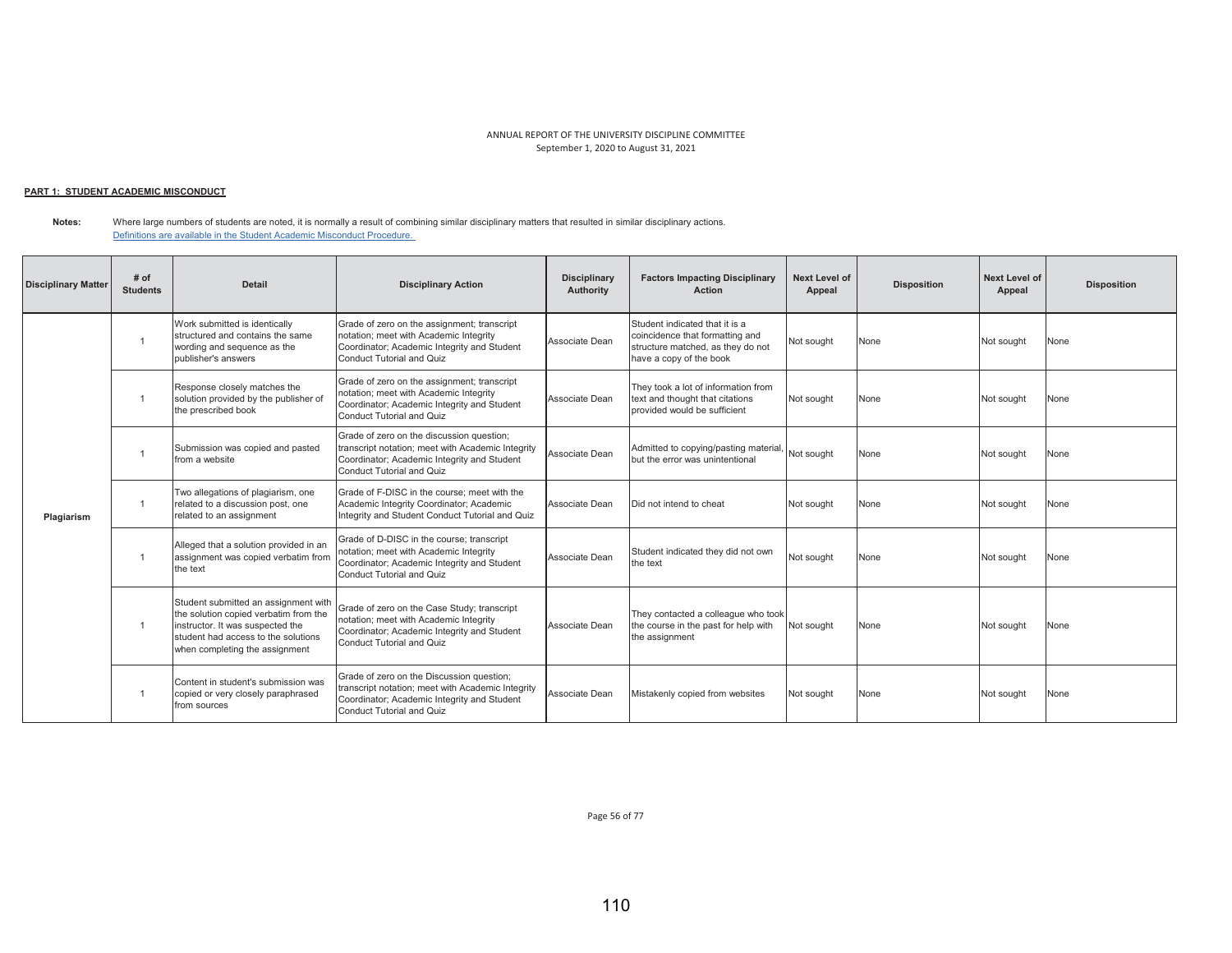ANNUAL REPORT OF THE UNIVERSITY DISCIPLINE COMMITTEE
September 1, 2020 to August 31, 2021

**PART 1: STUDENT ACADEMIC MISCONDUCT**

**Notes:** Where large numbers of students are noted, it is normally a result of combining similar disciplinary matters that resulted in similar disciplinary actions.
[Definitions are available in the Student Academic Misconduct Procedure.](#)

| Disciplinary Matter | # of Students | Detail | Disciplinary Action | Disciplinary Authority | Factors Impacting Disciplinary Action | Next Level of Appeal | Disposition | Next Level of Appeal | Disposition |
|---|---|---|---|---|---|---|---|---|---|
| Plagiarism | 1 | Work submitted is identically structured and contains the same wording and sequence as the publisher's answers | Grade of zero on the assignment; transcript notation; meet with Academic Integrity Coordinator; Academic Integrity and Student Conduct Tutorial and Quiz | Associate Dean | Student indicated that it is a coincidence that formatting and structure matched, as they do not have a copy of the book | Not sought | None | Not sought | None |
| | 1 | Response closely matches the solution provided by the publisher of the prescribed book | Grade of zero on the assignment; transcript notation; meet with Academic Integrity Coordinator; Academic Integrity and Student Conduct Tutorial and Quiz | Associate Dean | They took a lot of information from text and thought that citations provided would be sufficient | Not sought | None | Not sought | None |
| | 1 | Submission was copied and pasted from a website | Grade of zero on the discussion question; transcript notation; meet with Academic Integrity Coordinator; Academic Integrity and Student Conduct Tutorial and Quiz | Associate Dean | Admitted to copying/pasting material, but the error was unintentional | Not sought | None | Not sought | None |
| | 1 | Two allegations of plagiarism, one related to a discussion post, one related to an assignment | Grade of F-DISC in the course; meet with the Academic Integrity Coordinator; Academic Integrity and Student Conduct Tutorial and Quiz | Associate Dean | Did not intend to cheat | Not sought | None | Not sought | None |
| | 1 | Alleged that a solution provided in an assignment was copied verbatim from the text | Grade of D-DISC in the course; transcript notation; meet with Academic Integrity Coordinator; Academic Integrity and Student Conduct Tutorial and Quiz | Associate Dean | Student indicated they did not own the text | Not sought | None | Not sought | None |
| | 1 | Student submitted an assignment with the solution copied verbatim from the instructor. It was suspected the student had access to the solutions when completing the assignment | Grade of zero on the Case Study; transcript notation; meet with Academic Integrity Coordinator; Academic Integrity and Student Conduct Tutorial and Quiz | Associate Dean | They contacted a colleague who took the course in the past for help with the assignment | Not sought | None | Not sought | None |
| | 1 | Content in student's submission was copied or very closely paraphrased from sources | Grade of zero on the Discussion question; transcript notation; meet with Academic Integrity Coordinator; Academic Integrity and Student Conduct Tutorial and Quiz | Associate Dean | Mistakenly copied from websites | Not sought | None | Not sought | None |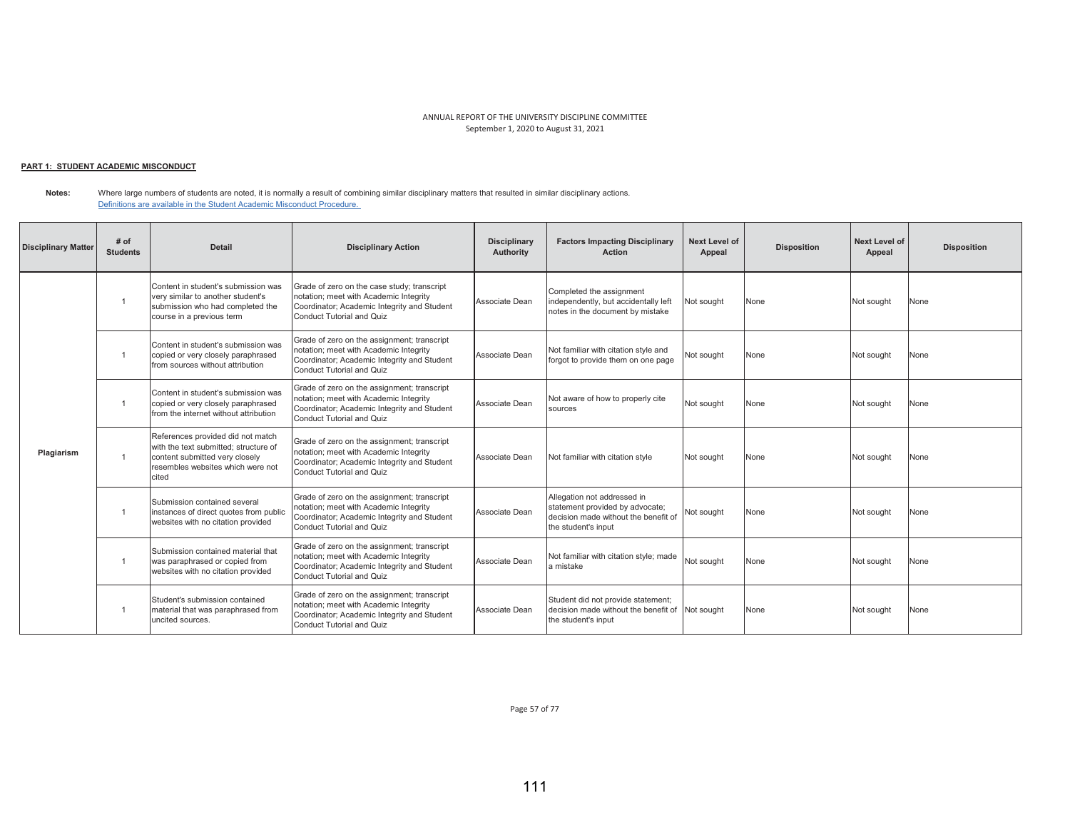ANNUAL REPORT OF THE UNIVERSITY DISCIPLINE COMMITTEE
September 1, 2020 to August 31, 2021

**PART 1: STUDENT ACADEMIC MISCONDUCT**

**Notes:** Where large numbers of students are noted, it is normally a result of combining similar disciplinary matters that resulted in similar disciplinary actions.
Definitions are available in the Student Academic Misconduct Procedure.

| Disciplinary Matter | # of Students | Detail | Disciplinary Action | Disciplinary Authority | Factors Impacting Disciplinary Action | Next Level of Appeal | Disposition | Next Level of Appeal | Disposition |
|---|---|---|---|---|---|---|---|---|---|
| Plagiarism | 1 | Content in student's submission was very similar to another student's submission who had completed the course in a previous term | Grade of zero on the case study; transcript notation; meet with Academic Integrity Coordinator; Academic Integrity and Student Conduct Tutorial and Quiz | Associate Dean | Completed the assignment independently, but accidentally left notes in the document by mistake | Not sought | None | Not sought | None |
| | 1 | Content in student's submission was copied or very closely paraphrased from sources without attribution | Grade of zero on the assignment; transcript notation; meet with Academic Integrity Coordinator; Academic Integrity and Student Conduct Tutorial and Quiz | Associate Dean | Not familiar with citation style and forgot to provide them on one page | Not sought | None | Not sought | None |
| | 1 | Content in student's submission was copied or very closely paraphrased from the internet without attribution | Grade of zero on the assignment; transcript notation; meet with Academic Integrity Coordinator; Academic Integrity and Student Conduct Tutorial and Quiz | Associate Dean | Not aware of how to properly cite sources | Not sought | None | Not sought | None |
| | 1 | References provided did not match with the text submitted; structure of content submitted very closely resembles websites which were not cited | Grade of zero on the assignment; transcript notation; meet with Academic Integrity Coordinator; Academic Integrity and Student Conduct Tutorial and Quiz | Associate Dean | Not familiar with citation style | Not sought | None | Not sought | None |
| | 1 | Submission contained several instances of direct quotes from public websites with no citation provided | Grade of zero on the assignment; transcript notation; meet with Academic Integrity Coordinator; Academic Integrity and Student Conduct Tutorial and Quiz | Associate Dean | Allegation not addressed in statement provided by advocate; decision made without the benefit of the student's input | Not sought | None | Not sought | None |
| | 1 | Submission contained material that was paraphrased or copied from websites with no citation provided | Grade of zero on the assignment; transcript notation; meet with Academic Integrity Coordinator; Academic Integrity and Student Conduct Tutorial and Quiz | Associate Dean | Not familiar with citation style; made a mistake | Not sought | None | Not sought | None |
| | 1 | Student's submission contained material that was paraphrased from uncited sources. | Grade of zero on the assignment; transcript notation; meet with Academic Integrity Coordinator; Academic Integrity and Student Conduct Tutorial and Quiz | Associate Dean | Student did not provide statement; decision made without the benefit of the student's input | Not sought | None | Not sought | None |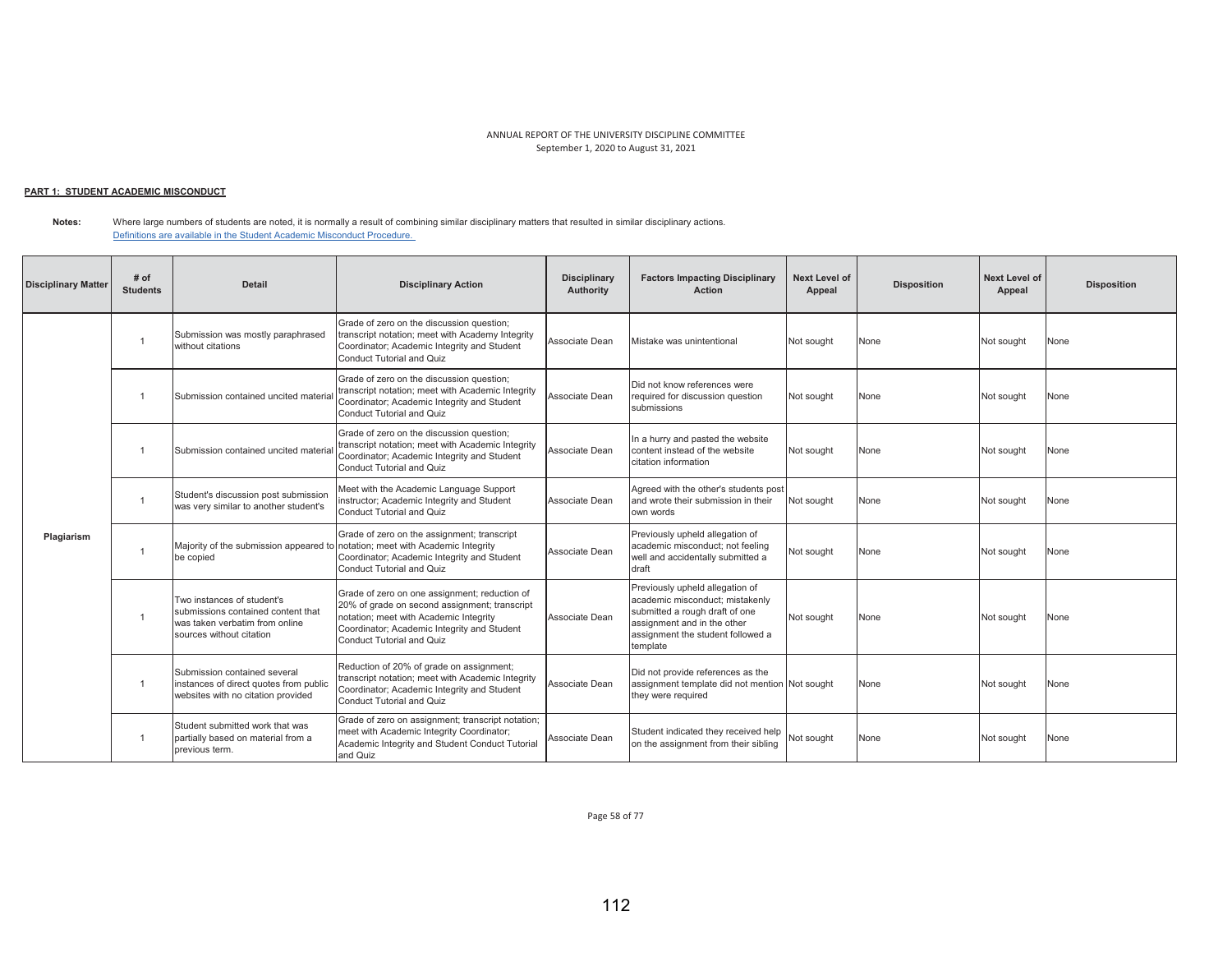ANNUAL REPORT OF THE UNIVERSITY DISCIPLINE COMMITTEE
September 1, 2020 to August 31, 2021

**PART 1: STUDENT ACADEMIC MISCONDUCT**

**Notes:** Where large numbers of students are noted, it is normally a result of combining similar disciplinary matters that resulted in similar disciplinary actions.
Definitions are available in the Student Academic Misconduct Procedure.

| Disciplinary Matter | # of Students | Detail | Disciplinary Action | Disciplinary Authority | Factors Impacting Disciplinary Action | Next Level of Appeal | Disposition | Next Level of Appeal | Disposition |
|---|---|---|---|---|---|---|---|---|---|
| Plagiarism | 1 | Submission was mostly paraphrased without citations | Grade of zero on the discussion question; transcript notation; meet with Academy Integrity Coordinator; Academic Integrity and Student Conduct Tutorial and Quiz | Associate Dean | Mistake was unintentional | Not sought | None | Not sought | None |
| | 1 | Submission contained uncited material | Grade of zero on the discussion question; transcript notation; meet with Academic Integrity Coordinator; Academic Integrity and Student Conduct Tutorial and Quiz | Associate Dean | Did not know references were required for discussion question submissions | Not sought | None | Not sought | None |
| | 1 | Submission contained uncited material | Grade of zero on the discussion question; transcript notation; meet with Academic Integrity Coordinator; Academic Integrity and Student Conduct Tutorial and Quiz | Associate Dean | In a hurry and pasted the website content instead of the website citation information | Not sought | None | Not sought | None |
| | 1 | Student's discussion post submission was very similar to another student's | Meet with the Academic Language Support instructor; Academic Integrity and Student Conduct Tutorial and Quiz | Associate Dean | Agreed with the other's students post and wrote their submission in their own words | Not sought | None | Not sought | None |
| | 1 | Majority of the submission appeared to be copied | Grade of zero on the assignment; transcript notation; meet with Academic Integrity Coordinator; Academic Integrity and Student Conduct Tutorial and Quiz | Associate Dean | Previously upheld allegation of academic misconduct; not feeling well and accidentally submitted a draft | Not sought | None | Not sought | None |
| | 1 | Two instances of student's submissions contained content that was taken verbatim from online sources without citation | Grade of zero on one assignment; reduction of 20% of grade on second assignment; transcript notation; meet with Academic Integrity Coordinator; Academic Integrity and Student Conduct Tutorial and Quiz | Associate Dean | Previously upheld allegation of academic misconduct; mistakenly submitted a rough draft of one assignment and in the other assignment the student followed a template | Not sought | None | Not sought | None |
| | 1 | Submission contained several instances of direct quotes from public websites with no citation provided | Reduction of 20% of grade on assignment; transcript notation; meet with Academic Integrity Coordinator; Academic Integrity and Student Conduct Tutorial and Quiz | Associate Dean | Did not provide references as the assignment template did not mention they were required | Not sought | None | Not sought | None |
| | 1 | Student submitted work that was partially based on material from a previous term. | Grade of zero on assignment; transcript notation; meet with Academic Integrity Coordinator; Academic Integrity and Student Conduct Tutorial and Quiz | Associate Dean | Student indicated they received help on the assignment from their sibling | Not sought | None | Not sought | None |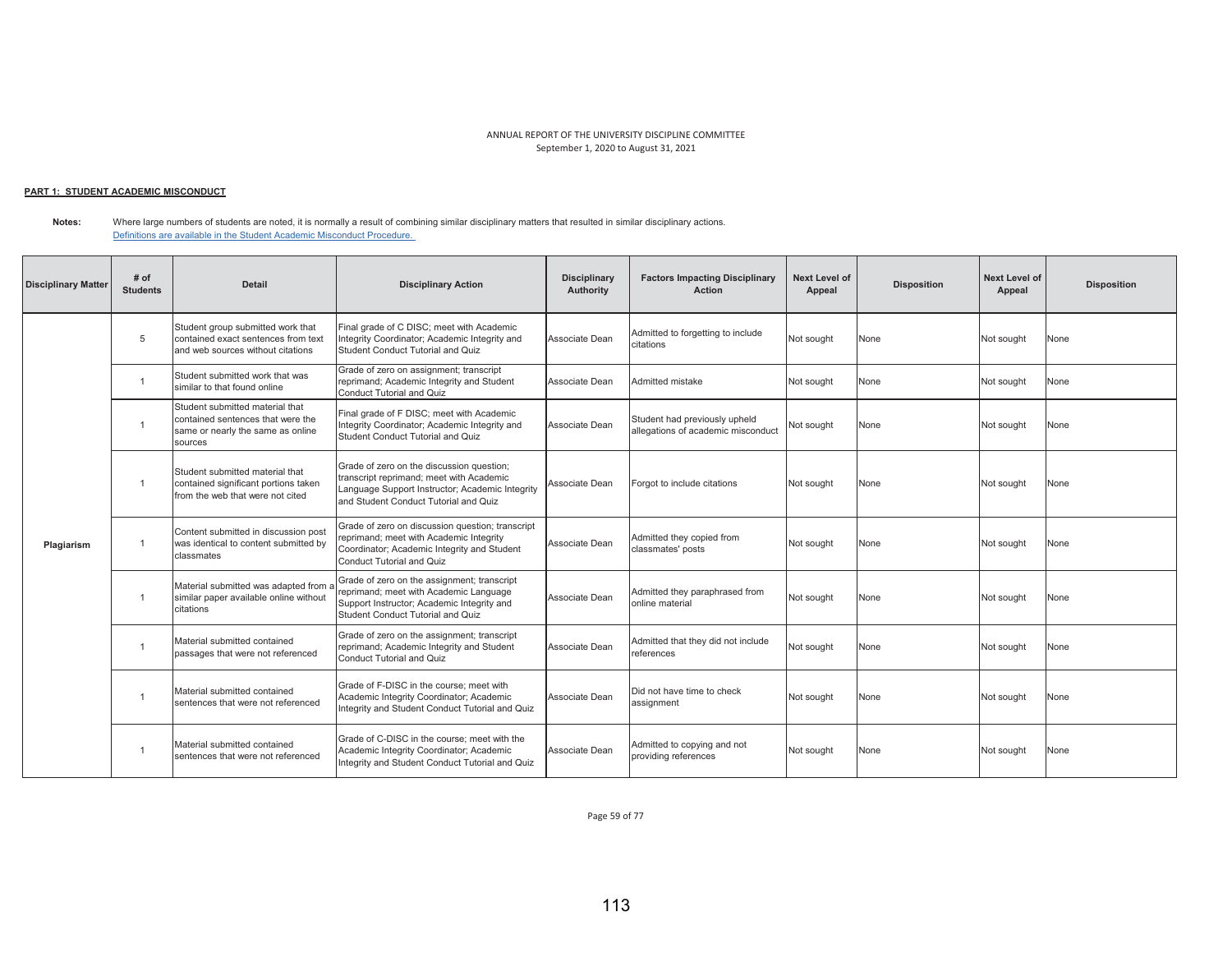ANNUAL REPORT OF THE UNIVERSITY DISCIPLINE COMMITTEE
September 1, 2020 to August 31, 2021

**PART 1: STUDENT ACADEMIC MISCONDUCT**

**Notes:** Where large numbers of students are noted, it is normally a result of combining similar disciplinary matters that resulted in similar disciplinary actions.
[Definitions are available in the Student Academic Misconduct Procedure.](#)

| Disciplinary Matter | # of Students | Detail | Disciplinary Action | Disciplinary Authority | Factors Impacting Disciplinary Action | Next Level of Appeal | Disposition | Next Level of Appeal | Disposition |
|---|---|---|---|---|---|---|---|---|---|
| Plagiarism | 5 | Student group submitted work that contained exact sentences from text and web sources without citations | Final grade of C DISC; meet with Academic Integrity Coordinator; Academic Integrity and Student Conduct Tutorial and Quiz | Associate Dean | Admitted to forgetting to include citations | Not sought | None | Not sought | None |
| | 1 | Student submitted work that was similar to that found online | Grade of zero on assignment; transcript reprimand; Academic Integrity and Student Conduct Tutorial and Quiz | Associate Dean | Admitted mistake | Not sought | None | Not sought | None |
| | 1 | Student submitted material that contained sentences that were the same or nearly the same as online sources | Final grade of F DISC; meet with Academic Integrity Coordinator; Academic Integrity and Student Conduct Tutorial and Quiz | Associate Dean | Student had previously upheld allegations of academic misconduct | Not sought | None | Not sought | None |
| | 1 | Student submitted material that contained significant portions taken from the web that were not cited | Grade of zero on the discussion question; transcript reprimand; meet with Academic Language Support Instructor; Academic Integrity and Student Conduct Tutorial and Quiz | Associate Dean | Forgot to include citations | Not sought | None | Not sought | None |
| | 1 | Content submitted in discussion post was identical to content submitted by classmates | Grade of zero on discussion question; transcript reprimand; meet with Academic Integrity Coordinator; Academic Integrity and Student Conduct Tutorial and Quiz | Associate Dean | Admitted they copied from classmates' posts | Not sought | None | Not sought | None |
| | 1 | Material submitted was adapted from a similar paper available online without citations | Grade of zero on the assignment; transcript reprimand; meet with Academic Language Support Instructor; Academic Integrity and Student Conduct Tutorial and Quiz | Associate Dean | Admitted they paraphrased from online material | Not sought | None | Not sought | None |
| | 1 | Material submitted contained passages that were not referenced | Grade of zero on the assignment; transcript reprimand; Academic Integrity and Student Conduct Tutorial and Quiz | Associate Dean | Admitted that they did not include references | Not sought | None | Not sought | None |
| | 1 | Material submitted contained sentences that were not referenced | Grade of F-DISC in the course; meet with Academic Integrity Coordinator; Academic Integrity and Student Conduct Tutorial and Quiz | Associate Dean | Did not have time to check assignment | Not sought | None | Not sought | None |
| | 1 | Material submitted contained sentences that were not referenced | Grade of C-DISC in the course; meet with the Academic Integrity Coordinator; Academic Integrity and Student Conduct Tutorial and Quiz | Associate Dean | Admitted to copying and not providing references | Not sought | None | Not sought | None |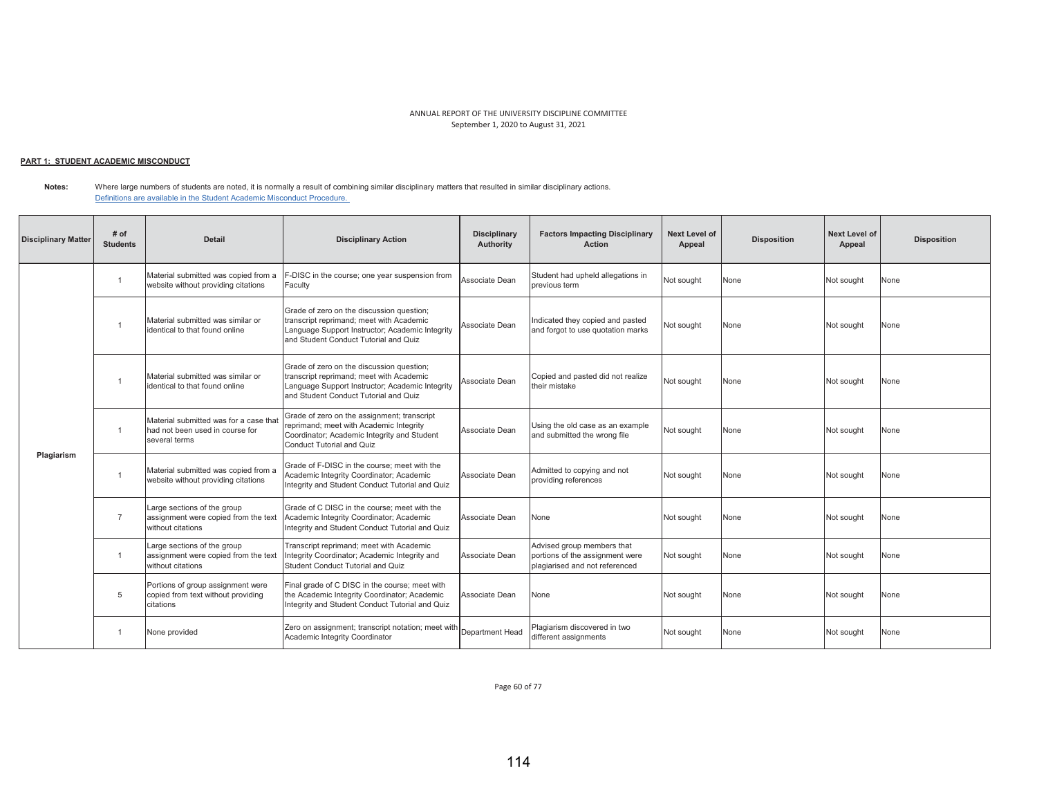ANNUAL REPORT OF THE UNIVERSITY DISCIPLINE COMMITTEE
September 1, 2020 to August 31, 2021

**PART 1: STUDENT ACADEMIC MISCONDUCT**

**Notes:** Where large numbers of students are noted, it is normally a result of combining similar disciplinary matters that resulted in similar disciplinary actions.
Definitions are available in the Student Academic Misconduct Procedure.

| Disciplinary Matter | # of Students | Detail | Disciplinary Action | Disciplinary Authority | Factors Impacting Disciplinary Action | Next Level of Appeal | Disposition | Next Level of Appeal | Disposition |
|---|---|---|---|---|---|---|---|---|---|
| Plagiarism | 1 | Material submitted was copied from a website without providing citations | F-DISC in the course; one year suspension from Faculty | Associate Dean | Student had upheld allegations in previous term | Not sought | None | Not sought | None |
| | 1 | Material submitted was similar or identical to that found online | Grade of zero on the discussion question; transcript reprimand; meet with Academic Language Support Instructor; Academic Integrity and Student Conduct Tutorial and Quiz | Associate Dean | Indicated they copied and pasted and forgot to use quotation marks | Not sought | None | Not sought | None |
| | 1 | Material submitted was similar or identical to that found online | Grade of zero on the discussion question; transcript reprimand; meet with Academic Language Support Instructor; Academic Integrity and Student Conduct Tutorial and Quiz | Associate Dean | Copied and pasted did not realize their mistake | Not sought | None | Not sought | None |
| | 1 | Material submitted was for a case that had not been used in course for several terms | Grade of zero on the assignment; transcript reprimand; meet with Academic Integrity Coordinator; Academic Integrity and Student Conduct Tutorial and Quiz | Associate Dean | Using the old case as an example and submitted the wrong file | Not sought | None | Not sought | None |
| | 1 | Material submitted was copied from a website without providing citations | Grade of F-DISC in the course; meet with the Academic Integrity Coordinator; Academic Integrity and Student Conduct Tutorial and Quiz | Associate Dean | Admitted to copying and not providing references | Not sought | None | Not sought | None |
| | 7 | Large sections of the group assignment were copied from the text without citations | Grade of C DISC in the course; meet with the Academic Integrity Coordinator; Academic Integrity and Student Conduct Tutorial and Quiz | Associate Dean | None | Not sought | None | Not sought | None |
| | 1 | Large sections of the group assignment were copied from the text without citations | Transcript reprimand; meet with Academic Integrity Coordinator; Academic Integrity and Student Conduct Tutorial and Quiz | Associate Dean | Advised group members that portions of the assignment were plagiarised and not referenced | Not sought | None | Not sought | None |
| | 5 | Portions of group assignment were copied from text without providing citations | Final grade of C DISC in the course; meet with the Academic Integrity Coordinator; Academic Integrity and Student Conduct Tutorial and Quiz | Associate Dean | None | Not sought | None | Not sought | None |
| | 1 | None provided | Zero on assignment; transcript notation; meet with Academic Integrity Coordinator | Department Head | Plagiarism discovered in two different assignments | Not sought | None | Not sought | None |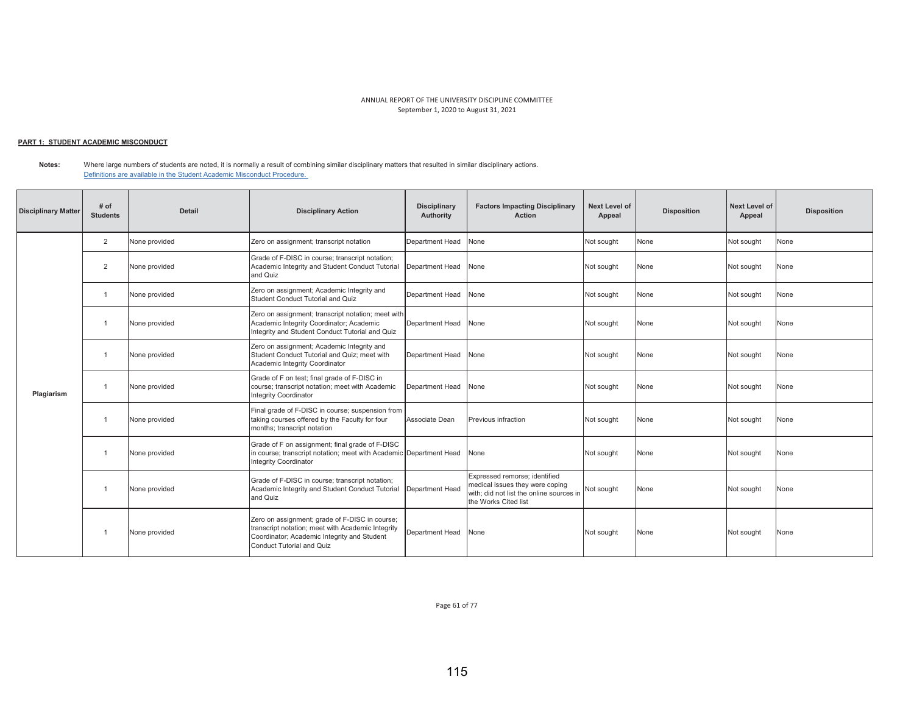ANNUAL REPORT OF THE UNIVERSITY DISCIPLINE COMMITTEE
September 1, 2020 to August 31, 2021

**PART 1: STUDENT ACADEMIC MISCONDUCT**

**Notes:** Where large numbers of students are noted, it is normally a result of combining similar disciplinary matters that resulted in similar disciplinary actions.
[Definitions are available in the Student Academic Misconduct Procedure.](#)

| Disciplinary Matter | # of Students | Detail | Disciplinary Action | Disciplinary Authority | Factors Impacting Disciplinary Action | Next Level of Appeal | Disposition | Next Level of Appeal | Disposition |
|---|---|---|---|---|---|---|---|---|---|
| Plagiarism | 2 | None provided | Zero on assignment; transcript notation | Department Head | None | Not sought | None | Not sought | None |
| | 2 | None provided | Grade of F-DISC in course; transcript notation; Academic Integrity and Student Conduct Tutorial and Quiz | Department Head | None | Not sought | None | Not sought | None |
| | 1 | None provided | Zero on assignment; Academic Integrity and Student Conduct Tutorial and Quiz | Department Head | None | Not sought | None | Not sought | None |
| | 1 | None provided | Zero on assignment; transcript notation; meet with Academic Integrity Coordinator; Academic Integrity and Student Conduct Tutorial and Quiz | Department Head | None | Not sought | None | Not sought | None |
| | 1 | None provided | Zero on assignment; Academic Integrity and Student Conduct Tutorial and Quiz; meet with Academic Integrity Coordinator | Department Head | None | Not sought | None | Not sought | None |
| | 1 | None provided | Grade of F on test; final grade of F-DISC in course; transcript notation; meet with Academic Integrity Coordinator | Department Head | None | Not sought | None | Not sought | None |
| | 1 | None provided | Final grade of F-DISC in course; suspension from taking courses offered by the Faculty for four months; transcript notation | Associate Dean | Previous infraction | Not sought | None | Not sought | None |
| | 1 | None provided | Grade of F on assignment; final grade of F-DISC in course; transcript notation; meet with Academic Integrity Coordinator | Department Head | None | Not sought | None | Not sought | None |
| | 1 | None provided | Grade of F-DISC in course; transcript notation; Academic Integrity and Student Conduct Tutorial and Quiz | Department Head | Expressed remorse; identified medical issues they were coping with; did not list the online sources in the Works Cited list | Not sought | None | Not sought | None |
| | 1 | None provided | Zero on assignment; grade of F-DISC in course; transcript notation; meet with Academic Integrity Coordinator; Academic Integrity and Student Conduct Tutorial and Quiz | Department Head | None | Not sought | None | Not sought | None |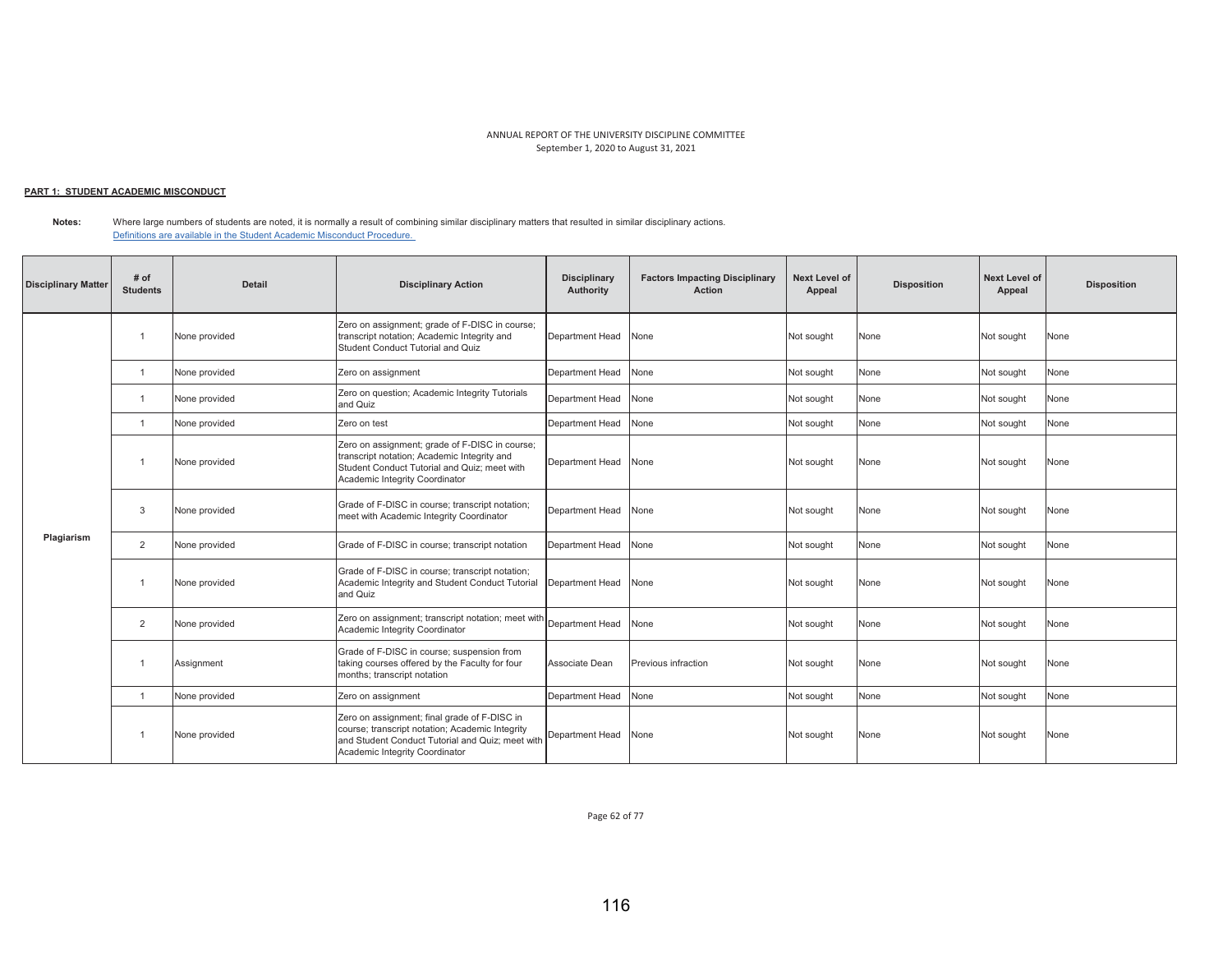ANNUAL REPORT OF THE UNIVERSITY DISCIPLINE COMMITTEE
September 1, 2020 to August 31, 2021

**PART 1: STUDENT ACADEMIC MISCONDUCT**

**Notes:** Where large numbers of students are noted, it is normally a result of combining similar disciplinary matters that resulted in similar disciplinary actions.
Definitions are available in the Student Academic Misconduct Procedure.

| Disciplinary Matter | # of Students | Detail | Disciplinary Action | Disciplinary Authority | Factors Impacting Disciplinary Action | Next Level of Appeal | Disposition | Next Level of Appeal | Disposition |
|---|---|---|---|---|---|---|---|---|---|
| Plagiarism | 1 | None provided | Zero on assignment; grade of F-DISC in course; transcript notation; Academic Integrity and Student Conduct Tutorial and Quiz | Department Head | None | Not sought | None | Not sought | None |
| | 1 | None provided | Zero on assignment | Department Head | None | Not sought | None | Not sought | None |
| | 1 | None provided | Zero on question; Academic Integrity Tutorials and Quiz | Department Head | None | Not sought | None | Not sought | None |
| | 1 | None provided | Zero on test | Department Head | None | Not sought | None | Not sought | None |
| | 1 | None provided | Zero on assignment; grade of F-DISC in course; transcript notation; Academic Integrity and Student Conduct Tutorial and Quiz; meet with Academic Integrity Coordinator | Department Head | None | Not sought | None | Not sought | None |
| | 3 | None provided | Grade of F-DISC in course; transcript notation; meet with Academic Integrity Coordinator | Department Head | None | Not sought | None | Not sought | None |
| | 2 | None provided | Grade of F-DISC in course; transcript notation | Department Head | None | Not sought | None | Not sought | None |
| | 1 | None provided | Grade of F-DISC in course; transcript notation; Academic Integrity and Student Conduct Tutorial and Quiz | Department Head | None | Not sought | None | Not sought | None |
| | 2 | None provided | Zero on assignment; transcript notation; meet with Academic Integrity Coordinator | Department Head | None | Not sought | None | Not sought | None |
| | 1 | Assignment | Grade of F-DISC in course; suspension from taking courses offered by the Faculty for four months; transcript notation | Associate Dean | Previous infraction | Not sought | None | Not sought | None |
| | 1 | None provided | Zero on assignment | Department Head | None | Not sought | None | Not sought | None |
| | 1 | None provided | Zero on assignment; final grade of F-DISC in course; transcript notation; Academic Integrity and Student Conduct Tutorial and Quiz; meet with Academic Integrity Coordinator | Department Head | None | Not sought | None | Not sought | None |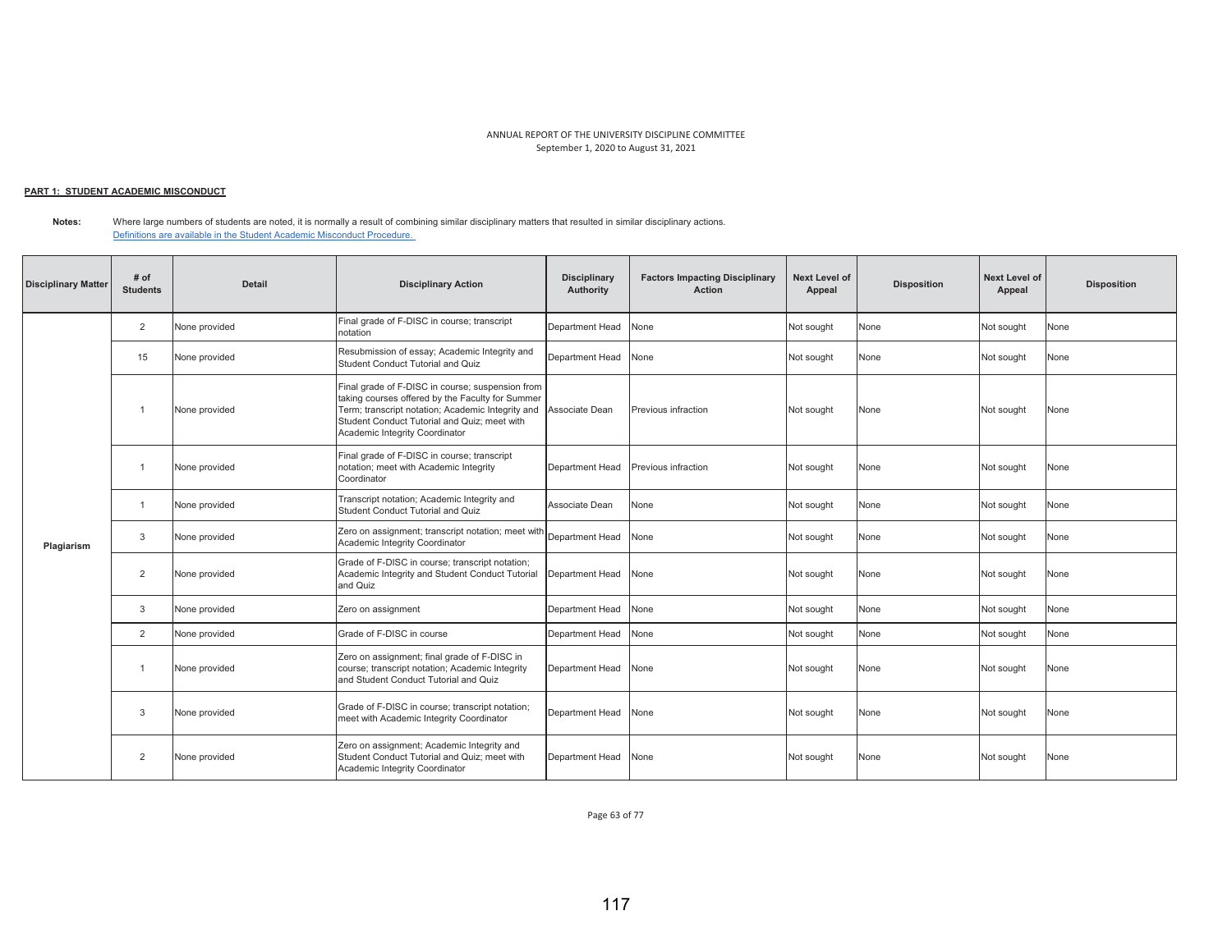ANNUAL REPORT OF THE UNIVERSITY DISCIPLINE COMMITTEE
September 1, 2020 to August 31, 2021

**PART 1: STUDENT ACADEMIC MISCONDUCT**

**Notes:** Where large numbers of students are noted, it is normally a result of combining similar disciplinary matters that resulted in similar disciplinary actions.
Definitions are available in the Student Academic Misconduct Procedure.

| Disciplinary Matter | # of Students | Detail | Disciplinary Action | Disciplinary Authority | Factors Impacting Disciplinary Action | Next Level of Appeal | Disposition | Next Level of Appeal | Disposition |
|---|---|---|---|---|---|---|---|---|---|
| Plagiarism | 2 | None provided | Final grade of F-DISC in course; transcript notation | Department Head | None | Not sought | None | Not sought | None |
| | 15 | None provided | Resubmission of essay; Academic Integrity and Student Conduct Tutorial and Quiz | Department Head | None | Not sought | None | Not sought | None |
| | 1 | None provided | Final grade of F-DISC in course; suspension from taking courses offered by the Faculty for Summer Term; transcript notation; Academic Integrity and Student Conduct Tutorial and Quiz; meet with Academic Integrity Coordinator | Associate Dean | Previous infraction | Not sought | None | Not sought | None |
| | 1 | None provided | Final grade of F-DISC in course; transcript notation; meet with Academic Integrity Coordinator | Department Head | Previous infraction | Not sought | None | Not sought | None |
| | 1 | None provided | Transcript notation; Academic Integrity and Student Conduct Tutorial and Quiz | Associate Dean | None | Not sought | None | Not sought | None |
| | 3 | None provided | Zero on assignment; transcript notation; meet with Academic Integrity Coordinator | Department Head | None | Not sought | None | Not sought | None |
| | 2 | None provided | Grade of F-DISC in course; transcript notation; Academic Integrity and Student Conduct Tutorial and Quiz | Department Head | None | Not sought | None | Not sought | None |
| | 3 | None provided | Zero on assignment | Department Head | None | Not sought | None | Not sought | None |
| | 2 | None provided | Grade of F-DISC in course | Department Head | None | Not sought | None | Not sought | None |
| | 1 | None provided | Zero on assignment; final grade of F-DISC in course; transcript notation; Academic Integrity and Student Conduct Tutorial and Quiz | Department Head | None | Not sought | None | Not sought | None |
| | 3 | None provided | Grade of F-DISC in course; transcript notation; meet with Academic Integrity Coordinator | Department Head | None | Not sought | None | Not sought | None |
| | 2 | None provided | Zero on assignment; Academic Integrity and Student Conduct Tutorial and Quiz; meet with Academic Integrity Coordinator | Department Head | None | Not sought | None | Not sought | None |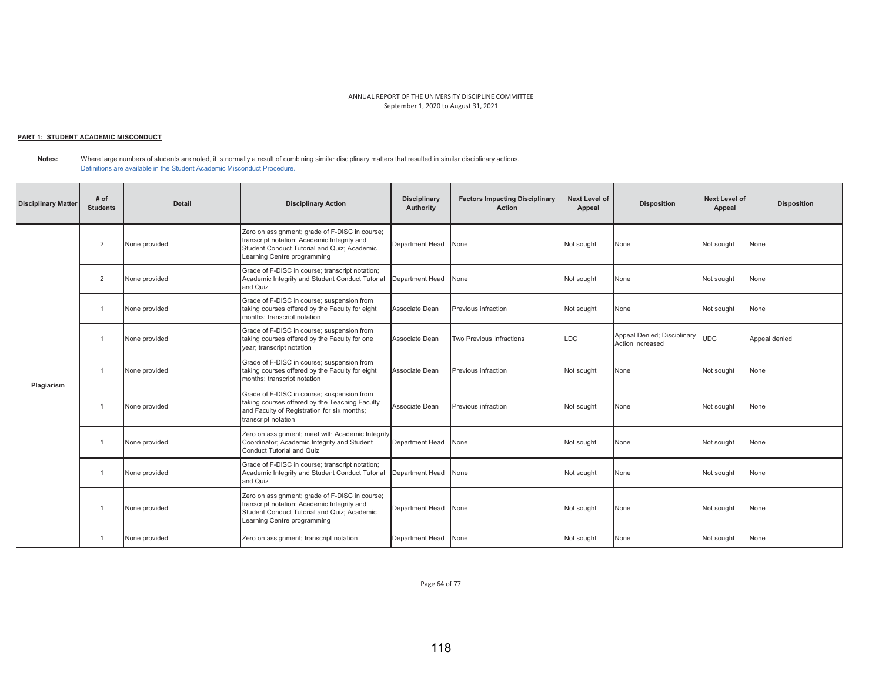ANNUAL REPORT OF THE UNIVERSITY DISCIPLINE COMMITTEE
September 1, 2020 to August 31, 2021

**PART 1: STUDENT ACADEMIC MISCONDUCT**

**Notes:** Where large numbers of students are noted, it is normally a result of combining similar disciplinary matters that resulted in similar disciplinary actions.
[Definitions are available in the Student Academic Misconduct Procedure.]

| Disciplinary Matter | # of Students | Detail | Disciplinary Action | Disciplinary Authority | Factors Impacting Disciplinary Action | Next Level of Appeal | Disposition | Next Level of Appeal | Disposition |
|---|---|---|---|---|---|---|---|---|---|
| Plagiarism | 2 | None provided | Zero on assignment; grade of F-DISC in course; transcript notation; Academic Integrity and Student Conduct Tutorial and Quiz; Academic Learning Centre programming | Department Head | None | Not sought | None | Not sought | None |
| | 2 | None provided | Grade of F-DISC in course; transcript notation; Academic Integrity and Student Conduct Tutorial and Quiz | Department Head | None | Not sought | None | Not sought | None |
| | 1 | None provided | Grade of F-DISC in course; suspension from taking courses offered by the Faculty for eight months; transcript notation | Associate Dean | Previous infraction | Not sought | None | Not sought | None |
| | 1 | None provided | Grade of F-DISC in course; suspension from taking courses offered by the Faculty for one year; transcript notation | Associate Dean | Two Previous Infractions | LDC | Appeal Denied; Disciplinary Action increased | UDC | Appeal denied |
| | 1 | None provided | Grade of F-DISC in course; suspension from taking courses offered by the Faculty for eight months; transcript notation | Associate Dean | Previous infraction | Not sought | None | Not sought | None |
| | 1 | None provided | Grade of F-DISC in course; suspension from taking courses offered by the Teaching Faculty and Faculty of Registration for six months; transcript notation | Associate Dean | Previous infraction | Not sought | None | Not sought | None |
| | 1 | None provided | Zero on assignment; meet with Academic Integrity Coordinator; Academic Integrity and Student Conduct Tutorial and Quiz | Department Head | None | Not sought | None | Not sought | None |
| | 1 | None provided | Grade of F-DISC in course; transcript notation; Academic Integrity and Student Conduct Tutorial and Quiz | Department Head | None | Not sought | None | Not sought | None |
| | 1 | None provided | Zero on assignment; grade of F-DISC in course; transcript notation; Academic Integrity and Student Conduct Tutorial and Quiz; Academic Learning Centre programming | Department Head | None | Not sought | None | Not sought | None |
| | 1 | None provided | Zero on assignment; transcript notation | Department Head | None | Not sought | None | Not sought | None |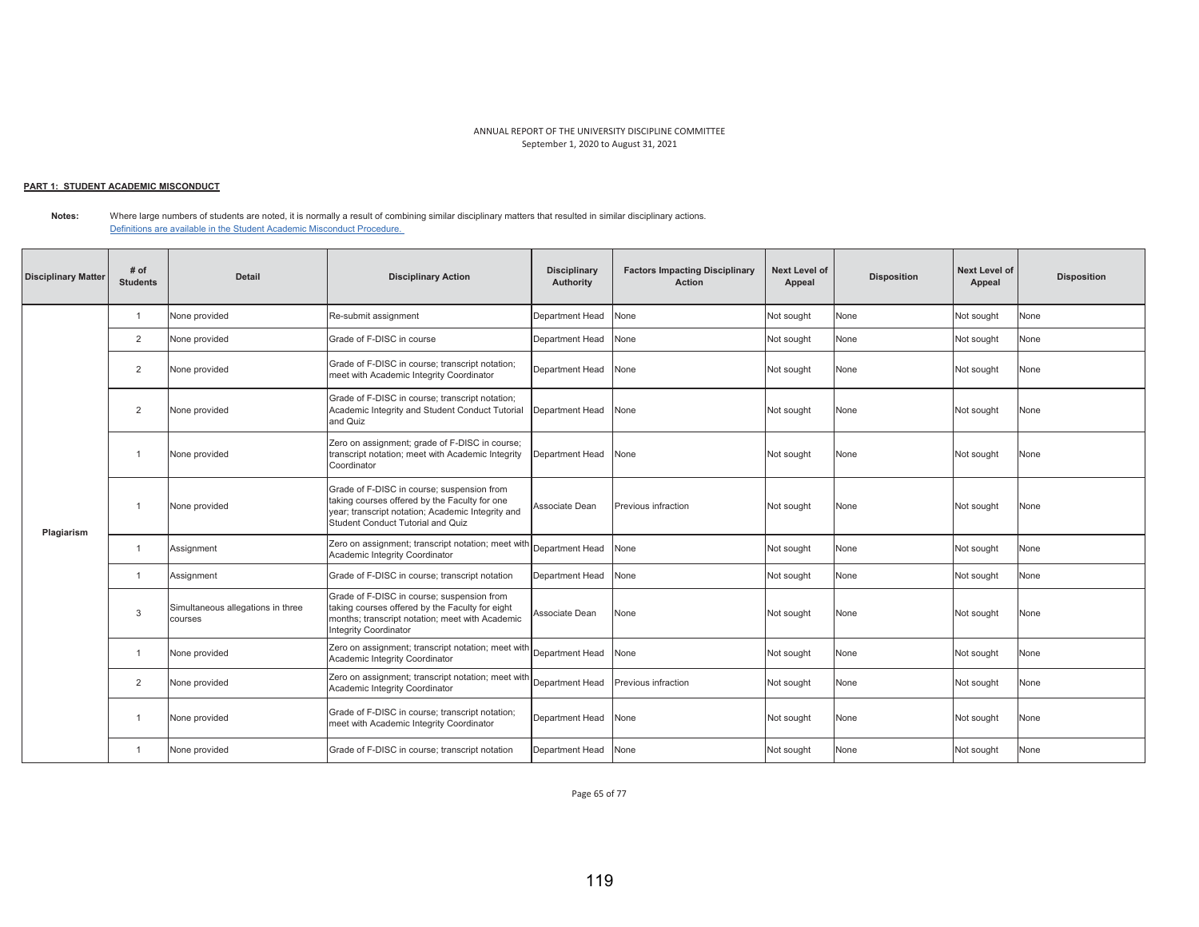ANNUAL REPORT OF THE UNIVERSITY DISCIPLINE COMMITTEE
September 1, 2020 to August 31, 2021

**PART 1: STUDENT ACADEMIC MISCONDUCT**

**Notes:** Where large numbers of students are noted, it is normally a result of combining similar disciplinary matters that resulted in similar disciplinary actions.
Definitions are available in the Student Academic Misconduct Procedure.

| Disciplinary Matter | # of Students | Detail | Disciplinary Action | Disciplinary Authority | Factors Impacting Disciplinary Action | Next Level of Appeal | Disposition | Next Level of Appeal | Disposition |
|---|---|---|---|---|---|---|---|---|---|
| Plagiarism | 1 | None provided | Re-submit assignment | Department Head | None | Not sought | None | Not sought | None |
| | 2 | None provided | Grade of F-DISC in course | Department Head | None | Not sought | None | Not sought | None |
| | 2 | None provided | Grade of F-DISC in course; transcript notation; meet with Academic Integrity Coordinator | Department Head | None | Not sought | None | Not sought | None |
| | 2 | None provided | Grade of F-DISC in course; transcript notation; Academic Integrity and Student Conduct Tutorial and Quiz | Department Head | None | Not sought | None | Not sought | None |
| | 1 | None provided | Zero on assignment; grade of F-DISC in course; transcript notation; meet with Academic Integrity Coordinator | Department Head | None | Not sought | None | Not sought | None |
| | 1 | None provided | Grade of F-DISC in course; suspension from taking courses offered by the Faculty for one year; transcript notation; Academic Integrity and Student Conduct Tutorial and Quiz | Associate Dean | Previous infraction | Not sought | None | Not sought | None |
| | 1 | Assignment | Zero on assignment; transcript notation; meet with Academic Integrity Coordinator | Department Head | None | Not sought | None | Not sought | None |
| | 1 | Assignment | Grade of F-DISC in course; transcript notation | Department Head | None | Not sought | None | Not sought | None |
| | 3 | Simultaneous allegations in three courses | Grade of F-DISC in course; suspension from taking courses offered by the Faculty for eight months; transcript notation; meet with Academic Integrity Coordinator | Associate Dean | None | Not sought | None | Not sought | None |
| | 1 | None provided | Zero on assignment; transcript notation; meet with Academic Integrity Coordinator | Department Head | None | Not sought | None | Not sought | None |
| | 2 | None provided | Zero on assignment; transcript notation; meet with Academic Integrity Coordinator | Department Head | Previous infraction | Not sought | None | Not sought | None |
| | 1 | None provided | Grade of F-DISC in course; transcript notation; meet with Academic Integrity Coordinator | Department Head | None | Not sought | None | Not sought | None |
| | 1 | None provided | Grade of F-DISC in course; transcript notation | Department Head | None | Not sought | None | Not sought | None |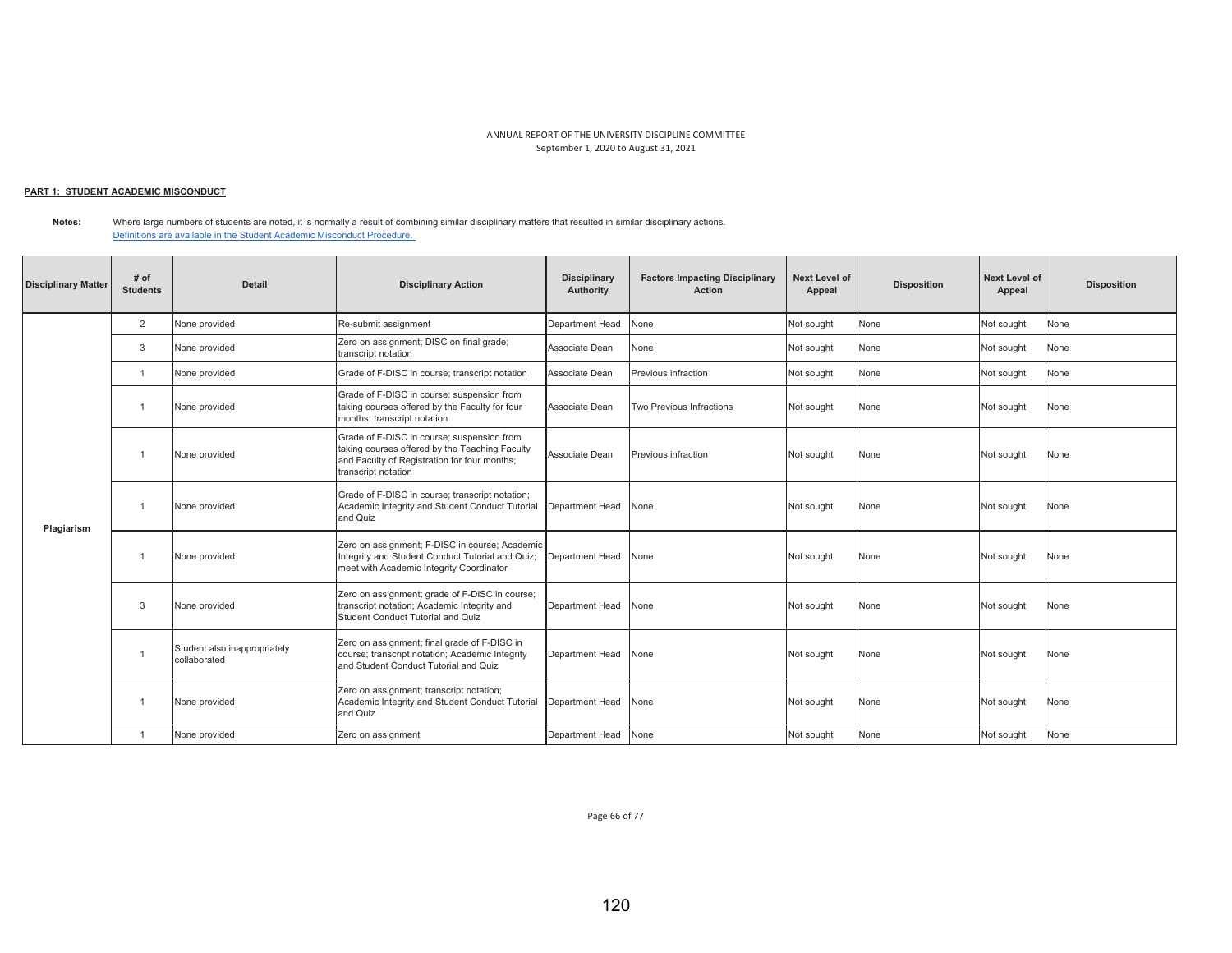ANNUAL REPORT OF THE UNIVERSITY DISCIPLINE COMMITTEE
September 1, 2020 to August 31, 2021

**PART 1: STUDENT ACADEMIC MISCONDUCT**

**Notes:** Where large numbers of students are noted, it is normally a result of combining similar disciplinary matters that resulted in similar disciplinary actions.
[Definitions are available in the Student Academic Misconduct Procedure.](#)

| Disciplinary Matter | # of Students | Detail | Disciplinary Action | Disciplinary Authority | Factors Impacting Disciplinary Action | Next Level of Appeal | Disposition | Next Level of Appeal | Disposition |
|---|---|---|---|---|---|---|---|---|---|
| Plagiarism | 2 | None provided | Re-submit assignment | Department Head | None | Not sought | None | Not sought | None |
| | 3 | None provided | Zero on assignment; DISC on final grade; transcript notation | Associate Dean | None | Not sought | None | Not sought | None |
| | 1 | None provided | Grade of F-DISC in course; transcript notation | Associate Dean | Previous infraction | Not sought | None | Not sought | None |
| | 1 | None provided | Grade of F-DISC in course; suspension from taking courses offered by the Faculty for four months; transcript notation | Associate Dean | Two Previous Infractions | Not sought | None | Not sought | None |
| | 1 | None provided | Grade of F-DISC in course; suspension from taking courses offered by the Teaching Faculty and Faculty of Registration for four months; transcript notation | Associate Dean | Previous infraction | Not sought | None | Not sought | None |
| | 1 | None provided | Grade of F-DISC in course; transcript notation; Academic Integrity and Student Conduct Tutorial and Quiz | Department Head | None | Not sought | None | Not sought | None |
| | 1 | None provided | Zero on assignment; F-DISC in course; Academic Integrity and Student Conduct Tutorial and Quiz; meet with Academic Integrity Coordinator | Department Head | None | Not sought | None | Not sought | None |
| | 3 | None provided | Zero on assignment; grade of F-DISC in course; transcript notation; Academic Integrity and Student Conduct Tutorial and Quiz | Department Head | None | Not sought | None | Not sought | None |
| | 1 | Student also inappropriately collaborated | Zero on assignment; final grade of F-DISC in course; transcript notation; Academic Integrity and Student Conduct Tutorial and Quiz | Department Head | None | Not sought | None | Not sought | None |
| | 1 | None provided | Zero on assignment; transcript notation; Academic Integrity and Student Conduct Tutorial and Quiz | Department Head | None | Not sought | None | Not sought | None |
| | 1 | None provided | Zero on assignment | Department Head | None | Not sought | None | Not sought | None |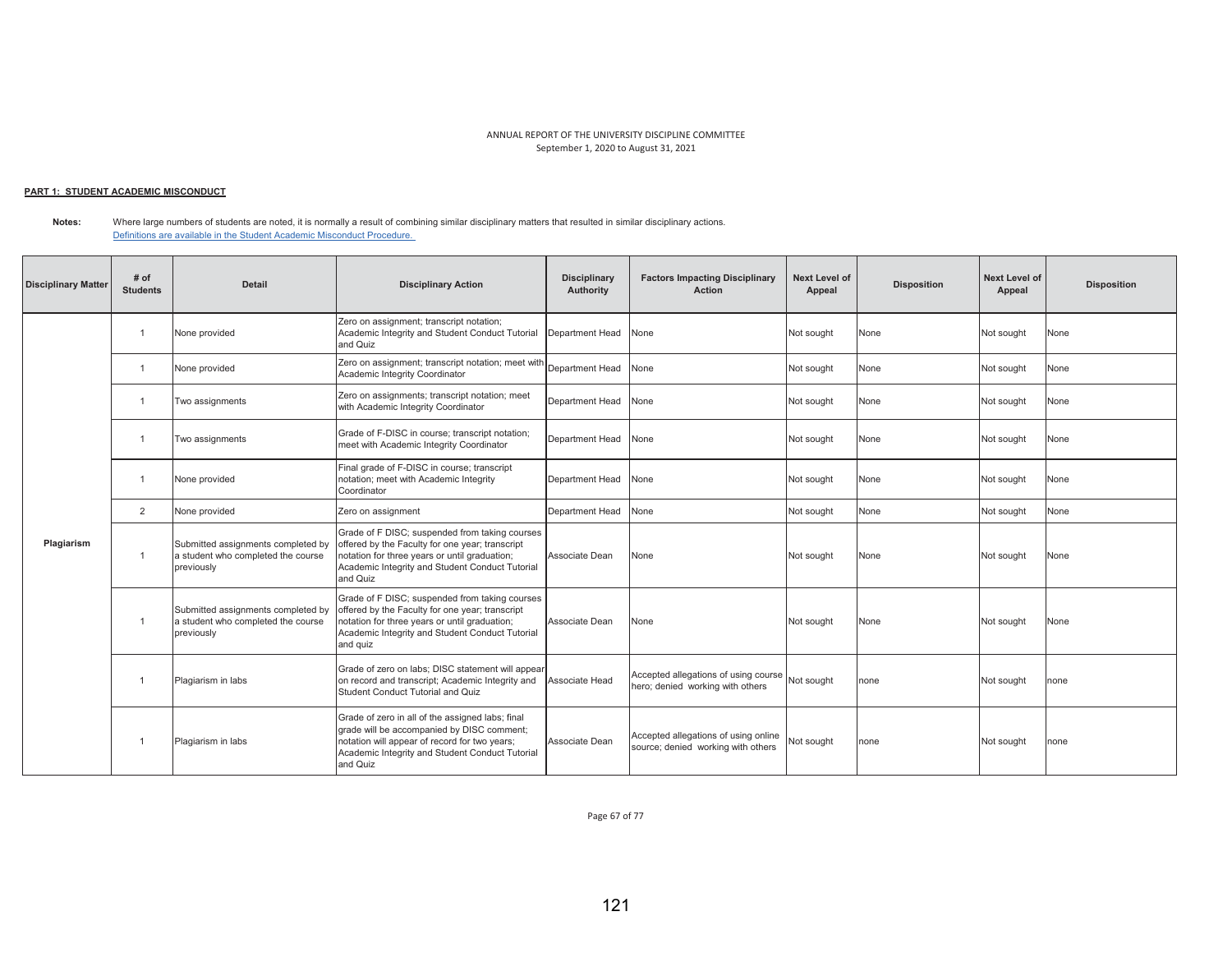ANNUAL REPORT OF THE UNIVERSITY DISCIPLINE COMMITTEE
September 1, 2020 to August 31, 2021

**PART 1: STUDENT ACADEMIC MISCONDUCT**

**Notes:** Where large numbers of students are noted, it is normally a result of combining similar disciplinary matters that resulted in similar disciplinary actions.
Definitions are available in the Student Academic Misconduct Procedure.

| Disciplinary Matter | # of Students | Detail | Disciplinary Action | Disciplinary Authority | Factors Impacting Disciplinary Action | Next Level of Appeal | Disposition | Next Level of Appeal | Disposition |
|---|---|---|---|---|---|---|---|---|---|
| Plagiarism | 1 | None provided | Zero on assignment; transcript notation; Academic Integrity and Student Conduct Tutorial and Quiz | Department Head | None | Not sought | None | Not sought | None |
| | 1 | None provided | Zero on assignment; transcript notation; meet with Academic Integrity Coordinator | Department Head | None | Not sought | None | Not sought | None |
| | 1 | Two assignments | Zero on assignments; transcript notation; meet with Academic Integrity Coordinator | Department Head | None | Not sought | None | Not sought | None |
| | 1 | Two assignments | Grade of F-DISC in course; transcript notation; meet with Academic Integrity Coordinator | Department Head | None | Not sought | None | Not sought | None |
| | 1 | None provided | Final grade of F-DISC in course; transcript notation; meet with Academic Integrity Coordinator | Department Head | None | Not sought | None | Not sought | None |
| | 2 | None provided | Zero on assignment | Department Head | None | Not sought | None | Not sought | None |
| | 1 | Submitted assignments completed by a student who completed the course previously | Grade of F DISC; suspended from taking courses offered by the Faculty for one year; transcript notation for three years or until graduation; Academic Integrity and Student Conduct Tutorial and Quiz | Associate Dean | None | Not sought | None | Not sought | None |
| | 1 | Submitted assignments completed by a student who completed the course previously | Grade of F DISC; suspended from taking courses offered by the Faculty for one year; transcript notation for three years or until graduation; Academic Integrity and Student Conduct Tutorial and quiz | Associate Dean | None | Not sought | None | Not sought | None |
| | 1 | Plagiarism in labs | Grade of zero on labs; DISC statement will appear on record and transcript; Academic Integrity and Student Conduct Tutorial and Quiz | Associate Head | Accepted allegations of using course hero; denied working with others | Not sought | none | Not sought | none |
| | 1 | Plagiarism in labs | Grade of zero in all of the assigned labs; final grade will be accompanied by DISC comment; notation will appear of record for two years; Academic Integrity and Student Conduct Tutorial and Quiz | Associate Dean | Accepted allegations of using online source; denied working with others | Not sought | none | Not sought | none |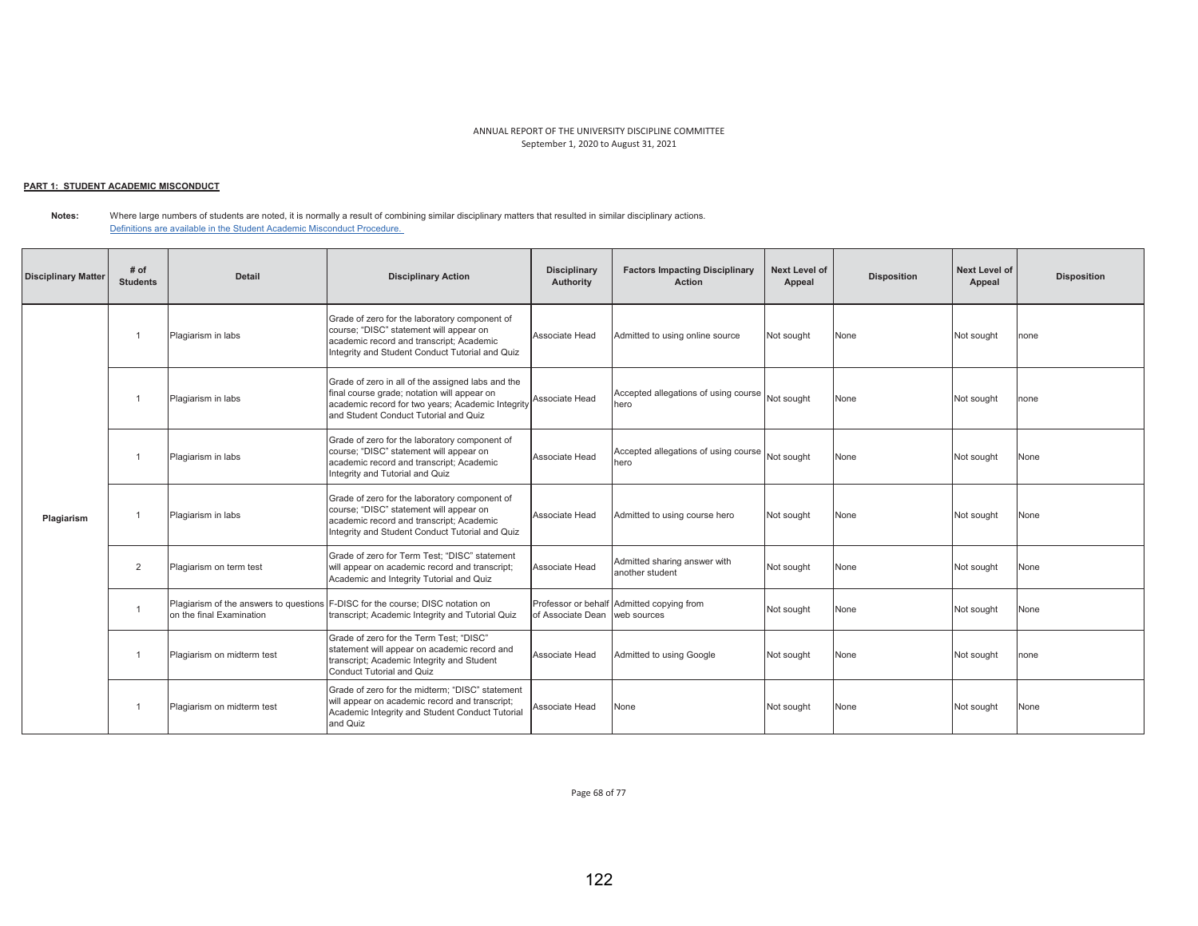ANNUAL REPORT OF THE UNIVERSITY DISCIPLINE COMMITTEE
September 1, 2020 to August 31, 2021

**PART 1: STUDENT ACADEMIC MISCONDUCT**

**Notes:** Where large numbers of students are noted, it is normally a result of combining similar disciplinary matters that resulted in similar disciplinary actions.
Definitions are available in the Student Academic Misconduct Procedure.

| Disciplinary Matter | # of Students | Detail | Disciplinary Action | Disciplinary Authority | Factors Impacting Disciplinary Action | Next Level of Appeal | Disposition | Next Level of Appeal | Disposition |
|---|---|---|---|---|---|---|---|---|---|
| Plagiarism | 1 | Plagiarism in labs | Grade of zero for the laboratory component of course; "DISC" statement will appear on academic record and transcript; Academic Integrity and Student Conduct Tutorial and Quiz | Associate Head | Admitted to using online source | Not sought | None | Not sought | none |
| | 1 | Plagiarism in labs | Grade of zero in all of the assigned labs and the final course grade; notation will appear on academic record for two years; Academic Integrity and Student Conduct Tutorial and Quiz | Associate Head | Accepted allegations of using course hero | Not sought | None | Not sought | none |
| | 1 | Plagiarism in labs | Grade of zero for the laboratory component of course; "DISC" statement will appear on academic record and transcript; Academic Integrity and Tutorial and Quiz | Associate Head | Accepted allegations of using course hero | Not sought | None | Not sought | None |
| | 1 | Plagiarism in labs | Grade of zero for the laboratory component of course; "DISC" statement will appear on academic record and transcript; Academic Integrity and Student Conduct Tutorial and Quiz | Associate Head | Admitted to using course hero | Not sought | None | Not sought | None |
| | 2 | Plagiarism on term test | Grade of zero for Term Test; "DISC" statement will appear on academic record and transcript; Academic and Integrity Tutorial and Quiz | Associate Head | Admitted sharing answer with another student | Not sought | None | Not sought | None |
| | 1 | Plagiarism of the answers to questions on the final Examination | F-DISC for the course; DISC notation on transcript; Academic Integrity and Tutorial and Quiz | Professor or behalf of Associate Dean | Admitted copying from web sources | Not sought | None | Not sought | None |
| | 1 | Plagiarism on midterm test | Grade of zero for the Term Test; "DISC" statement will appear on academic record and transcript; Academic Integrity and Student Conduct Tutorial and Quiz | Associate Head | Admitted to using Google | Not sought | None | Not sought | none |
| | 1 | Plagiarism on midterm test | Grade of zero for the midterm; "DISC" statement will appear on academic record and transcript; Academic Integrity and Student Conduct Tutorial and Quiz | Associate Head | None | Not sought | None | Not sought | None |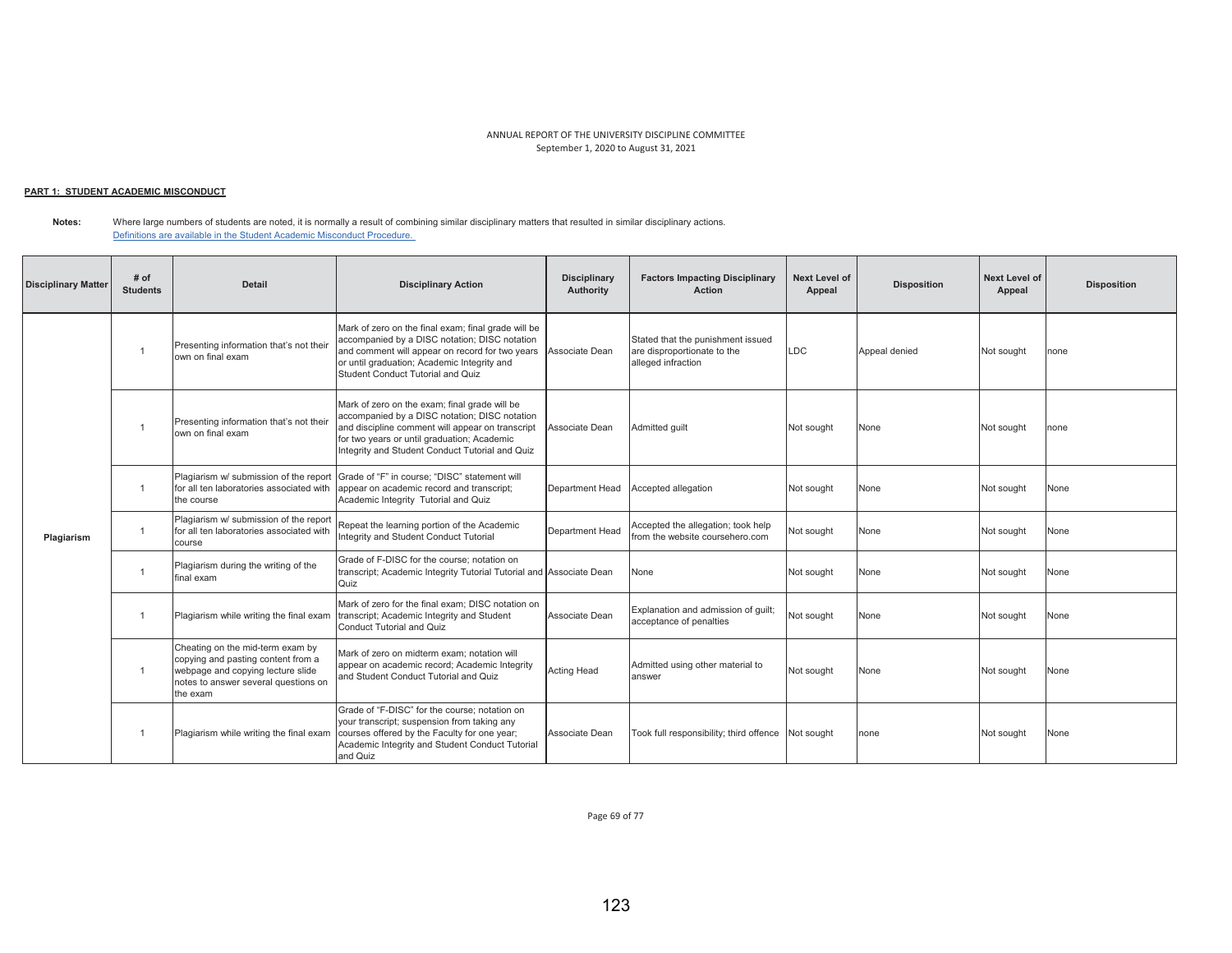ANNUAL REPORT OF THE UNIVERSITY DISCIPLINE COMMITTEE
September 1, 2020 to August 31, 2021

**PART 1: STUDENT ACADEMIC MISCONDUCT**

**Notes:** Where large numbers of students are noted, it is normally a result of combining similar disciplinary matters that resulted in similar disciplinary actions.
[Definitions are available in the Student Academic Misconduct Procedure.](#)

| Disciplinary Matter | # of Students | Detail | Disciplinary Action | Disciplinary Authority | Factors Impacting Disciplinary Action | Next Level of Appeal | Disposition | Next Level of Appeal | Disposition |
|---|---|---|---|---|---|---|---|---|---|
| Plagiarism | 1 | Presenting information that's not their own on final exam | Mark of zero on the final exam; final grade will be accompanied by a DISC notation; DISC notation and comment will appear on record for two years or until graduation; Academic Integrity and Student Conduct Tutorial and Quiz | Associate Dean | Stated that the punishment issued are disproportionate to the alleged infraction | LDC | Appeal denied | Not sought | none |
| | 1 | Presenting information that's not their own on final exam | Mark of zero on the exam; final grade will be accompanied by a DISC notation; DISC notation and discipline comment will appear on transcript for two years or until graduation; Academic Integrity and Student Conduct Tutorial and Quiz | Associate Dean | Admitted guilt | Not sought | None | Not sought | none |
| | 1 | Plagiarism w/ submission of the report for all ten laboratories associated with the course | Grade of "F" in course; "DISC" statement will appear on academic record and transcript; Academic Integrity Tutorial and Quiz | Department Head | Accepted allegation | Not sought | None | Not sought | None |
| | 1 | Plagiarism w/ submission of the report for all ten laboratories associated with course | Repeat the learning portion of the Academic Integrity and Student Conduct Tutorial | Department Head | Accepted the allegation; took help from the website coursehero.com | Not sought | None | Not sought | None |
| | 1 | Plagiarism during the writing of the final exam | Grade of F-DISC for the course; notation on transcript; Academic Integrity Tutorial Tutorial and Quiz | Associate Dean | None | Not sought | None | Not sought | None |
| | 1 | Plagiarism while writing the final exam | Mark of zero for the final exam; DISC notation on transcript; Academic Integrity and Student Conduct Tutorial and Quiz | Associate Dean | Explanation and admission of guilt; acceptance of penalties | Not sought | None | Not sought | None |
| | 1 | Cheating on the mid-term exam by copying and pasting content from a webpage and copying lecture slide notes to answer several questions on the exam | Mark of zero on midterm exam; notation will appear on academic record; Academic Integrity and Student Conduct Tutorial and Quiz | Acting Head | Admitted using other material to answer | Not sought | None | Not sought | None |
| | 1 | Plagiarism while writing the final exam | Grade of "F-DISC" for the course; notation on your transcript; suspension from taking any courses offered by the Faculty for one year; Academic Integrity and Student Conduct Tutorial and Quiz | Associate Dean | Took full responsibility; third offence | Not sought | none | Not sought | None |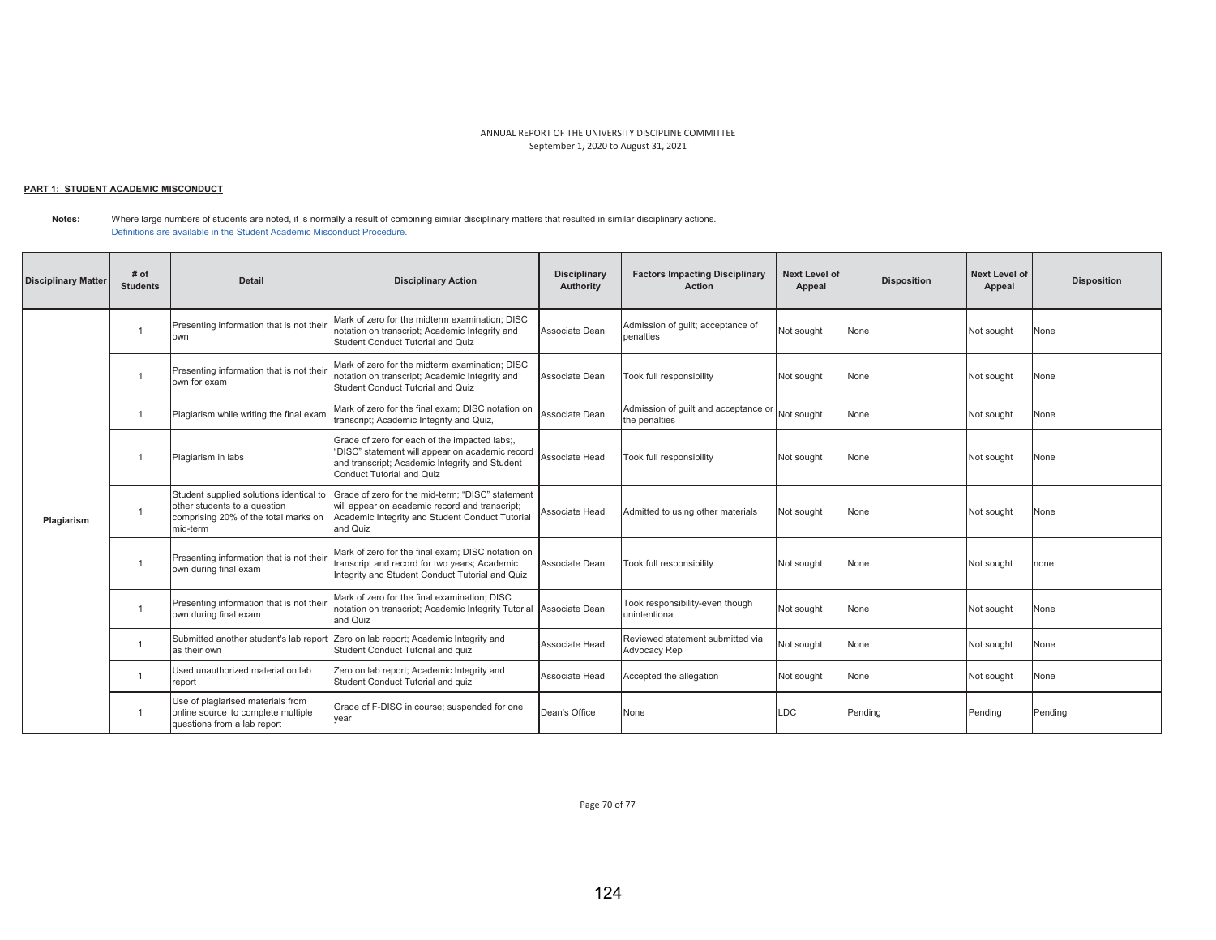ANNUAL REPORT OF THE UNIVERSITY DISCIPLINE COMMITTEE
September 1, 2020 to August 31, 2021

**PART 1: STUDENT ACADEMIC MISCONDUCT**

**Notes:** Where large numbers of students are noted, it is normally a result of combining similar disciplinary matters that resulted in similar disciplinary actions.
Definitions are available in the Student Academic Misconduct Procedure.

| Disciplinary Matter | # of Students | Detail | Disciplinary Action | Disciplinary Authority | Factors Impacting Disciplinary Action | Next Level of Appeal | Disposition | Next Level of Appeal | Disposition |
|---|---|---|---|---|---|---|---|---|---|
| Plagiarism | 1 | Presenting information that is not their own | Mark of zero for the midterm examination; DISC notation on transcript; Academic Integrity and Student Conduct Tutorial and Quiz | Associate Dean | Admission of guilt; acceptance of penalties | Not sought | None | Not sought | None |
| | 1 | Presenting information that is not their own for exam | Mark of zero for the midterm examination; DISC notation on transcript; Academic Integrity and Student Conduct Tutorial and Quiz | Associate Dean | Took full responsibility | Not sought | None | Not sought | None |
| | 1 | Plagiarism while writing the final exam | Mark of zero for the final exam; DISC notation on transcript; Academic Integrity and Quiz, | Associate Dean | Admission of guilt and acceptance or the penalties | Not sought | None | Not sought | None |
| | 1 | Plagiarism in labs | Grade of zero for each of the impacted labs;, "DISC" statement will appear on academic record and transcript; Academic Integrity and Student Conduct Tutorial and Quiz | Associate Head | Took full responsibility | Not sought | None | Not sought | None |
| | 1 | Student supplied solutions identical to other students to a question comprising 20% of the total marks on mid-term | Grade of zero for the mid-term; "DISC" statement will appear on academic record and transcript; Academic Integrity and Student Conduct Tutorial and Quiz | Associate Head | Admitted to using other materials | Not sought | None | Not sought | None |
| | 1 | Presenting information that is not their own during final exam | Mark of zero for the final exam; DISC notation on transcript and record for two years; Academic Integrity and Student Conduct Tutorial and Quiz | Associate Dean | Took full responsibility | Not sought | None | Not sought | none |
| | 1 | Presenting information that is not their own during final exam | Mark of zero for the final examination; DISC notation on transcript; Academic Integrity Tutorial and Quiz | Associate Dean | Took responsibility-even though unintentional | Not sought | None | Not sought | None |
| | 1 | Submitted another student's lab report as their own | Zero on lab report; Academic Integrity and Student Conduct Tutorial and quiz | Associate Head | Reviewed statement submitted via Advocacy Rep | Not sought | None | Not sought | None |
| | 1 | Used unauthorized material on lab report | Zero on lab report; Academic Integrity and Student Conduct Tutorial and quiz | Associate Head | Accepted the allegation | Not sought | None | Not sought | None |
| | 1 | Use of plagiarised materials from online source to complete multiple questions from a lab report | Grade of F-DISC in course; suspended for one year | Dean's Office | None | LDC | Pending | Pending | Pending |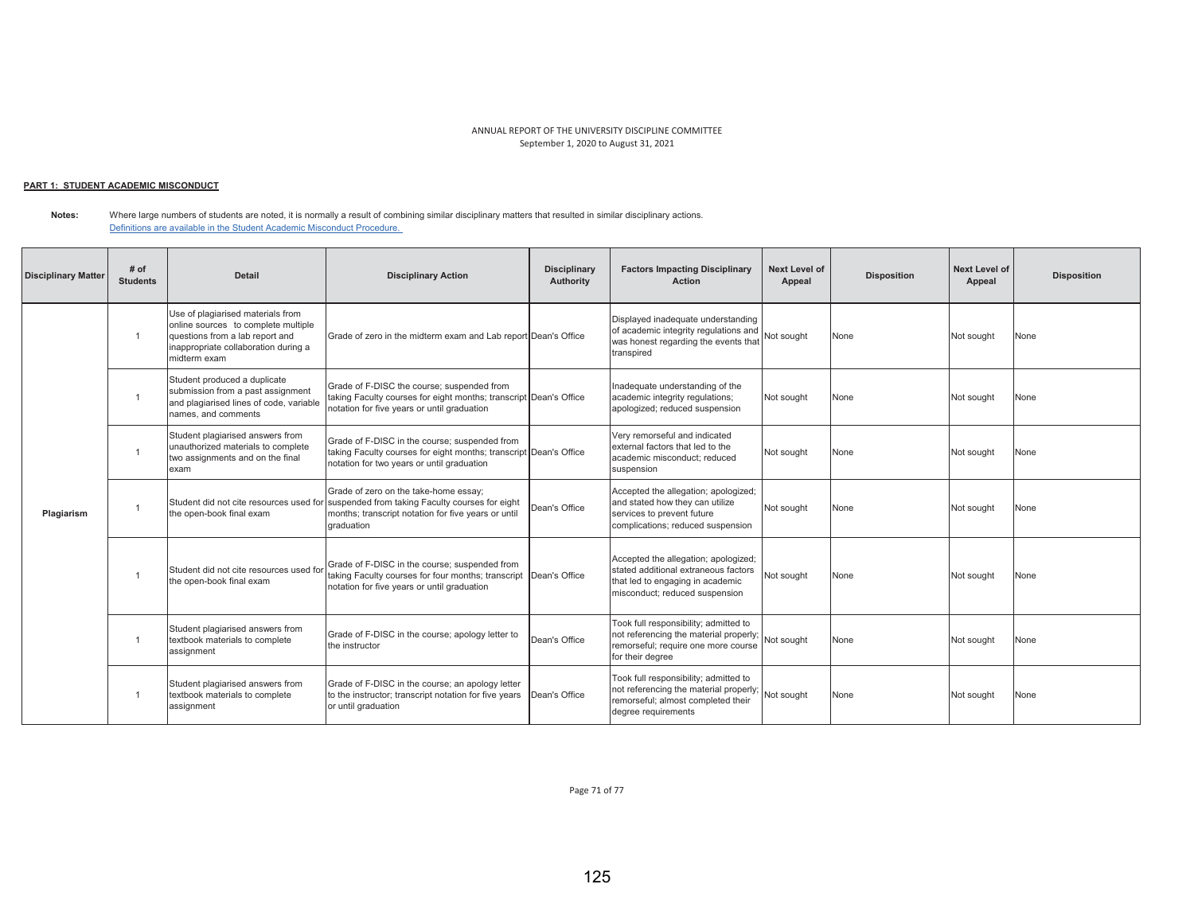ANNUAL REPORT OF THE UNIVERSITY DISCIPLINE COMMITTEE
September 1, 2020 to August 31, 2021

**PART 1: STUDENT ACADEMIC MISCONDUCT**

**Notes:** Where large numbers of students are noted, it is normally a result of combining similar disciplinary matters that resulted in similar disciplinary actions.
Definitions are available in the Student Academic Misconduct Procedure.

| Disciplinary Matter | # of Students | Detail | Disciplinary Action | Disciplinary Authority | Factors Impacting Disciplinary Action | Next Level of Appeal | Disposition | Next Level of Appeal | Disposition |
|---|---|---|---|---|---|---|---|---|---|
| Plagiarism | 1 | Use of plagiarised materials from online sources to complete multiple questions from a lab report and inappropriate collaboration during a midterm exam | Grade of zero in the midterm exam and Lab report | Dean's Office | Displayed inadequate understanding of academic integrity regulations and was honest regarding the events that transpired | Not sought | None | Not sought | None |
| | 1 | Student produced a duplicate submission from a past assignment and plagiarised lines of code, variable names, and comments | Grade of F-DISC the course; suspended from taking Faculty courses for eight months; transcript notation for five years or until graduation | Dean's Office | Inadequate understanding of the academic integrity regulations; apologized; reduced suspension | Not sought | None | Not sought | None |
| | 1 | Student plagiarised answers from unauthorized materials to complete two assignments and on the final exam | Grade of F-DISC in the course; suspended from taking Faculty courses for eight months; transcript notation for two years or until graduation | Dean's Office | Very remorseful and indicated external factors that led to the academic misconduct; reduced suspension | Not sought | None | Not sought | None |
| | 1 | Student did not cite resources used for the open-book final exam | Grade of zero on the take-home essay; suspended from taking Faculty courses for eight months; transcript notation for five years or until graduation | Dean's Office | Accepted the allegation; apologized; and stated how they can utilize services to prevent future complications; reduced suspension | Not sought | None | Not sought | None |
| | 1 | Student did not cite resources used for the open-book final exam | Grade of F-DISC in the course; suspended from taking Faculty courses for four months; transcript notation for five years or until graduation | Dean's Office | Accepted the allegation; apologized; stated additional extraneous factors that led to engaging in academic misconduct; reduced suspension | Not sought | None | Not sought | None |
| | 1 | Student plagiarised answers from textbook materials to complete assignment | Grade of F-DISC in the course; apology letter to the instructor | Dean's Office | Took full responsibility; admitted to not referencing the material properly; remorseful; require one more course for their degree | Not sought | None | Not sought | None |
| | 1 | Student plagiarised answers from textbook materials to complete assignment | Grade of F-DISC in the course; an apology letter to the instructor; transcript notation for five years or until graduation | Dean's Office | Took full responsibility; admitted to not referencing the material properly; remorseful; almost completed their degree requirements | Not sought | None | Not sought | None |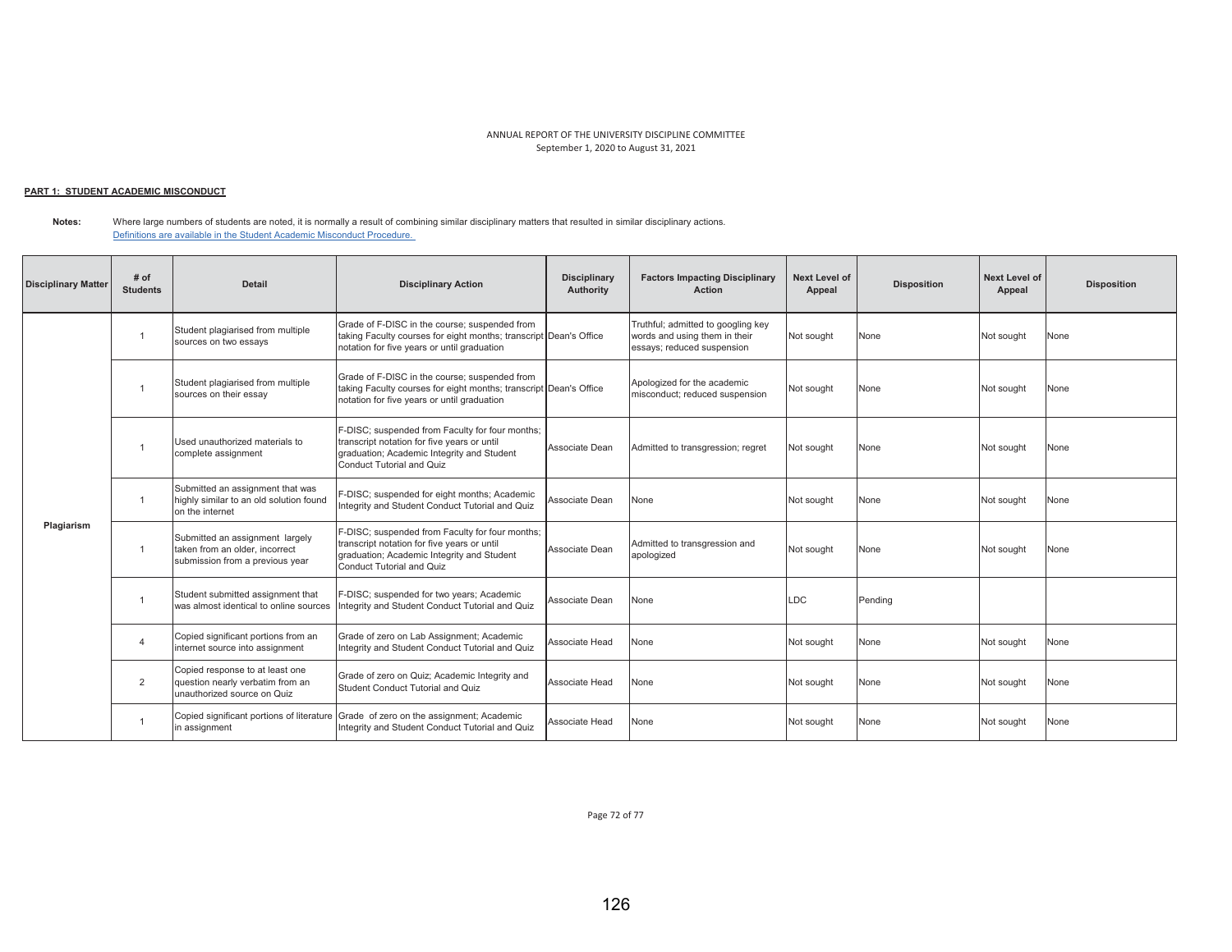ANNUAL REPORT OF THE UNIVERSITY DISCIPLINE COMMITTEE
September 1, 2020 to August 31, 2021

**PART 1: STUDENT ACADEMIC MISCONDUCT**

**Notes:** Where large numbers of students are noted, it is normally a result of combining similar disciplinary matters that resulted in similar disciplinary actions.
Definitions are available in the Student Academic Misconduct Procedure.

| Disciplinary Matter | # of Students | Detail | Disciplinary Action | Disciplinary Authority | Factors Impacting Disciplinary Action | Next Level of Appeal | Disposition | Next Level of Appeal | Disposition |
|---|---|---|---|---|---|---|---|---|---|
| Plagiarism | 1 | Student plagiarised from multiple sources on two essays | Grade of F-DISC in the course; suspended from taking Faculty courses for eight months; transcript notation for five years or until graduation | Dean's Office | Truthful; admitted to googling key words and using them in their essays; reduced suspension | Not sought | None | Not sought | None |
| | 1 | Student plagiarised from multiple sources on their essay | Grade of F-DISC in the course; suspended from taking Faculty courses for eight months; transcript notation for five years or until graduation | Dean's Office | Apologized for the academic misconduct; reduced suspension | Not sought | None | Not sought | None |
| | 1 | Used unauthorized materials to complete assignment | F-DISC; suspended from Faculty for four months; transcript notation for five years or until graduation; Academic Integrity and Student Conduct Tutorial and Quiz | Associate Dean | Admitted to transgression; regret | Not sought | None | Not sought | None |
| | 1 | Submitted an assignment that was highly similar to an old solution found on the internet | F-DISC; suspended for eight months; Academic Integrity and Student Conduct Tutorial and Quiz | Associate Dean | None | Not sought | None | Not sought | None |
| | 1 | Submitted an assignment largely taken from an older, incorrect submission from a previous year | F-DISC; suspended from Faculty for four months; transcript notation for five years or until graduation; Academic Integrity and Student Conduct Tutorial and Quiz | Associate Dean | Admitted to transgression and apologized | Not sought | None | Not sought | None |
| | 1 | Student submitted assignment that was almost identical to online sources | F-DISC; suspended for two years; Academic Integrity and Student Conduct Tutorial and Quiz | Associate Dean | None | LDC | Pending | | |
| | 4 | Copied significant portions from an internet source into assignment | Grade of zero on Lab Assignment; Academic Integrity and Student Conduct Tutorial and Quiz | Associate Head | None | Not sought | None | Not sought | None |
| | 2 | Copied response to at least one question nearly verbatim from an unauthorized source on Quiz | Grade of zero on Quiz; Academic Integrity and Student Conduct Tutorial and Quiz | Associate Head | None | Not sought | None | Not sought | None |
| | 1 | Copied significant portions of literature in assignment | Grade of zero on the assignment; Academic Integrity and Student Conduct Tutorial and Quiz | Associate Head | None | Not sought | None | Not sought | None |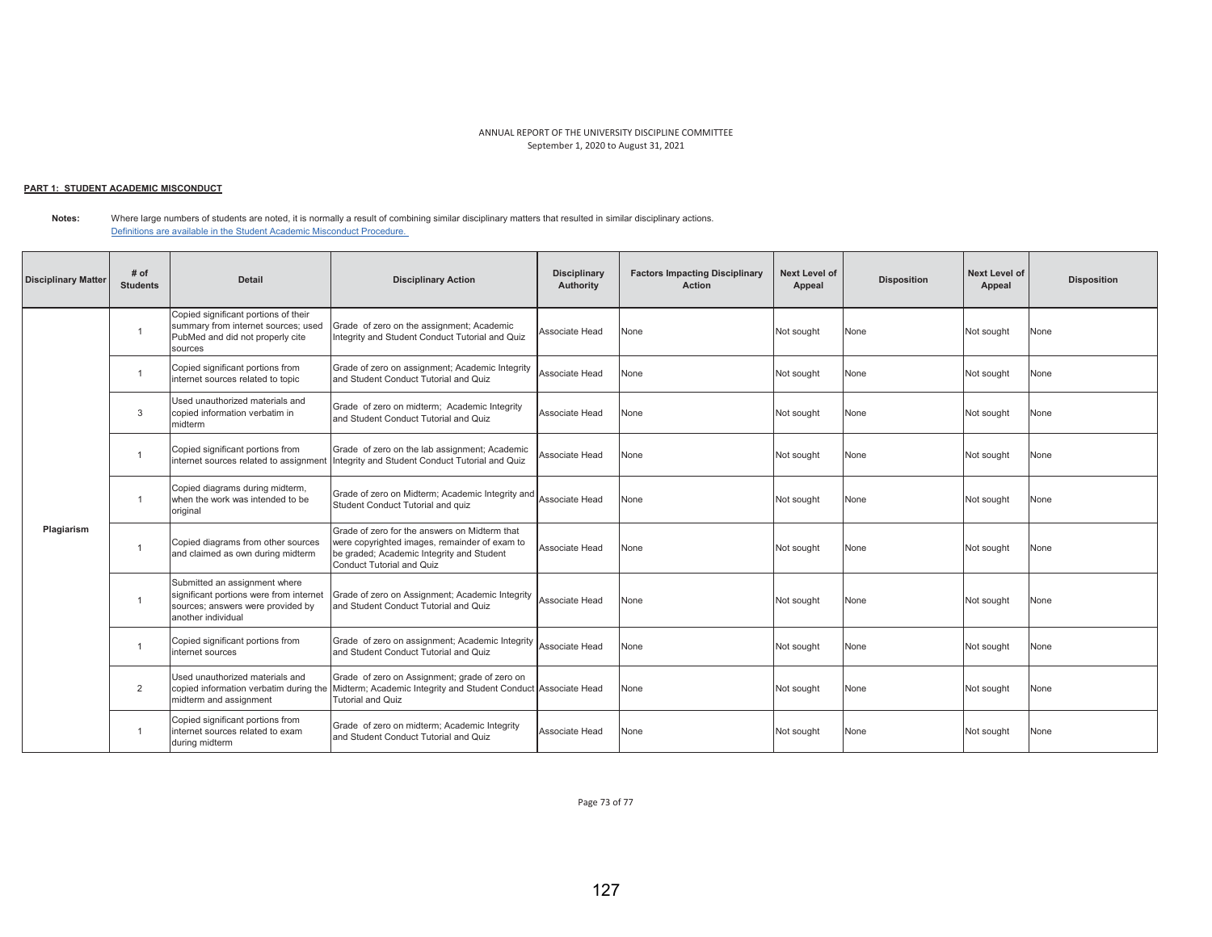ANNUAL REPORT OF THE UNIVERSITY DISCIPLINE COMMITTEE
September 1, 2020 to August 31, 2021

**PART 1: STUDENT ACADEMIC MISCONDUCT**

**Notes:** Where large numbers of students are noted, it is normally a result of combining similar disciplinary matters that resulted in similar disciplinary actions.
Definitions are available in the Student Academic Misconduct Procedure.

| Disciplinary Matter | # of Students | Detail | Disciplinary Action | Disciplinary Authority | Factors Impacting Disciplinary Action | Next Level of Appeal | Disposition | Next Level of Appeal | Disposition |
|---|---|---|---|---|---|---|---|---|---|
| Plagiarism | 1 | Copied significant portions of their summary from internet sources; used PubMed and did not properly cite sources | Grade of zero on the assignment; Academic Integrity and Student Conduct Tutorial and Quiz | Associate Head | None | Not sought | None | Not sought | None |
| | 1 | Copied significant portions from internet sources related to topic | Grade of zero on assignment; Academic Integrity and Student Conduct Tutorial and Quiz | Associate Head | None | Not sought | None | Not sought | None |
| | 3 | Used unauthorized materials and copied information verbatim in midterm | Grade of zero on midterm; Academic Integrity and Student Conduct Tutorial and Quiz | Associate Head | None | Not sought | None | Not sought | None |
| | 1 | Copied significant portions from internet sources related to assignment | Grade of zero on the lab assignment; Academic Integrity and Student Conduct Tutorial and Quiz | Associate Head | None | Not sought | None | Not sought | None |
| | 1 | Copied diagrams during midterm, when the work was intended to be original | Grade of zero on Midterm; Academic Integrity and Student Conduct Tutorial and quiz | Associate Head | None | Not sought | None | Not sought | None |
| | 1 | Copied diagrams from other sources and claimed as own during midterm | Grade of zero for the answers on Midterm that were copyrighted images, remainder of exam to be graded; Academic Integrity and Student Conduct Tutorial and Quiz | Associate Head | None | Not sought | None | Not sought | None |
| | 1 | Submitted an assignment where significant portions were from internet sources; answers were provided by another individual | Grade of zero on Assignment; Academic Integrity and Student Conduct Tutorial and Quiz | Associate Head | None | Not sought | None | Not sought | None |
| | 1 | Copied significant portions from internet sources | Grade of zero on assignment; Academic Integrity and Student Conduct Tutorial and Quiz | Associate Head | None | Not sought | None | Not sought | None |
| | 2 | Used unauthorized materials and copied information verbatim during the midterm and assignment | Grade of zero on Assignment; grade of zero on Midterm; Academic Integrity and Student Conduct Tutorial and Quiz | Associate Head | None | Not sought | None | Not sought | None |
| | 1 | Copied significant portions from internet sources related to exam during midterm | Grade of zero on midterm; Academic Integrity and Student Conduct Tutorial and Quiz | Associate Head | None | Not sought | None | Not sought | None |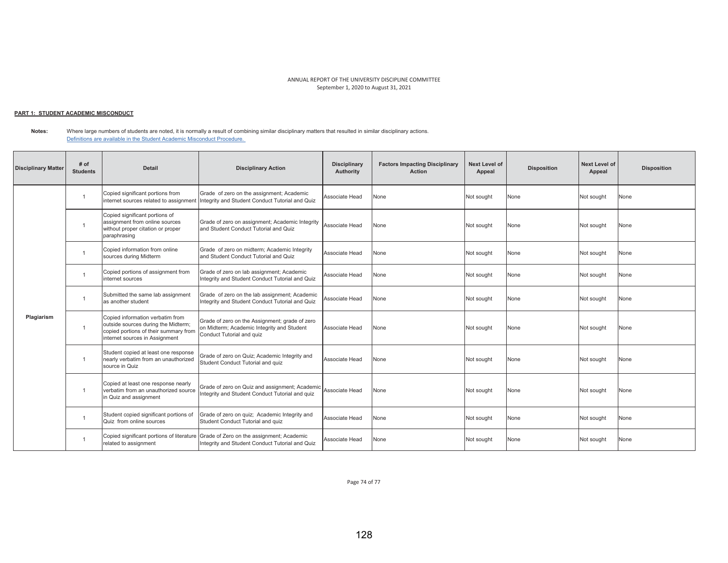ANNUAL REPORT OF THE UNIVERSITY DISCIPLINE COMMITTEE
September 1, 2020 to August 31, 2021

**PART 1: STUDENT ACADEMIC MISCONDUCT**

**Notes:** Where large numbers of students are noted, it is normally a result of combining similar disciplinary matters that resulted in similar disciplinary actions.
Definitions are available in the Student Academic Misconduct Procedure.

| Disciplinary Matter | # of Students | Detail | Disciplinary Action | Disciplinary Authority | Factors Impacting Disciplinary Action | Next Level of Appeal | Disposition | Next Level of Appeal | Disposition |
|---|---|---|---|---|---|---|---|---|---|
| Plagiarism | 1 | Copied significant portions from internet sources related to assignment | Grade of zero on the assignment; Academic Integrity and Student Conduct Tutorial and Quiz | Associate Head | None | Not sought | None | Not sought | None |
| | 1 | Copied significant portions of assignment from online sources without proper citation or proper paraphrasing | Grade of zero on assignment; Academic Integrity and Student Conduct Tutorial and Quiz | Associate Head | None | Not sought | None | Not sought | None |
| | 1 | Copied information from online sources during Midterm | Grade of zero on midterm; Academic Integrity and Student Conduct Tutorial and Quiz | Associate Head | None | Not sought | None | Not sought | None |
| | 1 | Copied portions of assignment from internet sources | Grade of zero on lab assignment; Academic Integrity and Student Conduct Tutorial and Quiz | Associate Head | None | Not sought | None | Not sought | None |
| | 1 | Submitted the same lab assignment as another student | Grade of zero on the lab assignment; Academic Integrity and Student Conduct Tutorial and Quiz | Associate Head | None | Not sought | None | Not sought | None |
| | 1 | Copied information verbatim from outside sources during the Midterm; copied portions of their summary from internet sources in Assignment | Grade of zero on the Assignment; grade of zero on Midterm; Academic Integrity and Student Conduct Tutorial and quiz | Associate Head | None | Not sought | None | Not sought | None |
| | 1 | Student copied at least one response nearly verbatim from an unauthorized source in Quiz | Grade of zero on Quiz; Academic Integrity and Student Conduct Tutorial and quiz | Associate Head | None | Not sought | None | Not sought | None |
| | 1 | Copied at least one response nearly verbatim from an unauthorized source in Quiz and assignment | Grade of zero on Quiz and assignment; Academic Integrity and Student Conduct Tutorial and quiz | Associate Head | None | Not sought | None | Not sought | None |
| | 1 | Student copied significant portions of Quiz from online sources | Grade of zero on quiz; Academic Integrity and Student Conduct Tutorial and quiz | Associate Head | None | Not sought | None | Not sought | None |
| | 1 | Copied significant portions of literature related to assignment | Grade of Zero on the assignment; Academic Integrity and Student Conduct Tutorial and Quiz | Associate Head | None | Not sought | None | Not sought | None |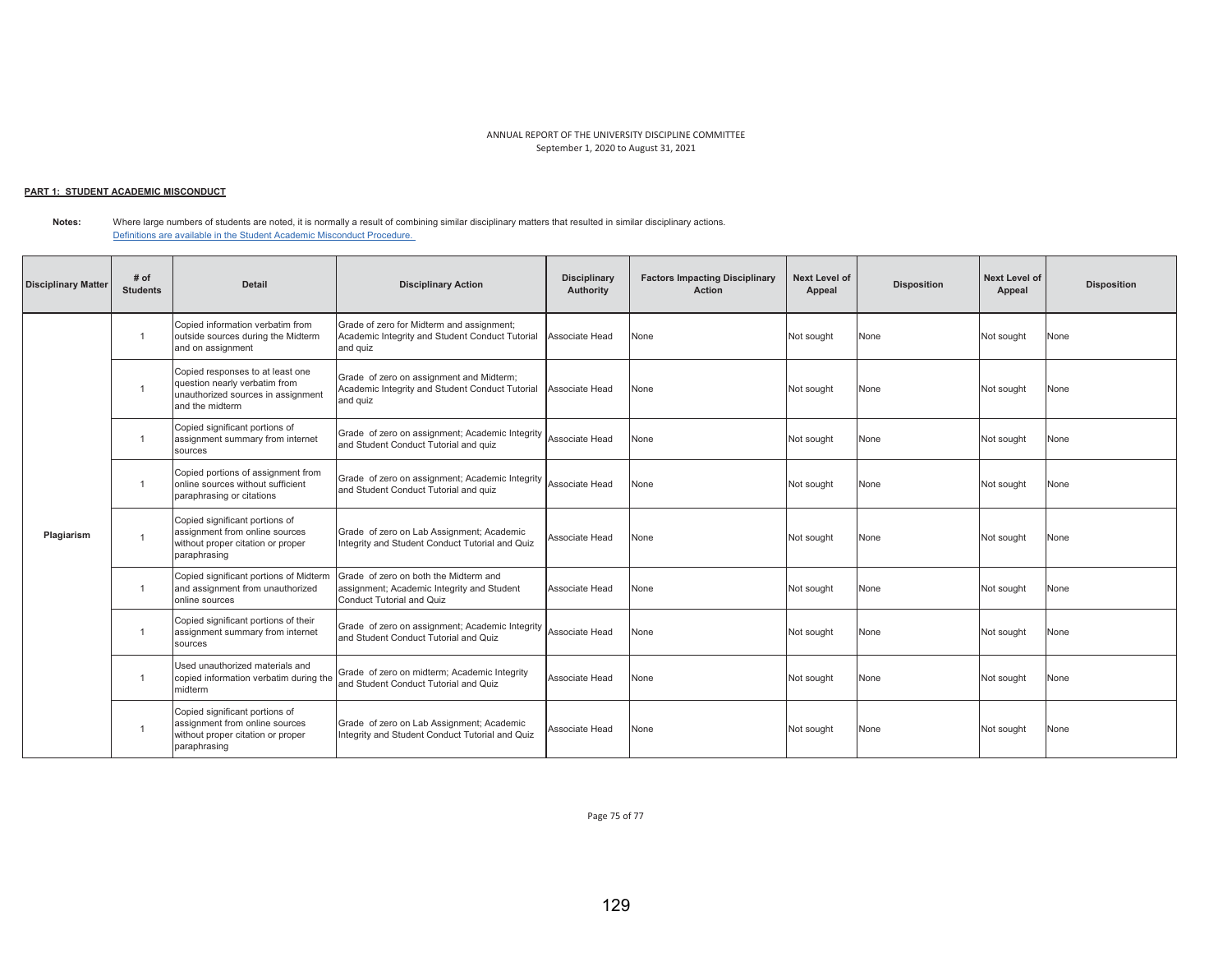ANNUAL REPORT OF THE UNIVERSITY DISCIPLINE COMMITTEE
September 1, 2020 to August 31, 2021

**PART 1: STUDENT ACADEMIC MISCONDUCT**

**Notes:** Where large numbers of students are noted, it is normally a result of combining similar disciplinary matters that resulted in similar disciplinary actions.
Definitions are available in the Student Academic Misconduct Procedure.

| Disciplinary Matter | # of Students | Detail | Disciplinary Action | Disciplinary Authority | Factors Impacting Disciplinary Action | Next Level of Appeal | Disposition | Next Level of Appeal | Disposition |
|---|---|---|---|---|---|---|---|---|---|
| Plagiarism | 1 | Copied information verbatim from outside sources during the Midterm and on assignment | Grade of zero for Midterm and assignment; Academic Integrity and Student Conduct Tutorial and quiz | Associate Head | None | Not sought | None | Not sought | None |
| | 1 | Copied responses to at least one question nearly verbatim from unauthorized sources in assignment and the midterm | Grade of zero on assignment and Midterm; Academic Integrity and Student Conduct Tutorial and quiz | Associate Head | None | Not sought | None | Not sought | None |
| | 1 | Copied significant portions of assignment summary from internet sources | Grade of zero on assignment; Academic Integrity and Student Conduct Tutorial and quiz | Associate Head | None | Not sought | None | Not sought | None |
| | 1 | Copied portions of assignment from online sources without sufficient paraphrasing or citations | Grade of zero on assignment; Academic Integrity and Student Conduct Tutorial and quiz | Associate Head | None | Not sought | None | Not sought | None |
| | 1 | Copied significant portions of assignment from online sources without proper citation or proper paraphrasing | Grade of zero on Lab Assignment; Academic Integrity and Student Conduct Tutorial and Quiz | Associate Head | None | Not sought | None | Not sought | None |
| | 1 | Copied significant portions of Midterm and assignment from unauthorized online sources | Grade of zero on both the Midterm and assignment; Academic Integrity and Student Conduct Tutorial and Quiz | Associate Head | None | Not sought | None | Not sought | None |
| | 1 | Copied significant portions of their assignment summary from internet sources | Grade of zero on assignment; Academic Integrity and Student Conduct Tutorial and Quiz | Associate Head | None | Not sought | None | Not sought | None |
| | 1 | Used unauthorized materials and copied information verbatim during the midterm | Grade of zero on midterm; Academic Integrity and Student Conduct Tutorial and Quiz | Associate Head | None | Not sought | None | Not sought | None |
| | 1 | Copied significant portions of assignment from online sources without proper citation or proper paraphrasing | Grade of zero on Lab Assignment; Academic Integrity and Student Conduct Tutorial and Quiz | Associate Head | None | Not sought | None | Not sought | None |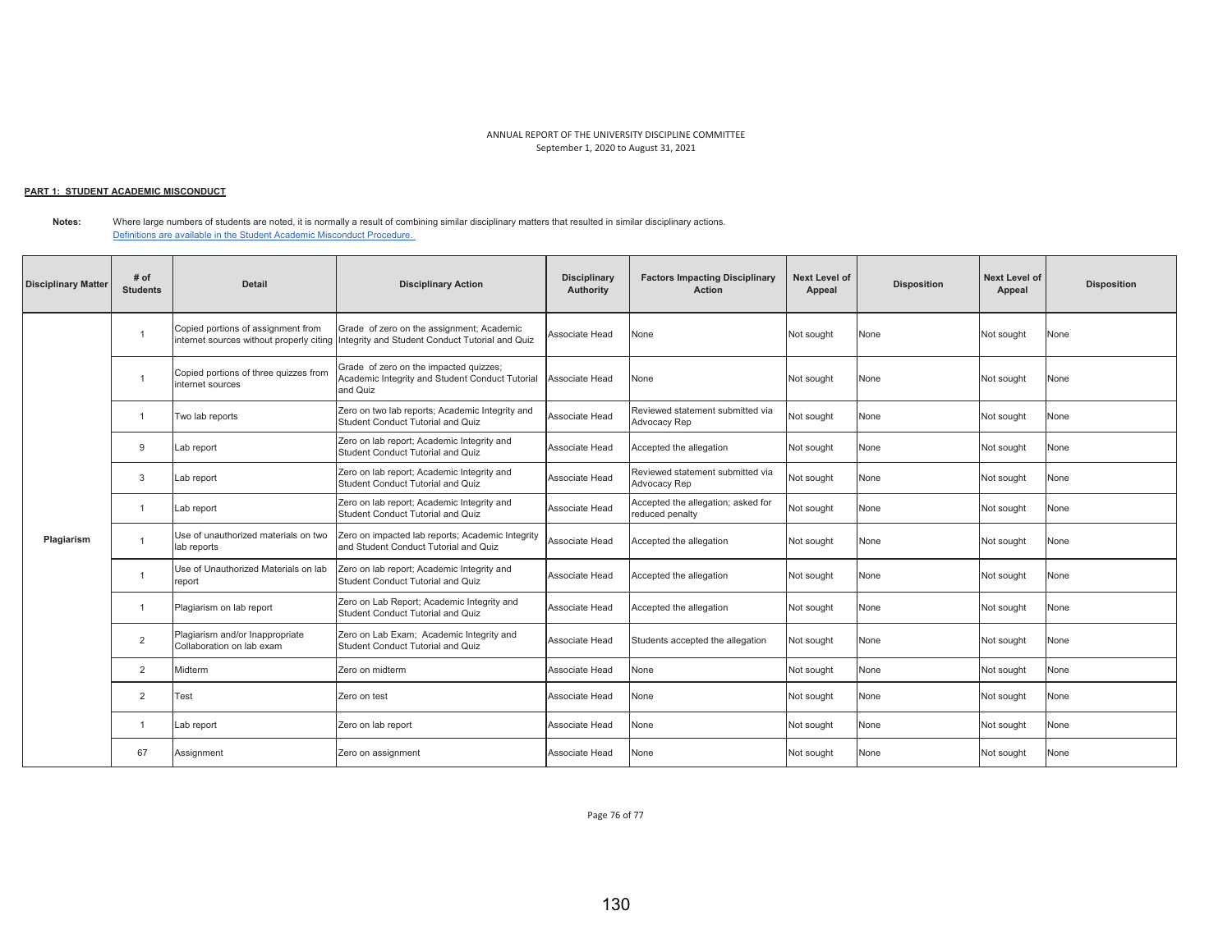ANNUAL REPORT OF THE UNIVERSITY DISCIPLINE COMMITTEE
September 1, 2020 to August 31, 2021

**PART 1: STUDENT ACADEMIC MISCONDUCT**

**Notes:** Where large numbers of students are noted, it is normally a result of combining similar disciplinary matters that resulted in similar disciplinary actions.
Definitions are available in the Student Academic Misconduct Procedure.

| Disciplinary Matter | # of Students | Detail | Disciplinary Action | Disciplinary Authority | Factors Impacting Disciplinary Action | Next Level of Appeal | Disposition | Next Level of Appeal | Disposition |
|---|---|---|---|---|---|---|---|---|---|
| Plagiarism | 1 | Copied portions of assignment from internet sources without properly citing | Grade of zero on the assignment; Academic Integrity and Student Conduct Tutorial and Quiz | Associate Head | None | Not sought | None | Not sought | None |
| | 1 | Copied portions of three quizzes from internet sources | Grade of zero on the impacted quizzes; Academic Integrity and Student Conduct Tutorial and Quiz | Associate Head | None | Not sought | None | Not sought | None |
| | 1 | Two lab reports | Zero on two lab reports; Academic Integrity and Student Conduct Tutorial and Quiz | Associate Head | Reviewed statement submitted via Advocacy Rep | Not sought | None | Not sought | None |
| | 9 | Lab report | Zero on lab report; Academic Integrity and Student Conduct Tutorial and Quiz | Associate Head | Accepted the allegation | Not sought | None | Not sought | None |
| | 3 | Lab report | Zero on lab report; Academic Integrity and Student Conduct Tutorial and Quiz | Associate Head | Reviewed statement submitted via Advocacy Rep | Not sought | None | Not sought | None |
| | 1 | Lab report | Zero on lab report; Academic Integrity and Student Conduct Tutorial and Quiz | Associate Head | Accepted the allegation; asked for reduced penalty | Not sought | None | Not sought | None |
| | 1 | Use of unauthorized materials on two lab reports | Zero on impacted lab reports; Academic Integrity and Student Conduct Tutorial and Quiz | Associate Head | Accepted the allegation | Not sought | None | Not sought | None |
| | 1 | Use of Unauthorized Materials on lab report | Zero on lab report; Academic Integrity and Student Conduct Tutorial and Quiz | Associate Head | Accepted the allegation | Not sought | None | Not sought | None |
| | 1 | Plagiarism on lab report | Zero on Lab Report; Academic Integrity and Student Conduct Tutorial and Quiz | Associate Head | Accepted the allegation | Not sought | None | Not sought | None |
| | 2 | Plagiarism and/or Inappropriate Collaboration on lab exam | Zero on Lab Exam; Academic Integrity and Student Conduct Tutorial and Quiz | Associate Head | Students accepted the allegation | Not sought | None | Not sought | None |
| | 2 | Midterm | Zero on midterm | Associate Head | None | Not sought | None | Not sought | None |
| | 2 | Test | Zero on test | Associate Head | None | Not sought | None | Not sought | None |
| | 1 | Lab report | Zero on lab report | Associate Head | None | Not sought | None | Not sought | None |
| | 67 | Assignment | Zero on assignment | Associate Head | None | Not sought | None | Not sought | None |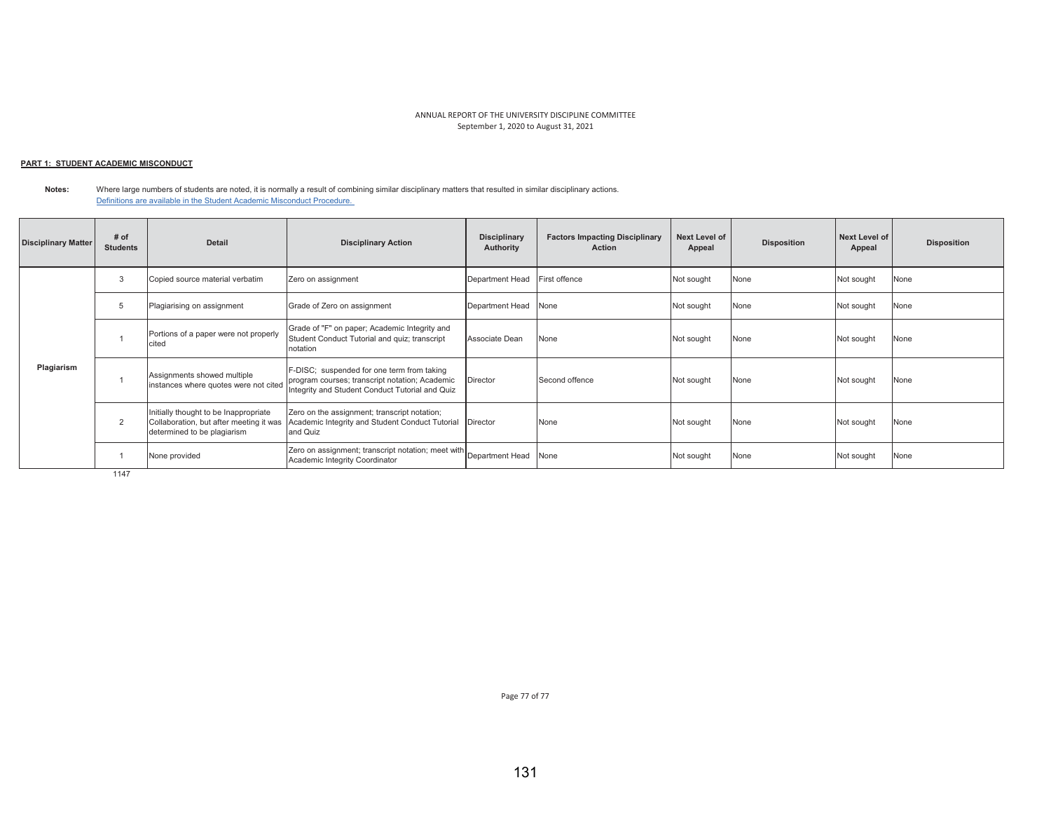ANNUAL REPORT OF THE UNIVERSITY DISCIPLINE COMMITTEE
September 1, 2020 to August 31, 2021

**PART 1: STUDENT ACADEMIC MISCONDUCT**

**Notes:** Where large numbers of students are noted, it is normally a result of combining similar disciplinary matters that resulted in similar disciplinary actions.
Definitions are available in the Student Academic Misconduct Procedure.

| Disciplinary Matter | # of Students | Detail | Disciplinary Action | Disciplinary Authority | Factors Impacting Disciplinary Action | Next Level of Appeal | Disposition | Next Level of Appeal | Disposition |
|---|---|---|---|---|---|---|---|---|---|
| Plagiarism | 3 | Copied source material verbatim | Zero on assignment | Department Head | First offence | Not sought | None | Not sought | None |
| | 5 | Plagiarising on assignment | Grade of Zero on assignment | Department Head | None | Not sought | None | Not sought | None |
| | 1 | Portions of a paper were not properly cited | Grade of "F" on paper; Academic Integrity and Student Conduct Tutorial and quiz; transcript notation | Associate Dean | None | Not sought | None | Not sought | None |
| | 1 | Assignments showed multiple instances where quotes were not cited | F-DISC; suspended for one term from taking program courses; transcript notation; Academic Integrity and Student Conduct Tutorial and Quiz | Director | Second offence | Not sought | None | Not sought | None |
| | 2 | Initially thought to be Inappropriate Collaboration, but after meeting it was determined to be plagiarism | Zero on the assignment; transcript notation; Academic Integrity and Student Conduct Tutorial and Quiz | Director | None | Not sought | None | Not sought | None |
| | 1 | None provided | Zero on assignment; transcript notation; meet with Academic Integrity Coordinator | Department Head | None | Not sought | None | Not sought | None |
| | 1147 | | | | | | | | |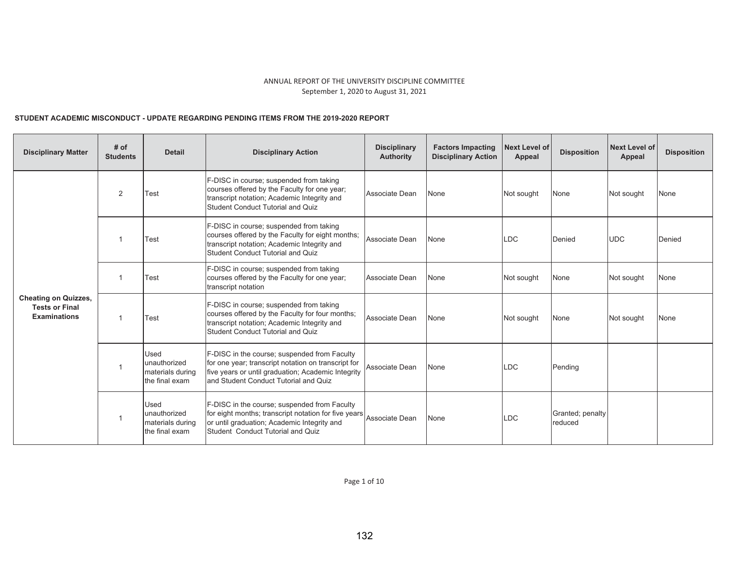ANNUAL REPORT OF THE UNIVERSITY DISCIPLINE COMMITTEE
September 1, 2020 to August 31, 2021

**STUDENT ACADEMIC MISCONDUCT - UPDATE REGARDING PENDING ITEMS FROM THE 2019-2020 REPORT**

| Disciplinary Matter | # of Students | Detail | Disciplinary Action | Disciplinary Authority | Factors Impacting Disciplinary Action | Next Level of Appeal | Disposition | Next Level of Appeal | Disposition |
|---|---|---|---|---|---|---|---|---|---|
| **Cheating on Quizzes, Tests or Final Examinations** | 2 | Test | F-DISC in course; suspended from taking courses offered by the Faculty for one year; transcript notation; Academic Integrity and Student Conduct Tutorial and Quiz | Associate Dean | None | Not sought | None | Not sought | None |
| | 1 | Test | F-DISC in course; suspended from taking courses offered by the Faculty for eight months; transcript notation; Academic Integrity and Student Conduct Tutorial and Quiz | Associate Dean | None | LDC | Denied | UDC | Denied |
| | 1 | Test | F-DISC in course; suspended from taking courses offered by the Faculty for one year; transcript notation | Associate Dean | None | Not sought | None | Not sought | None |
| | 1 | Test | F-DISC in course; suspended from taking courses offered by the Faculty for four months; transcript notation; Academic Integrity and Student Conduct Tutorial and Quiz | Associate Dean | None | Not sought | None | Not sought | None |
| | 1 | Used unauthorized materials during the final exam | F-DISC in the course; suspended from Faculty for one year; transcript notation on transcript for five years or until graduation; Academic Integrity and Student Conduct Tutorial and Quiz | Associate Dean | None | LDC | Pending | | |
| | 1 | Used unauthorized materials during the final exam | F-DISC in the course; suspended from Faculty for eight months; transcript notation for five years or until graduation; Academic Integrity and Student Conduct Tutorial and Quiz | Associate Dean | None | LDC | Granted; penalty reduced | | |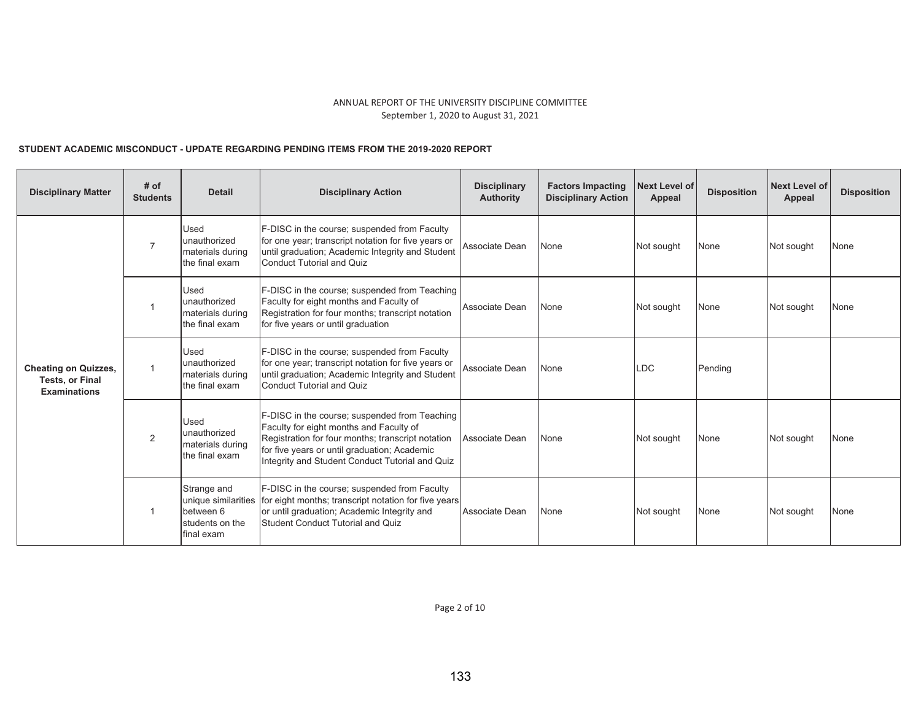ANNUAL REPORT OF THE UNIVERSITY DISCIPLINE COMMITTEE
September 1, 2020 to August 31, 2021

**STUDENT ACADEMIC MISCONDUCT - UPDATE REGARDING PENDING ITEMS FROM THE 2019-2020 REPORT**

| Disciplinary Matter | # of Students | Detail | Disciplinary Action | Disciplinary Authority | Factors Impacting Disciplinary Action | Next Level of Appeal | Disposition | Next Level of Appeal | Disposition |
|---|---|---|---|---|---|---|---|---|---|
| **Cheating on Quizzes, Tests, or Final Examinations** | 7 | Used unauthorized materials during the final exam | F-DISC in the course; suspended from Faculty for one year; transcript notation for five years or until graduation; Academic Integrity and Student Conduct Tutorial and Quiz | Associate Dean | None | Not sought | None | Not sought | None |
| | 1 | Used unauthorized materials during the final exam | F-DISC in the course; suspended from Teaching Faculty for eight months and Faculty of Registration for four months; transcript notation for five years or until graduation | Associate Dean | None | Not sought | None | Not sought | None |
| | 1 | Used unauthorized materials during the final exam | F-DISC in the course; suspended from Faculty for one year; transcript notation for five years or until graduation; Academic Integrity and Student Conduct Tutorial and Quiz | Associate Dean | None | LDC | Pending | | |
| | 2 | Used unauthorized materials during the final exam | F-DISC in the course; suspended from Teaching Faculty for eight months and Faculty of Registration for four months; transcript notation for five years or until graduation; Academic Integrity and Student Conduct Tutorial and Quiz | Associate Dean | None | Not sought | None | Not sought | None |
| | 1 | Strange and unique similarities between 6 students on the final exam | F-DISC in the course; suspended from Faculty for eight months; transcript notation for five years or until graduation; Academic Integrity and Student Conduct Tutorial and Quiz | Associate Dean | None | Not sought | None | Not sought | None |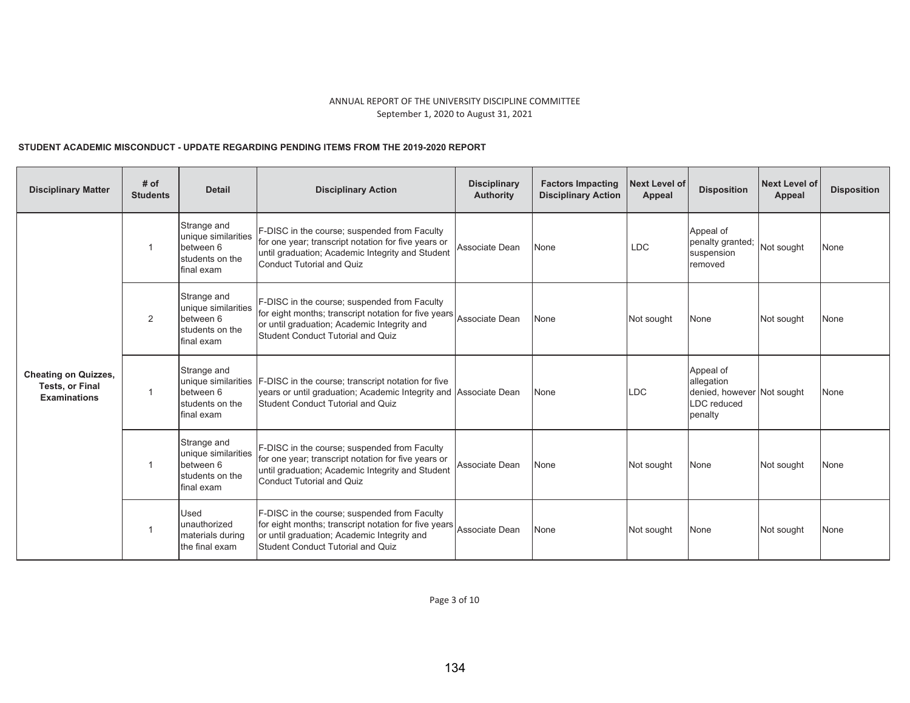ANNUAL REPORT OF THE UNIVERSITY DISCIPLINE COMMITTEE
September 1, 2020 to August 31, 2021

**STUDENT ACADEMIC MISCONDUCT - UPDATE REGARDING PENDING ITEMS FROM THE 2019-2020 REPORT**

| Disciplinary Matter | # of Students | Detail | Disciplinary Action | Disciplinary Authority | Factors Impacting Disciplinary Action | Next Level of Appeal | Disposition | Next Level of Appeal | Disposition |
|---|---|---|---|---|---|---|---|---|---|
| Cheating on Quizzes, Tests, or Final Examinations | 1 | Strange and unique similarities between 6 students on the final exam | F-DISC in the course; suspended from Faculty for one year; transcript notation for five years or until graduation; Academic Integrity and Student Conduct Tutorial and Quiz | Associate Dean | None | LDC | Appeal of penalty granted; suspension removed | Not sought | None |
| | 2 | Strange and unique similarities between 6 students on the final exam | F-DISC in the course; suspended from Faculty for eight months; transcript notation for five years or until graduation; Academic Integrity and Student Conduct Tutorial and Quiz | Associate Dean | None | Not sought | None | Not sought | None |
| | 1 | Strange and unique similarities between 6 students on the final exam | F-DISC in the course; transcript notation for five years or until graduation; Academic Integrity and Student Conduct Tutorial and Quiz | Associate Dean | None | LDC | Appeal of allegation denied, however LDC reduced penalty | Not sought | None |
| | 1 | Strange and unique similarities between 6 students on the final exam | F-DISC in the course; suspended from Faculty for one year; transcript notation for five years or until graduation; Academic Integrity and Student Conduct Tutorial and Quiz | Associate Dean | None | Not sought | None | Not sought | None |
| | 1 | Used unauthorized materials during the final exam | F-DISC in the course; suspended from Faculty for eight months; transcript notation for five years or until graduation; Academic Integrity and Student Conduct Tutorial and Quiz | Associate Dean | None | Not sought | None | Not sought | None |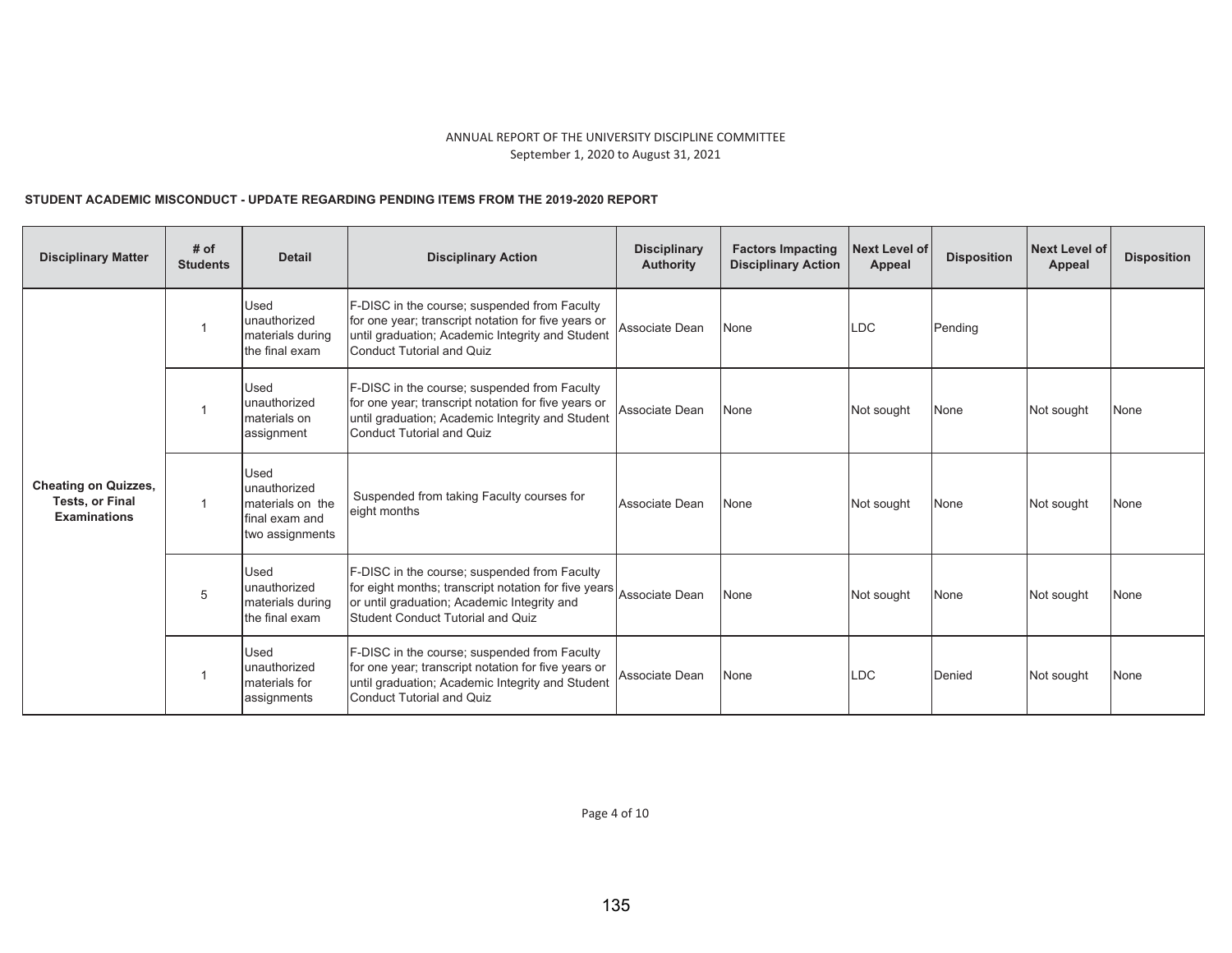ANNUAL REPORT OF THE UNIVERSITY DISCIPLINE COMMITTEE
September 1, 2020 to August 31, 2021

**STUDENT ACADEMIC MISCONDUCT - UPDATE REGARDING PENDING ITEMS FROM THE 2019-2020 REPORT**

| Disciplinary Matter | # of Students | Detail | Disciplinary Action | Disciplinary Authority | Factors Impacting Disciplinary Action | Next Level of Appeal | Disposition | Next Level of Appeal | Disposition |
|---|---|---|---|---|---|---|---|---|---|
| Cheating on Quizzes, Tests, or Final Examinations | 1 | Used unauthorized materials during the final exam | F-DISC in the course; suspended from Faculty for one year; transcript notation for five years or until graduation; Academic Integrity and Student Conduct Tutorial and Quiz | Associate Dean | None | LDC | Pending | | |
| | 1 | Used unauthorized materials on assignment | F-DISC in the course; suspended from Faculty for one year; transcript notation for five years or until graduation; Academic Integrity and Student Conduct Tutorial and Quiz | Associate Dean | None | Not sought | None | Not sought | None |
| | 1 | Used unauthorized materials on the final exam and two assignments | Suspended from taking Faculty courses for eight months | Associate Dean | None | Not sought | None | Not sought | None |
| | 5 | Used unauthorized materials during the final exam | F-DISC in the course; suspended from Faculty for eight months; transcript notation for five years or until graduation; Academic Integrity and Student Conduct Tutorial and Quiz | Associate Dean | None | Not sought | None | Not sought | None |
| | 1 | Used unauthorized materials for assignments | F-DISC in the course; suspended from Faculty for one year; transcript notation for five years or until graduation; Academic Integrity and Student Conduct Tutorial and Quiz | Associate Dean | None | LDC | Denied | Not sought | None |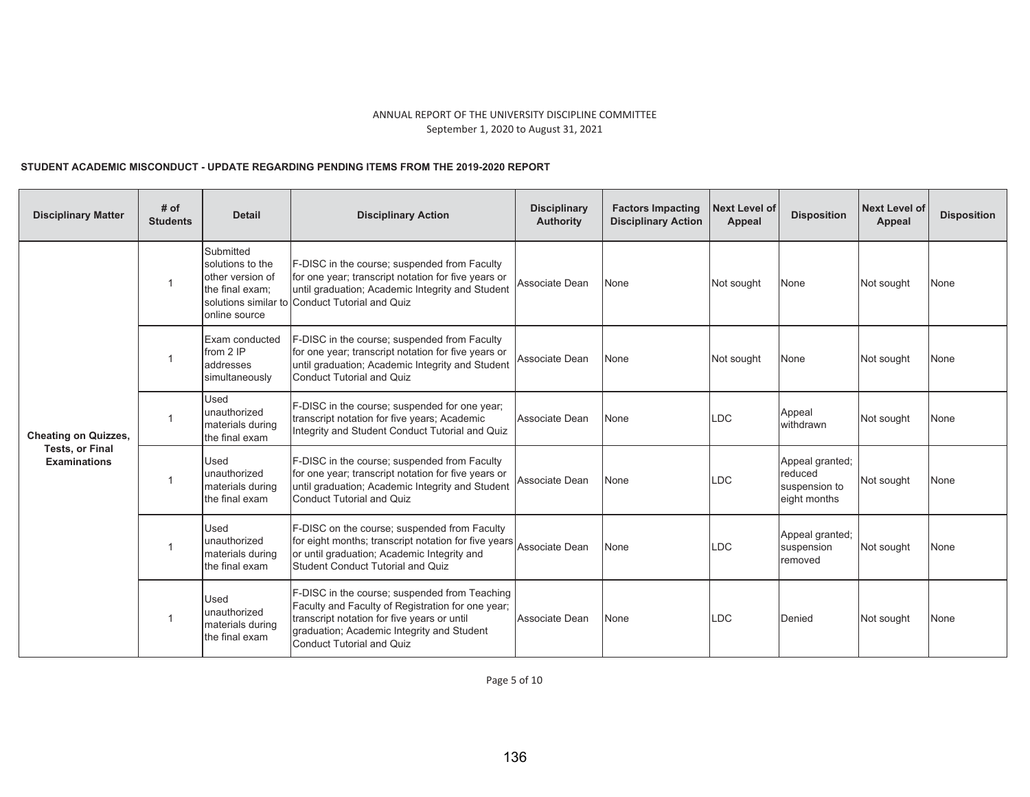ANNUAL REPORT OF THE UNIVERSITY DISCIPLINE COMMITTEE
September 1, 2020 to August 31, 2021

**STUDENT ACADEMIC MISCONDUCT - UPDATE REGARDING PENDING ITEMS FROM THE 2019-2020 REPORT**

| Disciplinary Matter | # of Students | Detail | Disciplinary Action | Disciplinary Authority | Factors Impacting Disciplinary Action | Next Level of Appeal | Disposition | Next Level of Appeal | Disposition |
|---|---|---|---|---|---|---|---|---|---|
| Cheating on Quizzes, Tests, or Final Examinations | 1 | Submitted solutions to the other version of the final exam; solutions similar to online source | F-DISC in the course; suspended from Faculty for one year; transcript notation for five years or until graduation; Academic Integrity and Student Conduct Tutorial and Quiz | Associate Dean | None | Not sought | None | Not sought | None |
| | 1 | Exam conducted from 2 IP addresses simultaneously | F-DISC in the course; suspended from Faculty for one year; transcript notation for five years or until graduation; Academic Integrity and Student Conduct Tutorial and Quiz | Associate Dean | None | Not sought | None | Not sought | None |
| | 1 | Used unauthorized materials during the final exam | F-DISC in the course; suspended for one year; transcript notation for five years; Academic Integrity and Student Conduct Tutorial and Quiz | Associate Dean | None | LDC | Appeal withdrawn | Not sought | None |
| | 1 | Used unauthorized materials during the final exam | F-DISC in the course; suspended from Faculty for one year; transcript notation for five years or until graduation; Academic Integrity and Student Conduct Tutorial and Quiz | Associate Dean | None | LDC | Appeal granted; reduced suspension to eight months | Not sought | None |
| | 1 | Used unauthorized materials during the final exam | F-DISC on the course; suspended from Faculty for eight months; transcript notation for five years or until graduation; Academic Integrity and Student Conduct Tutorial and Quiz | Associate Dean | None | LDC | Appeal granted; suspension removed | Not sought | None |
| | 1 | Used unauthorized materials during the final exam | F-DISC in the course; suspended from Teaching Faculty and Faculty of Registration for one year; transcript notation for five years or until graduation; Academic Integrity and Student Conduct Tutorial and Quiz | Associate Dean | None | LDC | Denied | Not sought | None |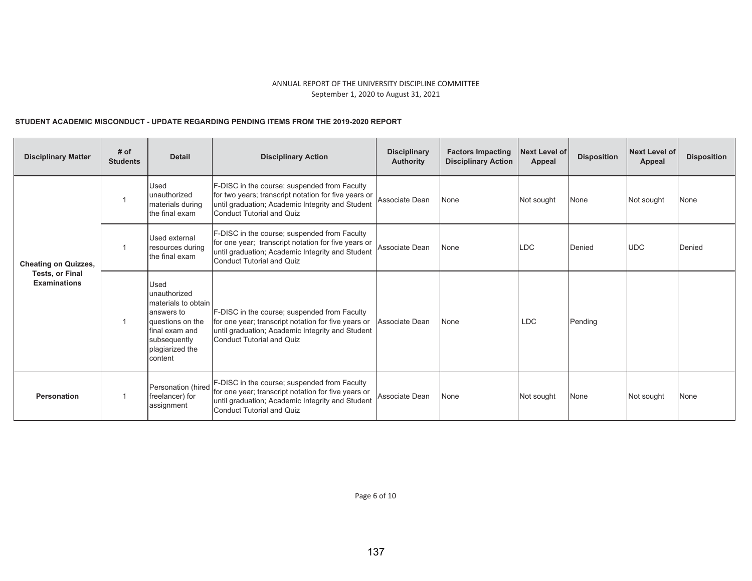ANNUAL REPORT OF THE UNIVERSITY DISCIPLINE COMMITTEE
September 1, 2020 to August 31, 2021

**STUDENT ACADEMIC MISCONDUCT - UPDATE REGARDING PENDING ITEMS FROM THE 2019-2020 REPORT**

| Disciplinary Matter | # of Students | Detail | Disciplinary Action | Disciplinary Authority | Factors Impacting Disciplinary Action | Next Level of Appeal | Disposition | Next Level of Appeal | Disposition |
|---|---|---|---|---|---|---|---|---|---|
| Cheating on Quizzes, Tests, or Final Examinations | 1 | Used unauthorized materials during the final exam | F-DISC in the course; suspended from Faculty for two years; transcript notation for five years or until graduation; Academic Integrity and Student Conduct Tutorial and Quiz | Associate Dean | None | Not sought | None | Not sought | None |
| | 1 | Used external resources during the final exam | F-DISC in the course; suspended from Faculty for one year; transcript notation for five years or until graduation; Academic Integrity and Student Conduct Tutorial and Quiz | Associate Dean | None | LDC | Denied | UDC | Denied |
| | 1 | Used unauthorized materials to obtain answers to questions on the final exam and subsequently plagiarized the content | F-DISC in the course; suspended from Faculty for one year; transcript notation for five years or until graduation; Academic Integrity and Student Conduct Tutorial and Quiz | Associate Dean | None | LDC | Pending | | |
| Personation | 1 | Personation (hired freelancer) for assignment | F-DISC in the course; suspended from Faculty for one year; transcript notation for five years or until graduation; Academic Integrity and Student Conduct Tutorial and Quiz | Associate Dean | None | Not sought | None | Not sought | None |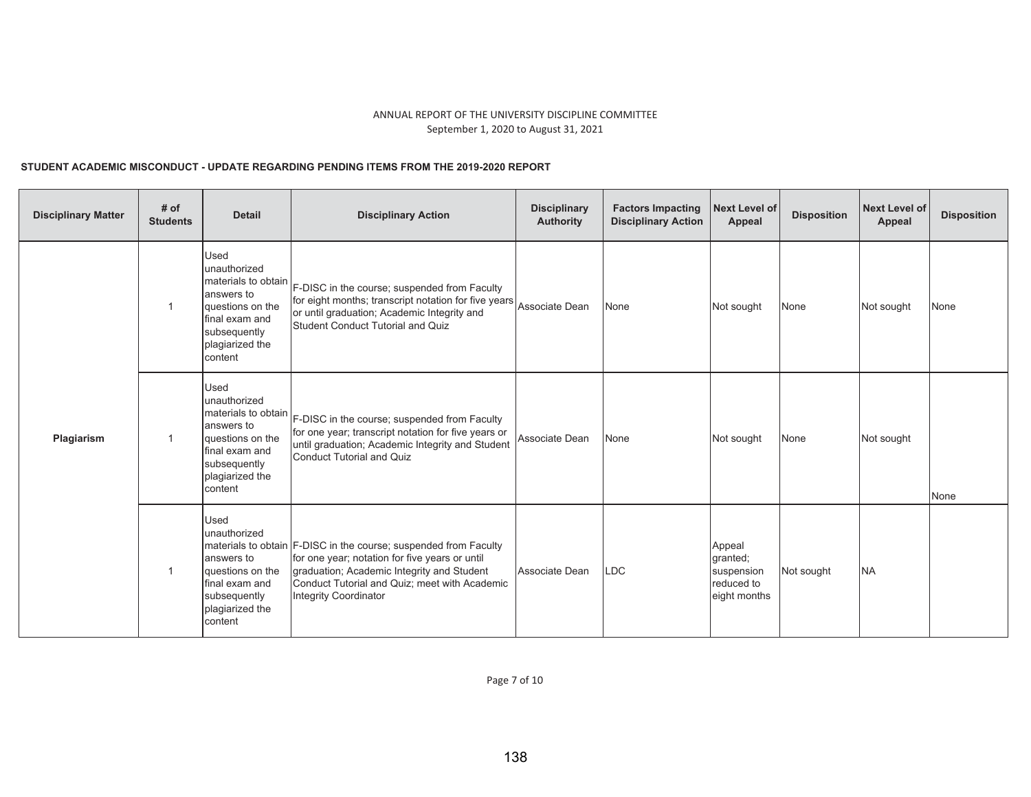ANNUAL REPORT OF THE UNIVERSITY DISCIPLINE COMMITTEE
September 1, 2020 to August 31, 2021

**STUDENT ACADEMIC MISCONDUCT - UPDATE REGARDING PENDING ITEMS FROM THE 2019-2020 REPORT**

| Disciplinary Matter | # of Students | Detail | Disciplinary Action | Disciplinary Authority | Factors Impacting Disciplinary Action | Next Level of Appeal | Disposition | Next Level of Appeal | Disposition |
|---|---|---|---|---|---|---|---|---|---|
| | 1 | Used unauthorized materials to obtain answers to questions on the final exam and subsequently plagiarized the content | F-DISC in the course; suspended from Faculty for eight months; transcript notation for five years or until graduation; Academic Integrity and Student Conduct Tutorial and Quiz | Associate Dean | None | Not sought | None | Not sought | None |
| Plagiarism | 1 | Used unauthorized materials to obtain answers to questions on the final exam and subsequently plagiarized the content | F-DISC in the course; suspended from Faculty for one year; transcript notation for five years or until graduation; Academic Integrity and Student Conduct Tutorial and Quiz | Associate Dean | None | Not sought | None | Not sought | None |
| | 1 | Used unauthorized materials to obtain answers to questions on the final exam and subsequently plagiarized the content | F-DISC in the course; suspended from Faculty for one year; notation for five years or until graduation; Academic Integrity and Student Conduct Tutorial and Quiz; meet with Academic Integrity Coordinator | Associate Dean | LDC | Appeal granted; suspension reduced to eight months | Not sought | NA | |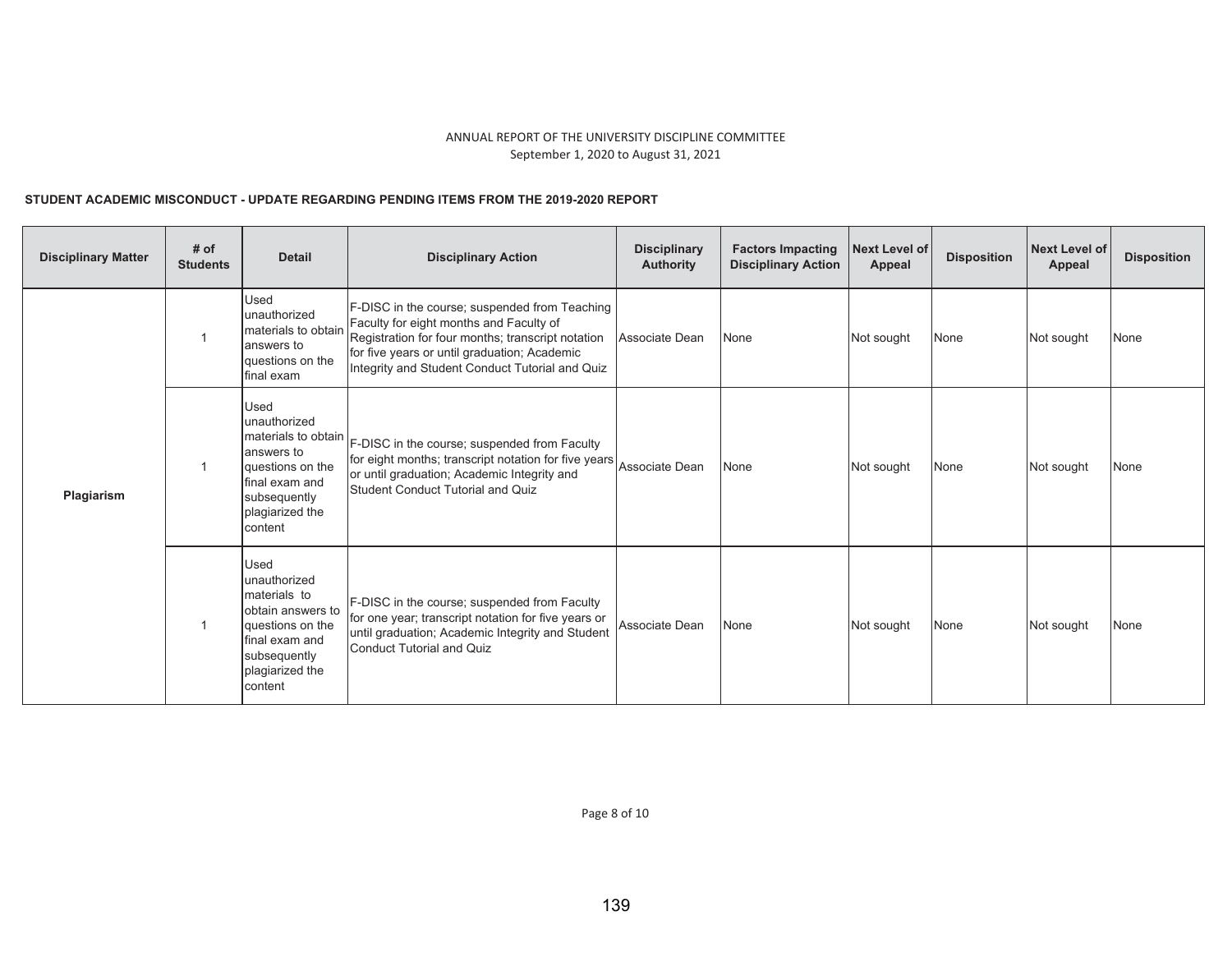ANNUAL REPORT OF THE UNIVERSITY DISCIPLINE COMMITTEE
September 1, 2020 to August 31, 2021

**STUDENT ACADEMIC MISCONDUCT - UPDATE REGARDING PENDING ITEMS FROM THE 2019-2020 REPORT**

| Disciplinary Matter | # of Students | Detail | Disciplinary Action | Disciplinary Authority | Factors Impacting Disciplinary Action | Next Level of Appeal | Disposition | Next Level of Appeal | Disposition |
|---|---|---|---|---|---|---|---|---|---|
| Plagiarism | 1 | Used unauthorized materials to obtain answers to questions on the final exam | F-DISC in the course; suspended from Teaching Faculty for eight months and Faculty of Registration for four months; transcript notation for five years or until graduation; Academic Integrity and Student Conduct Tutorial and Quiz | Associate Dean | None | Not sought | None | Not sought | None |
| | 1 | Used unauthorized materials to obtain answers to questions on the final exam and subsequently plagiarized the content | F-DISC in the course; suspended from Faculty for eight months; transcript notation for five years or until graduation; Academic Integrity and Student Conduct Tutorial and Quiz | Associate Dean | None | Not sought | None | Not sought | None |
| | 1 | Used unauthorized materials to obtain answers to questions on the final exam and subsequently plagiarized the content | F-DISC in the course; suspended from Faculty for one year; transcript notation for five years or until graduation; Academic Integrity and Student Conduct Tutorial and Quiz | Associate Dean | None | Not sought | None | Not sought | None |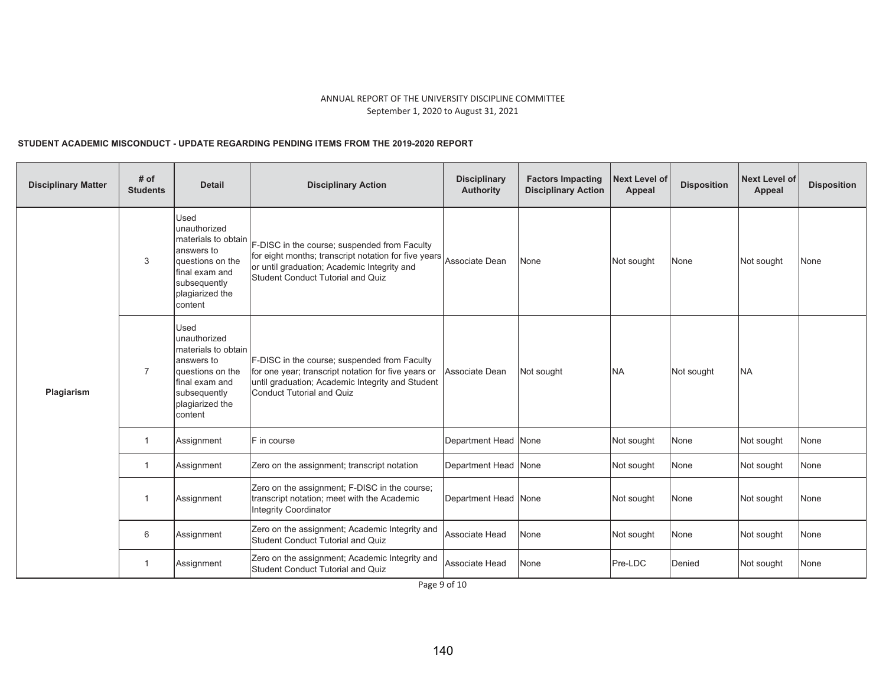ANNUAL REPORT OF THE UNIVERSITY DISCIPLINE COMMITTEE
September 1, 2020 to August 31, 2021

**STUDENT ACADEMIC MISCONDUCT - UPDATE REGARDING PENDING ITEMS FROM THE 2019-2020 REPORT**

| Disciplinary Matter | # of Students | Detail | Disciplinary Action | Disciplinary Authority | Factors Impacting Disciplinary Action | Next Level of Appeal | Disposition | Next Level of Appeal | Disposition |
|---|---|---|---|---|---|---|---|---|---|
| Plagiarism | 3 | Used unauthorized materials to obtain answers to questions on the final exam and subsequently plagiarized the content | F-DISC in the course; suspended from Faculty for eight months; transcript notation for five years or until graduation; Academic Integrity and Student Conduct Tutorial and Quiz | Associate Dean | None | Not sought | None | Not sought | None |
| | 7 | Used unauthorized materials to obtain answers to questions on the final exam and subsequently plagiarized the content | F-DISC in the course; suspended from Faculty for one year; transcript notation for five years or until graduation; Academic Integrity and Student Conduct Tutorial and Quiz | Associate Dean | Not sought | NA | Not sought | NA | |
| | 1 | Assignment | F in course | Department Head | None | Not sought | None | Not sought | None |
| | 1 | Assignment | Zero on the assignment; transcript notation | Department Head | None | Not sought | None | Not sought | None |
| | 1 | Assignment | Zero on the assignment; F-DISC in the course; transcript notation; meet with the Academic Integrity Coordinator | Department Head | None | Not sought | None | Not sought | None |
| | 6 | Assignment | Zero on the assignment; Academic Integrity and Student Conduct Tutorial and Quiz | Associate Head | None | Not sought | None | Not sought | None |
| | 1 | Assignment | Zero on the assignment; Academic Integrity and Student Conduct Tutorial and Quiz | Associate Head | None | Pre-LDC | Denied | Not sought | None |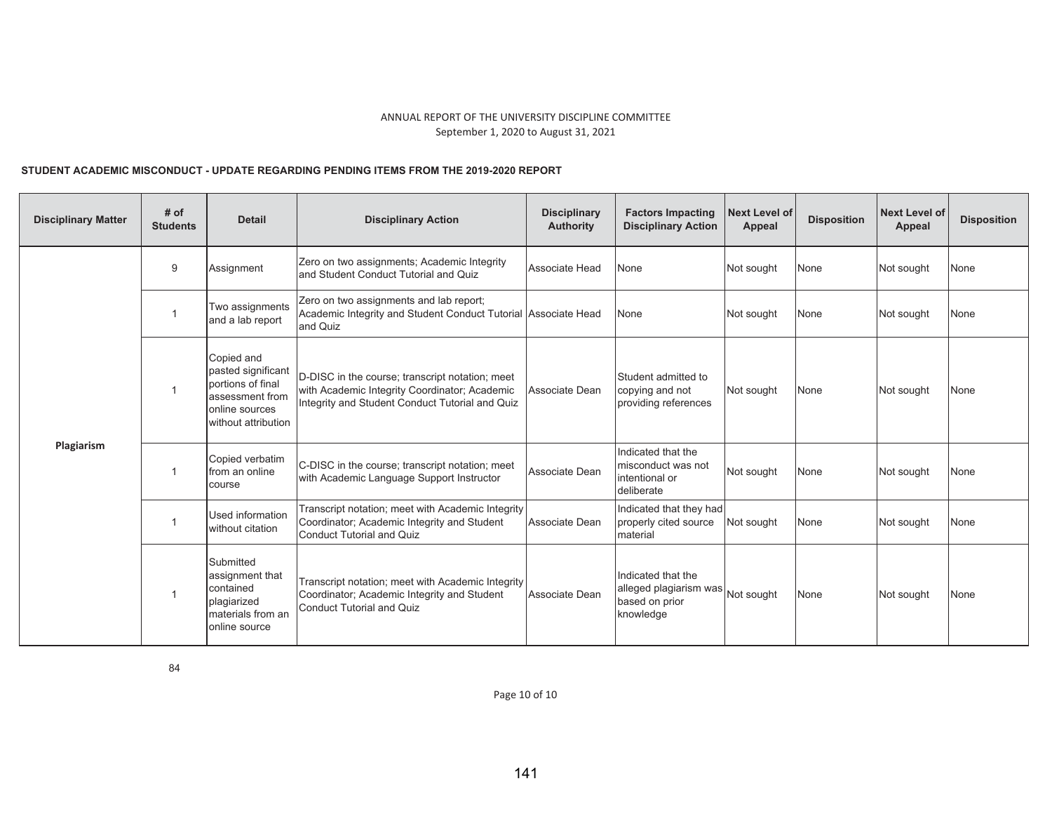ANNUAL REPORT OF THE UNIVERSITY DISCIPLINE COMMITTEE
September 1, 2020 to August 31, 2021

**STUDENT ACADEMIC MISCONDUCT - UPDATE REGARDING PENDING ITEMS FROM THE 2019-2020 REPORT**

| Disciplinary Matter | # of Students | Detail | Disciplinary Action | Disciplinary Authority | Factors Impacting Disciplinary Action | Next Level of Appeal | Disposition | Next Level of Appeal | Disposition |
|---|---|---|---|---|---|---|---|---|---|
| Plagiarism | 9 | Assignment | Zero on two assignments; Academic Integrity and Student Conduct Tutorial and Quiz | Associate Head | None | Not sought | None | Not sought | None |
| | 1 | Two assignments and a lab report | Zero on two assignments and lab report; Academic Integrity and Student Conduct Tutorial and Quiz | Associate Head | None | Not sought | None | Not sought | None |
| | 1 | Copied and pasted significant portions of final assessment from online sources without attribution | D-DISC in the course; transcript notation; meet with Academic Integrity Coordinator; Academic Integrity and Student Conduct Tutorial and Quiz | Associate Dean | Student admitted to copying and not providing references | Not sought | None | Not sought | None |
| | 1 | Copied verbatim from an online course | C-DISC in the course; transcript notation; meet with Academic Language Support Instructor | Associate Dean | Indicated that the misconduct was not intentional or deliberate | Not sought | None | Not sought | None |
| | 1 | Used information without citation | Transcript notation; meet with Academic Integrity Coordinator; Academic Integrity and Student Conduct Tutorial and Quiz | Associate Dean | Indicated that they had properly cited source material | Not sought | None | Not sought | None |
| | 1 | Submitted assignment that contained plagiarized materials from an online source | Transcript notation; meet with Academic Integrity Coordinator; Academic Integrity and Student Conduct Tutorial and Quiz | Associate Dean | Indicated that the alleged plagiarism was based on prior knowledge | Not sought | None | Not sought | None |

84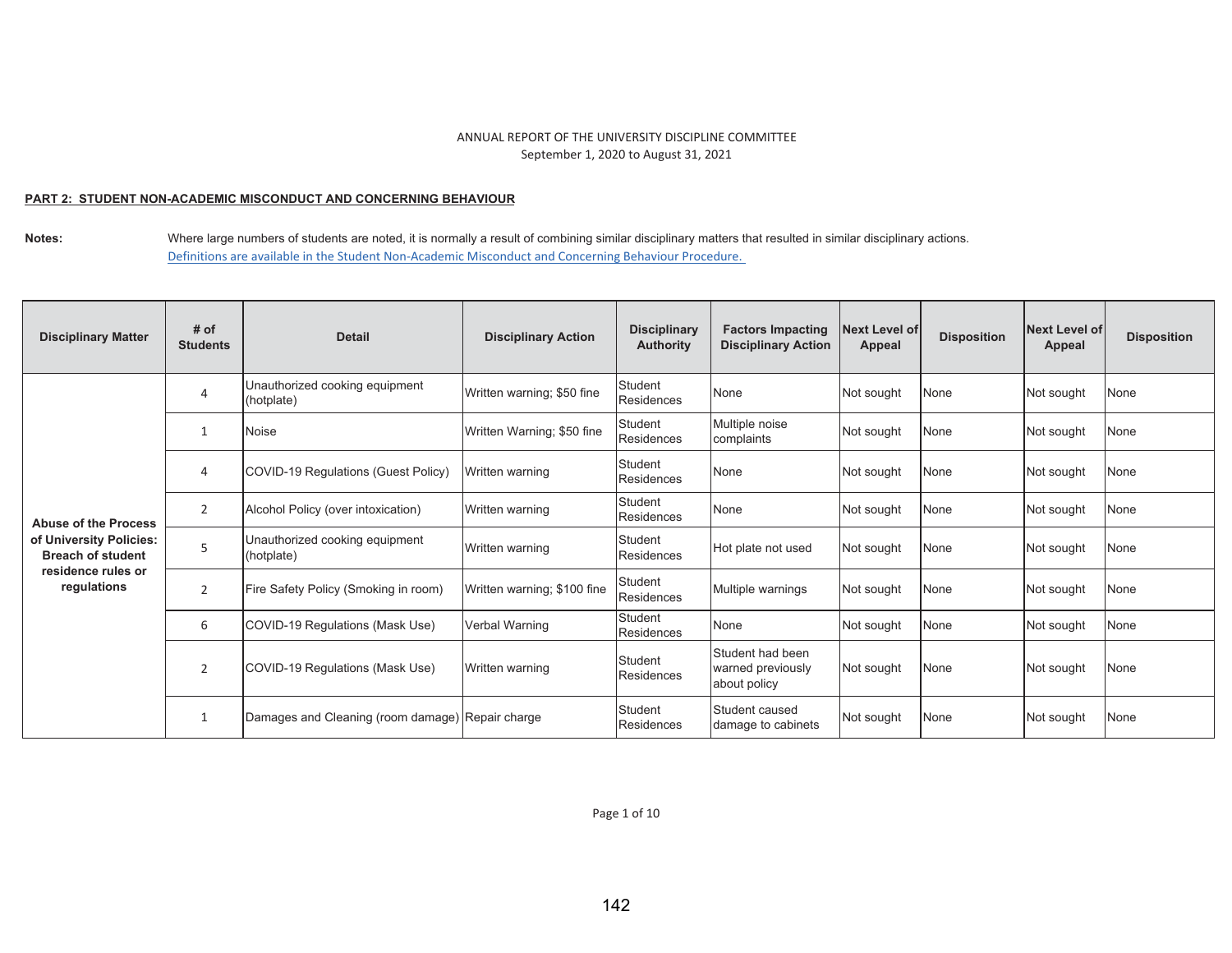ANNUAL REPORT OF THE UNIVERSITY DISCIPLINE COMMITTEE
September 1, 2020 to August 31, 2021

**PART 2: STUDENT NON-ACADEMIC MISCONDUCT AND CONCERNING BEHAVIOUR**

**Notes:** Where large numbers of students are noted, it is normally a result of combining similar disciplinary matters that resulted in similar disciplinary actions.
Definitions are available in the Student Non-Academic Misconduct and Concerning Behaviour Procedure.

| Disciplinary Matter | # of Students | Detail | Disciplinary Action | Disciplinary Authority | Factors Impacting Disciplinary Action | Next Level of Appeal | Disposition | Next Level of Appeal | Disposition |
|---|---|---|---|---|---|---|---|---|---|
| **Abuse of the Process of University Policies: Breach of student residence rules or regulations** | 4 | Unauthorized cooking equipment (hotplate) | Written warning; $50 fine | Student Residences | None | Not sought | None | Not sought | None |
| | 1 | Noise | Written Warning; $50 fine | Student Residences | Multiple noise complaints | Not sought | None | Not sought | None |
| | 4 | COVID-19 Regulations (Guest Policy) | Written warning | Student Residences | None | Not sought | None | Not sought | None |
| | 2 | Alcohol Policy (over intoxication) | Written warning | Student Residences | None | Not sought | None | Not sought | None |
| | 5 | Unauthorized cooking equipment (hotplate) | Written warning | Student Residences | Hot plate not used | Not sought | None | Not sought | None |
| | 2 | Fire Safety Policy (Smoking in room) | Written warning; $100 fine | Student Residences | Multiple warnings | Not sought | None | Not sought | None |
| | 6 | COVID-19 Regulations (Mask Use) | Verbal Warning | Student Residences | None | Not sought | None | Not sought | None |
| | 2 | COVID-19 Regulations (Mask Use) | Written warning | Student Residences | Student had been warned previously about policy | Not sought | None | Not sought | None |
| | 1 | Damages and Cleaning (room damage) | Repair charge | Student Residences | Student caused damage to cabinets | Not sought | None | Not sought | None |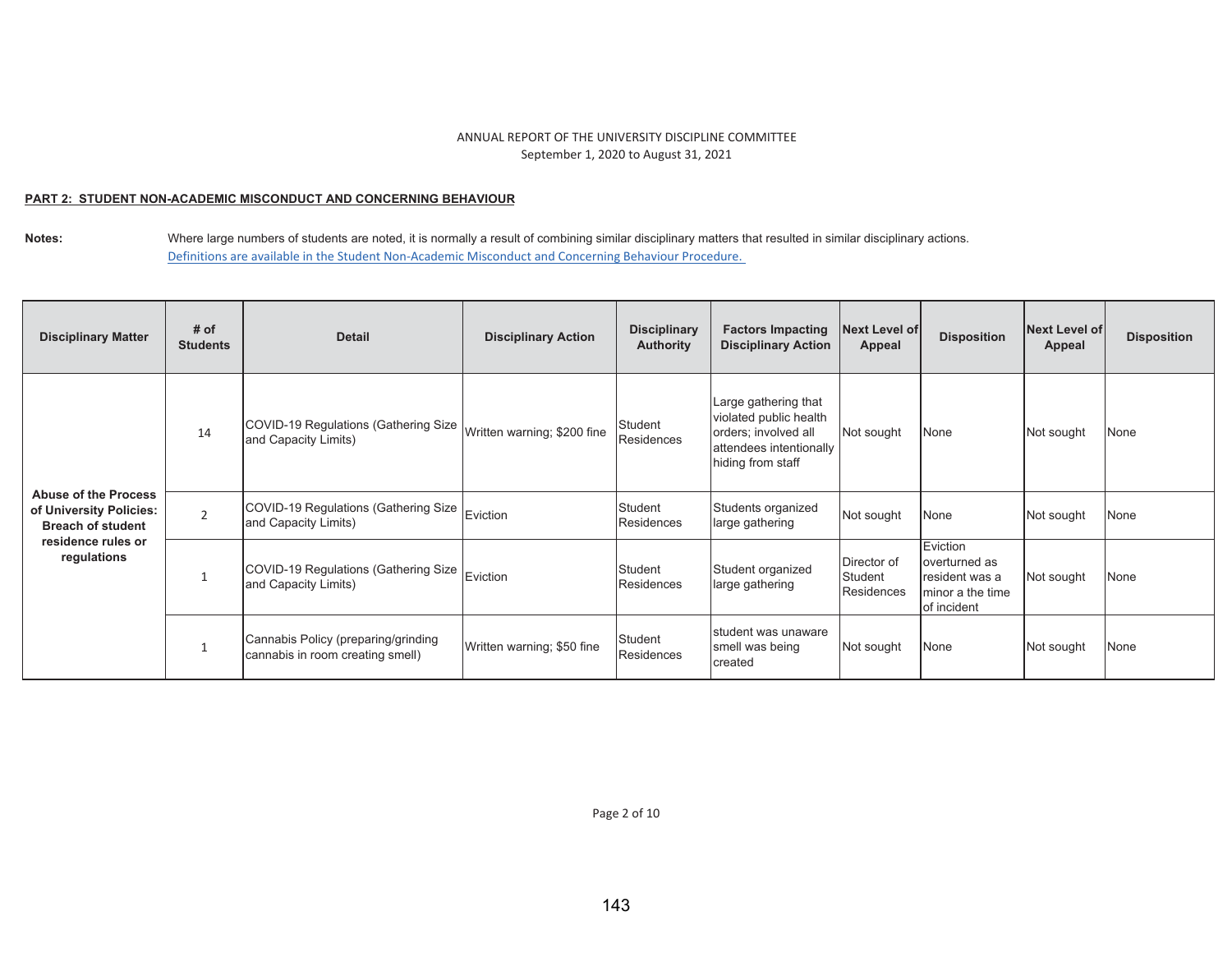ANNUAL REPORT OF THE UNIVERSITY DISCIPLINE COMMITTEE
September 1, 2020 to August 31, 2021

**PART 2: STUDENT NON-ACADEMIC MISCONDUCT AND CONCERNING BEHAVIOUR**

**Notes:** Where large numbers of students are noted, it is normally a result of combining similar disciplinary matters that resulted in similar disciplinary actions.
Definitions are available in the Student Non-Academic Misconduct and Concerning Behaviour Procedure.

| Disciplinary Matter | # of Students | Detail | Disciplinary Action | Disciplinary Authority | Factors Impacting Disciplinary Action | Next Level of Appeal | Disposition | Next Level of Appeal | Disposition |
|---|---|---|---|---|---|---|---|---|---|
| **Abuse of the Process of University Policies: Breach of student residence rules or regulations** | 14 | COVID-19 Regulations (Gathering Size and Capacity Limits) | Written warning; $200 fine | Student Residences | Large gathering that violated public health orders; involved all attendees intentionally hiding from staff | Not sought | None | Not sought | None |
| | 2 | COVID-19 Regulations (Gathering Size and Capacity Limits) | Eviction | Student Residences | Students organized large gathering | Not sought | None | Not sought | None |
| | 1 | COVID-19 Regulations (Gathering Size and Capacity Limits) | Eviction | Student Residences | Student organized large gathering | Director of Student Residences | Eviction overturned as resident was a minor a the time of incident | Not sought | None |
| | 1 | Cannabis Policy (preparing/grinding cannabis in room creating smell) | Written warning; $50 fine | Student Residences | student was unaware smell was being created | Not sought | None | Not sought | None |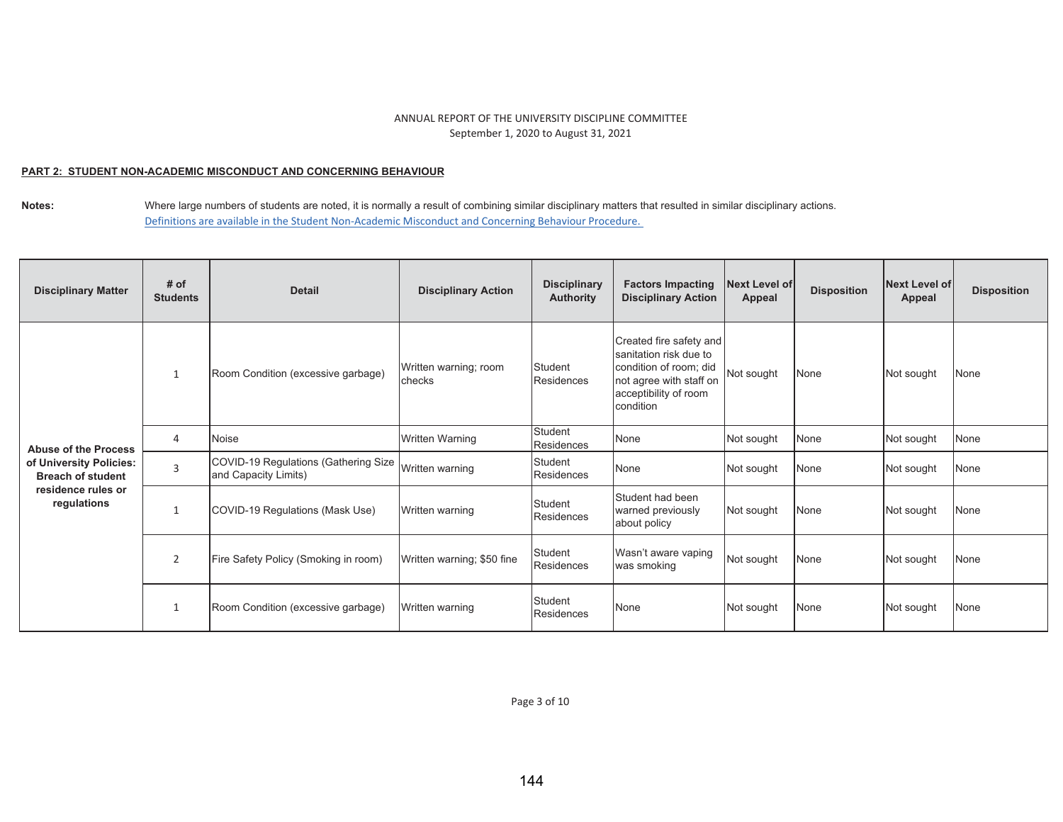ANNUAL REPORT OF THE UNIVERSITY DISCIPLINE COMMITTEE
September 1, 2020 to August 31, 2021

**PART 2: STUDENT NON-ACADEMIC MISCONDUCT AND CONCERNING BEHAVIOUR**

**Notes:** Where large numbers of students are noted, it is normally a result of combining similar disciplinary matters that resulted in similar disciplinary actions.
Definitions are available in the Student Non-Academic Misconduct and Concerning Behaviour Procedure.

| Disciplinary Matter | # of Students | Detail | Disciplinary Action | Disciplinary Authority | Factors Impacting Disciplinary Action | Next Level of Appeal | Disposition | Next Level of Appeal | Disposition |
|---|---|---|---|---|---|---|---|---|---|
| **Abuse of the Process of University Policies: Breach of student residence rules or regulations** | 1 | Room Condition (excessive garbage) | Written warning; room checks | Student Residences | Created fire safety and sanitation risk due to condition of room; did not agree with staff on acceptibility of room condition | Not sought | None | Not sought | None |
| | 4 | Noise | Written Warning | Student Residences | None | Not sought | None | Not sought | None |
| | 3 | COVID-19 Regulations (Gathering Size and Capacity Limits) | Written warning | Student Residences | None | Not sought | None | Not sought | None |
| | 1 | COVID-19 Regulations (Mask Use) | Written warning | Student Residences | Student had been warned previously about policy | Not sought | None | Not sought | None |
| | 2 | Fire Safety Policy (Smoking in room) | Written warning; $50 fine | Student Residences | Wasn't aware vaping was smoking | Not sought | None | Not sought | None |
| | 1 | Room Condition (excessive garbage) | Written warning | Student Residences | None | Not sought | None | Not sought | None |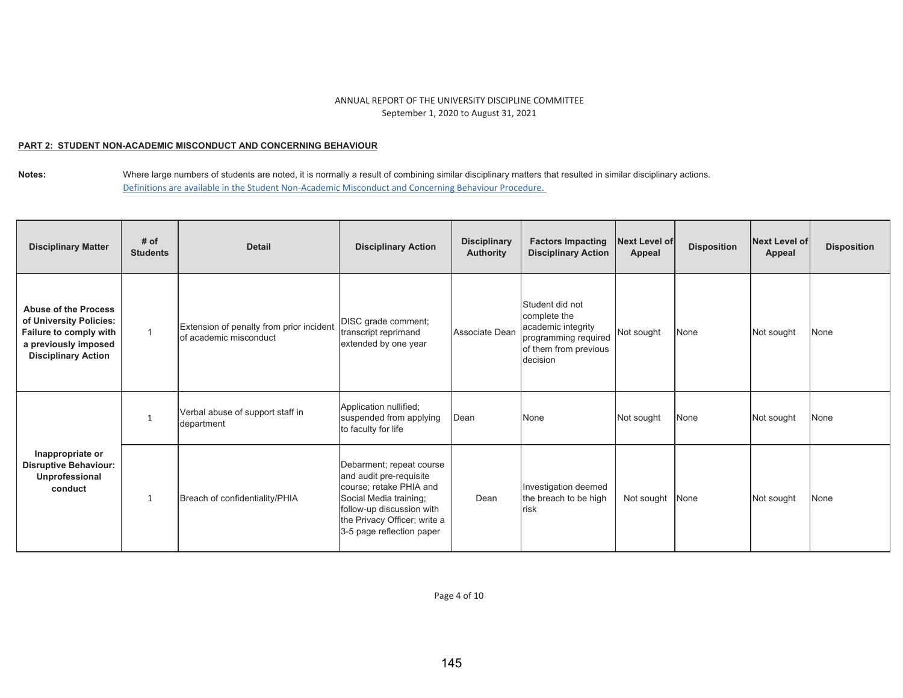ANNUAL REPORT OF THE UNIVERSITY DISCIPLINE COMMITTEE
September 1, 2020 to August 31, 2021

**PART 2: STUDENT NON-ACADEMIC MISCONDUCT AND CONCERNING BEHAVIOUR**

**Notes:** Where large numbers of students are noted, it is normally a result of combining similar disciplinary matters that resulted in similar disciplinary actions.
Definitions are available in the Student Non-Academic Misconduct and Concerning Behaviour Procedure.

| Disciplinary Matter | # of Students | Detail | Disciplinary Action | Disciplinary Authority | Factors Impacting Disciplinary Action | Next Level of Appeal | Disposition | Next Level of Appeal | Disposition |
|---|---|---|---|---|---|---|---|---|---|
| **Abuse of the Process of University Policies: Failure to comply with a previously imposed Disciplinary Action** | 1 | Extension of penalty from prior incident of academic misconduct | DISC grade comment; transcript reprimand extended by one year | Associate Dean | Student did not complete the academic integrity programming required of them from previous decision | Not sought | None | Not sought | None |
| **Inappropriate or Disruptive Behaviour: Unprofessional conduct** | 1 | Verbal abuse of support staff in department | Application nullified; suspended from applying to faculty for life | Dean | None | Not sought | None | Not sought | None |
| | 1 | Breach of confidentiality/PHIA | Debarment; repeat course and audit pre-requisite course; retake PHIA and Social Media training; follow-up discussion with the Privacy Officer; write a 3-5 page reflection paper | Dean | Investigation deemed the breach to be high risk | Not sought | None | Not sought | None |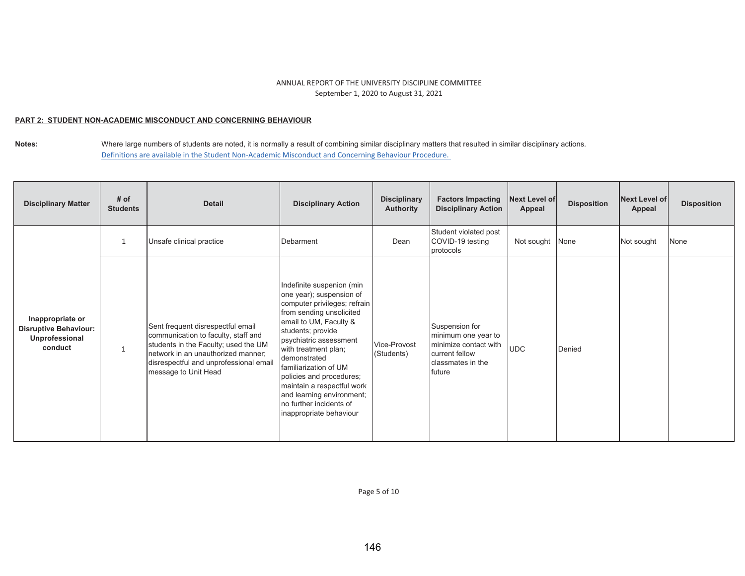ANNUAL REPORT OF THE UNIVERSITY DISCIPLINE COMMITTEE
September 1, 2020 to August 31, 2021

**PART 2: STUDENT NON-ACADEMIC MISCONDUCT AND CONCERNING BEHAVIOUR**

**Notes:** Where large numbers of students are noted, it is normally a result of combining similar disciplinary matters that resulted in similar disciplinary actions.
Definitions are available in the Student Non-Academic Misconduct and Concerning Behaviour Procedure.

| Disciplinary Matter | # of Students | Detail | Disciplinary Action | Disciplinary Authority | Factors Impacting Disciplinary Action | Next Level of Appeal | Disposition | Next Level of Appeal | Disposition |
|---|---|---|---|---|---|---|---|---|---|
| **Inappropriate or Disruptive Behaviour: Unprofessional conduct** | 1 | Unsafe clinical practice | Debarment | Dean | Student violated post COVID-19 testing protocols | Not sought | None | Not sought | None |
| | 1 | Sent frequent disrespectful email communication to faculty, staff and students in the Faculty; used the UM network in an unauthorized manner; disrespectful and unprofessional email message to Unit Head | Indefinite suspenion (min one year); suspension of computer privileges; refrain from sending unsolicited email to UM, Faculty & students; provide psychiatric assessment with treatment plan; demonstrated familiarization of UM policies and procedures; maintain a respectful work and learning environment; no further incidents of inappropriate behaviour | Vice-Provost (Students) | Suspension for minimum one year to minimize contact with current fellow classmates in the future | UDC | Denied | | |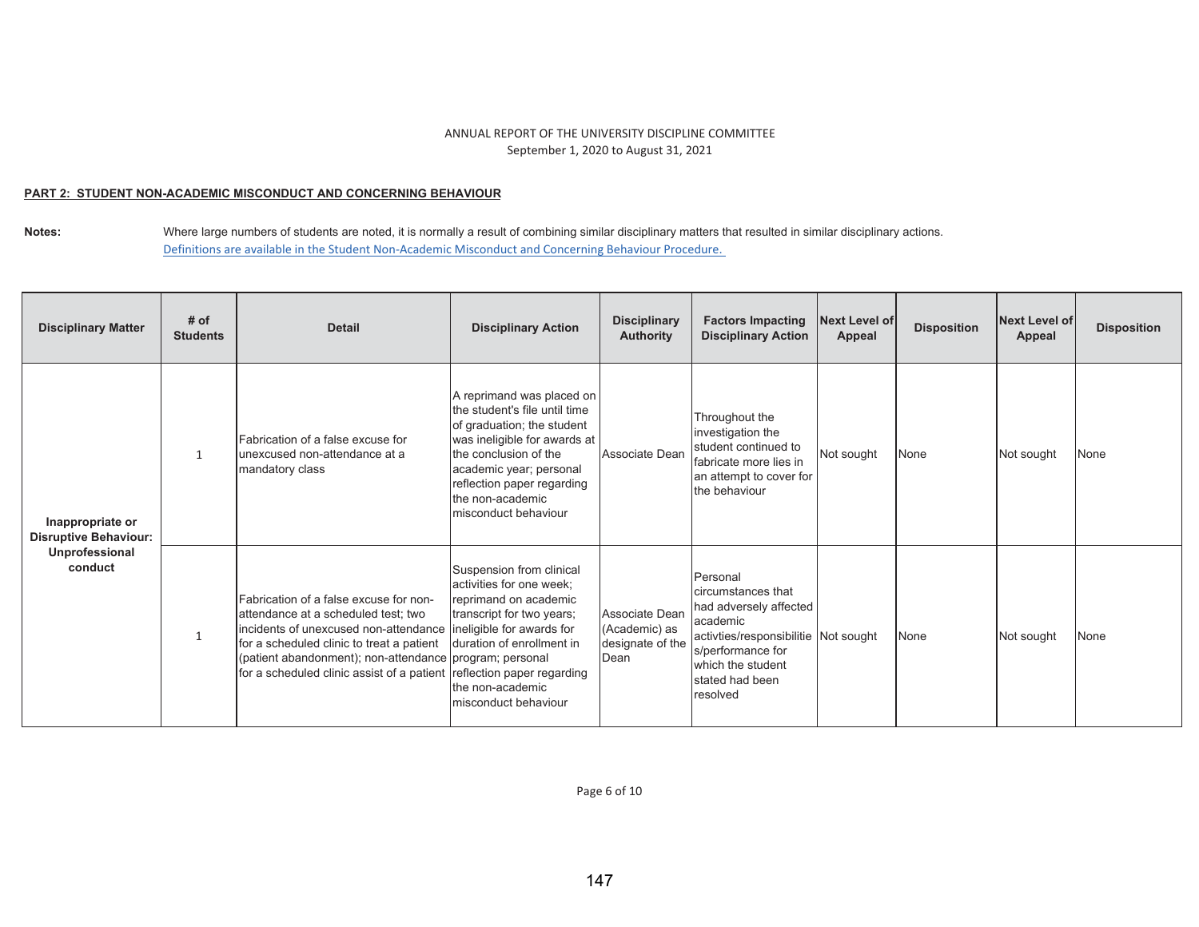ANNUAL REPORT OF THE UNIVERSITY DISCIPLINE COMMITTEE
September 1, 2020 to August 31, 2021

**PART 2: STUDENT NON-ACADEMIC MISCONDUCT AND CONCERNING BEHAVIOUR**

**Notes:** Where large numbers of students are noted, it is normally a result of combining similar disciplinary matters that resulted in similar disciplinary actions.
Definitions are available in the Student Non-Academic Misconduct and Concerning Behaviour Procedure.

| Disciplinary Matter | # of Students | Detail | Disciplinary Action | Disciplinary Authority | Factors Impacting Disciplinary Action | Next Level of Appeal | Disposition | Next Level of Appeal | Disposition |
|---|---|---|---|---|---|---|---|---|---|
| **Inappropriate or Disruptive Behaviour: Unprofessional conduct** | 1 | Fabrication of a false excuse for unexcused non-attendance at a mandatory class | A reprimand was placed on the student's file until time of graduation; the student was ineligible for awards at the conclusion of the academic year; personal reflection paper regarding the non-academic misconduct behaviour | Associate Dean | Throughout the investigation the student continued to fabricate more lies in an attempt to cover for the behaviour | Not sought | None | Not sought | None |
| | 1 | Fabrication of a false excuse for non-attendance at a scheduled test; two incidents of unexcused non-attendance for a scheduled clinic to treat a patient (patient abandonment); non-attendance for a scheduled clinic assist of a patient | Suspension from clinical activities for one week; reprimand on academic transcript for two years; ineligible for awards for duration of enrollment in program; personal reflection paper regarding the non-academic misconduct behaviour | Associate Dean (Academic) as designate of the Dean | Personal circumstances that had adversely affected academic activties/responsibilities/performance for which the student stated had been resolved | Not sought | None | Not sought | None |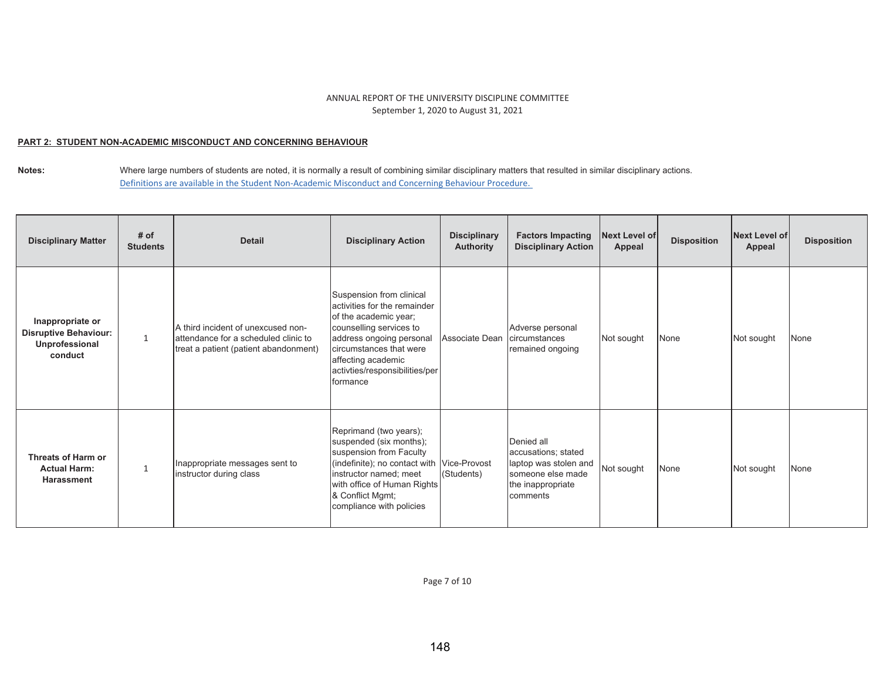ANNUAL REPORT OF THE UNIVERSITY DISCIPLINE COMMITTEE
September 1, 2020 to August 31, 2021

**PART 2: STUDENT NON-ACADEMIC MISCONDUCT AND CONCERNING BEHAVIOUR**

**Notes:** Where large numbers of students are noted, it is normally a result of combining similar disciplinary matters that resulted in similar disciplinary actions.
Definitions are available in the Student Non-Academic Misconduct and Concerning Behaviour Procedure.

| Disciplinary Matter | # of Students | Detail | Disciplinary Action | Disciplinary Authority | Factors Impacting Disciplinary Action | Next Level of Appeal | Disposition | Next Level of Appeal | Disposition |
|---|---|---|---|---|---|---|---|---|---|
| **Inappropriate or Disruptive Behaviour: Unprofessional conduct** | 1 | A third incident of unexcused non-attendance for a scheduled clinic to treat a patient (patient abandonment) | Suspension from clinical activities for the remainder of the academic year; counselling services to address ongoing personal circumstances that were affecting academic activties/responsibilities/performance | Associate Dean | Adverse personal circumstances remained ongoing | Not sought | None | Not sought | None |
| **Threats of Harm or Actual Harm: Harassment** | 1 | Inappropriate messages sent to instructor during class | Reprimand (two years); suspended (six months); suspension from Faculty (indefinite); no contact with instructor named; meet with office of Human Rights & Conflict Mgmt; compliance with policies | Vice-Provost (Students) | Denied all accusations; stated laptop was stolen and someone else made the inappropriate comments | Not sought | None | Not sought | None |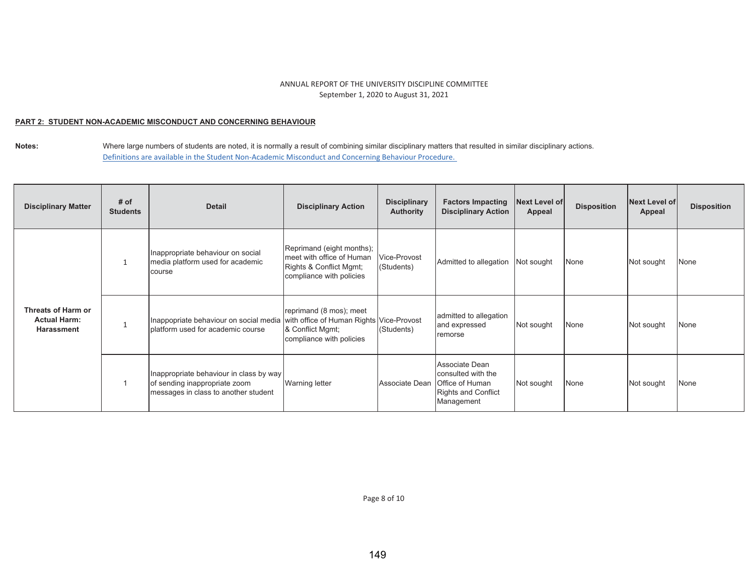ANNUAL REPORT OF THE UNIVERSITY DISCIPLINE COMMITTEE
September 1, 2020 to August 31, 2021

**PART 2: STUDENT NON-ACADEMIC MISCONDUCT AND CONCERNING BEHAVIOUR**

**Notes:** Where large numbers of students are noted, it is normally a result of combining similar disciplinary matters that resulted in similar disciplinary actions.
Definitions are available in the Student Non-Academic Misconduct and Concerning Behaviour Procedure.

| Disciplinary Matter | # of Students | Detail | Disciplinary Action | Disciplinary Authority | Factors Impacting Disciplinary Action | Next Level of Appeal | Disposition | Next Level of Appeal | Disposition |
|---|---|---|---|---|---|---|---|---|---|
| **Threats of Harm or Actual Harm: Harassment** | 1 | Inappropriate behaviour on social media platform used for academic course | Reprimand (eight months); meet with office of Human Rights & Conflict Mgmt; compliance with policies | Vice-Provost (Students) | Admitted to allegation | Not sought | None | Not sought | None |
| | 1 | Inappopriate behaviour on social media platform used for academic course | reprimand (8 mos); meet with office of Human Rights & Conflict Mgmt; compliance with policies | Vice-Provost (Students) | admitted to allegation and expressed remorse | Not sought | None | Not sought | None |
| | 1 | Inappropriate behaviour in class by way of sending inappropriate zoom messages in class to another student | Warning letter | Associate Dean | Associate Dean consulted with the Office of Human Rights and Conflict Management | Not sought | None | Not sought | None |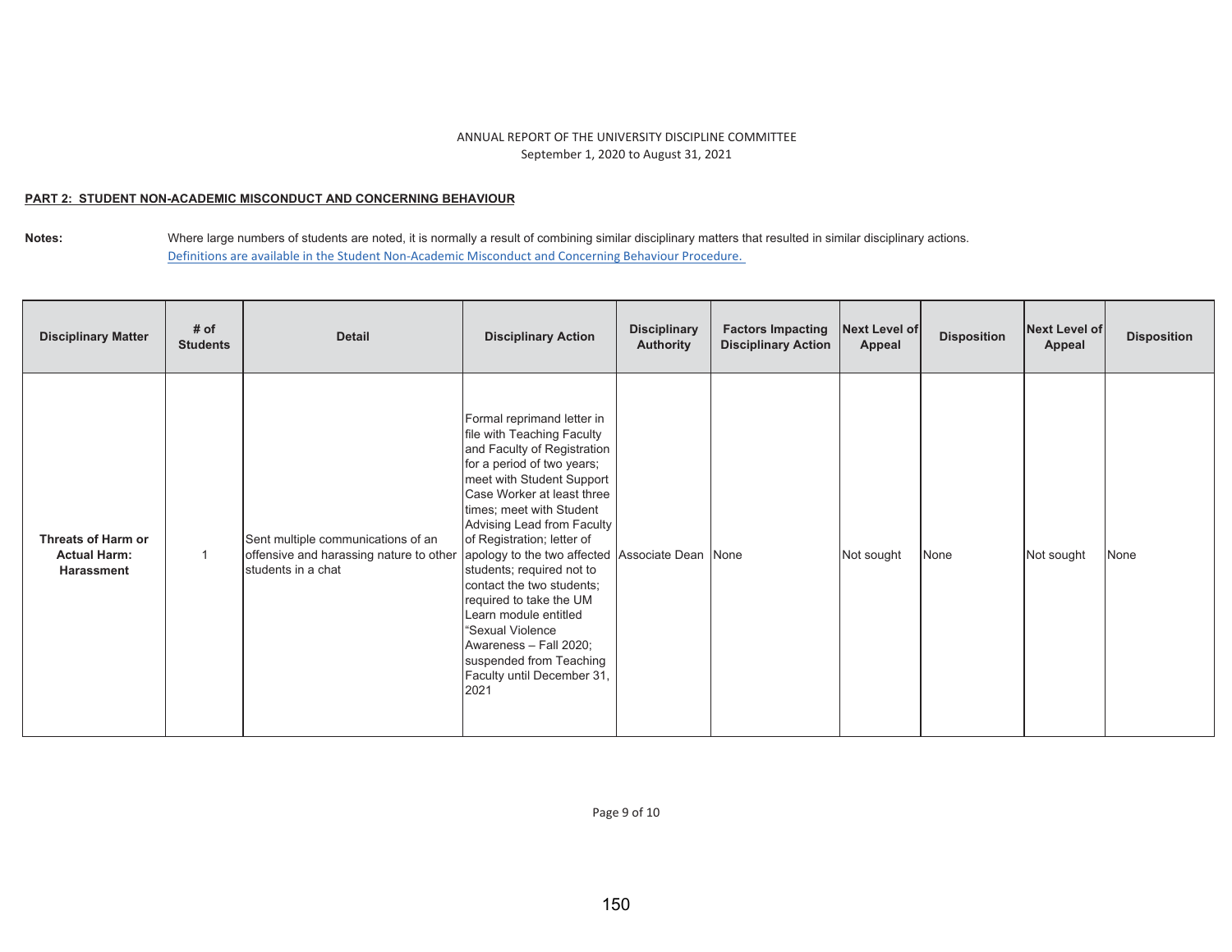ANNUAL REPORT OF THE UNIVERSITY DISCIPLINE COMMITTEE
September 1, 2020 to August 31, 2021

**PART 2: STUDENT NON-ACADEMIC MISCONDUCT AND CONCERNING BEHAVIOUR**

**Notes:** Where large numbers of students are noted, it is normally a result of combining similar disciplinary matters that resulted in similar disciplinary actions.
Definitions are available in the Student Non-Academic Misconduct and Concerning Behaviour Procedure.

| Disciplinary Matter | # of Students | Detail | Disciplinary Action | Disciplinary Authority | Factors Impacting Disciplinary Action | Next Level of Appeal | Disposition | Next Level of Appeal | Disposition |
|---|---|---|---|---|---|---|---|---|---|
| **Threats of Harm or Actual Harm: Harassment** | 1 | Sent multiple communications of an offensive and harassing nature to other students in a chat | Formal reprimand letter in file with Teaching Faculty and Faculty of Registration for a period of two years; meet with Student Support Case Worker at least three times; meet with Student Advising Lead from Faculty of Registration; letter of apology to the two affected students; required not to contact the two students; required to take the UM Learn module entitled "Sexual Violence Awareness – Fall 2020; suspended from Teaching Faculty until December 31, 2021 | Associate Dean | None | Not sought | None | Not sought | None |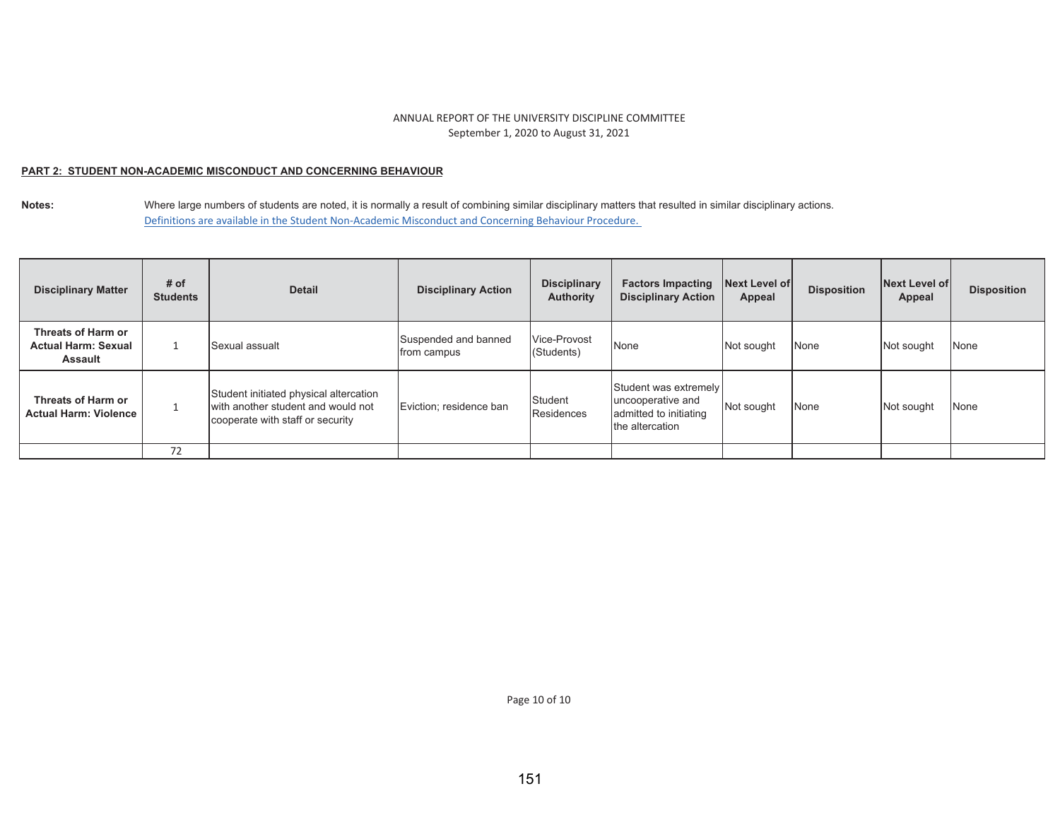ANNUAL REPORT OF THE UNIVERSITY DISCIPLINE COMMITTEE
September 1, 2020 to August 31, 2021

**PART 2: STUDENT NON-ACADEMIC MISCONDUCT AND CONCERNING BEHAVIOUR**

**Notes:** Where large numbers of students are noted, it is normally a result of combining similar disciplinary matters that resulted in similar disciplinary actions.
Definitions are available in the Student Non-Academic Misconduct and Concerning Behaviour Procedure.

| Disciplinary Matter | # of Students | Detail | Disciplinary Action | Disciplinary Authority | Factors Impacting Disciplinary Action | Next Level of Appeal | Disposition | Next Level of Appeal | Disposition |
|---|---|---|---|---|---|---|---|---|---|
| **Threats of Harm or Actual Harm: Sexual Assault** | 1 | Sexual assault | Suspended and banned from campus | Vice-Provost (Students) | None | Not sought | None | Not sought | None |
| **Threats of Harm or Actual Harm: Violence** | 1 | Student initiated physical altercation with another student and would not cooperate with staff or security | Eviction; residence ban | Student Residences | Student was extremely uncooperative and admitted to initiating the altercation | Not sought | None | Not sought | None |
| | 72 | | | | | | | | |